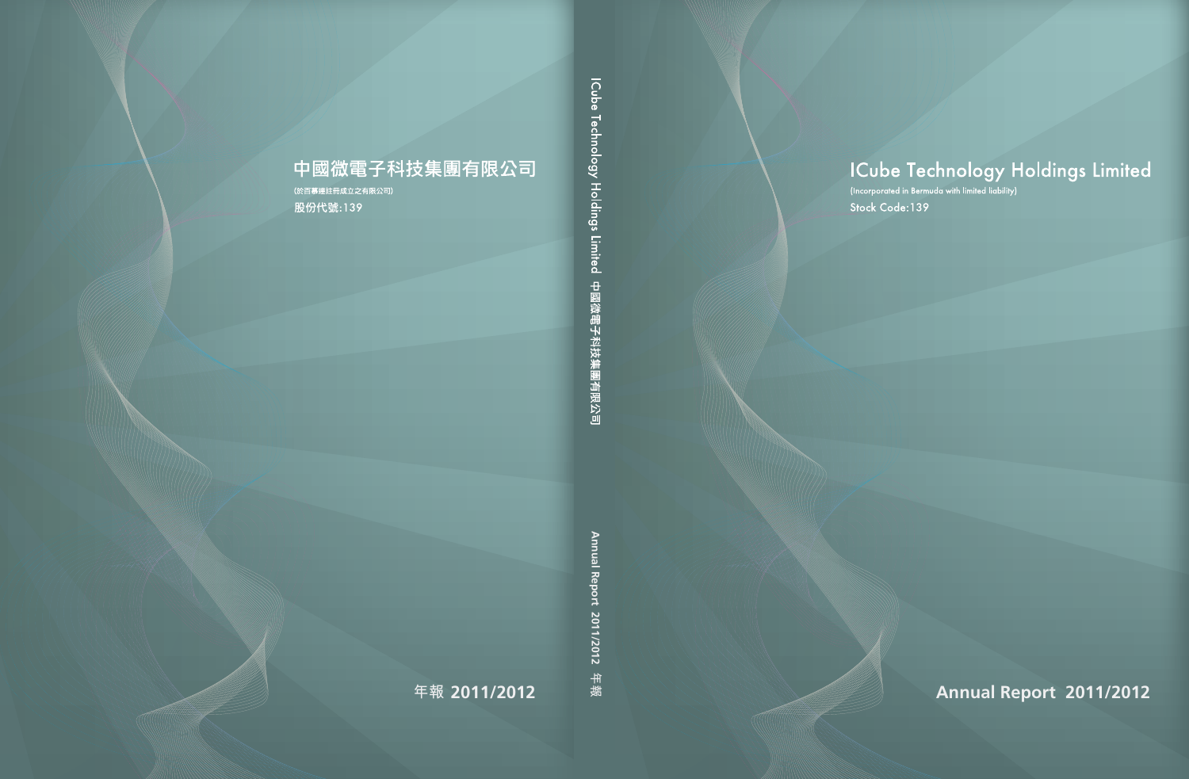# 中國微電子科技集團有限公司

(於百慕達註冊成立之有限公司)

股份代號:139

年報 2011/2012

ICube Technology Holdings Limited 中國微電子科技集團有限公司

Annual Report 2011/2012 年報

# ICube Technology Holdings Limited

(Incorporated in Bermuda with limited liability)

Stock Code:139

Annual Report 2011/2012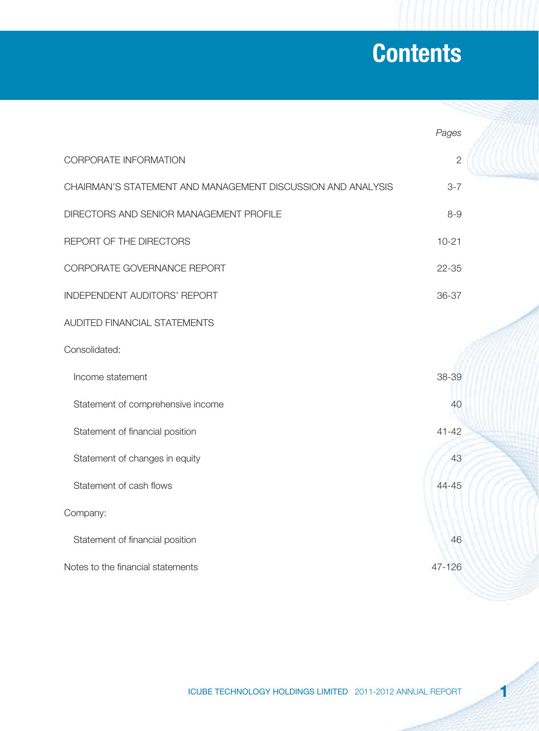# Contents

| | *Pages* |
|---|---|
| CORPORATE INFORMATION | 2 |
| CHAIRMAN'S STATEMENT AND MANAGEMENT DISCUSSION AND ANALYSIS | 3-7 |
| DIRECTORS AND SENIOR MANAGEMENT PROFILE | 8-9 |
| REPORT OF THE DIRECTORS | 10-21 |
| CORPORATE GOVERNANCE REPORT | 22-35 |
| INDEPENDENT AUDITORS' REPORT | 36-37 |
| AUDITED FINANCIAL STATEMENTS | |
| Consolidated: | |
| Income statement | 38-39 |
| Statement of comprehensive income | 40 |
| Statement of financial position | 41-42 |
| Statement of changes in equity | 43 |
| Statement of cash flows | 44-45 |
| Company: | |
| Statement of financial position | 46 |
| Notes to the financial statements | 47-126 |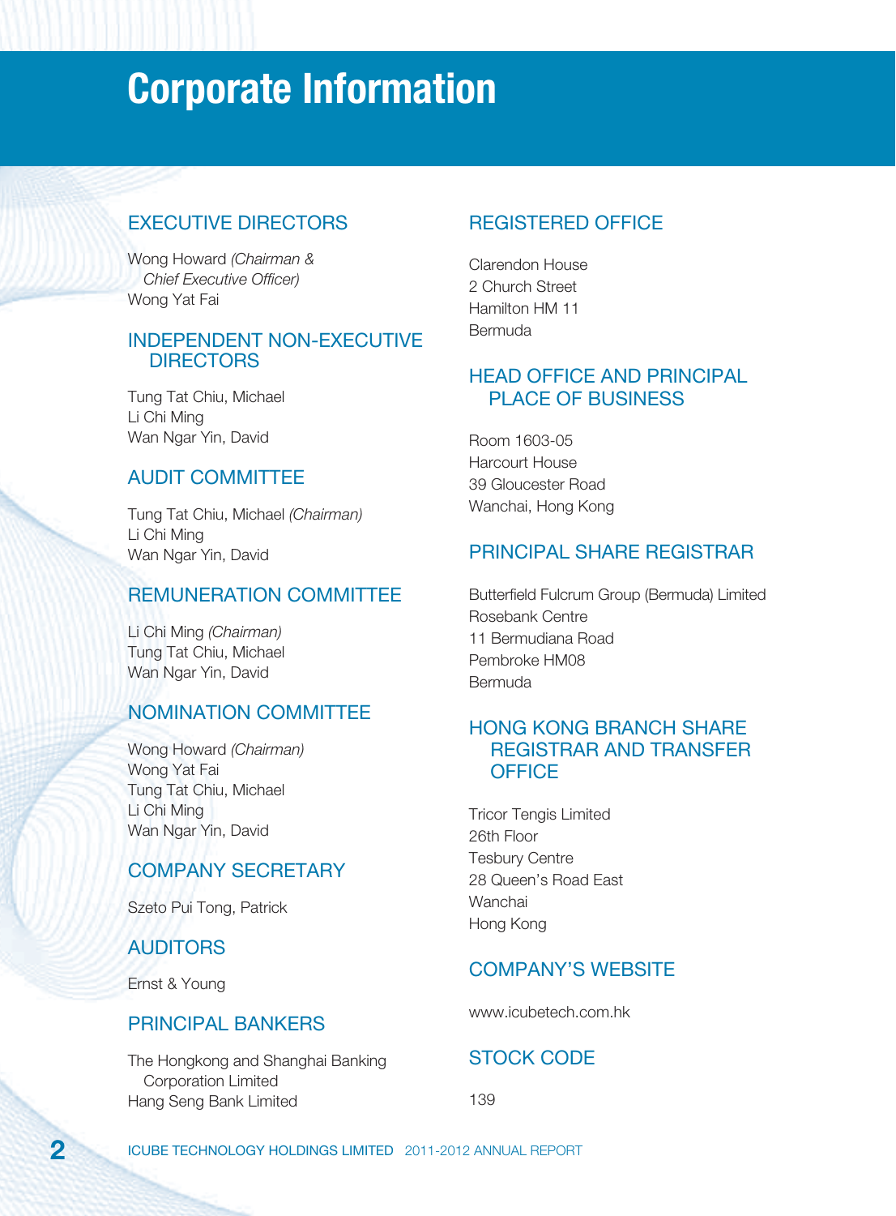# Corporate Information

## EXECUTIVE DIRECTORS

Wong Howard *(Chairman & Chief Executive Officer)*
Wong Yat Fai

## INDEPENDENT NON-EXECUTIVE DIRECTORS

Tung Tat Chiu, Michael
Li Chi Ming
Wan Ngar Yin, David

## AUDIT COMMITTEE

Tung Tat Chiu, Michael *(Chairman)*
Li Chi Ming
Wan Ngar Yin, David

## REMUNERATION COMMITTEE

Li Chi Ming *(Chairman)*
Tung Tat Chiu, Michael
Wan Ngar Yin, David

## NOMINATION COMMITTEE

Wong Howard *(Chairman)*
Wong Yat Fai
Tung Tat Chiu, Michael
Li Chi Ming
Wan Ngar Yin, David

## COMPANY SECRETARY

Szeto Pui Tong, Patrick

## AUDITORS

Ernst & Young

## PRINCIPAL BANKERS

The Hongkong and Shanghai Banking Corporation Limited
Hang Seng Bank Limited

## REGISTERED OFFICE

Clarendon House
2 Church Street
Hamilton HM 11
Bermuda

## HEAD OFFICE AND PRINCIPAL PLACE OF BUSINESS

Room 1603-05
Harcourt House
39 Gloucester Road
Wanchai, Hong Kong

## PRINCIPAL SHARE REGISTRAR

Butterfield Fulcrum Group (Bermuda) Limited
Rosebank Centre
11 Bermudiana Road
Pembroke HM08
Bermuda

## HONG KONG BRANCH SHARE REGISTRAR AND TRANSFER OFFICE

Tricor Tengis Limited
26th Floor
Tesbury Centre
28 Queen's Road East
Wanchai
Hong Kong

## COMPANY'S WEBSITE

www.icubetech.com.hk

## STOCK CODE

139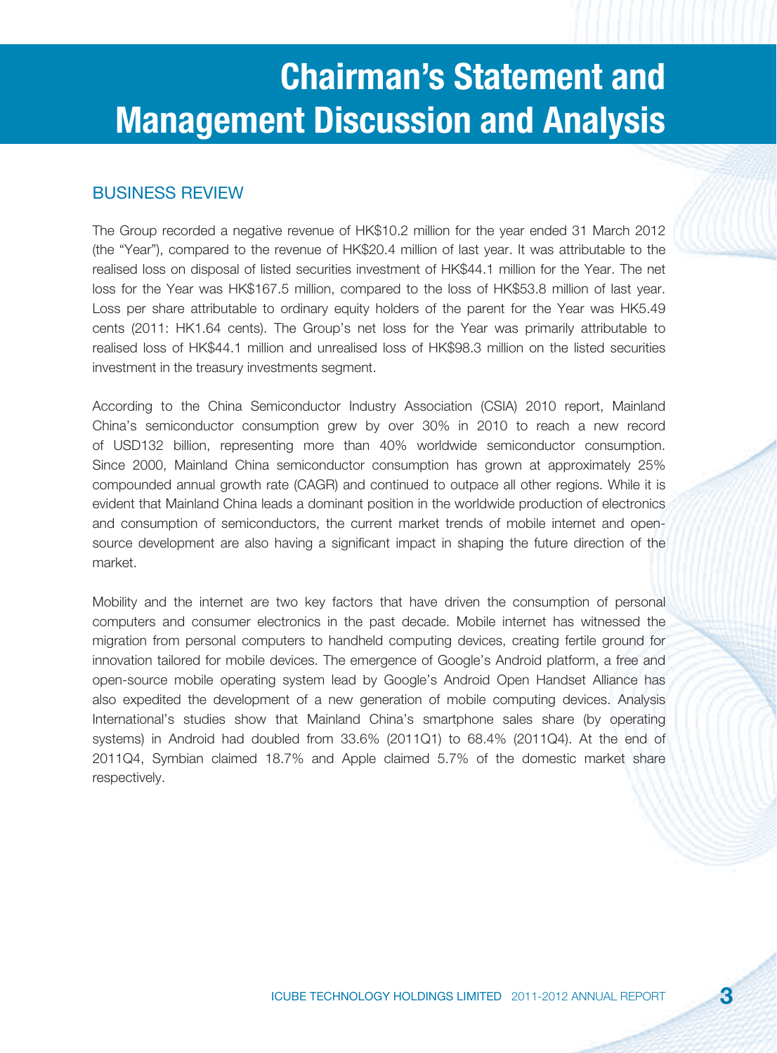# Chairman's Statement and Management Discussion and Analysis

## BUSINESS REVIEW

The Group recorded a negative revenue of HK$10.2 million for the year ended 31 March 2012 (the "Year"), compared to the revenue of HK$20.4 million of last year. It was attributable to the realised loss on disposal of listed securities investment of HK$44.1 million for the Year. The net loss for the Year was HK$167.5 million, compared to the loss of HK$53.8 million of last year. Loss per share attributable to ordinary equity holders of the parent for the Year was HK5.49 cents (2011: HK1.64 cents). The Group's net loss for the Year was primarily attributable to realised loss of HK$44.1 million and unrealised loss of HK$98.3 million on the listed securities investment in the treasury investments segment.

According to the China Semiconductor Industry Association (CSIA) 2010 report, Mainland China's semiconductor consumption grew by over 30% in 2010 to reach a new record of USD132 billion, representing more than 40% worldwide semiconductor consumption. Since 2000, Mainland China semiconductor consumption has grown at approximately 25% compounded annual growth rate (CAGR) and continued to outpace all other regions. While it is evident that Mainland China leads a dominant position in the worldwide production of electronics and consumption of semiconductors, the current market trends of mobile internet and open-source development are also having a significant impact in shaping the future direction of the market.

Mobility and the internet are two key factors that have driven the consumption of personal computers and consumer electronics in the past decade. Mobile internet has witnessed the migration from personal computers to handheld computing devices, creating fertile ground for innovation tailored for mobile devices. The emergence of Google's Android platform, a free and open-source mobile operating system lead by Google's Android Open Handset Alliance has also expedited the development of a new generation of mobile computing devices. Analysis International's studies show that Mainland China's smartphone sales share (by operating systems) in Android had doubled from 33.6% (2011Q1) to 68.4% (2011Q4). At the end of 2011Q4, Symbian claimed 18.7% and Apple claimed 5.7% of the domestic market share respectively.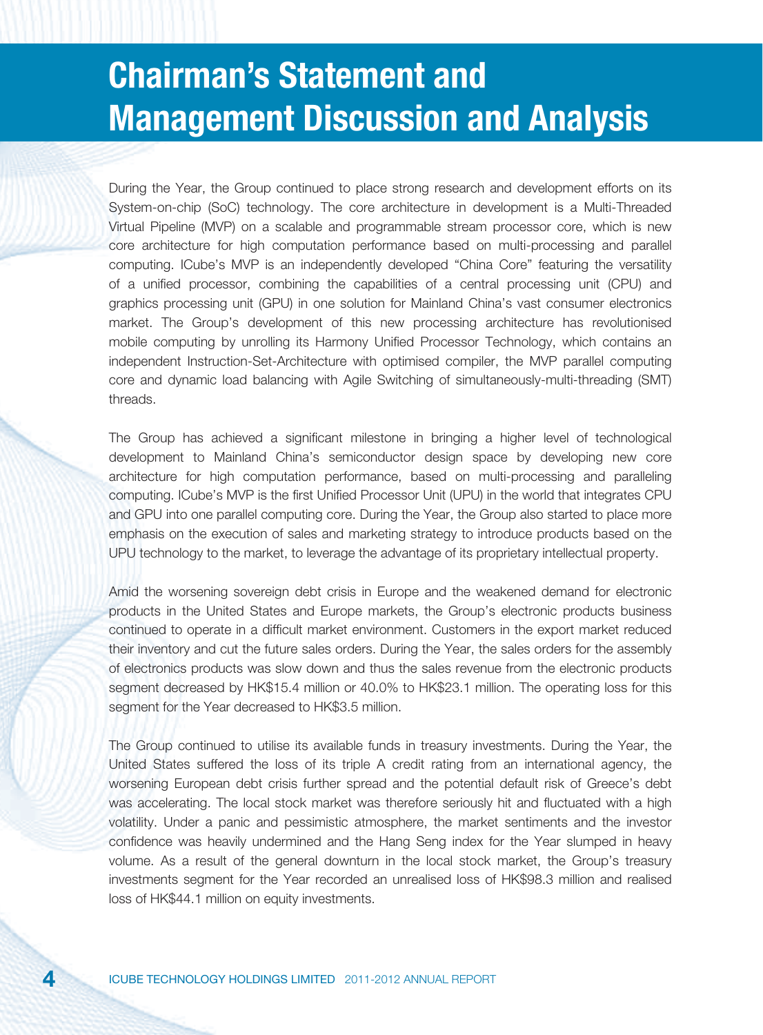# Chairman's Statement and Management Discussion and Analysis

During the Year, the Group continued to place strong research and development efforts on its System-on-chip (SoC) technology. The core architecture in development is a Multi-Threaded Virtual Pipeline (MVP) on a scalable and programmable stream processor core, which is new core architecture for high computation performance based on multi-processing and parallel computing. ICube's MVP is an independently developed "China Core" featuring the versatility of a unified processor, combining the capabilities of a central processing unit (CPU) and graphics processing unit (GPU) in one solution for Mainland China's vast consumer electronics market. The Group's development of this new processing architecture has revolutionised mobile computing by unrolling its Harmony Unified Processor Technology, which contains an independent Instruction-Set-Architecture with optimised compiler, the MVP parallel computing core and dynamic load balancing with Agile Switching of simultaneously-multi-threading (SMT) threads.

The Group has achieved a significant milestone in bringing a higher level of technological development to Mainland China's semiconductor design space by developing new core architecture for high computation performance, based on multi-processing and paralleling computing. ICube's MVP is the first Unified Processor Unit (UPU) in the world that integrates CPU and GPU into one parallel computing core. During the Year, the Group also started to place more emphasis on the execution of sales and marketing strategy to introduce products based on the UPU technology to the market, to leverage the advantage of its proprietary intellectual property.

Amid the worsening sovereign debt crisis in Europe and the weakened demand for electronic products in the United States and Europe markets, the Group's electronic products business continued to operate in a difficult market environment. Customers in the export market reduced their inventory and cut the future sales orders. During the Year, the sales orders for the assembly of electronics products was slow down and thus the sales revenue from the electronic products segment decreased by HK$15.4 million or 40.0% to HK$23.1 million. The operating loss for this segment for the Year decreased to HK$3.5 million.

The Group continued to utilise its available funds in treasury investments. During the Year, the United States suffered the loss of its triple A credit rating from an international agency, the worsening European debt crisis further spread and the potential default risk of Greece's debt was accelerating. The local stock market was therefore seriously hit and fluctuated with a high volatility. Under a panic and pessimistic atmosphere, the market sentiments and the investor confidence was heavily undermined and the Hang Seng index for the Year slumped in heavy volume. As a result of the general downturn in the local stock market, the Group's treasury investments segment for the Year recorded an unrealised loss of HK$98.3 million and realised loss of HK$44.1 million on equity investments.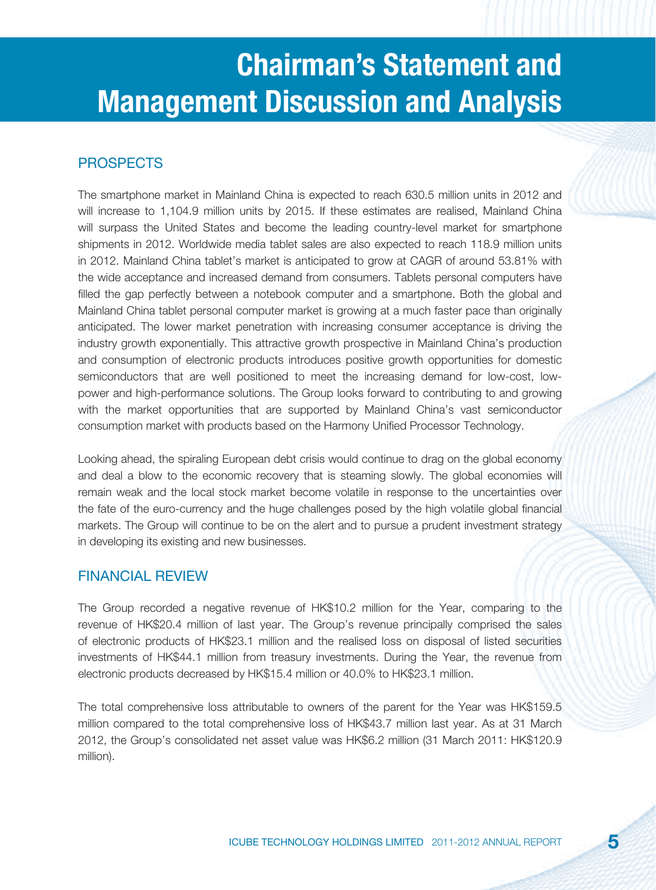# Chairman's Statement and Management Discussion and Analysis

## PROSPECTS

The smartphone market in Mainland China is expected to reach 630.5 million units in 2012 and will increase to 1,104.9 million units by 2015. If these estimates are realised, Mainland China will surpass the United States and become the leading country-level market for smartphone shipments in 2012. Worldwide media tablet sales are also expected to reach 118.9 million units in 2012. Mainland China tablet's market is anticipated to grow at CAGR of around 53.81% with the wide acceptance and increased demand from consumers. Tablets personal computers have filled the gap perfectly between a notebook computer and a smartphone. Both the global and Mainland China tablet personal computer market is growing at a much faster pace than originally anticipated. The lower market penetration with increasing consumer acceptance is driving the industry growth exponentially. This attractive growth prospective in Mainland China's production and consumption of electronic products introduces positive growth opportunities for domestic semiconductors that are well positioned to meet the increasing demand for low-cost, low-power and high-performance solutions. The Group looks forward to contributing to and growing with the market opportunities that are supported by Mainland China's vast semiconductor consumption market with products based on the Harmony Unified Processor Technology.

Looking ahead, the spiraling European debt crisis would continue to drag on the global economy and deal a blow to the economic recovery that is steaming slowly. The global economies will remain weak and the local stock market become volatile in response to the uncertainties over the fate of the euro-currency and the huge challenges posed by the high volatile global financial markets. The Group will continue to be on the alert and to pursue a prudent investment strategy in developing its existing and new businesses.

## FINANCIAL REVIEW

The Group recorded a negative revenue of HK$10.2 million for the Year, comparing to the revenue of HK$20.4 million of last year. The Group's revenue principally comprised the sales of electronic products of HK$23.1 million and the realised loss on disposal of listed securities investments of HK$44.1 million from treasury investments. During the Year, the revenue from electronic products decreased by HK$15.4 million or 40.0% to HK$23.1 million.

The total comprehensive loss attributable to owners of the parent for the Year was HK$159.5 million compared to the total comprehensive loss of HK$43.7 million last year. As at 31 March 2012, the Group's consolidated net asset value was HK$6.2 million (31 March 2011: HK$120.9 million).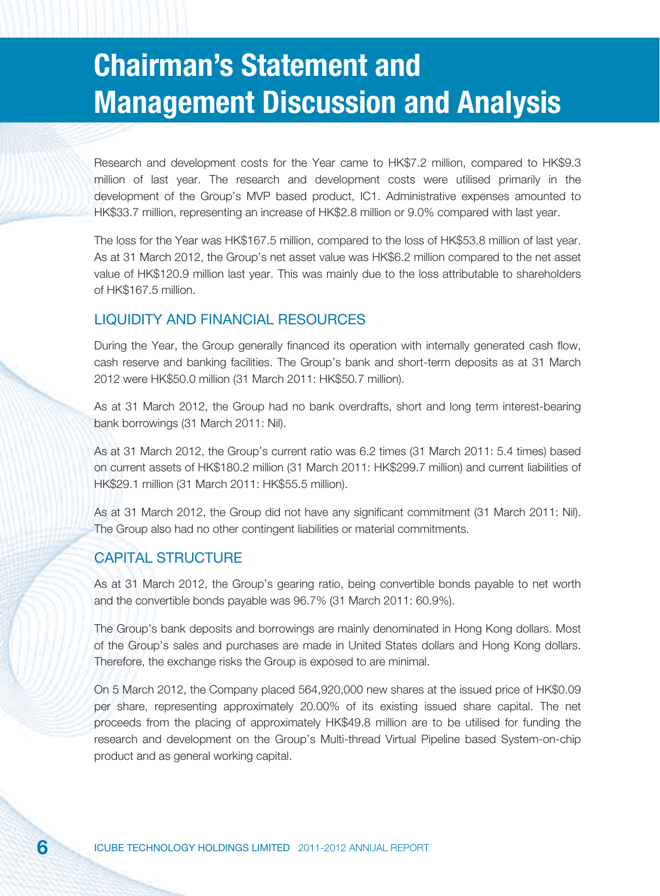# Chairman's Statement and Management Discussion and Analysis

Research and development costs for the Year came to HK$7.2 million, compared to HK$9.3 million of last year. The research and development costs were utilised primarily in the development of the Group's MVP based product, IC1. Administrative expenses amounted to HK$33.7 million, representing an increase of HK$2.8 million or 9.0% compared with last year.

The loss for the Year was HK$167.5 million, compared to the loss of HK$53.8 million of last year. As at 31 March 2012, the Group's net asset value was HK$6.2 million compared to the net asset value of HK$120.9 million last year. This was mainly due to the loss attributable to shareholders of HK$167.5 million.

## LIQUIDITY AND FINANCIAL RESOURCES

During the Year, the Group generally financed its operation with internally generated cash flow, cash reserve and banking facilities. The Group's bank and short-term deposits as at 31 March 2012 were HK$50.0 million (31 March 2011: HK$50.7 million).

As at 31 March 2012, the Group had no bank overdrafts, short and long term interest-bearing bank borrowings (31 March 2011: Nil).

As at 31 March 2012, the Group's current ratio was 6.2 times (31 March 2011: 5.4 times) based on current assets of HK$180.2 million (31 March 2011: HK$299.7 million) and current liabilities of HK$29.1 million (31 March 2011: HK$55.5 million).

As at 31 March 2012, the Group did not have any significant commitment (31 March 2011: Nil). The Group also had no other contingent liabilities or material commitments.

## CAPITAL STRUCTURE

As at 31 March 2012, the Group's gearing ratio, being convertible bonds payable to net worth and the convertible bonds payable was 96.7% (31 March 2011: 60.9%).

The Group's bank deposits and borrowings are mainly denominated in Hong Kong dollars. Most of the Group's sales and purchases are made in United States dollars and Hong Kong dollars. Therefore, the exchange risks the Group is exposed to are minimal.

On 5 March 2012, the Company placed 564,920,000 new shares at the issued price of HK$0.09 per share, representing approximately 20.00% of its existing issued share capital. The net proceeds from the placing of approximately HK$49.8 million are to be utilised for funding the research and development on the Group's Multi-thread Virtual Pipeline based System-on-chip product and as general working capital.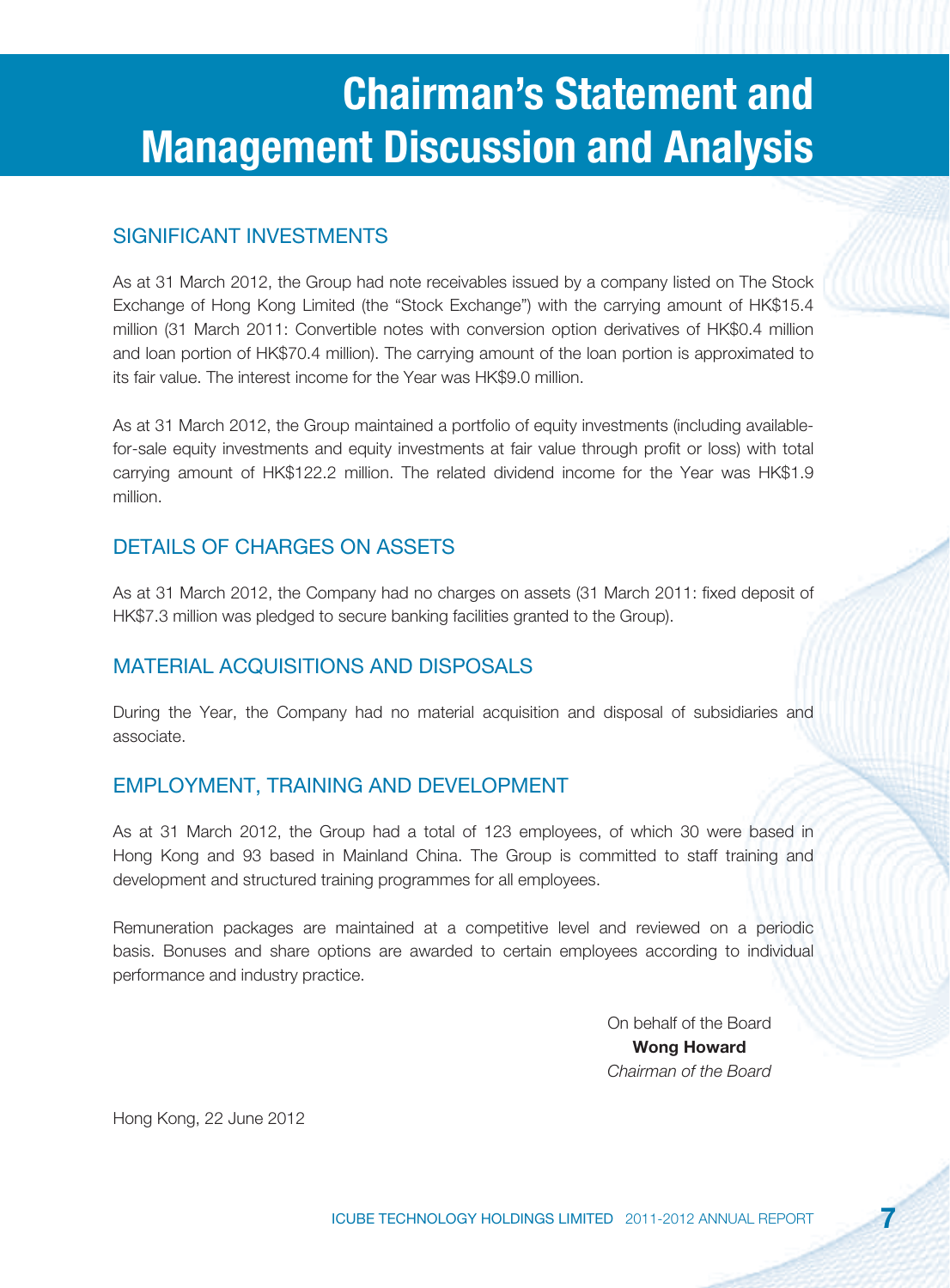# Chairman's Statement and Management Discussion and Analysis

## SIGNIFICANT INVESTMENTS

As at 31 March 2012, the Group had note receivables issued by a company listed on The Stock Exchange of Hong Kong Limited (the "Stock Exchange") with the carrying amount of HK$15.4 million (31 March 2011: Convertible notes with conversion option derivatives of HK$0.4 million and loan portion of HK$70.4 million). The carrying amount of the loan portion is approximated to its fair value. The interest income for the Year was HK$9.0 million.

As at 31 March 2012, the Group maintained a portfolio of equity investments (including available-for-sale equity investments and equity investments at fair value through profit or loss) with total carrying amount of HK$122.2 million. The related dividend income for the Year was HK$1.9 million.

## DETAILS OF CHARGES ON ASSETS

As at 31 March 2012, the Company had no charges on assets (31 March 2011: fixed deposit of HK$7.3 million was pledged to secure banking facilities granted to the Group).

## MATERIAL ACQUISITIONS AND DISPOSALS

During the Year, the Company had no material acquisition and disposal of subsidiaries and associate.

## EMPLOYMENT, TRAINING AND DEVELOPMENT

As at 31 March 2012, the Group had a total of 123 employees, of which 30 were based in Hong Kong and 93 based in Mainland China. The Group is committed to staff training and development and structured training programmes for all employees.

Remuneration packages are maintained at a competitive level and reviewed on a periodic basis. Bonuses and share options are awarded to certain employees according to individual performance and industry practice.

On behalf of the Board
**Wong Howard**
*Chairman of the Board*

Hong Kong, 22 June 2012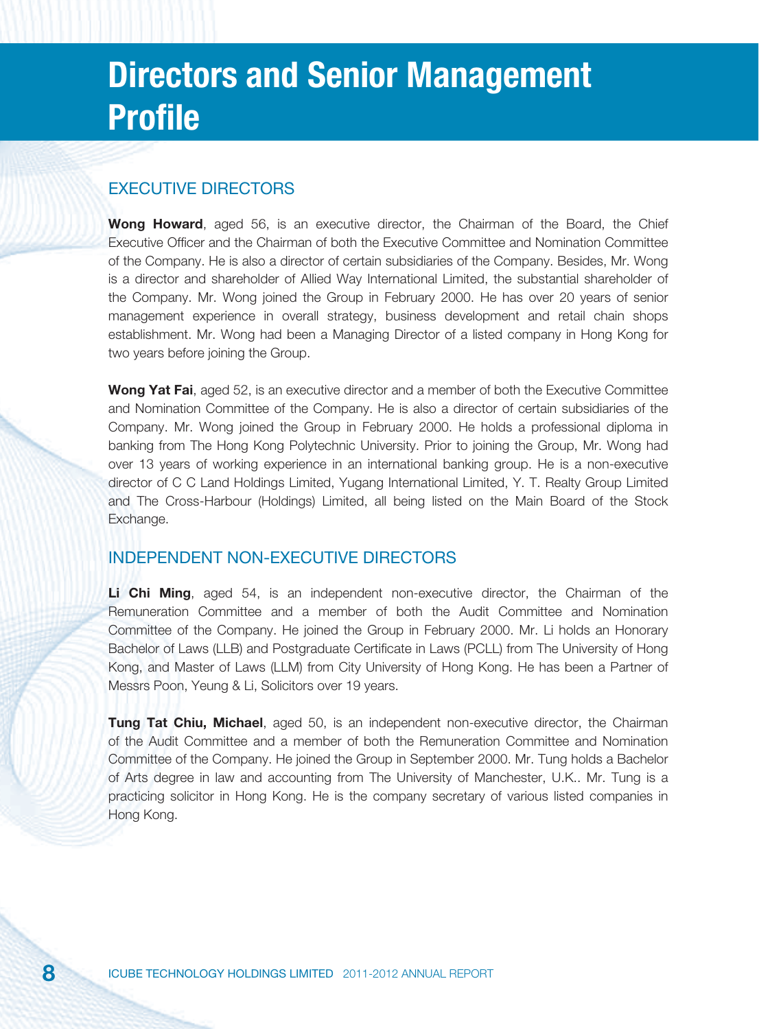# Directors and Senior Management Profile

## EXECUTIVE DIRECTORS

**Wong Howard**, aged 56, is an executive director, the Chairman of the Board, the Chief Executive Officer and the Chairman of both the Executive Committee and Nomination Committee of the Company. He is also a director of certain subsidiaries of the Company. Besides, Mr. Wong is a director and shareholder of Allied Way International Limited, the substantial shareholder of the Company. Mr. Wong joined the Group in February 2000. He has over 20 years of senior management experience in overall strategy, business development and retail chain shops establishment. Mr. Wong had been a Managing Director of a listed company in Hong Kong for two years before joining the Group.

**Wong Yat Fai**, aged 52, is an executive director and a member of both the Executive Committee and Nomination Committee of the Company. He is also a director of certain subsidiaries of the Company. Mr. Wong joined the Group in February 2000. He holds a professional diploma in banking from The Hong Kong Polytechnic University. Prior to joining the Group, Mr. Wong had over 13 years of working experience in an international banking group. He is a non-executive director of C C Land Holdings Limited, Yugang International Limited, Y. T. Realty Group Limited and The Cross-Harbour (Holdings) Limited, all being listed on the Main Board of the Stock Exchange.

## INDEPENDENT NON-EXECUTIVE DIRECTORS

**Li Chi Ming**, aged 54, is an independent non-executive director, the Chairman of the Remuneration Committee and a member of both the Audit Committee and Nomination Committee of the Company. He joined the Group in February 2000. Mr. Li holds an Honorary Bachelor of Laws (LLB) and Postgraduate Certificate in Laws (PCLL) from The University of Hong Kong, and Master of Laws (LLM) from City University of Hong Kong. He has been a Partner of Messrs Poon, Yeung & Li, Solicitors over 19 years.

**Tung Tat Chiu, Michael**, aged 50, is an independent non-executive director, the Chairman of the Audit Committee and a member of both the Remuneration Committee and Nomination Committee of the Company. He joined the Group in September 2000. Mr. Tung holds a Bachelor of Arts degree in law and accounting from The University of Manchester, U.K.. Mr. Tung is a practicing solicitor in Hong Kong. He is the company secretary of various listed companies in Hong Kong.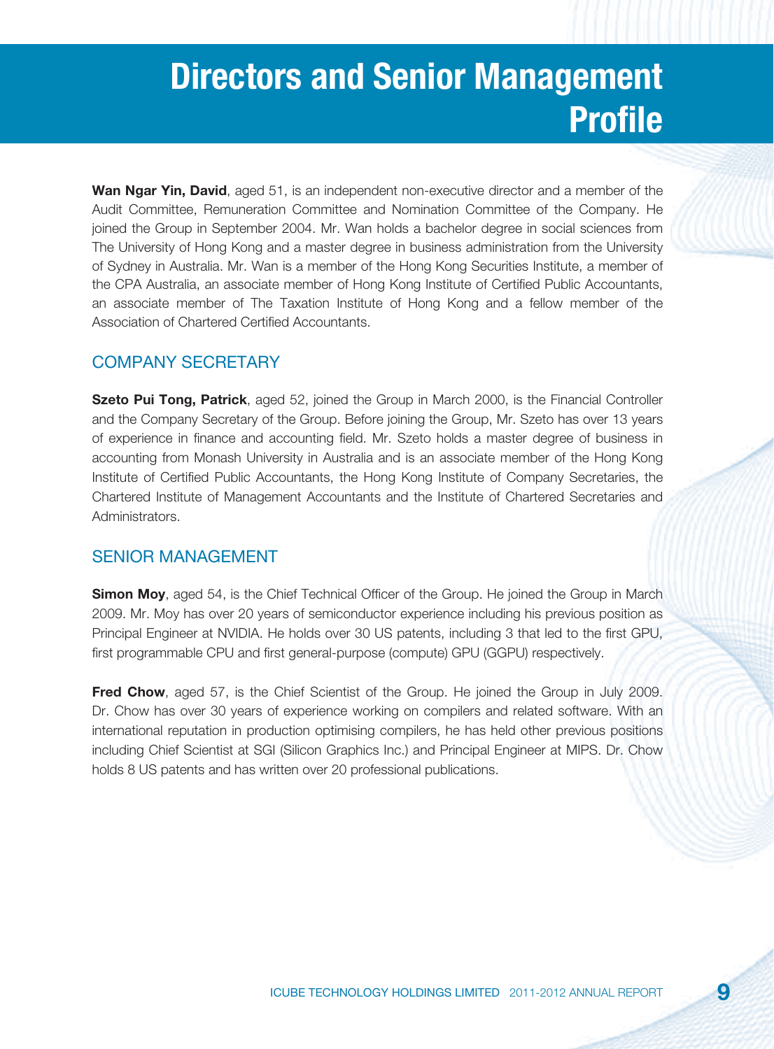# Directors and Senior Management Profile

**Wan Ngar Yin, David**, aged 51, is an independent non-executive director and a member of the Audit Committee, Remuneration Committee and Nomination Committee of the Company. He joined the Group in September 2004. Mr. Wan holds a bachelor degree in social sciences from The University of Hong Kong and a master degree in business administration from the University of Sydney in Australia. Mr. Wan is a member of the Hong Kong Securities Institute, a member of the CPA Australia, an associate member of Hong Kong Institute of Certified Public Accountants, an associate member of The Taxation Institute of Hong Kong and a fellow member of the Association of Chartered Certified Accountants.

## COMPANY SECRETARY

**Szeto Pui Tong, Patrick**, aged 52, joined the Group in March 2000, is the Financial Controller and the Company Secretary of the Group. Before joining the Group, Mr. Szeto has over 13 years of experience in finance and accounting field. Mr. Szeto holds a master degree of business in accounting from Monash University in Australia and is an associate member of the Hong Kong Institute of Certified Public Accountants, the Hong Kong Institute of Company Secretaries, the Chartered Institute of Management Accountants and the Institute of Chartered Secretaries and Administrators.

## SENIOR MANAGEMENT

**Simon Moy**, aged 54, is the Chief Technical Officer of the Group. He joined the Group in March 2009. Mr. Moy has over 20 years of semiconductor experience including his previous position as Principal Engineer at NVIDIA. He holds over 30 US patents, including 3 that led to the first GPU, first programmable CPU and first general-purpose (compute) GPU (GGPU) respectively.

**Fred Chow**, aged 57, is the Chief Scientist of the Group. He joined the Group in July 2009. Dr. Chow has over 30 years of experience working on compilers and related software. With an international reputation in production optimising compilers, he has held other previous positions including Chief Scientist at SGI (Silicon Graphics Inc.) and Principal Engineer at MIPS. Dr. Chow holds 8 US patents and has written over 20 professional publications.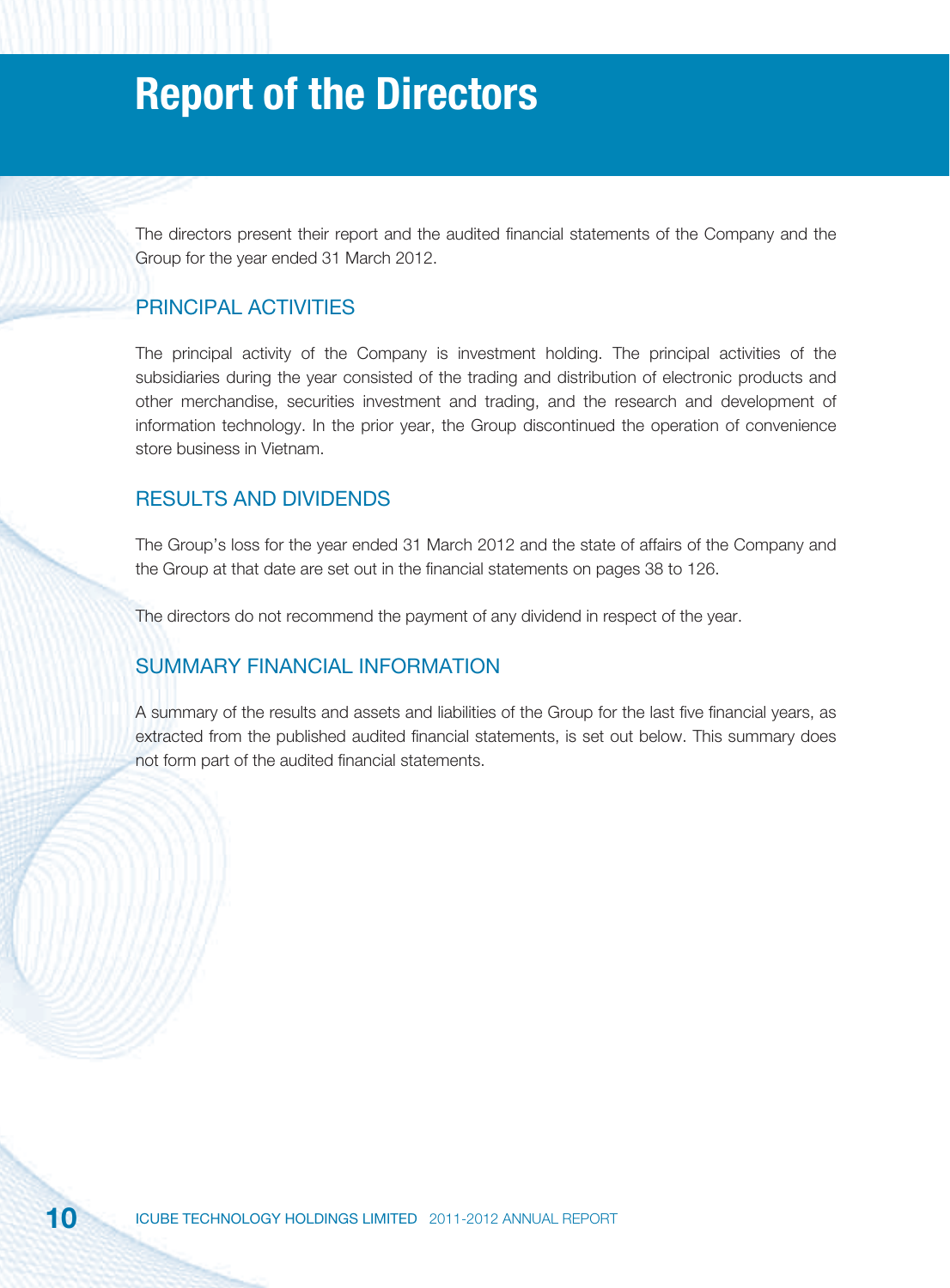# Report of the Directors

The directors present their report and the audited financial statements of the Company and the Group for the year ended 31 March 2012.

## PRINCIPAL ACTIVITIES

The principal activity of the Company is investment holding. The principal activities of the subsidiaries during the year consisted of the trading and distribution of electronic products and other merchandise, securities investment and trading, and the research and development of information technology. In the prior year, the Group discontinued the operation of convenience store business in Vietnam.

## RESULTS AND DIVIDENDS

The Group's loss for the year ended 31 March 2012 and the state of affairs of the Company and the Group at that date are set out in the financial statements on pages 38 to 126.

The directors do not recommend the payment of any dividend in respect of the year.

## SUMMARY FINANCIAL INFORMATION

A summary of the results and assets and liabilities of the Group for the last five financial years, as extracted from the published audited financial statements, is set out below. This summary does not form part of the audited financial statements.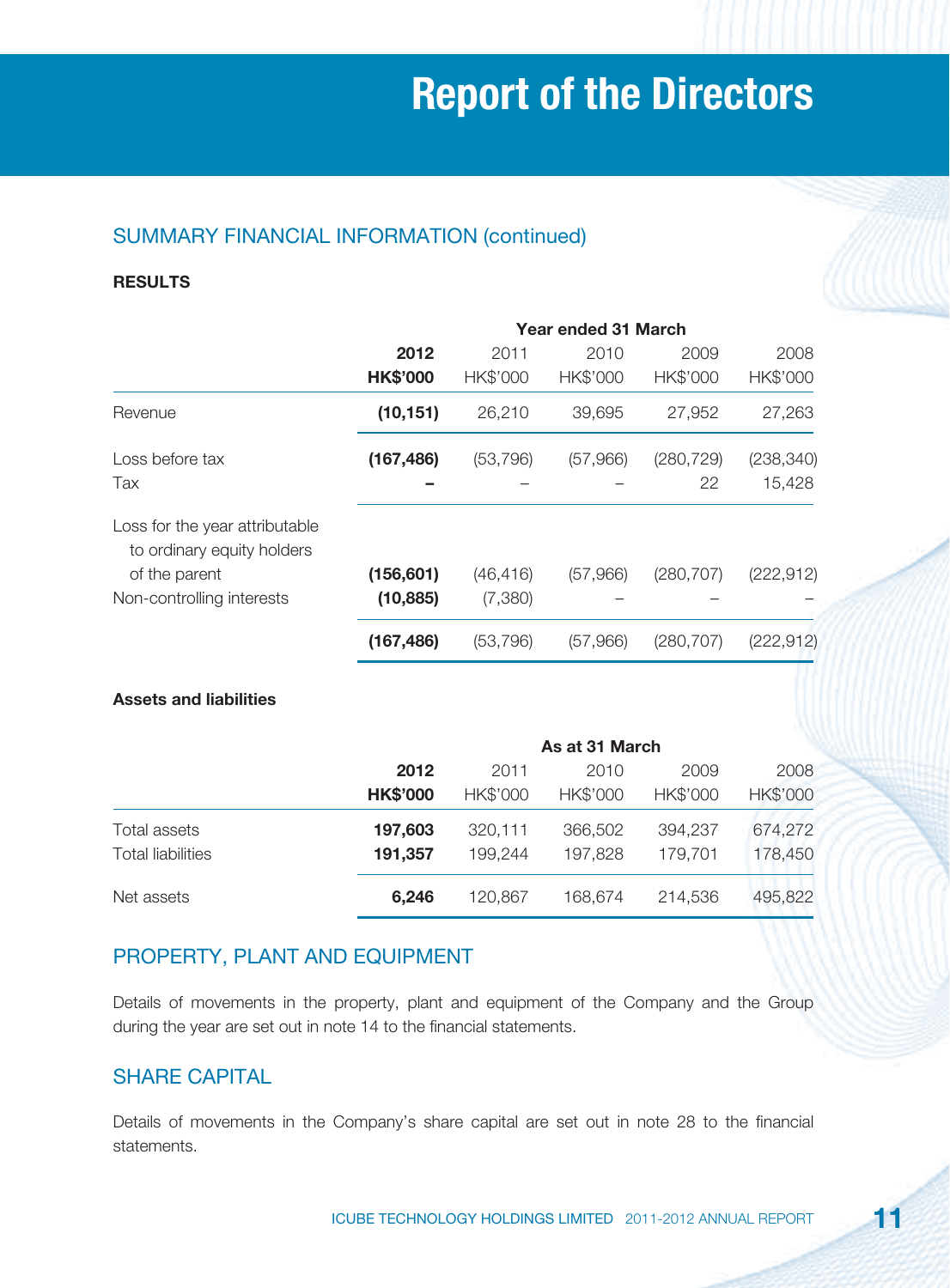# Report of the Directors

## SUMMARY FINANCIAL INFORMATION (continued)

### RESULTS

| | Year ended 31 March | | | | |
|---|---|---|---|---|---|
| | **2012** | 2011 | 2010 | 2009 | 2008 |
| | **HK$'000** | HK$'000 | HK$'000 | HK$'000 | HK$'000 |
| Revenue | **(10,151)** | 26,210 | 39,695 | 27,952 | 27,263 |
| Loss before tax | **(167,486)** | (53,796) | (57,966) | (280,729) | (238,340) |
| Tax | **–** | – | – | 22 | 15,428 |
| Loss for the year attributable to ordinary equity holders of the parent | **(156,601)** | (46,416) | (57,966) | (280,707) | (222,912) |
| Non-controlling interests | **(10,885)** | (7,380) | – | – | – |
| | **(167,486)** | (53,796) | (57,966) | (280,707) | (222,912) |

### Assets and liabilities

| | As at 31 March | | | | |
|---|---|---|---|---|---|
| | **2012** | 2011 | 2010 | 2009 | 2008 |
| | **HK$'000** | HK$'000 | HK$'000 | HK$'000 | HK$'000 |
| Total assets | **197,603** | 320,111 | 366,502 | 394,237 | 674,272 |
| Total liabilities | **191,357** | 199,244 | 197,828 | 179,701 | 178,450 |
| Net assets | **6,246** | 120,867 | 168,674 | 214,536 | 495,822 |

## PROPERTY, PLANT AND EQUIPMENT

Details of movements in the property, plant and equipment of the Company and the Group during the year are set out in note 14 to the financial statements.

## SHARE CAPITAL

Details of movements in the Company's share capital are set out in note 28 to the financial statements.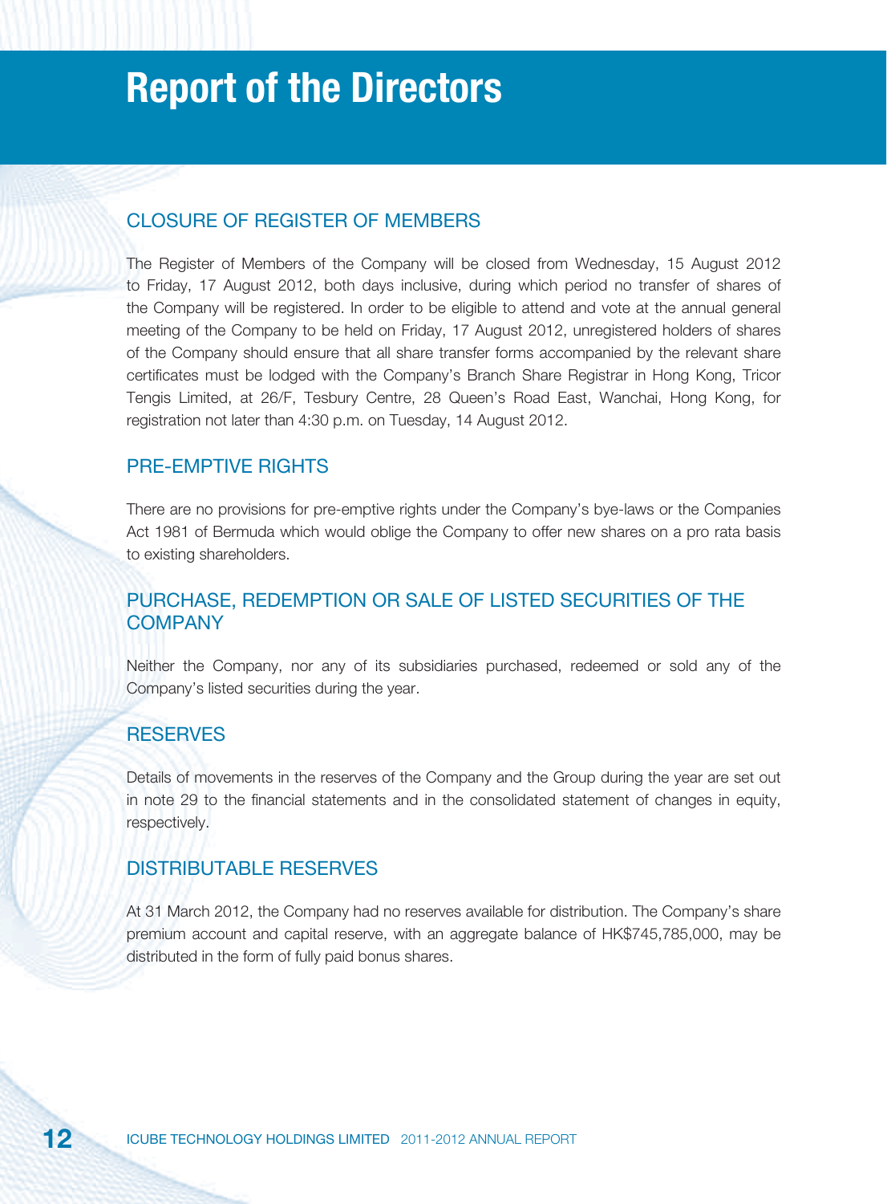# Report of the Directors

## CLOSURE OF REGISTER OF MEMBERS

The Register of Members of the Company will be closed from Wednesday, 15 August 2012 to Friday, 17 August 2012, both days inclusive, during which period no transfer of shares of the Company will be registered. In order to be eligible to attend and vote at the annual general meeting of the Company to be held on Friday, 17 August 2012, unregistered holders of shares of the Company should ensure that all share transfer forms accompanied by the relevant share certificates must be lodged with the Company's Branch Share Registrar in Hong Kong, Tricor Tengis Limited, at 26/F, Tesbury Centre, 28 Queen's Road East, Wanchai, Hong Kong, for registration not later than 4:30 p.m. on Tuesday, 14 August 2012.

## PRE-EMPTIVE RIGHTS

There are no provisions for pre-emptive rights under the Company's bye-laws or the Companies Act 1981 of Bermuda which would oblige the Company to offer new shares on a pro rata basis to existing shareholders.

## PURCHASE, REDEMPTION OR SALE OF LISTED SECURITIES OF THE COMPANY

Neither the Company, nor any of its subsidiaries purchased, redeemed or sold any of the Company's listed securities during the year.

## RESERVES

Details of movements in the reserves of the Company and the Group during the year are set out in note 29 to the financial statements and in the consolidated statement of changes in equity, respectively.

## DISTRIBUTABLE RESERVES

At 31 March 2012, the Company had no reserves available for distribution. The Company's share premium account and capital reserve, with an aggregate balance of HK$745,785,000, may be distributed in the form of fully paid bonus shares.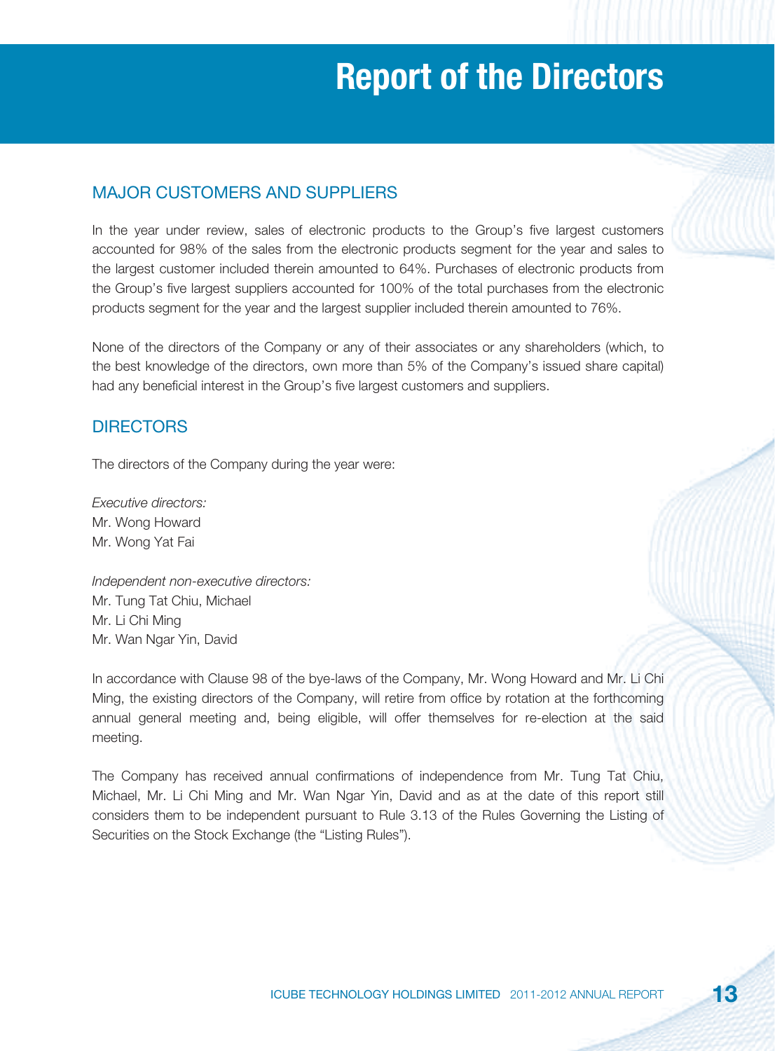# Report of the Directors

## MAJOR CUSTOMERS AND SUPPLIERS

In the year under review, sales of electronic products to the Group's five largest customers accounted for 98% of the sales from the electronic products segment for the year and sales to the largest customer included therein amounted to 64%. Purchases of electronic products from the Group's five largest suppliers accounted for 100% of the total purchases from the electronic products segment for the year and the largest supplier included therein amounted to 76%.

None of the directors of the Company or any of their associates or any shareholders (which, to the best knowledge of the directors, own more than 5% of the Company's issued share capital) had any beneficial interest in the Group's five largest customers and suppliers.

## DIRECTORS

The directors of the Company during the year were:

*Executive directors:*
Mr. Wong Howard
Mr. Wong Yat Fai

*Independent non-executive directors:*
Mr. Tung Tat Chiu, Michael
Mr. Li Chi Ming
Mr. Wan Ngar Yin, David

In accordance with Clause 98 of the bye-laws of the Company, Mr. Wong Howard and Mr. Li Chi Ming, the existing directors of the Company, will retire from office by rotation at the forthcoming annual general meeting and, being eligible, will offer themselves for re-election at the said meeting.

The Company has received annual confirmations of independence from Mr. Tung Tat Chiu, Michael, Mr. Li Chi Ming and Mr. Wan Ngar Yin, David and as at the date of this report still considers them to be independent pursuant to Rule 3.13 of the Rules Governing the Listing of Securities on the Stock Exchange (the "Listing Rules").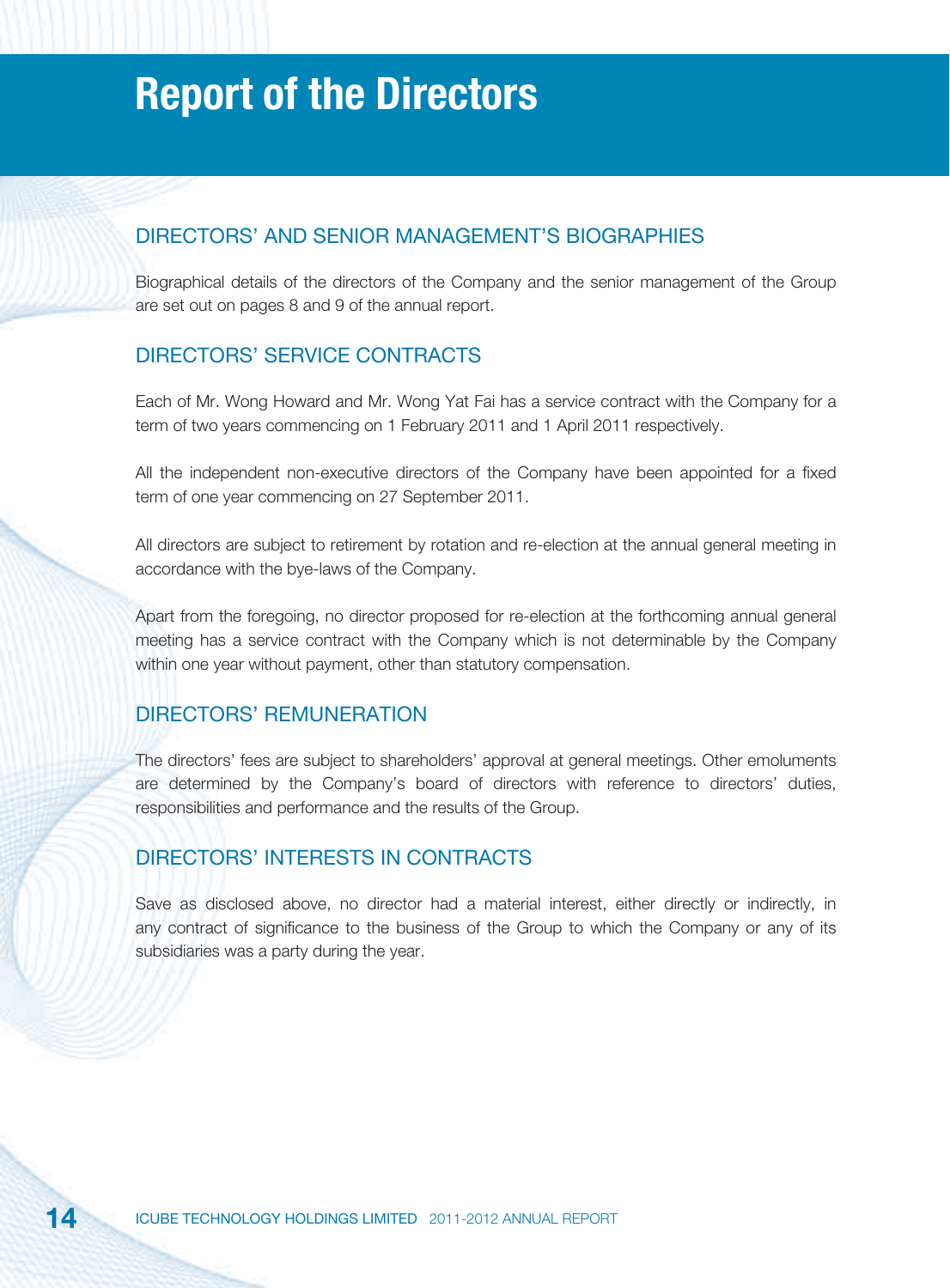# Report of the Directors

## DIRECTORS' AND SENIOR MANAGEMENT'S BIOGRAPHIES

Biographical details of the directors of the Company and the senior management of the Group are set out on pages 8 and 9 of the annual report.

## DIRECTORS' SERVICE CONTRACTS

Each of Mr. Wong Howard and Mr. Wong Yat Fai has a service contract with the Company for a term of two years commencing on 1 February 2011 and 1 April 2011 respectively.

All the independent non-executive directors of the Company have been appointed for a fixed term of one year commencing on 27 September 2011.

All directors are subject to retirement by rotation and re-election at the annual general meeting in accordance with the bye-laws of the Company.

Apart from the foregoing, no director proposed for re-election at the forthcoming annual general meeting has a service contract with the Company which is not determinable by the Company within one year without payment, other than statutory compensation.

## DIRECTORS' REMUNERATION

The directors' fees are subject to shareholders' approval at general meetings. Other emoluments are determined by the Company's board of directors with reference to directors' duties, responsibilities and performance and the results of the Group.

## DIRECTORS' INTERESTS IN CONTRACTS

Save as disclosed above, no director had a material interest, either directly or indirectly, in any contract of significance to the business of the Group to which the Company or any of its subsidiaries was a party during the year.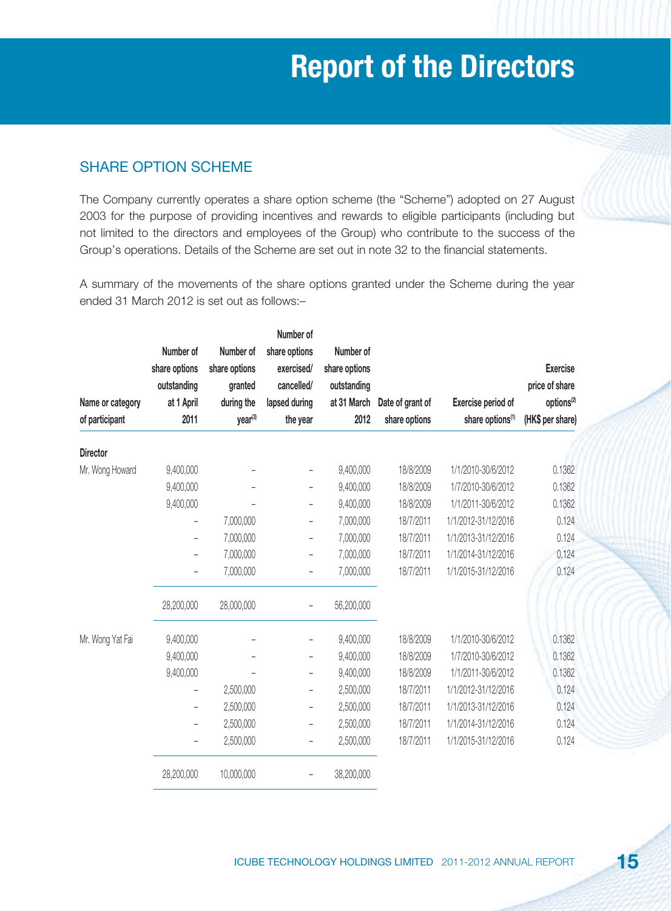# Report of the Directors

## SHARE OPTION SCHEME

The Company currently operates a share option scheme (the "Scheme") adopted on 27 August 2003 for the purpose of providing incentives and rewards to eligible participants (including but not limited to the directors and employees of the Group) who contribute to the success of the Group's operations. Details of the Scheme are set out in note 32 to the financial statements.

A summary of the movements of the share options granted under the Scheme during the year ended 31 March 2012 is set out as follows:–

| Name or category of participant | Number of share options outstanding at 1 April 2011 | Number of share options granted during the year[3] | Number of share options exercised/ cancelled/ lapsed during the year | Number of share options outstanding at 31 March 2012 | Date of grant of share options | Exercise period of share options[1] | Exercise price of share options[2] (HK$ per share) |
|---|---|---|---|---|---|---|---|
| **Director** | | | | | | | |
| Mr. Wong Howard | 9,400,000 | – | – | 9,400,000 | 18/8/2009 | 1/1/2010-30/6/2012 | 0.1362 |
| | 9,400,000 | – | – | 9,400,000 | 18/8/2009 | 1/7/2010-30/6/2012 | 0.1362 |
| | 9,400,000 | – | – | 9,400,000 | 18/8/2009 | 1/1/2011-30/6/2012 | 0.1362 |
| | – | 7,000,000 | – | 7,000,000 | 18/7/2011 | 1/1/2012-31/12/2016 | 0.124 |
| | – | 7,000,000 | – | 7,000,000 | 18/7/2011 | 1/1/2013-31/12/2016 | 0.124 |
| | – | 7,000,000 | – | 7,000,000 | 18/7/2011 | 1/1/2014-31/12/2016 | 0.124 |
| | – | 7,000,000 | – | 7,000,000 | 18/7/2011 | 1/1/2015-31/12/2016 | 0.124 |
| | 28,200,000 | 28,000,000 | – | 56,200,000 | | | |
| Mr. Wong Yat Fai | 9,400,000 | – | – | 9,400,000 | 18/8/2009 | 1/1/2010-30/6/2012 | 0.1362 |
| | 9,400,000 | – | – | 9,400,000 | 18/8/2009 | 1/7/2010-30/6/2012 | 0.1362 |
| | 9,400,000 | – | – | 9,400,000 | 18/8/2009 | 1/1/2011-30/6/2012 | 0.1362 |
| | – | 2,500,000 | – | 2,500,000 | 18/7/2011 | 1/1/2012-31/12/2016 | 0.124 |
| | – | 2,500,000 | – | 2,500,000 | 18/7/2011 | 1/1/2013-31/12/2016 | 0.124 |
| | – | 2,500,000 | – | 2,500,000 | 18/7/2011 | 1/1/2014-31/12/2016 | 0.124 |
| | – | 2,500,000 | – | 2,500,000 | 18/7/2011 | 1/1/2015-31/12/2016 | 0.124 |
| | 28,200,000 | 10,000,000 | – | 38,200,000 | | | |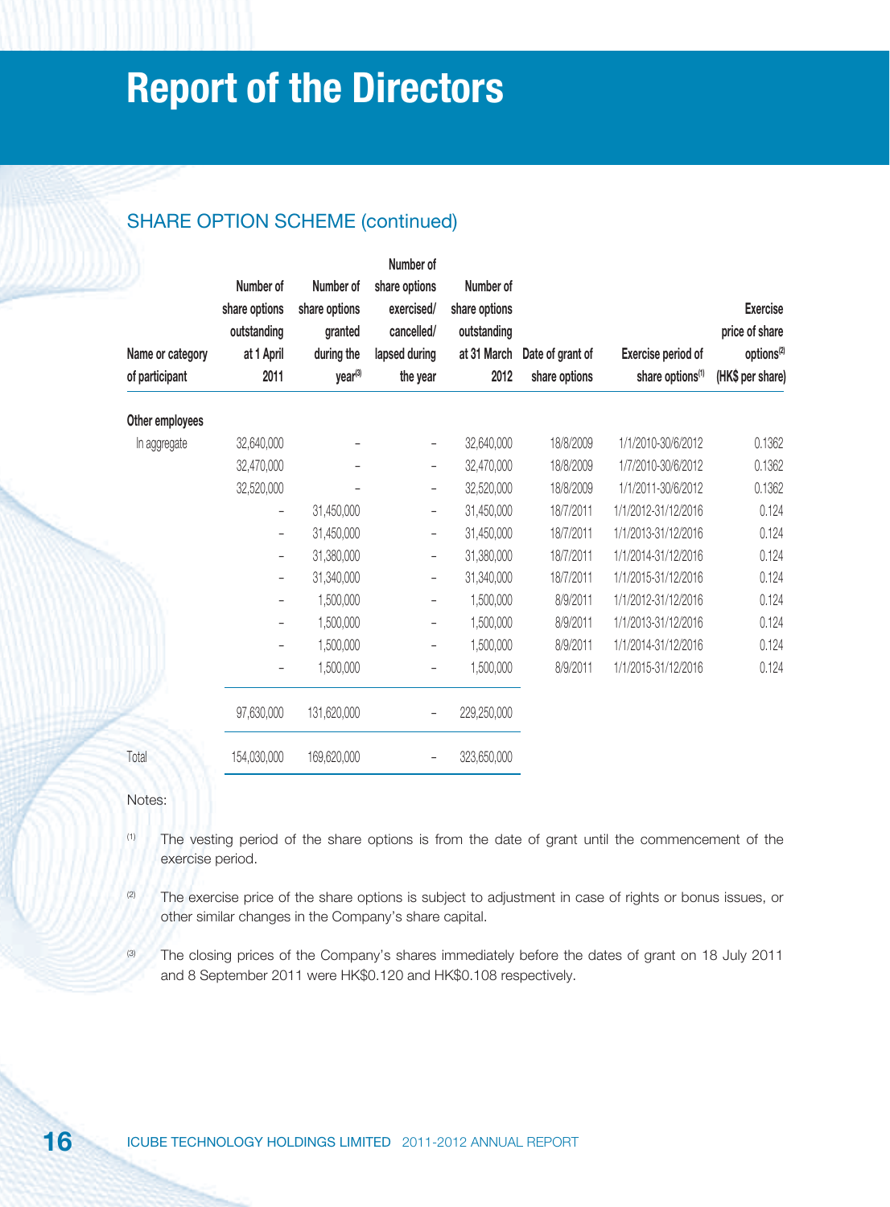## SHARE OPTION SCHEME (continued)

| Name or category of participant | Number of share options outstanding at 1 April 2011 | Number of share options granted during the year[3] | Number of share options exercised/ cancelled/ lapsed during the year | Number of share options outstanding at 31 March 2012 | Date of grant of share options | Exercise period of share options[1] | Exercise price of share options[2] (HK$ per share) |
|---|---|---|---|---|---|---|---|
| **Other employees** | | | | | | | |
| In aggregate | 32,640,000 | – | – | 32,640,000 | 18/8/2009 | 1/1/2010-30/6/2012 | 0.1362 |
| | 32,470,000 | – | – | 32,470,000 | 18/8/2009 | 1/7/2010-30/6/2012 | 0.1362 |
| | 32,520,000 | – | – | 32,520,000 | 18/8/2009 | 1/1/2011-30/6/2012 | 0.1362 |
| | – | 31,450,000 | – | 31,450,000 | 18/7/2011 | 1/1/2012-31/12/2016 | 0.124 |
| | – | 31,450,000 | – | 31,450,000 | 18/7/2011 | 1/1/2013-31/12/2016 | 0.124 |
| | – | 31,380,000 | – | 31,380,000 | 18/7/2011 | 1/1/2014-31/12/2016 | 0.124 |
| | – | 31,340,000 | – | 31,340,000 | 18/7/2011 | 1/1/2015-31/12/2016 | 0.124 |
| | – | 1,500,000 | – | 1,500,000 | 8/9/2011 | 1/1/2012-31/12/2016 | 0.124 |
| | – | 1,500,000 | – | 1,500,000 | 8/9/2011 | 1/1/2013-31/12/2016 | 0.124 |
| | – | 1,500,000 | – | 1,500,000 | 8/9/2011 | 1/1/2014-31/12/2016 | 0.124 |
| | – | 1,500,000 | – | 1,500,000 | 8/9/2011 | 1/1/2015-31/12/2016 | 0.124 |
| | 97,630,000 | 131,620,000 | – | 229,250,000 | | | |
| Total | 154,030,000 | 169,620,000 | – | 323,650,000 | | | |

Notes:

(1) The vesting period of the share options is from the date of grant until the commencement of the exercise period.

(2) The exercise price of the share options is subject to adjustment in case of rights or bonus issues, or other similar changes in the Company's share capital.

(3) The closing prices of the Company's shares immediately before the dates of grant on 18 July 2011 and 8 September 2011 were HK$0.120 and HK$0.108 respectively.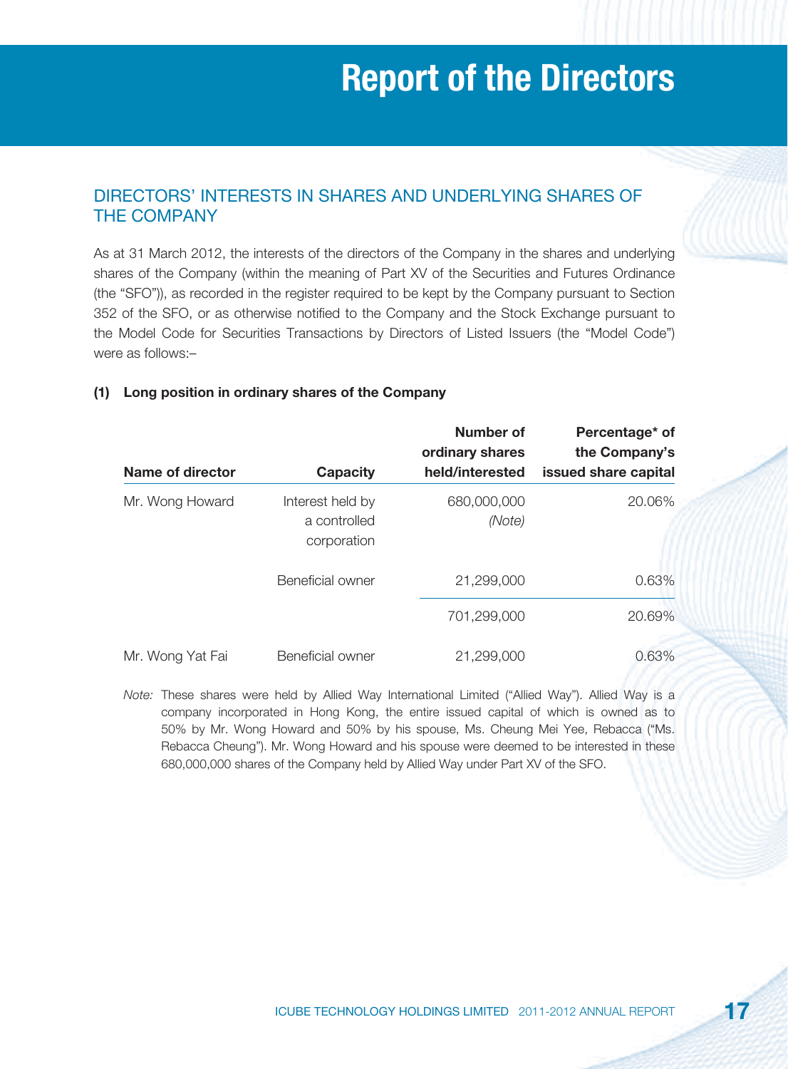## DIRECTORS' INTERESTS IN SHARES AND UNDERLYING SHARES OF THE COMPANY

As at 31 March 2012, the interests of the directors of the Company in the shares and underlying shares of the Company (within the meaning of Part XV of the Securities and Futures Ordinance (the "SFO")), as recorded in the register required to be kept by the Company pursuant to Section 352 of the SFO, or as otherwise notified to the Company and the Stock Exchange pursuant to the Model Code for Securities Transactions by Directors of Listed Issuers (the "Model Code") were as follows:–

**(1) Long position in ordinary shares of the Company**

| Name of director | Capacity | Number of ordinary shares held/interested | Percentage* of the Company's issued share capital |
|---|---|---|---|
| Mr. Wong Howard | Interest held by a controlled corporation | 680,000,000 *(Note)* | 20.06% |
| | Beneficial owner | 21,299,000 | 0.63% |
| | | 701,299,000 | 20.69% |
| Mr. Wong Yat Fai | Beneficial owner | 21,299,000 | 0.63% |

*Note:* These shares were held by Allied Way International Limited ("Allied Way"). Allied Way is a company incorporated in Hong Kong, the entire issued capital of which is owned as to 50% by Mr. Wong Howard and 50% by his spouse, Ms. Cheung Mei Yee, Rebacca ("Ms. Rebacca Cheung"). Mr. Wong Howard and his spouse were deemed to be interested in these 680,000,000 shares of the Company held by Allied Way under Part XV of the SFO.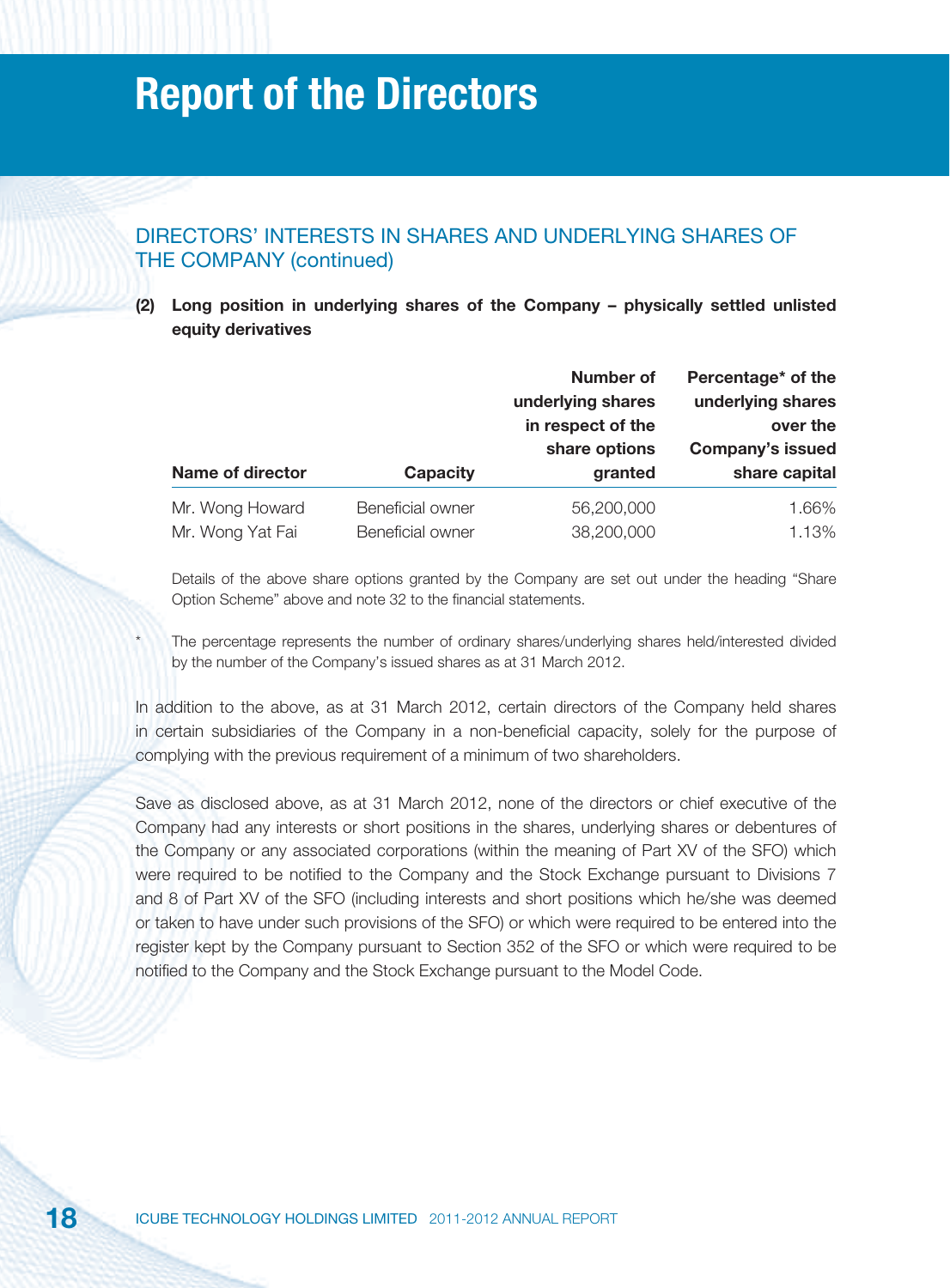# Report of the Directors

## DIRECTORS' INTERESTS IN SHARES AND UNDERLYING SHARES OF THE COMPANY (continued)

**(2) Long position in underlying shares of the Company – physically settled unlisted equity derivatives**

| Name of director | Capacity | Number of underlying shares in respect of the share options granted | Percentage* of the underlying shares over the Company's issued share capital |
|---|---|---|---|
| Mr. Wong Howard | Beneficial owner | 56,200,000 | 1.66% |
| Mr. Wong Yat Fai | Beneficial owner | 38,200,000 | 1.13% |

Details of the above share options granted by the Company are set out under the heading "Share Option Scheme" above and note 32 to the financial statements.

\* The percentage represents the number of ordinary shares/underlying shares held/interested divided by the number of the Company's issued shares as at 31 March 2012.

In addition to the above, as at 31 March 2012, certain directors of the Company held shares in certain subsidiaries of the Company in a non-beneficial capacity, solely for the purpose of complying with the previous requirement of a minimum of two shareholders.

Save as disclosed above, as at 31 March 2012, none of the directors or chief executive of the Company had any interests or short positions in the shares, underlying shares or debentures of the Company or any associated corporations (within the meaning of Part XV of the SFO) which were required to be notified to the Company and the Stock Exchange pursuant to Divisions 7 and 8 of Part XV of the SFO (including interests and short positions which he/she was deemed or taken to have under such provisions of the SFO) or which were required to be entered into the register kept by the Company pursuant to Section 352 of the SFO or which were required to be notified to the Company and the Stock Exchange pursuant to the Model Code.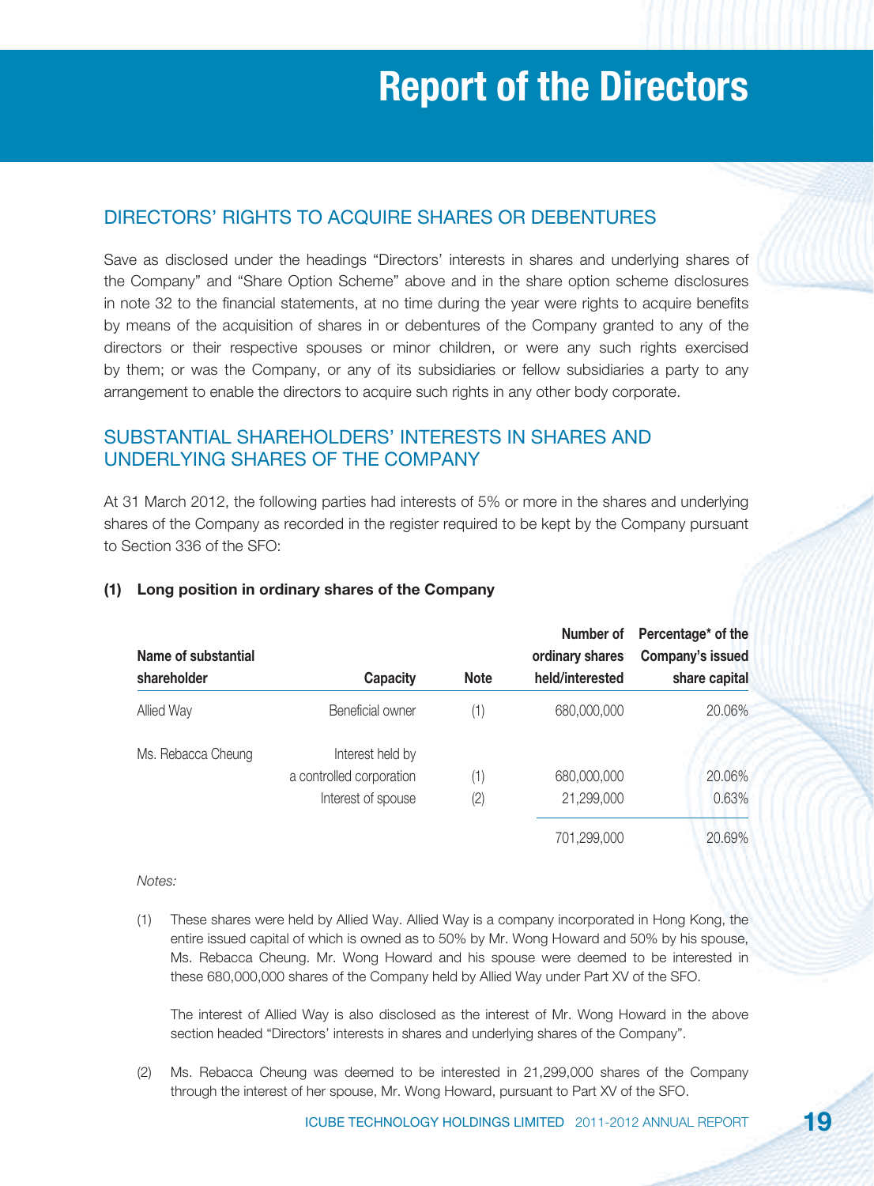# Report of the Directors

## DIRECTORS' RIGHTS TO ACQUIRE SHARES OR DEBENTURES

Save as disclosed under the headings "Directors' interests in shares and underlying shares of the Company" and "Share Option Scheme" above and in the share option scheme disclosures in note 32 to the financial statements, at no time during the year were rights to acquire benefits by means of the acquisition of shares in or debentures of the Company granted to any of the directors or their respective spouses or minor children, or were any such rights exercised by them; or was the Company, or any of its subsidiaries or fellow subsidiaries a party to any arrangement to enable the directors to acquire such rights in any other body corporate.

## SUBSTANTIAL SHAREHOLDERS' INTERESTS IN SHARES AND UNDERLYING SHARES OF THE COMPANY

At 31 March 2012, the following parties had interests of 5% or more in the shares and underlying shares of the Company as recorded in the register required to be kept by the Company pursuant to Section 336 of the SFO:

**(1) Long position in ordinary shares of the Company**

| Name of substantial shareholder | Capacity | Note | Number of ordinary shares held/interested | Percentage* of the Company's issued share capital |
|---|---|---|---|---|
| Allied Way | Beneficial owner | (1) | 680,000,000 | 20.06% |
| Ms. Rebacca Cheung | Interest held by a controlled corporation | (1) | 680,000,000 | 20.06% |
| | Interest of spouse | (2) | 21,299,000 | 0.63% |
| | | | 701,299,000 | 20.69% |

*Notes:*

(1) These shares were held by Allied Way. Allied Way is a company incorporated in Hong Kong, the entire issued capital of which is owned as to 50% by Mr. Wong Howard and 50% by his spouse, Ms. Rebacca Cheung. Mr. Wong Howard and his spouse were deemed to be interested in these 680,000,000 shares of the Company held by Allied Way under Part XV of the SFO.

The interest of Allied Way is also disclosed as the interest of Mr. Wong Howard in the above section headed "Directors' interests in shares and underlying shares of the Company".

(2) Ms. Rebacca Cheung was deemed to be interested in 21,299,000 shares of the Company through the interest of her spouse, Mr. Wong Howard, pursuant to Part XV of the SFO.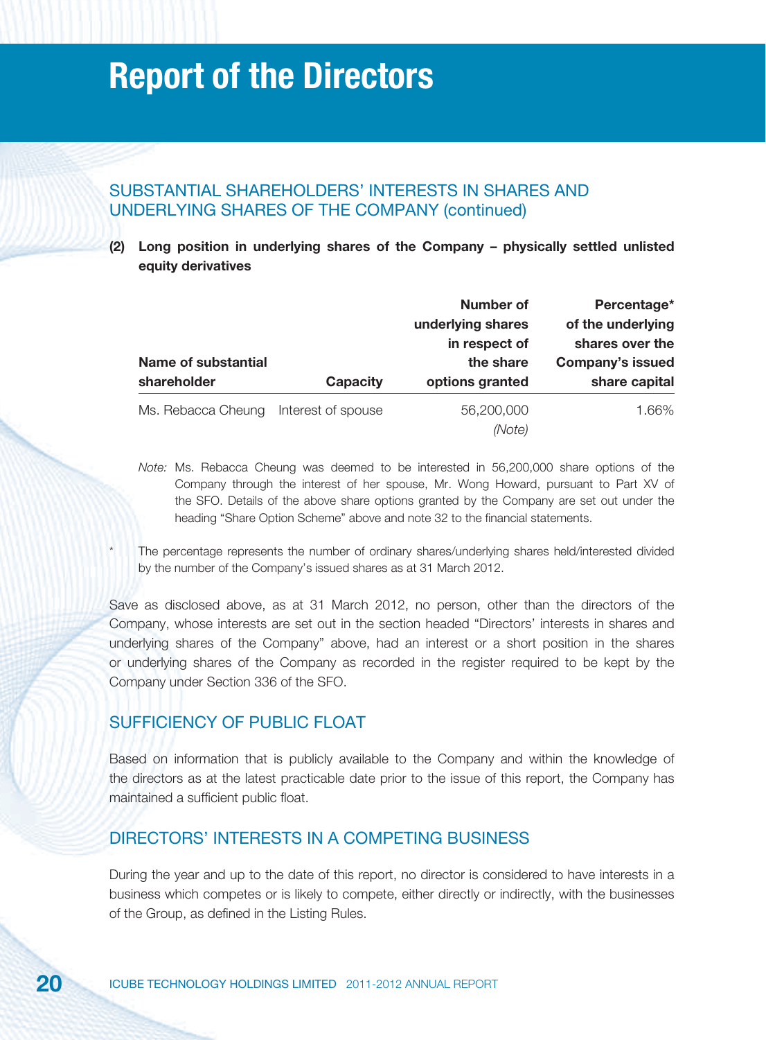# Report of the Directors

## SUBSTANTIAL SHAREHOLDERS' INTERESTS IN SHARES AND UNDERLYING SHARES OF THE COMPANY (continued)

**(2) Long position in underlying shares of the Company – physically settled unlisted equity derivatives**

| Name of substantial shareholder | Capacity | Number of underlying shares in respect of the share options granted | Percentage* of the underlying shares over the Company's issued share capital |
|---|---|---|---|
| Ms. Rebacca Cheung | Interest of spouse | 56,200,000 *(Note)* | 1.66% |

*Note:* Ms. Rebacca Cheung was deemed to be interested in 56,200,000 share options of the Company through the interest of her spouse, Mr. Wong Howard, pursuant to Part XV of the SFO. Details of the above share options granted by the Company are set out under the heading "Share Option Scheme" above and note 32 to the financial statements.

\* The percentage represents the number of ordinary shares/underlying shares held/interested divided by the number of the Company's issued shares as at 31 March 2012.

Save as disclosed above, as at 31 March 2012, no person, other than the directors of the Company, whose interests are set out in the section headed "Directors' interests in shares and underlying shares of the Company" above, had an interest or a short position in the shares or underlying shares of the Company as recorded in the register required to be kept by the Company under Section 336 of the SFO.

## SUFFICIENCY OF PUBLIC FLOAT

Based on information that is publicly available to the Company and within the knowledge of the directors as at the latest practicable date prior to the issue of this report, the Company has maintained a sufficient public float.

## DIRECTORS' INTERESTS IN A COMPETING BUSINESS

During the year and up to the date of this report, no director is considered to have interests in a business which competes or is likely to compete, either directly or indirectly, with the businesses of the Group, as defined in the Listing Rules.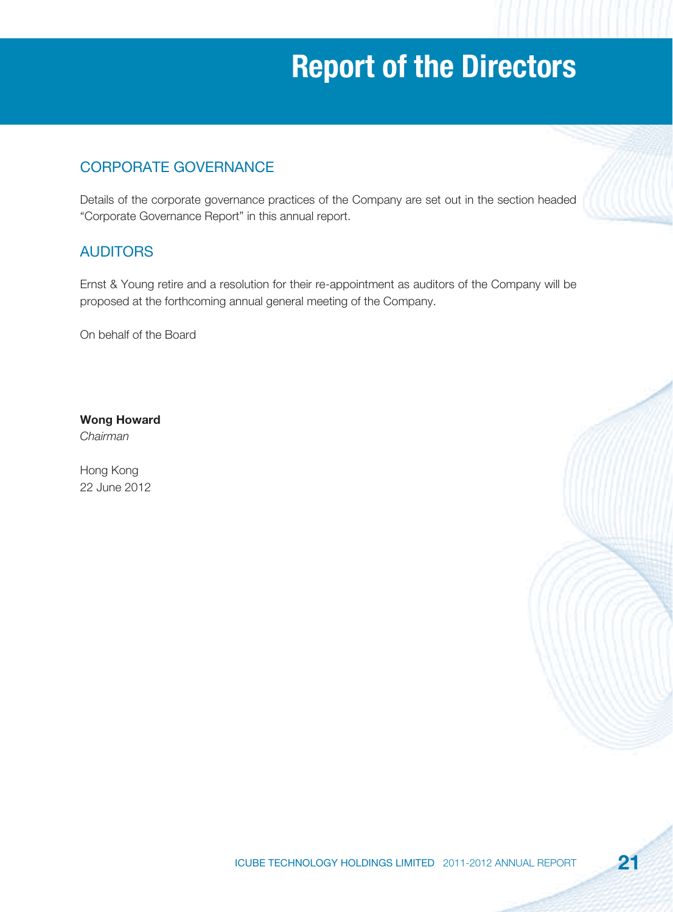# Report of the Directors

## CORPORATE GOVERNANCE

Details of the corporate governance practices of the Company are set out in the section headed "Corporate Governance Report" in this annual report.

## AUDITORS

Ernst & Young retire and a resolution for their re-appointment as auditors of the Company will be proposed at the forthcoming annual general meeting of the Company.

On behalf of the Board

**Wong Howard**
*Chairman*

Hong Kong
22 June 2012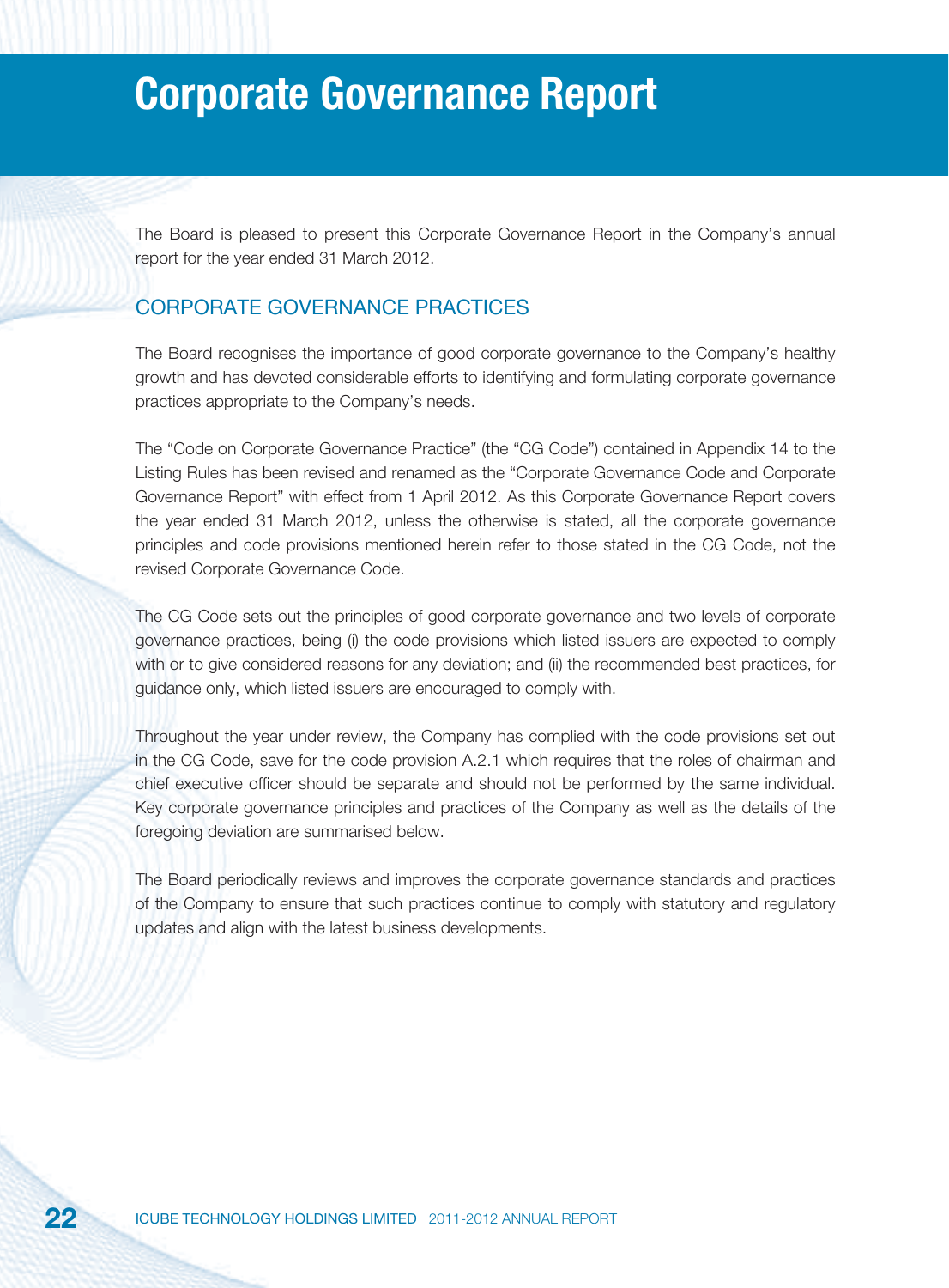# Corporate Governance Report

The Board is pleased to present this Corporate Governance Report in the Company's annual report for the year ended 31 March 2012.

## CORPORATE GOVERNANCE PRACTICES

The Board recognises the importance of good corporate governance to the Company's healthy growth and has devoted considerable efforts to identifying and formulating corporate governance practices appropriate to the Company's needs.

The "Code on Corporate Governance Practice" (the "CG Code") contained in Appendix 14 to the Listing Rules has been revised and renamed as the "Corporate Governance Code and Corporate Governance Report" with effect from 1 April 2012. As this Corporate Governance Report covers the year ended 31 March 2012, unless the otherwise is stated, all the corporate governance principles and code provisions mentioned herein refer to those stated in the CG Code, not the revised Corporate Governance Code.

The CG Code sets out the principles of good corporate governance and two levels of corporate governance practices, being (i) the code provisions which listed issuers are expected to comply with or to give considered reasons for any deviation; and (ii) the recommended best practices, for guidance only, which listed issuers are encouraged to comply with.

Throughout the year under review, the Company has complied with the code provisions set out in the CG Code, save for the code provision A.2.1 which requires that the roles of chairman and chief executive officer should be separate and should not be performed by the same individual. Key corporate governance principles and practices of the Company as well as the details of the foregoing deviation are summarised below.

The Board periodically reviews and improves the corporate governance standards and practices of the Company to ensure that such practices continue to comply with statutory and regulatory updates and align with the latest business developments.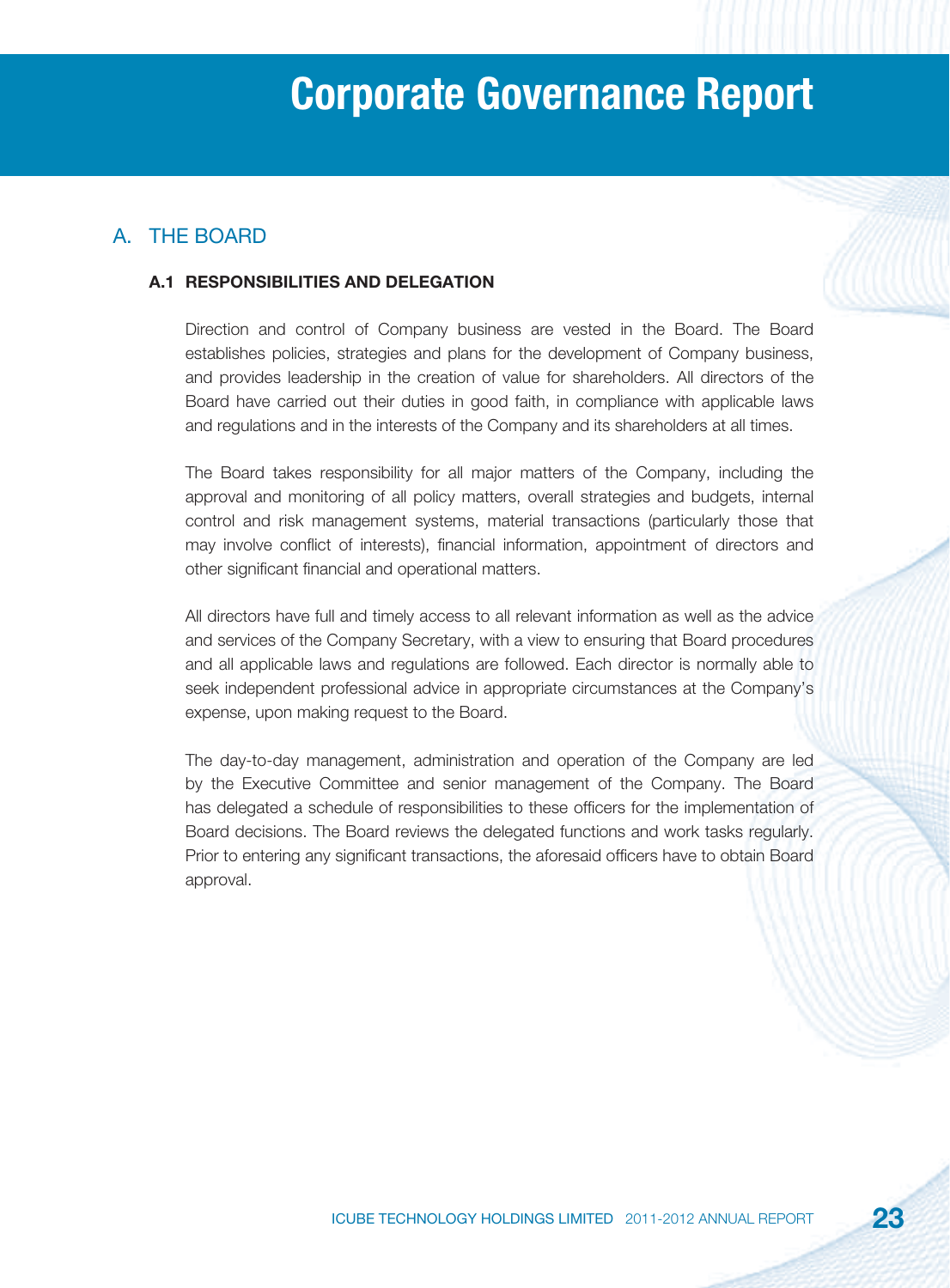# Corporate Governance Report

## A. THE BOARD

### A.1 RESPONSIBILITIES AND DELEGATION

Direction and control of Company business are vested in the Board. The Board establishes policies, strategies and plans for the development of Company business, and provides leadership in the creation of value for shareholders. All directors of the Board have carried out their duties in good faith, in compliance with applicable laws and regulations and in the interests of the Company and its shareholders at all times.

The Board takes responsibility for all major matters of the Company, including the approval and monitoring of all policy matters, overall strategies and budgets, internal control and risk management systems, material transactions (particularly those that may involve conflict of interests), financial information, appointment of directors and other significant financial and operational matters.

All directors have full and timely access to all relevant information as well as the advice and services of the Company Secretary, with a view to ensuring that Board procedures and all applicable laws and regulations are followed. Each director is normally able to seek independent professional advice in appropriate circumstances at the Company's expense, upon making request to the Board.

The day-to-day management, administration and operation of the Company are led by the Executive Committee and senior management of the Company. The Board has delegated a schedule of responsibilities to these officers for the implementation of Board decisions. The Board reviews the delegated functions and work tasks regularly. Prior to entering any significant transactions, the aforesaid officers have to obtain Board approval.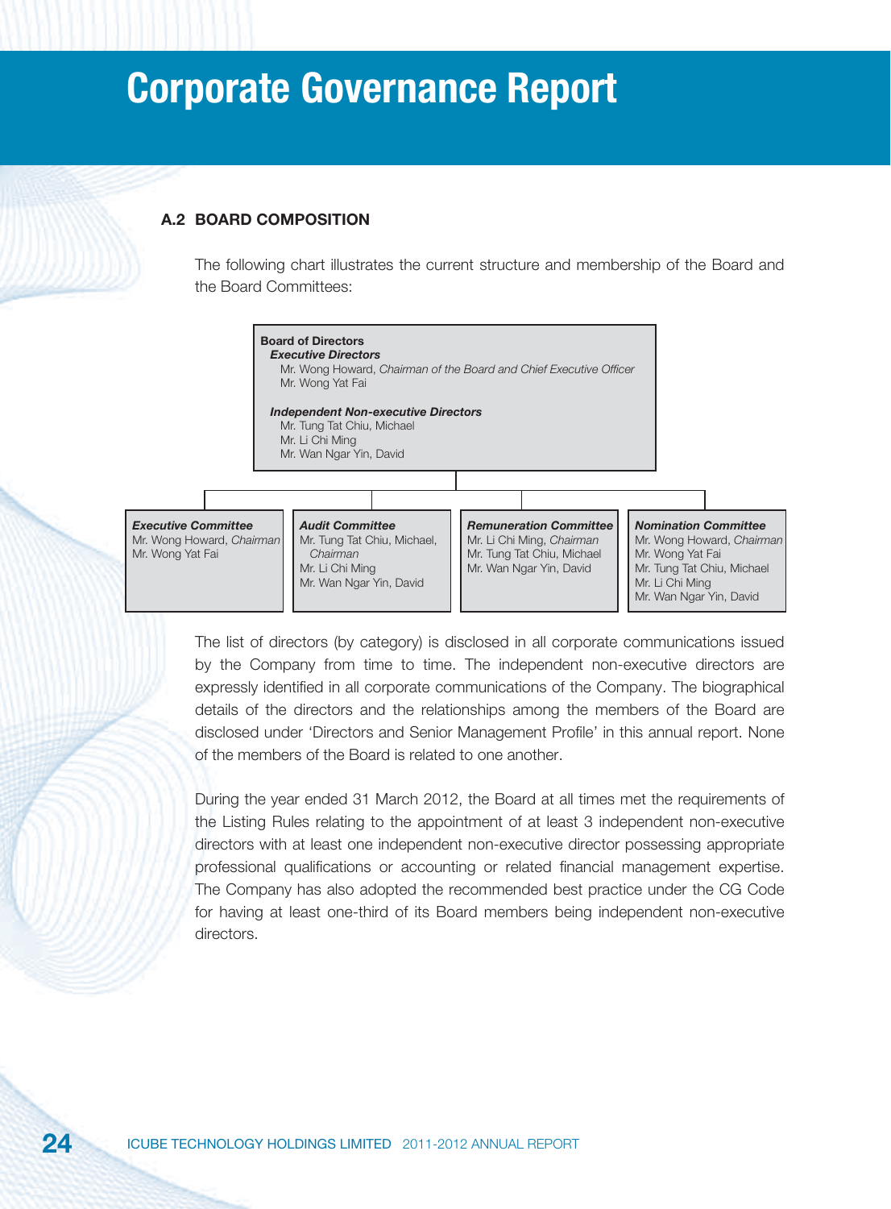# Corporate Governance Report

### A.2 BOARD COMPOSITION

The following chart illustrates the current structure and membership of the Board and the Board Committees:

**Board of Directors**

***Executive Directors***

Mr. Wong Howard, *Chairman of the Board and Chief Executive Officer*
Mr. Wong Yat Fai

***Independent Non-executive Directors***

Mr. Tung Tat Chiu, Michael
Mr. Li Chi Ming
Mr. Wan Ngar Yin, David

| ***Executive Committee*** | ***Audit Committee*** | ***Remuneration Committee*** | ***Nomination Committee*** |
|---|---|---|---|
| Mr. Wong Howard, *Chairman* | Mr. Tung Tat Chiu, Michael, *Chairman* | Mr. Li Chi Ming, *Chairman* | Mr. Wong Howard, *Chairman* |
| Mr. Wong Yat Fai | Mr. Li Chi Ming | Mr. Tung Tat Chiu, Michael | Mr. Wong Yat Fai |
| | Mr. Wan Ngar Yin, David | Mr. Wan Ngar Yin, David | Mr. Tung Tat Chiu, Michael |
| | | | Mr. Li Chi Ming |
| | | | Mr. Wan Ngar Yin, David |

The list of directors (by category) is disclosed in all corporate communications issued by the Company from time to time. The independent non-executive directors are expressly identified in all corporate communications of the Company. The biographical details of the directors and the relationships among the members of the Board are disclosed under 'Directors and Senior Management Profile' in this annual report. None of the members of the Board is related to one another.

During the year ended 31 March 2012, the Board at all times met the requirements of the Listing Rules relating to the appointment of at least 3 independent non-executive directors with at least one independent non-executive director possessing appropriate professional qualifications or accounting or related financial management expertise. The Company has also adopted the recommended best practice under the CG Code for having at least one-third of its Board members being independent non-executive directors.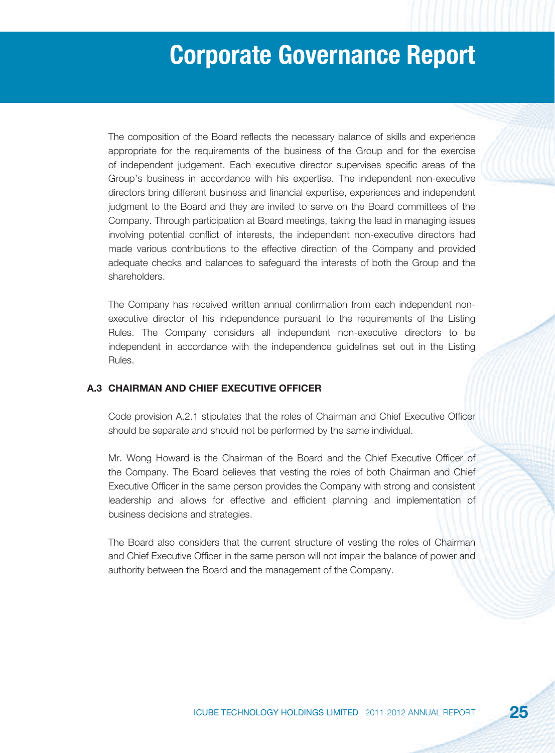The composition of the Board reflects the necessary balance of skills and experience appropriate for the requirements of the business of the Group and for the exercise of independent judgement. Each executive director supervises specific areas of the Group's business in accordance with his expertise. The independent non-executive directors bring different business and financial expertise, experiences and independent judgment to the Board and they are invited to serve on the Board committees of the Company. Through participation at Board meetings, taking the lead in managing issues involving potential conflict of interests, the independent non-executive directors had made various contributions to the effective direction of the Company and provided adequate checks and balances to safeguard the interests of both the Group and the shareholders.

The Company has received written annual confirmation from each independent non-executive director of his independence pursuant to the requirements of the Listing Rules. The Company considers all independent non-executive directors to be independent in accordance with the independence guidelines set out in the Listing Rules.

### A.3 CHAIRMAN AND CHIEF EXECUTIVE OFFICER

Code provision A.2.1 stipulates that the roles of Chairman and Chief Executive Officer should be separate and should not be performed by the same individual.

Mr. Wong Howard is the Chairman of the Board and the Chief Executive Officer of the Company. The Board believes that vesting the roles of both Chairman and Chief Executive Officer in the same person provides the Company with strong and consistent leadership and allows for effective and efficient planning and implementation of business decisions and strategies.

The Board also considers that the current structure of vesting the roles of Chairman and Chief Executive Officer in the same person will not impair the balance of power and authority between the Board and the management of the Company.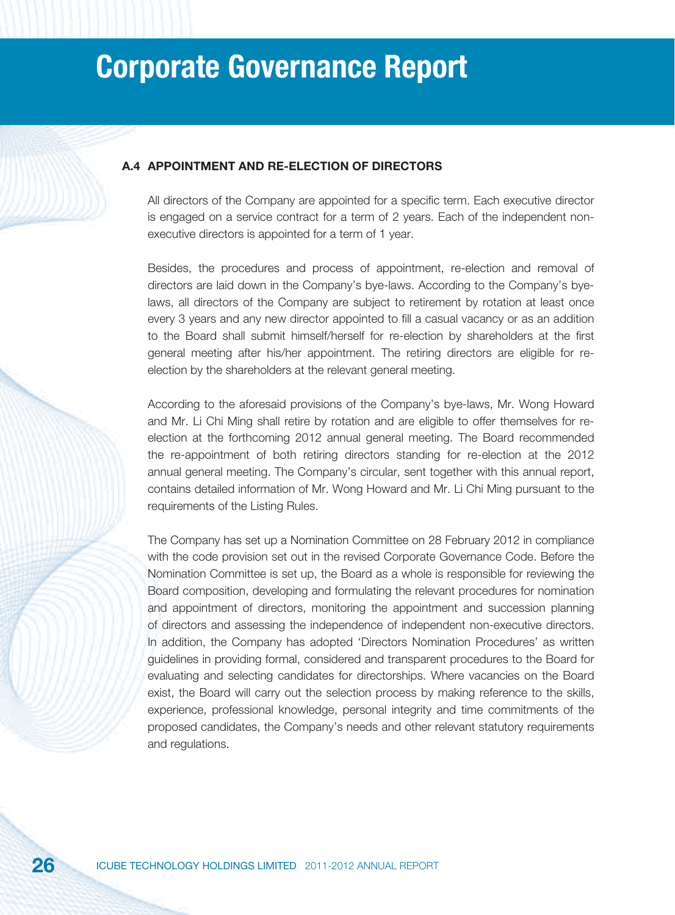# Corporate Governance Report

### A.4 APPOINTMENT AND RE-ELECTION OF DIRECTORS

All directors of the Company are appointed for a specific term. Each executive director is engaged on a service contract for a term of 2 years. Each of the independent non-executive directors is appointed for a term of 1 year.

Besides, the procedures and process of appointment, re-election and removal of directors are laid down in the Company's bye-laws. According to the Company's bye-laws, all directors of the Company are subject to retirement by rotation at least once every 3 years and any new director appointed to fill a casual vacancy or as an addition to the Board shall submit himself/herself for re-election by shareholders at the first general meeting after his/her appointment. The retiring directors are eligible for re-election by the shareholders at the relevant general meeting.

According to the aforesaid provisions of the Company's bye-laws, Mr. Wong Howard and Mr. Li Chi Ming shall retire by rotation and are eligible to offer themselves for re-election at the forthcoming 2012 annual general meeting. The Board recommended the re-appointment of both retiring directors standing for re-election at the 2012 annual general meeting. The Company's circular, sent together with this annual report, contains detailed information of Mr. Wong Howard and Mr. Li Chi Ming pursuant to the requirements of the Listing Rules.

The Company has set up a Nomination Committee on 28 February 2012 in compliance with the code provision set out in the revised Corporate Governance Code. Before the Nomination Committee is set up, the Board as a whole is responsible for reviewing the Board composition, developing and formulating the relevant procedures for nomination and appointment of directors, monitoring the appointment and succession planning of directors and assessing the independence of independent non-executive directors. In addition, the Company has adopted 'Directors Nomination Procedures' as written guidelines in providing formal, considered and transparent procedures to the Board for evaluating and selecting candidates for directorships. Where vacancies on the Board exist, the Board will carry out the selection process by making reference to the skills, experience, professional knowledge, personal integrity and time commitments of the proposed candidates, the Company's needs and other relevant statutory requirements and regulations.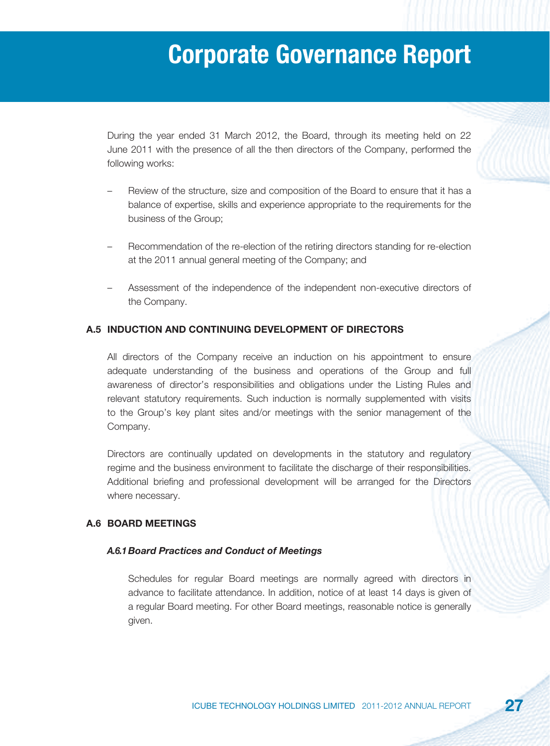During the year ended 31 March 2012, the Board, through its meeting held on 22 June 2011 with the presence of all the then directors of the Company, performed the following works:

- Review of the structure, size and composition of the Board to ensure that it has a balance of expertise, skills and experience appropriate to the requirements for the business of the Group;
- Recommendation of the re-election of the retiring directors standing for re-election at the 2011 annual general meeting of the Company; and
- Assessment of the independence of the independent non-executive directors of the Company.

### A.5 INDUCTION AND CONTINUING DEVELOPMENT OF DIRECTORS

All directors of the Company receive an induction on his appointment to ensure adequate understanding of the business and operations of the Group and full awareness of director's responsibilities and obligations under the Listing Rules and relevant statutory requirements. Such induction is normally supplemented with visits to the Group's key plant sites and/or meetings with the senior management of the Company.

Directors are continually updated on developments in the statutory and regulatory regime and the business environment to facilitate the discharge of their responsibilities. Additional briefing and professional development will be arranged for the Directors where necessary.

### A.6 BOARD MEETINGS

#### *A.6.1 Board Practices and Conduct of Meetings*

Schedules for regular Board meetings are normally agreed with directors in advance to facilitate attendance. In addition, notice of at least 14 days is given of a regular Board meeting. For other Board meetings, reasonable notice is generally given.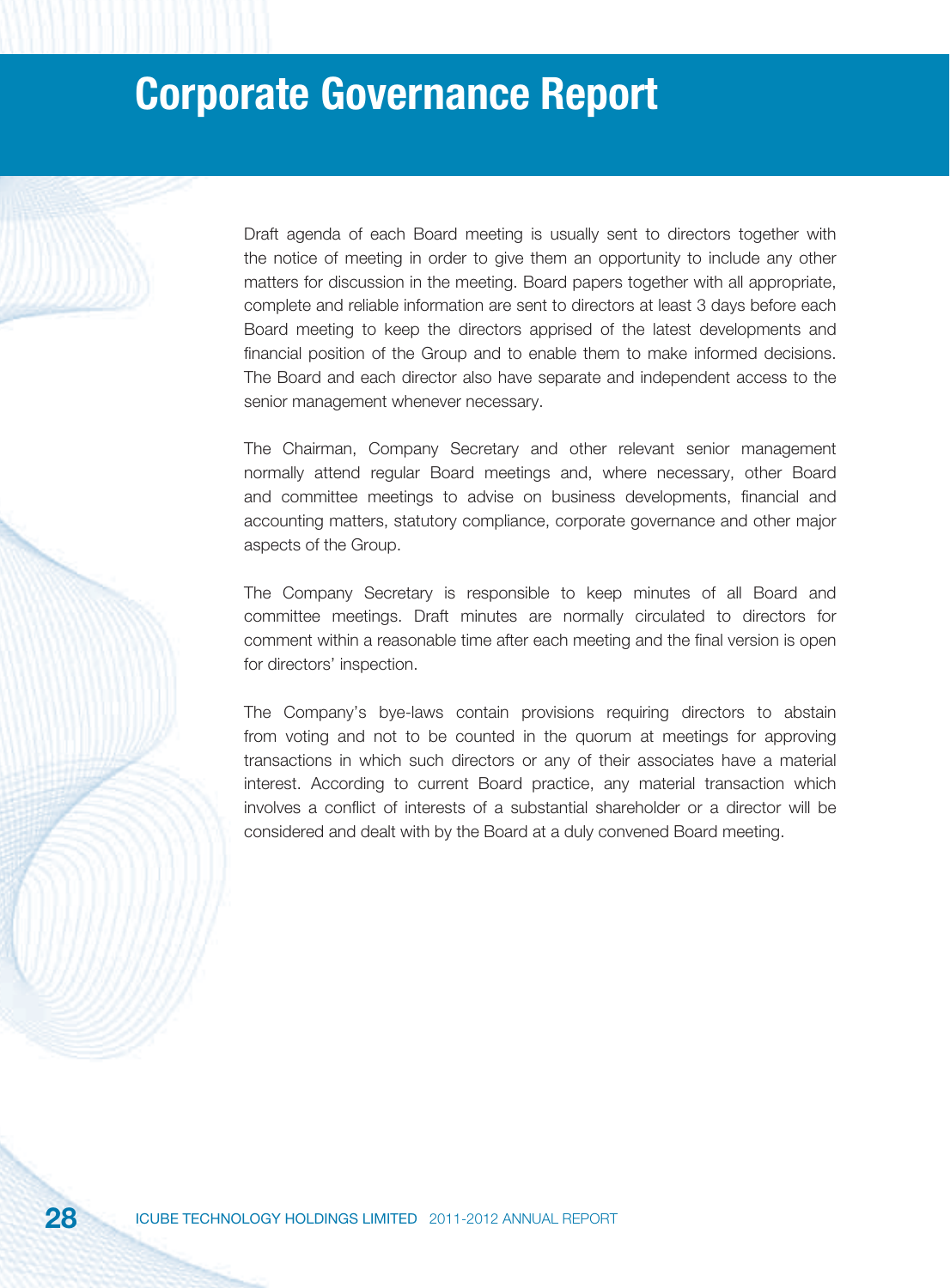# Corporate Governance Report

Draft agenda of each Board meeting is usually sent to directors together with the notice of meeting in order to give them an opportunity to include any other matters for discussion in the meeting. Board papers together with all appropriate, complete and reliable information are sent to directors at least 3 days before each Board meeting to keep the directors apprised of the latest developments and financial position of the Group and to enable them to make informed decisions. The Board and each director also have separate and independent access to the senior management whenever necessary.

The Chairman, Company Secretary and other relevant senior management normally attend regular Board meetings and, where necessary, other Board and committee meetings to advise on business developments, financial and accounting matters, statutory compliance, corporate governance and other major aspects of the Group.

The Company Secretary is responsible to keep minutes of all Board and committee meetings. Draft minutes are normally circulated to directors for comment within a reasonable time after each meeting and the final version is open for directors' inspection.

The Company's bye-laws contain provisions requiring directors to abstain from voting and not to be counted in the quorum at meetings for approving transactions in which such directors or any of their associates have a material interest. According to current Board practice, any material transaction which involves a conflict of interests of a substantial shareholder or a director will be considered and dealt with by the Board at a duly convened Board meeting.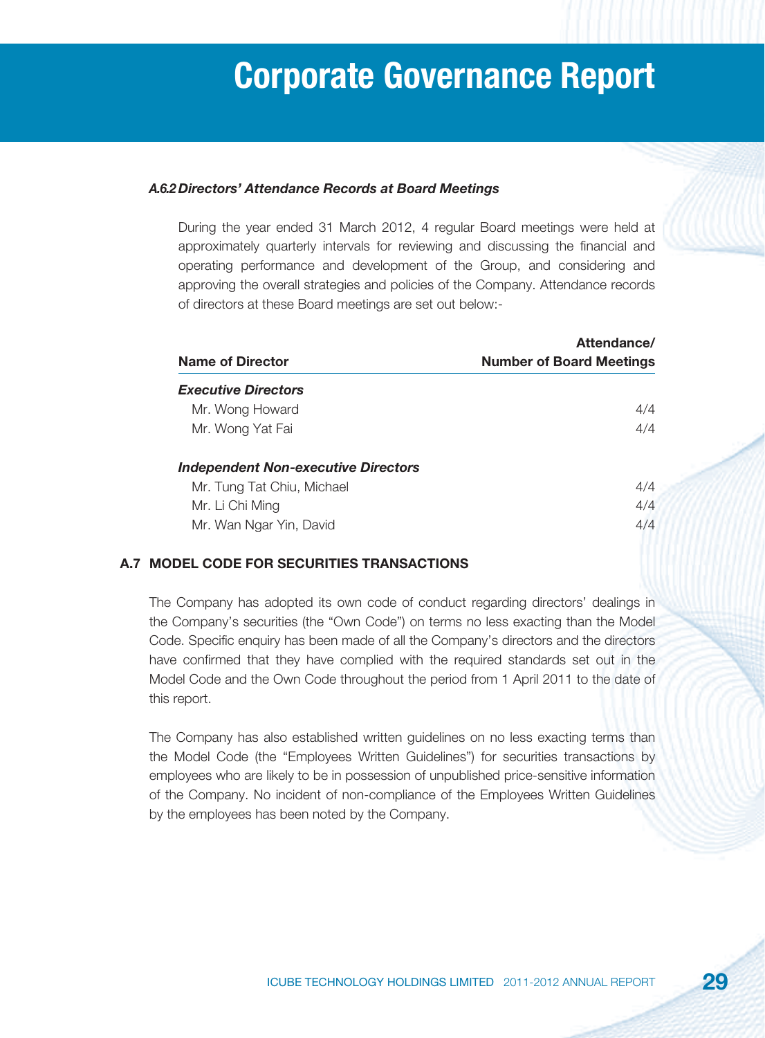#### *A.6.2 Directors' Attendance Records at Board Meetings*

During the year ended 31 March 2012, 4 regular Board meetings were held at approximately quarterly intervals for reviewing and discussing the financial and operating performance and development of the Group, and considering and approving the overall strategies and policies of the Company. Attendance records of directors at these Board meetings are set out below:-

| Name of Director | Attendance/ Number of Board Meetings |
|---|---|
| ***Executive Directors*** | |
| Mr. Wong Howard | 4/4 |
| Mr. Wong Yat Fai | 4/4 |
| ***Independent Non-executive Directors*** | |
| Mr. Tung Tat Chiu, Michael | 4/4 |
| Mr. Li Chi Ming | 4/4 |
| Mr. Wan Ngar Yin, David | 4/4 |

### A.7 MODEL CODE FOR SECURITIES TRANSACTIONS

The Company has adopted its own code of conduct regarding directors' dealings in the Company's securities (the "Own Code") on terms no less exacting than the Model Code. Specific enquiry has been made of all the Company's directors and the directors have confirmed that they have complied with the required standards set out in the Model Code and the Own Code throughout the period from 1 April 2011 to the date of this report.

The Company has also established written guidelines on no less exacting terms than the Model Code (the "Employees Written Guidelines") for securities transactions by employees who are likely to be in possession of unpublished price-sensitive information of the Company. No incident of non-compliance of the Employees Written Guidelines by the employees has been noted by the Company.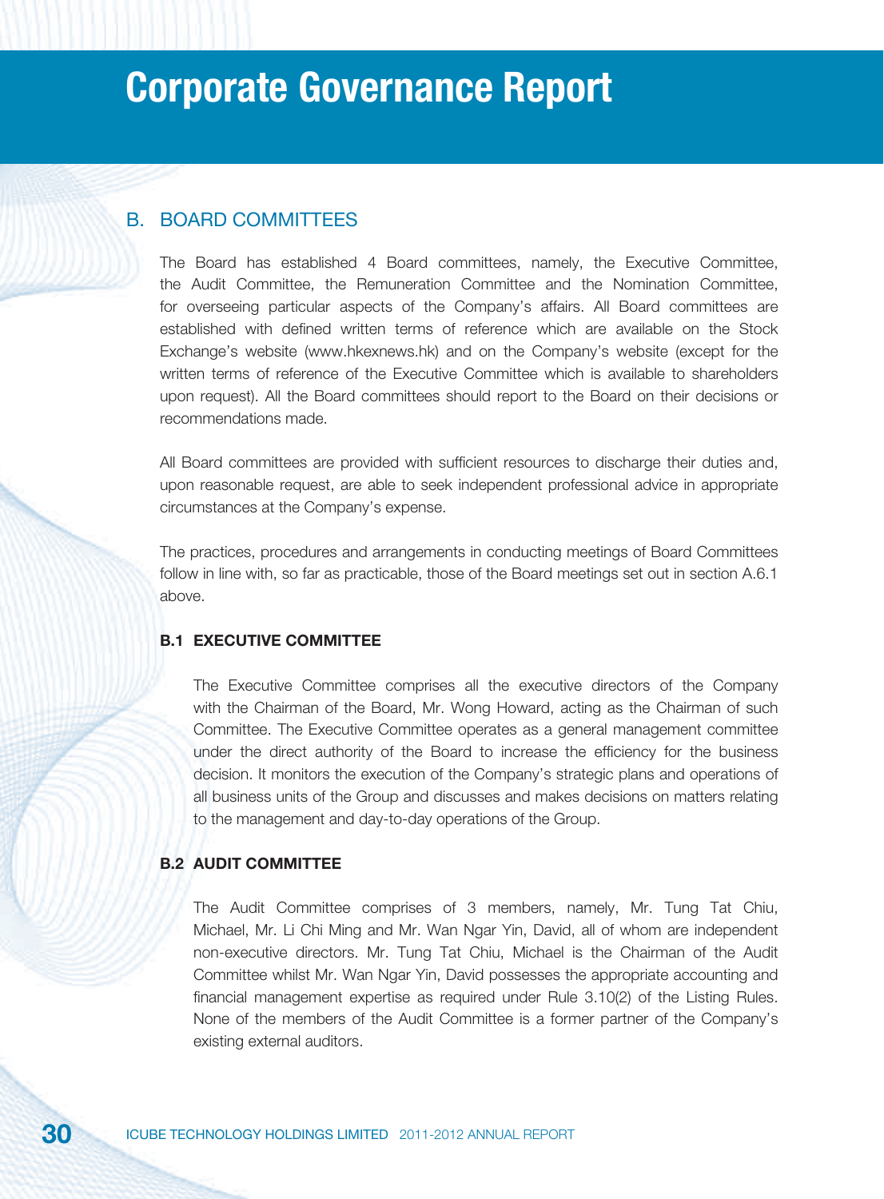# Corporate Governance Report

## B. BOARD COMMITTEES

The Board has established 4 Board committees, namely, the Executive Committee, the Audit Committee, the Remuneration Committee and the Nomination Committee, for overseeing particular aspects of the Company's affairs. All Board committees are established with defined written terms of reference which are available on the Stock Exchange's website (www.hkexnews.hk) and on the Company's website (except for the written terms of reference of the Executive Committee which is available to shareholders upon request). All the Board committees should report to the Board on their decisions or recommendations made.

All Board committees are provided with sufficient resources to discharge their duties and, upon reasonable request, are able to seek independent professional advice in appropriate circumstances at the Company's expense.

The practices, procedures and arrangements in conducting meetings of Board Committees follow in line with, so far as practicable, those of the Board meetings set out in section A.6.1 above.

### B.1 EXECUTIVE COMMITTEE

The Executive Committee comprises all the executive directors of the Company with the Chairman of the Board, Mr. Wong Howard, acting as the Chairman of such Committee. The Executive Committee operates as a general management committee under the direct authority of the Board to increase the efficiency for the business decision. It monitors the execution of the Company's strategic plans and operations of all business units of the Group and discusses and makes decisions on matters relating to the management and day-to-day operations of the Group.

### B.2 AUDIT COMMITTEE

The Audit Committee comprises of 3 members, namely, Mr. Tung Tat Chiu, Michael, Mr. Li Chi Ming and Mr. Wan Ngar Yin, David, all of whom are independent non-executive directors. Mr. Tung Tat Chiu, Michael is the Chairman of the Audit Committee whilst Mr. Wan Ngar Yin, David possesses the appropriate accounting and financial management expertise as required under Rule 3.10(2) of the Listing Rules. None of the members of the Audit Committee is a former partner of the Company's existing external auditors.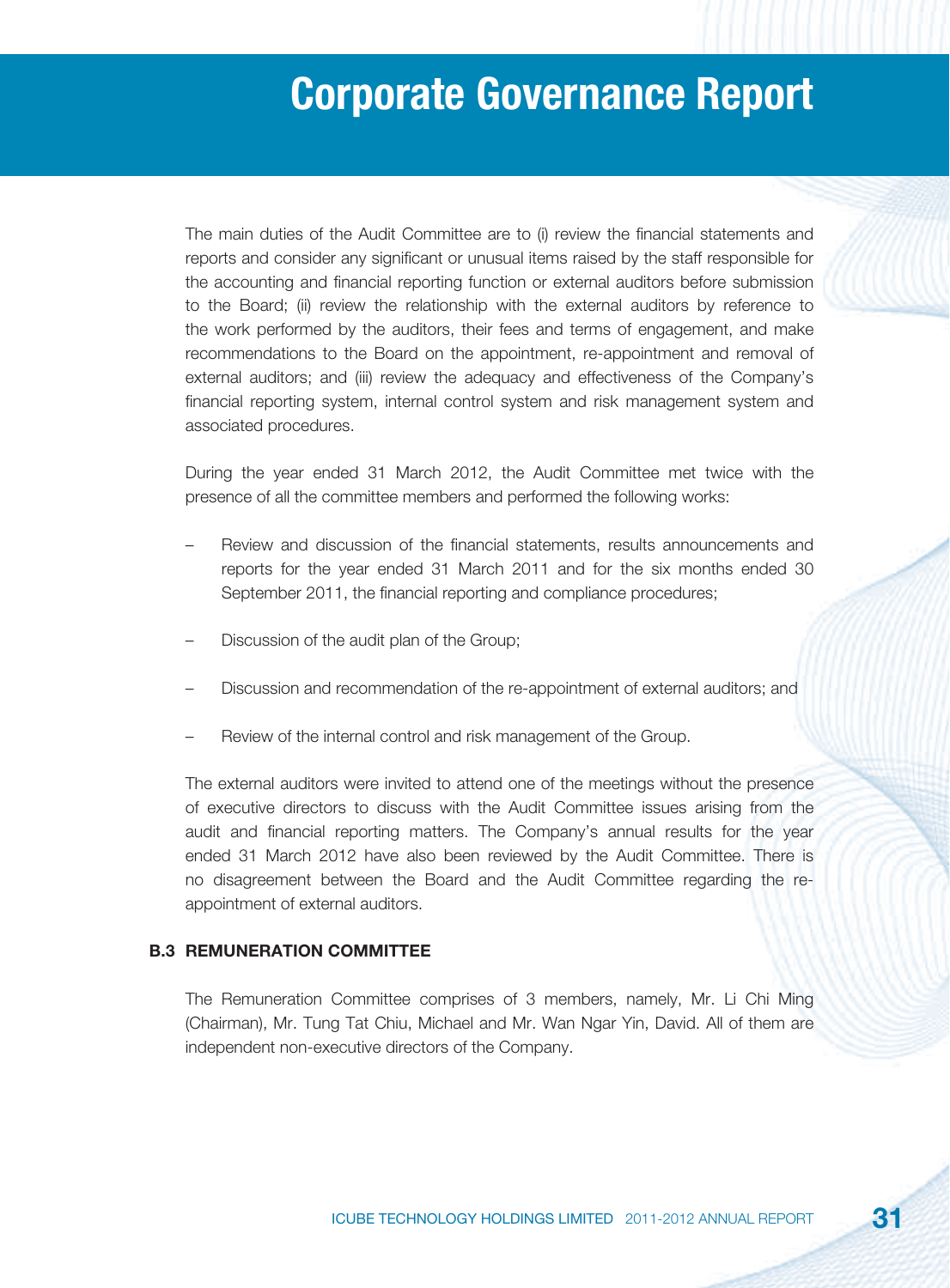The main duties of the Audit Committee are to (i) review the financial statements and reports and consider any significant or unusual items raised by the staff responsible for the accounting and financial reporting function or external auditors before submission to the Board; (ii) review the relationship with the external auditors by reference to the work performed by the auditors, their fees and terms of engagement, and make recommendations to the Board on the appointment, re-appointment and removal of external auditors; and (iii) review the adequacy and effectiveness of the Company's financial reporting system, internal control system and risk management system and associated procedures.

During the year ended 31 March 2012, the Audit Committee met twice with the presence of all the committee members and performed the following works:

- Review and discussion of the financial statements, results announcements and reports for the year ended 31 March 2011 and for the six months ended 30 September 2011, the financial reporting and compliance procedures;
- Discussion of the audit plan of the Group;
- Discussion and recommendation of the re-appointment of external auditors; and
- Review of the internal control and risk management of the Group.

The external auditors were invited to attend one of the meetings without the presence of executive directors to discuss with the Audit Committee issues arising from the audit and financial reporting matters. The Company's annual results for the year ended 31 March 2012 have also been reviewed by the Audit Committee. There is no disagreement between the Board and the Audit Committee regarding the re-appointment of external auditors.

### B.3 REMUNERATION COMMITTEE

The Remuneration Committee comprises of 3 members, namely, Mr. Li Chi Ming (Chairman), Mr. Tung Tat Chiu, Michael and Mr. Wan Ngar Yin, David. All of them are independent non-executive directors of the Company.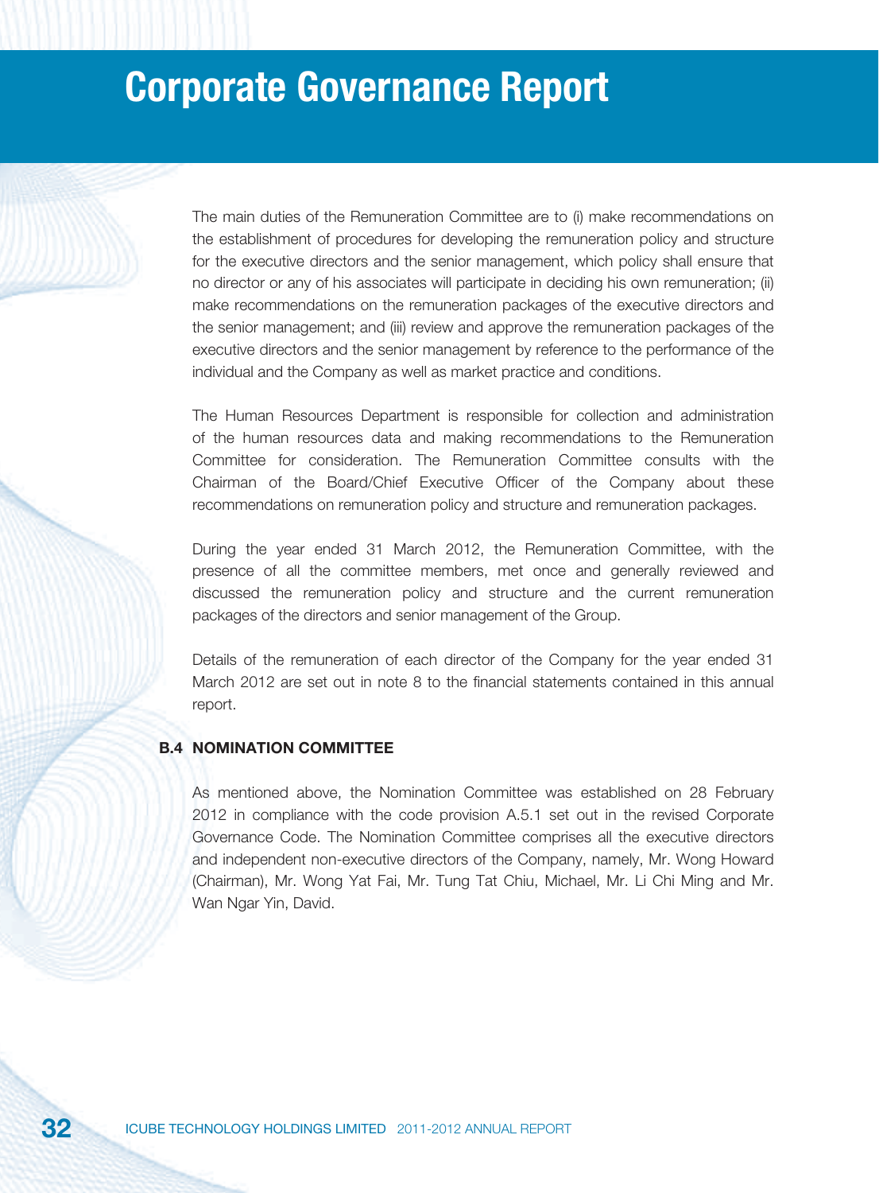The main duties of the Remuneration Committee are to (i) make recommendations on the establishment of procedures for developing the remuneration policy and structure for the executive directors and the senior management, which policy shall ensure that no director or any of his associates will participate in deciding his own remuneration; (ii) make recommendations on the remuneration packages of the executive directors and the senior management; and (iii) review and approve the remuneration packages of the executive directors and the senior management by reference to the performance of the individual and the Company as well as market practice and conditions.

The Human Resources Department is responsible for collection and administration of the human resources data and making recommendations to the Remuneration Committee for consideration. The Remuneration Committee consults with the Chairman of the Board/Chief Executive Officer of the Company about these recommendations on remuneration policy and structure and remuneration packages.

During the year ended 31 March 2012, the Remuneration Committee, with the presence of all the committee members, met once and generally reviewed and discussed the remuneration policy and structure and the current remuneration packages of the directors and senior management of the Group.

Details of the remuneration of each director of the Company for the year ended 31 March 2012 are set out in note 8 to the financial statements contained in this annual report.

### B.4 NOMINATION COMMITTEE

As mentioned above, the Nomination Committee was established on 28 February 2012 in compliance with the code provision A.5.1 set out in the revised Corporate Governance Code. The Nomination Committee comprises all the executive directors and independent non-executive directors of the Company, namely, Mr. Wong Howard (Chairman), Mr. Wong Yat Fai, Mr. Tung Tat Chiu, Michael, Mr. Li Chi Ming and Mr. Wan Ngar Yin, David.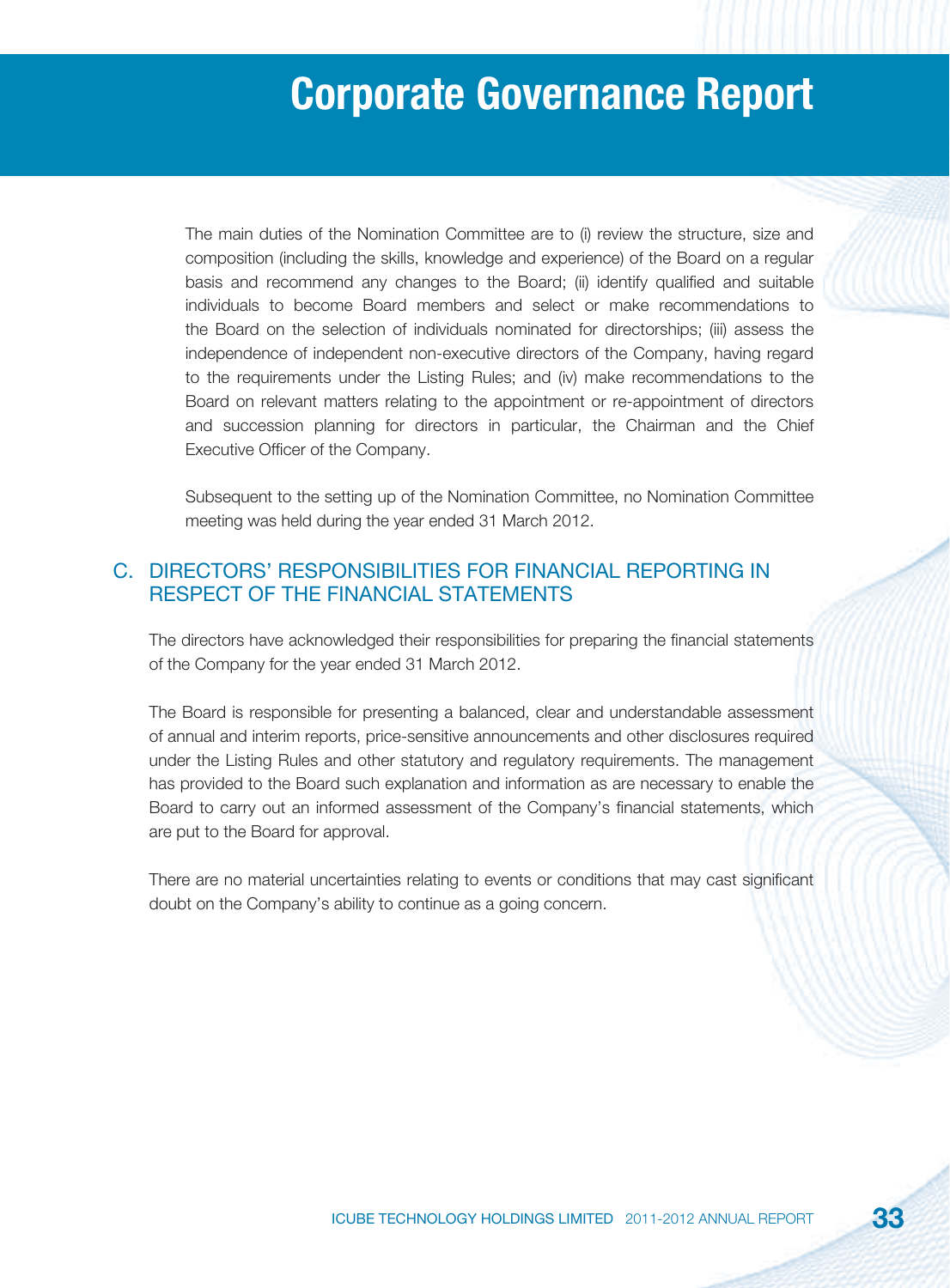The main duties of the Nomination Committee are to (i) review the structure, size and composition (including the skills, knowledge and experience) of the Board on a regular basis and recommend any changes to the Board; (ii) identify qualified and suitable individuals to become Board members and select or make recommendations to the Board on the selection of individuals nominated for directorships; (iii) assess the independence of independent non-executive directors of the Company, having regard to the requirements under the Listing Rules; and (iv) make recommendations to the Board on relevant matters relating to the appointment or re-appointment of directors and succession planning for directors in particular, the Chairman and the Chief Executive Officer of the Company.

Subsequent to the setting up of the Nomination Committee, no Nomination Committee meeting was held during the year ended 31 March 2012.

## C. DIRECTORS' RESPONSIBILITIES FOR FINANCIAL REPORTING IN RESPECT OF THE FINANCIAL STATEMENTS

The directors have acknowledged their responsibilities for preparing the financial statements of the Company for the year ended 31 March 2012.

The Board is responsible for presenting a balanced, clear and understandable assessment of annual and interim reports, price-sensitive announcements and other disclosures required under the Listing Rules and other statutory and regulatory requirements. The management has provided to the Board such explanation and information as are necessary to enable the Board to carry out an informed assessment of the Company's financial statements, which are put to the Board for approval.

There are no material uncertainties relating to events or conditions that may cast significant doubt on the Company's ability to continue as a going concern.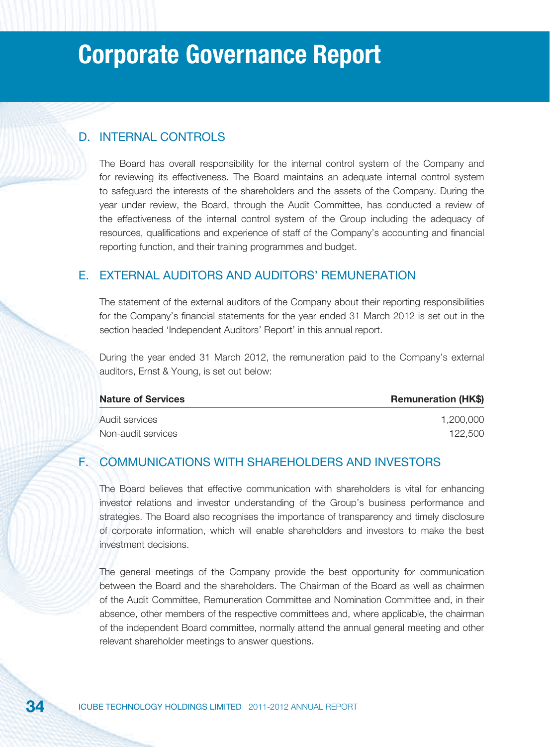# Corporate Governance Report

## D. INTERNAL CONTROLS

The Board has overall responsibility for the internal control system of the Company and for reviewing its effectiveness. The Board maintains an adequate internal control system to safeguard the interests of the shareholders and the assets of the Company. During the year under review, the Board, through the Audit Committee, has conducted a review of the effectiveness of the internal control system of the Group including the adequacy of resources, qualifications and experience of staff of the Company's accounting and financial reporting function, and their training programmes and budget.

## E. EXTERNAL AUDITORS AND AUDITORS' REMUNERATION

The statement of the external auditors of the Company about their reporting responsibilities for the Company's financial statements for the year ended 31 March 2012 is set out in the section headed 'Independent Auditors' Report' in this annual report.

During the year ended 31 March 2012, the remuneration paid to the Company's external auditors, Ernst & Young, is set out below:

| Nature of Services | Remuneration (HK$) |
|---|---:|
| Audit services | 1,200,000 |
| Non-audit services | 122,500 |

## F. COMMUNICATIONS WITH SHAREHOLDERS AND INVESTORS

The Board believes that effective communication with shareholders is vital for enhancing investor relations and investor understanding of the Group's business performance and strategies. The Board also recognises the importance of transparency and timely disclosure of corporate information, which will enable shareholders and investors to make the best investment decisions.

The general meetings of the Company provide the best opportunity for communication between the Board and the shareholders. The Chairman of the Board as well as chairmen of the Audit Committee, Remuneration Committee and Nomination Committee and, in their absence, other members of the respective committees and, where applicable, the chairman of the independent Board committee, normally attend the annual general meeting and other relevant shareholder meetings to answer questions.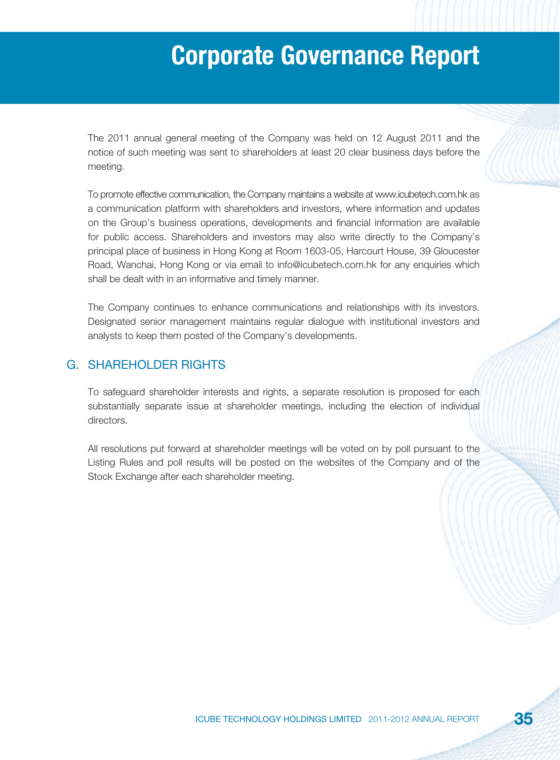The 2011 annual general meeting of the Company was held on 12 August 2011 and the notice of such meeting was sent to shareholders at least 20 clear business days before the meeting.

To promote effective communication, the Company maintains a website at www.icubetech.com.hk as a communication platform with shareholders and investors, where information and updates on the Group's business operations, developments and financial information are available for public access. Shareholders and investors may also write directly to the Company's principal place of business in Hong Kong at Room 1603-05, Harcourt House, 39 Gloucester Road, Wanchai, Hong Kong or via email to info@icubetech.com.hk for any enquiries which shall be dealt with in an informative and timely manner.

The Company continues to enhance communications and relationships with its investors. Designated senior management maintains regular dialogue with institutional investors and analysts to keep them posted of the Company's developments.

## G. SHAREHOLDER RIGHTS

To safeguard shareholder interests and rights, a separate resolution is proposed for each substantially separate issue at shareholder meetings, including the election of individual directors.

All resolutions put forward at shareholder meetings will be voted on by poll pursuant to the Listing Rules and poll results will be posted on the websites of the Company and of the Stock Exchange after each shareholder meeting.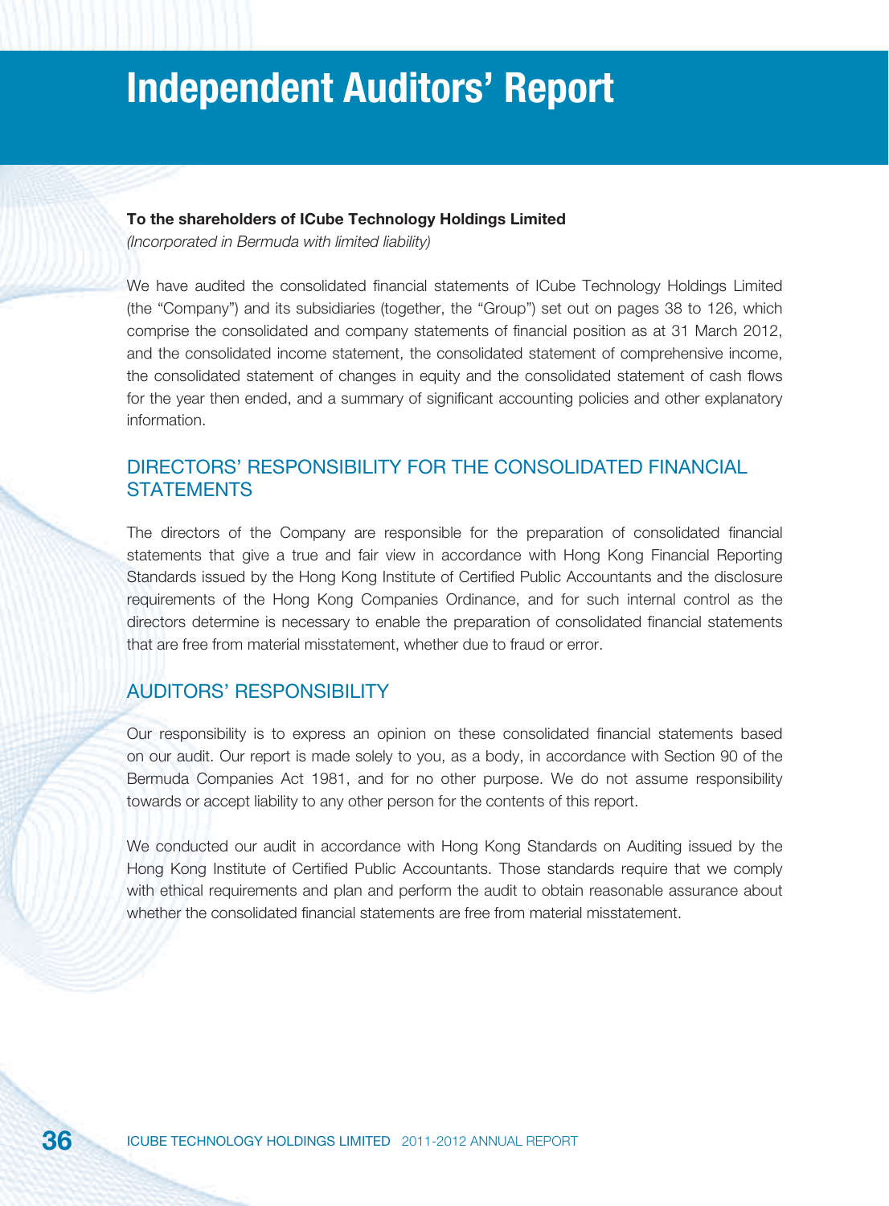# Independent Auditors' Report

**To the shareholders of ICube Technology Holdings Limited**
*(Incorporated in Bermuda with limited liability)*

We have audited the consolidated financial statements of ICube Technology Holdings Limited (the "Company") and its subsidiaries (together, the "Group") set out on pages 38 to 126, which comprise the consolidated and company statements of financial position as at 31 March 2012, and the consolidated income statement, the consolidated statement of comprehensive income, the consolidated statement of changes in equity and the consolidated statement of cash flows for the year then ended, and a summary of significant accounting policies and other explanatory information.

## DIRECTORS' RESPONSIBILITY FOR THE CONSOLIDATED FINANCIAL STATEMENTS

The directors of the Company are responsible for the preparation of consolidated financial statements that give a true and fair view in accordance with Hong Kong Financial Reporting Standards issued by the Hong Kong Institute of Certified Public Accountants and the disclosure requirements of the Hong Kong Companies Ordinance, and for such internal control as the directors determine is necessary to enable the preparation of consolidated financial statements that are free from material misstatement, whether due to fraud or error.

## AUDITORS' RESPONSIBILITY

Our responsibility is to express an opinion on these consolidated financial statements based on our audit. Our report is made solely to you, as a body, in accordance with Section 90 of the Bermuda Companies Act 1981, and for no other purpose. We do not assume responsibility towards or accept liability to any other person for the contents of this report.

We conducted our audit in accordance with Hong Kong Standards on Auditing issued by the Hong Kong Institute of Certified Public Accountants. Those standards require that we comply with ethical requirements and plan and perform the audit to obtain reasonable assurance about whether the consolidated financial statements are free from material misstatement.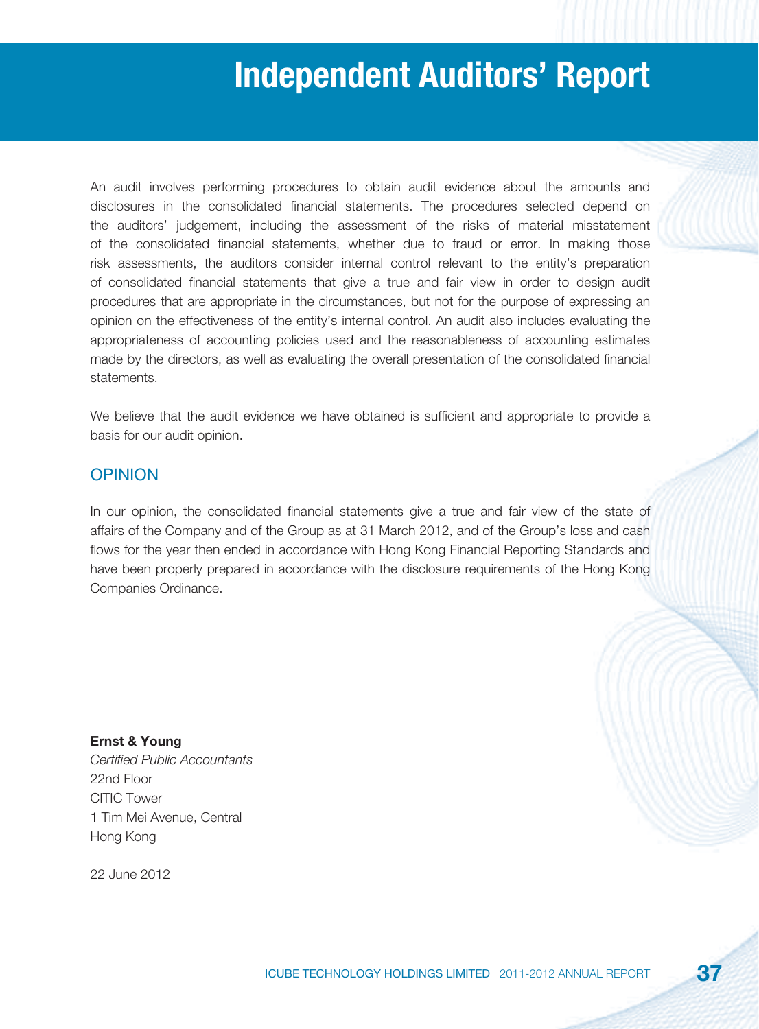# Independent Auditors' Report

An audit involves performing procedures to obtain audit evidence about the amounts and disclosures in the consolidated financial statements. The procedures selected depend on the auditors' judgement, including the assessment of the risks of material misstatement of the consolidated financial statements, whether due to fraud or error. In making those risk assessments, the auditors consider internal control relevant to the entity's preparation of consolidated financial statements that give a true and fair view in order to design audit procedures that are appropriate in the circumstances, but not for the purpose of expressing an opinion on the effectiveness of the entity's internal control. An audit also includes evaluating the appropriateness of accounting policies used and the reasonableness of accounting estimates made by the directors, as well as evaluating the overall presentation of the consolidated financial statements.

We believe that the audit evidence we have obtained is sufficient and appropriate to provide a basis for our audit opinion.

## OPINION

In our opinion, the consolidated financial statements give a true and fair view of the state of affairs of the Company and of the Group as at 31 March 2012, and of the Group's loss and cash flows for the year then ended in accordance with Hong Kong Financial Reporting Standards and have been properly prepared in accordance with the disclosure requirements of the Hong Kong Companies Ordinance.

**Ernst & Young**
*Certified Public Accountants*
22nd Floor
CITIC Tower
1 Tim Mei Avenue, Central
Hong Kong

22 June 2012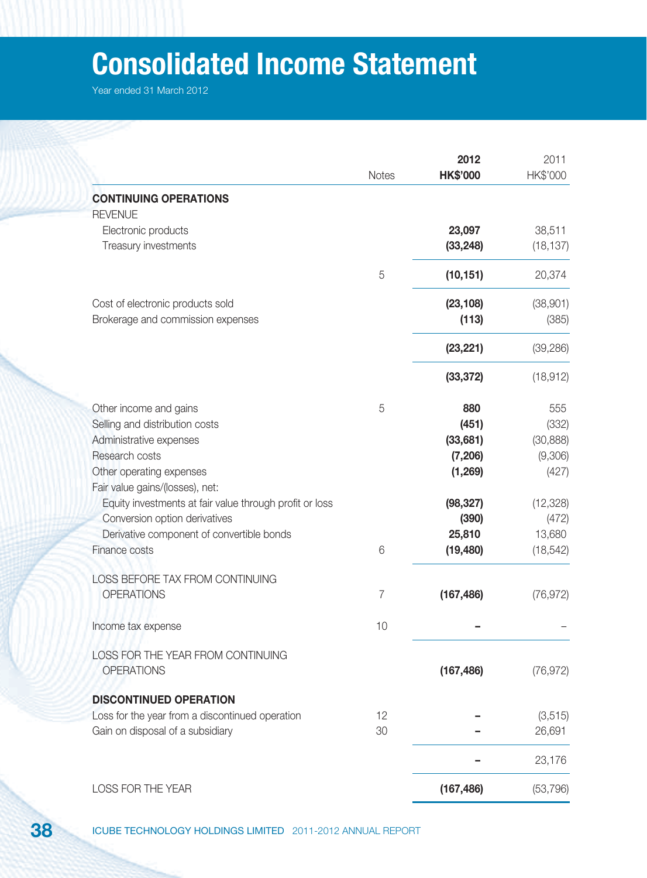# Consolidated Income Statement

Year ended 31 March 2012

| | Notes | 2012<br>HK$'000 | 2011<br>HK$'000 |
|---|---|---|---|
| **CONTINUING OPERATIONS** | | | |
| REVENUE | | | |
| Electronic products | | **23,097** | 38,511 |
| Treasury investments | | **(33,248)** | (18,137) |
| | 5 | **(10,151)** | 20,374 |
| Cost of electronic products sold | | **(23,108)** | (38,901) |
| Brokerage and commission expenses | | **(113)** | (385) |
| | | **(23,221)** | (39,286) |
| | | **(33,372)** | (18,912) |
| Other income and gains | 5 | **880** | 555 |
| Selling and distribution costs | | **(451)** | (332) |
| Administrative expenses | | **(33,681)** | (30,888) |
| Research costs | | **(7,206)** | (9,306) |
| Other operating expenses | | **(1,269)** | (427) |
| Fair value gains/(losses), net: | | | |
| Equity investments at fair value through profit or loss | | **(98,327)** | (12,328) |
| Conversion option derivatives | | **(390)** | (472) |
| Derivative component of convertible bonds | | **25,810** | 13,680 |
| Finance costs | 6 | **(19,480)** | (18,542) |
| LOSS BEFORE TAX FROM CONTINUING OPERATIONS | 7 | **(167,486)** | (76,972) |
| Income tax expense | 10 | **–** | – |
| LOSS FOR THE YEAR FROM CONTINUING OPERATIONS | | **(167,486)** | (76,972) |
| **DISCONTINUED OPERATION** | | | |
| Loss for the year from a discontinued operation | 12 | **–** | (3,515) |
| Gain on disposal of a subsidiary | 30 | **–** | 26,691 |
| | | **–** | 23,176 |
| LOSS FOR THE YEAR | | **(167,486)** | (53,796) |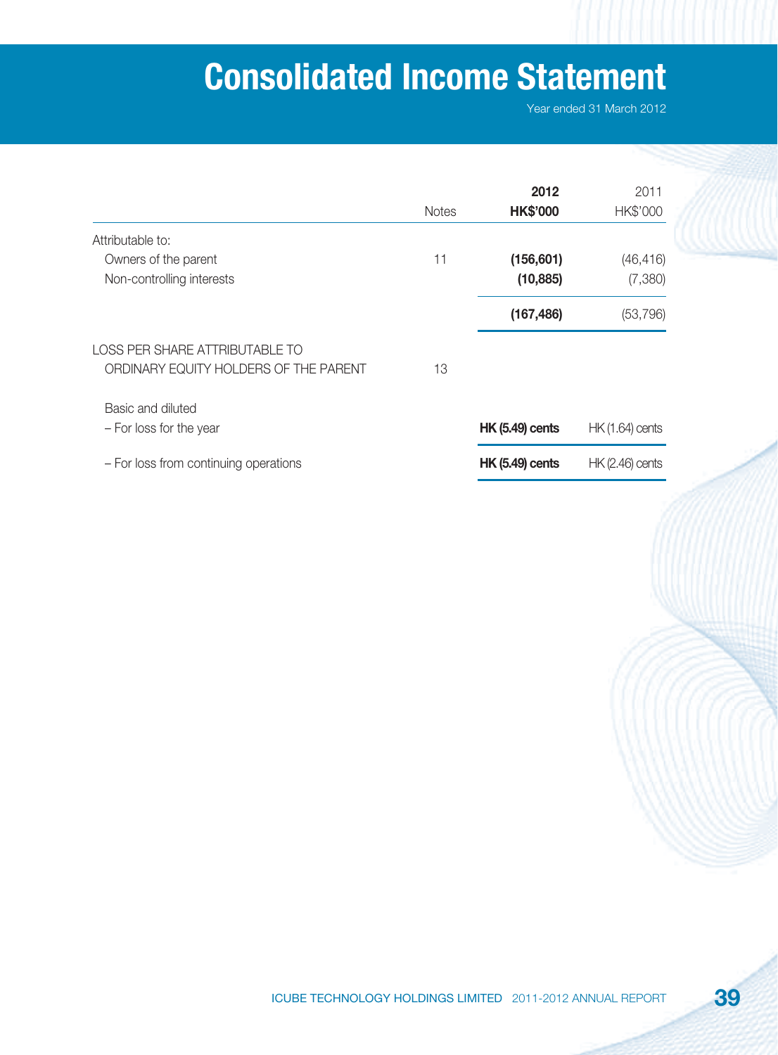# Consolidated Income Statement

Year ended 31 March 2012

| | Notes | 2012 HK$'000 | 2011 HK$'000 |
|---|---|---|---|
| Attributable to: | | | |
| Owners of the parent | 11 | **(156,601)** | (46,416) |
| Non-controlling interests | | **(10,885)** | (7,380) |
| | | **(167,486)** | (53,796) |
| LOSS PER SHARE ATTRIBUTABLE TO ORDINARY EQUITY HOLDERS OF THE PARENT | 13 | | |
| Basic and diluted | | | |
| – For loss for the year | | **HK (5.49) cents** | HK (1.64) cents |
| – For loss from continuing operations | | **HK (5.49) cents** | HK (2.46) cents |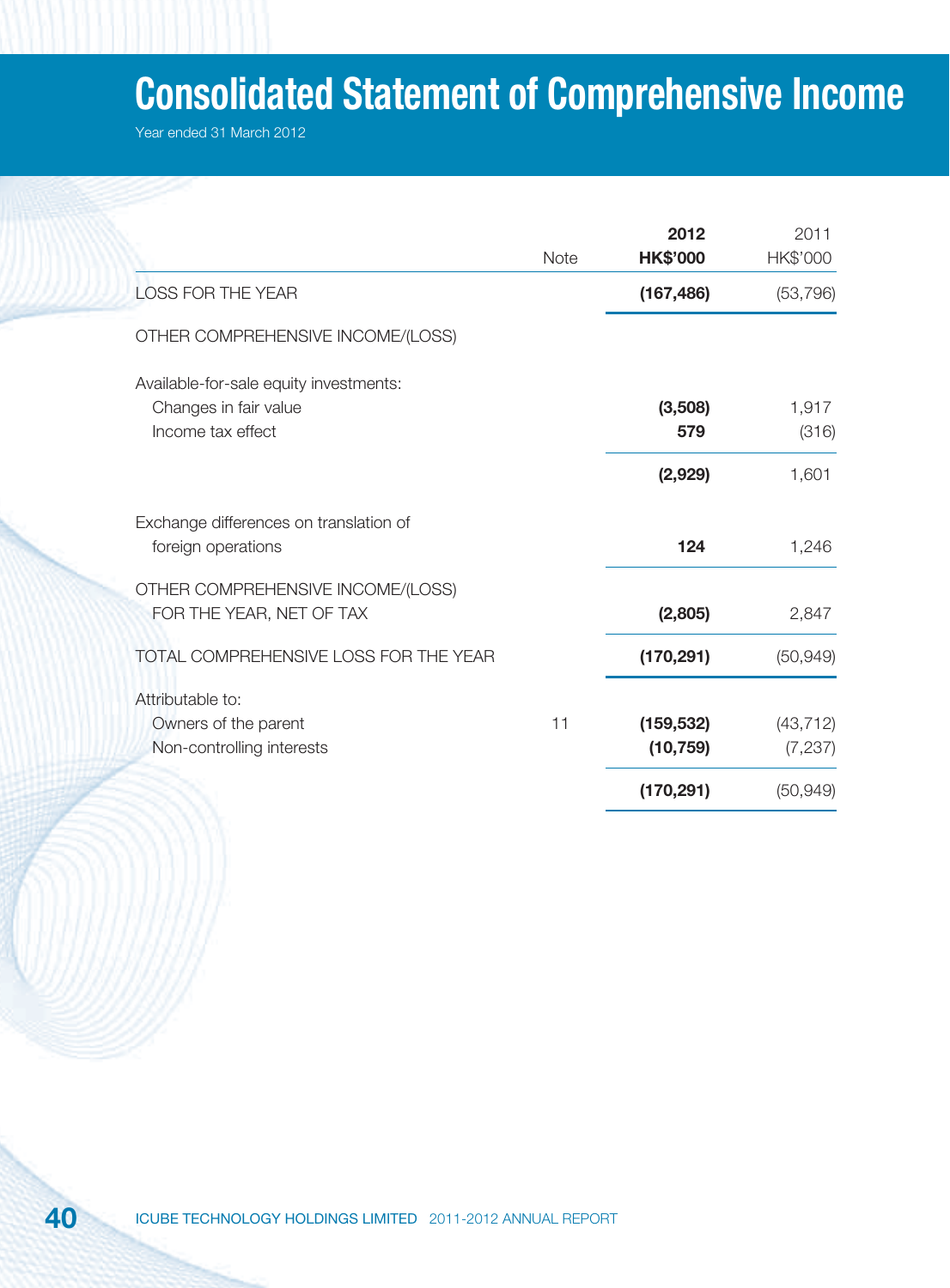# Consolidated Statement of Comprehensive Income

Year ended 31 March 2012

| | Note | 2012<br>HK$'000 | 2011<br>HK$'000 |
|---|---|---|---|
| LOSS FOR THE YEAR | | **(167,486)** | (53,796) |
| OTHER COMPREHENSIVE INCOME/(LOSS) | | | |
| Available-for-sale equity investments: | | | |
| Changes in fair value | | **(3,508)** | 1,917 |
| Income tax effect | | **579** | (316) |
| | | **(2,929)** | 1,601 |
| Exchange differences on translation of foreign operations | | **124** | 1,246 |
| OTHER COMPREHENSIVE INCOME/(LOSS) FOR THE YEAR, NET OF TAX | | **(2,805)** | 2,847 |
| TOTAL COMPREHENSIVE LOSS FOR THE YEAR | | **(170,291)** | (50,949) |
| Attributable to: | | | |
| Owners of the parent | 11 | **(159,532)** | (43,712) |
| Non-controlling interests | | **(10,759)** | (7,237) |
| | | **(170,291)** | (50,949) |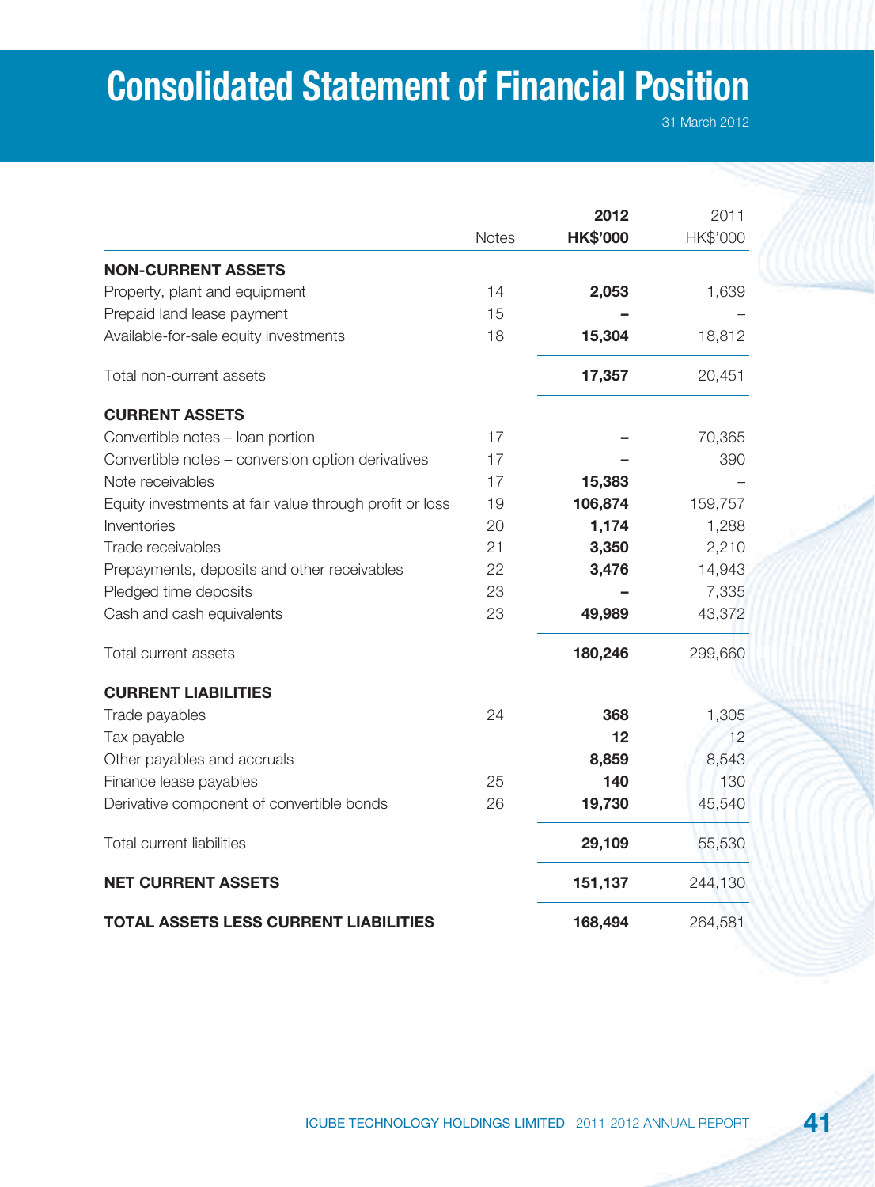# Consolidated Statement of Financial Position

31 March 2012

| | Notes | 2012<br>HK$'000 | 2011<br>HK$'000 |
|---|---|---|---|
| **NON-CURRENT ASSETS** | | | |
| Property, plant and equipment | 14 | **2,053** | 1,639 |
| Prepaid land lease payment | 15 | **–** | – |
| Available-for-sale equity investments | 18 | **15,304** | 18,812 |
| Total non-current assets | | **17,357** | 20,451 |
| **CURRENT ASSETS** | | | |
| Convertible notes – loan portion | 17 | **–** | 70,365 |
| Convertible notes – conversion option derivatives | 17 | **–** | 390 |
| Note receivables | 17 | **15,383** | – |
| Equity investments at fair value through profit or loss | 19 | **106,874** | 159,757 |
| Inventories | 20 | **1,174** | 1,288 |
| Trade receivables | 21 | **3,350** | 2,210 |
| Prepayments, deposits and other receivables | 22 | **3,476** | 14,943 |
| Pledged time deposits | 23 | **–** | 7,335 |
| Cash and cash equivalents | 23 | **49,989** | 43,372 |
| Total current assets | | **180,246** | 299,660 |
| **CURRENT LIABILITIES** | | | |
| Trade payables | 24 | **368** | 1,305 |
| Tax payable | | **12** | 12 |
| Other payables and accruals | | **8,859** | 8,543 |
| Finance lease payables | 25 | **140** | 130 |
| Derivative component of convertible bonds | 26 | **19,730** | 45,540 |
| Total current liabilities | | **29,109** | 55,530 |
| **NET CURRENT ASSETS** | | **151,137** | 244,130 |
| **TOTAL ASSETS LESS CURRENT LIABILITIES** | | **168,494** | 264,581 |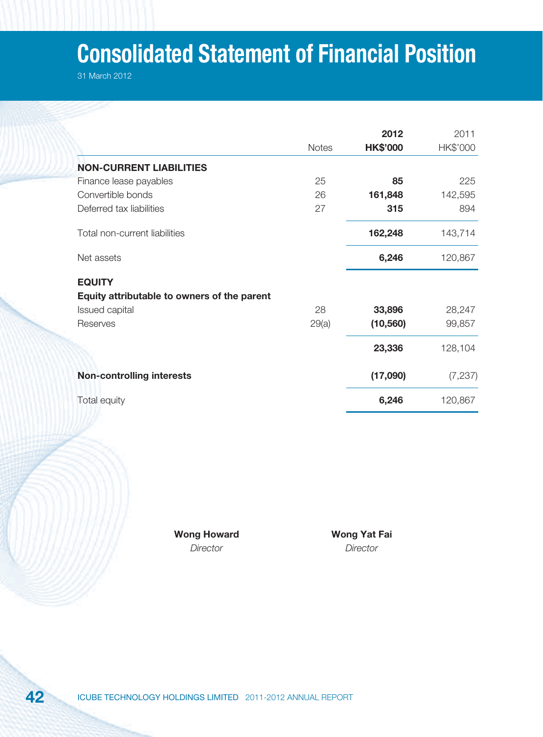# Consolidated Statement of Financial Position

31 March 2012

| | Notes | 2012 HK$'000 | 2011 HK$'000 |
|---|---|---|---|
| **NON-CURRENT LIABILITIES** | | | |
| Finance lease payables | 25 | **85** | 225 |
| Convertible bonds | 26 | **161,848** | 142,595 |
| Deferred tax liabilities | 27 | **315** | 894 |
| Total non-current liabilities | | **162,248** | 143,714 |
| Net assets | | **6,246** | 120,867 |
| **EQUITY** | | | |
| **Equity attributable to owners of the parent** | | | |
| Issued capital | 28 | **33,896** | 28,247 |
| Reserves | 29(a) | **(10,560)** | 99,857 |
| | | **23,336** | 128,104 |
| **Non-controlling interests** | | **(17,090)** | (7,237) |
| Total equity | | **6,246** | 120,867 |

**Wong Howard**
*Director*

**Wong Yat Fai**
*Director*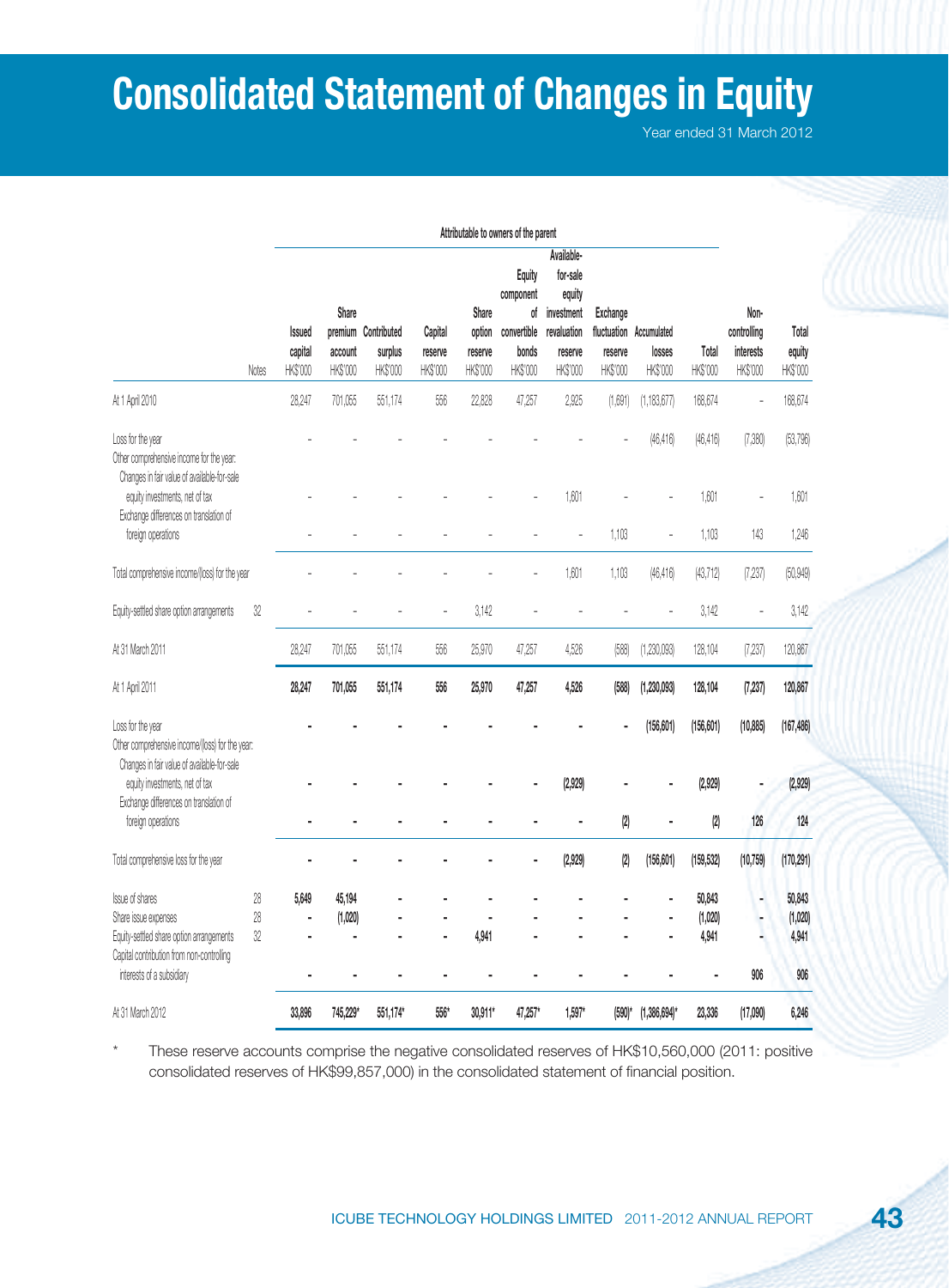# Consolidated Statement of Changes in Equity

Year ended 31 March 2012

| | | Attributable to owners of the parent | | | | | | | | | | | |
|---|---|---|---|---|---|---|---|---|---|---|---|---|---|
| | Notes | Issued capital HK$'000 | Share premium account HK$'000 | Contributed surplus HK$'000 | Capital reserve HK$'000 | Share option reserve HK$'000 | Equity component of convertible bonds HK$'000 | Available-for-sale equity investment revaluation reserve HK$'000 | Exchange fluctuation reserve HK$'000 | Accumulated losses HK$'000 | Total HK$'000 | Non-controlling interests HK$'000 | Total equity HK$'000 |
| At 1 April 2010 | | 28,247 | 701,055 | 551,174 | 556 | 22,828 | 47,257 | 2,925 | (1,691) | (1,183,677) | 168,674 | - | 168,674 |
| Loss for the year | | - | - | - | - | - | - | - | - | (46,416) | (46,416) | (7,380) | (53,796) |
| Other comprehensive income for the year: | | | | | | | | | | | | | |
| Changes in fair value of available-for-sale equity investments, net of tax | | - | - | - | - | - | - | 1,601 | - | - | 1,601 | - | 1,601 |
| Exchange differences on translation of foreign operations | | - | - | - | - | - | - | - | 1,103 | - | 1,103 | 143 | 1,246 |
| Total comprehensive income/(loss) for the year | | - | - | - | - | - | - | 1,601 | 1,103 | (46,416) | (43,712) | (7,237) | (50,949) |
| Equity-settled share option arrangements | 32 | - | - | - | - | 3,142 | - | - | - | - | 3,142 | - | 3,142 |
| At 31 March 2011 | | 28,247 | 701,055 | 551,174 | 556 | 25,970 | 47,257 | 4,526 | (588) | (1,230,093) | 128,104 | (7,237) | 120,867 |
| **At 1 April 2011** | | **28,247** | **701,055** | **551,174** | **556** | **25,970** | **47,257** | **4,526** | **(588)** | **(1,230,093)** | **128,104** | **(7,237)** | **120,867** |
| Loss for the year | | **-** | **-** | **-** | **-** | **-** | **-** | **-** | **-** | **(156,601)** | **(156,601)** | **(10,885)** | **(167,486)** |
| Other comprehensive income/(loss) for the year: | | | | | | | | | | | | | |
| Changes in fair value of available-for-sale equity investments, net of tax | | **-** | **-** | **-** | **-** | **-** | **-** | **(2,929)** | **-** | **-** | **(2,929)** | **-** | **(2,929)** |
| Exchange differences on translation of foreign operations | | **-** | **-** | **-** | **-** | **-** | **-** | **-** | **(2)** | **-** | **(2)** | **126** | **124** |
| Total comprehensive loss for the year | | **-** | **-** | **-** | **-** | **-** | **-** | **(2,929)** | **(2)** | **(156,601)** | **(159,532)** | **(10,759)** | **(170,291)** |
| Issue of shares | 28 | **5,649** | **45,194** | **-** | **-** | **-** | **-** | **-** | **-** | **-** | **50,843** | **-** | **50,843** |
| Share issue expenses | 28 | **-** | **(1,020)** | **-** | **-** | **-** | **-** | **-** | **-** | **-** | **(1,020)** | **-** | **(1,020)** |
| Equity-settled share option arrangements | 32 | **-** | **-** | **-** | **-** | **4,941** | **-** | **-** | **-** | **-** | **4,941** | **-** | **4,941** |
| Capital contribution from non-controlling interests of a subsidiary | | **-** | **-** | **-** | **-** | **-** | **-** | **-** | **-** | **-** | **-** | **906** | **906** |
| At 31 March 2012 | | **33,896** | **745,229*** | **551,174*** | **556*** | **30,911*** | **47,257*** | **1,597*** | **(590)*** | **(1,386,694)*** | **23,336** | **(17,090)** | **6,246** |

\* These reserve accounts comprise the negative consolidated reserves of HK$10,560,000 (2011: positive consolidated reserves of HK$99,857,000) in the consolidated statement of financial position.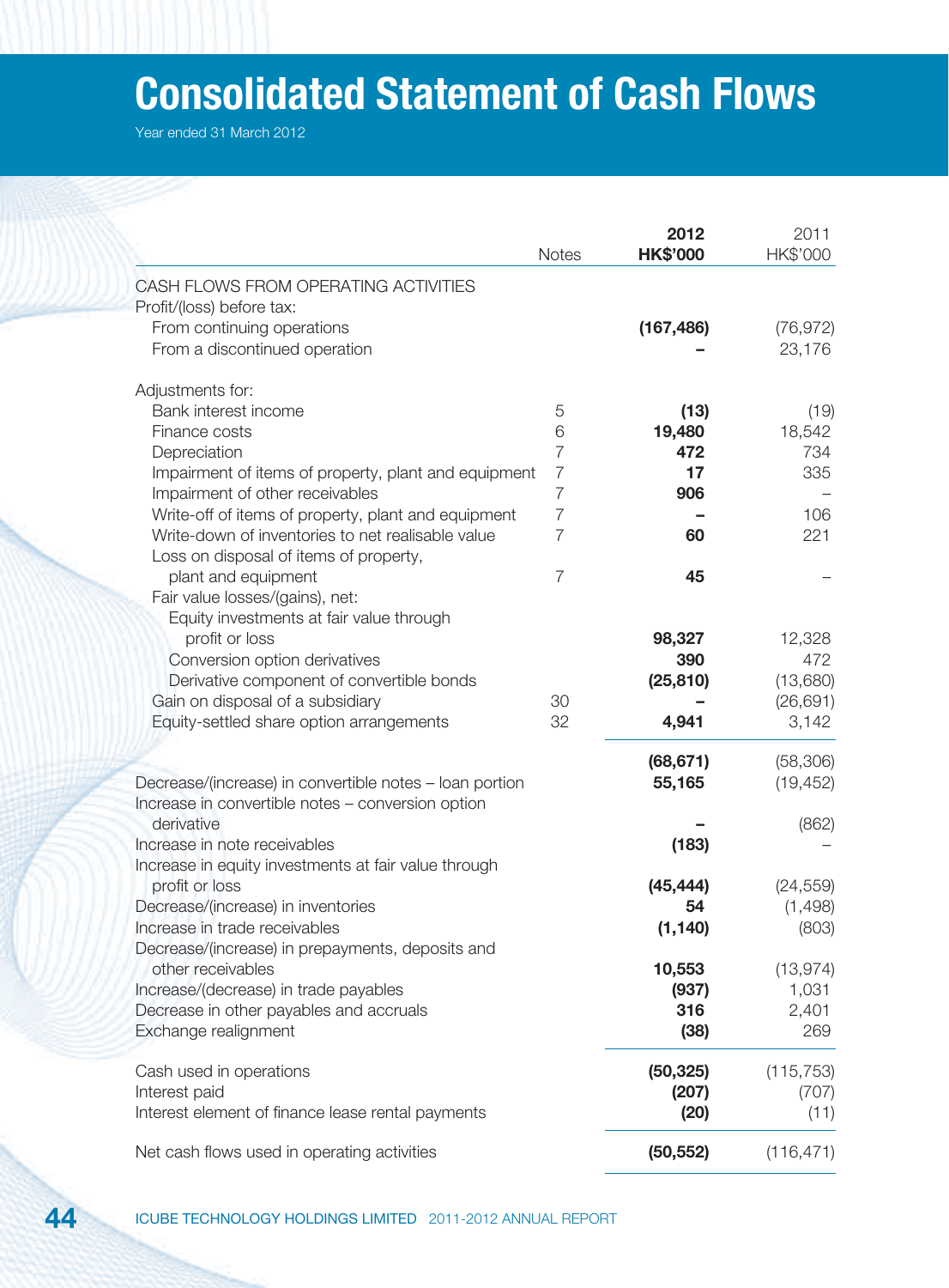# Consolidated Statement of Cash Flows

Year ended 31 March 2012

| | Notes | 2012 HK$'000 | 2011 HK$'000 |
|---|---|---|---|
| CASH FLOWS FROM OPERATING ACTIVITIES | | | |
| Profit/(loss) before tax: | | | |
| From continuing operations | | **(167,486)** | (76,972) |
| From a discontinued operation | | **–** | 23,176 |
| Adjustments for: | | | |
| Bank interest income | 5 | **(13)** | (19) |
| Finance costs | 6 | **19,480** | 18,542 |
| Depreciation | 7 | **472** | 734 |
| Impairment of items of property, plant and equipment | 7 | **17** | 335 |
| Impairment of other receivables | 7 | **906** | – |
| Write-off of items of property, plant and equipment | 7 | **–** | 106 |
| Write-down of inventories to net realisable value | 7 | **60** | 221 |
| Loss on disposal of items of property, plant and equipment | 7 | **45** | – |
| Fair value losses/(gains), net: | | | |
| Equity investments at fair value through profit or loss | | **98,327** | 12,328 |
| Conversion option derivatives | | **390** | 472 |
| Derivative component of convertible bonds | | **(25,810)** | (13,680) |
| Gain on disposal of a subsidiary | 30 | **–** | (26,691) |
| Equity-settled share option arrangements | 32 | **4,941** | 3,142 |
| | | **(68,671)** | (58,306) |
| Decrease/(increase) in convertible notes – loan portion | | **55,165** | (19,452) |
| Increase in convertible notes – conversion option derivative | | **–** | (862) |
| Increase in note receivables | | **(183)** | – |
| Increase in equity investments at fair value through profit or loss | | **(45,444)** | (24,559) |
| Decrease/(increase) in inventories | | **54** | (1,498) |
| Increase in trade receivables | | **(1,140)** | (803) |
| Decrease/(increase) in prepayments, deposits and other receivables | | **10,553** | (13,974) |
| Increase/(decrease) in trade payables | | **(937)** | 1,031 |
| Decrease in other payables and accruals | | **316** | 2,401 |
| Exchange realignment | | **(38)** | 269 |
| Cash used in operations | | **(50,325)** | (115,753) |
| Interest paid | | **(207)** | (707) |
| Interest element of finance lease rental payments | | **(20)** | (11) |
| Net cash flows used in operating activities | | **(50,552)** | (116,471) |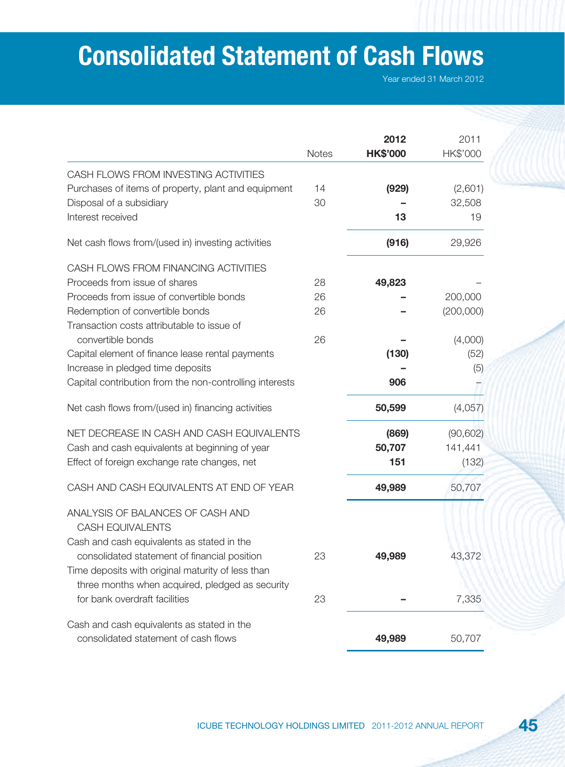# Consolidated Statement of Cash Flows

Year ended 31 March 2012

| | Notes | 2012 HK$'000 | 2011 HK$'000 |
|---|---|---|---|
| CASH FLOWS FROM INVESTING ACTIVITIES | | | |
| Purchases of items of property, plant and equipment | 14 | **(929)** | (2,601) |
| Disposal of a subsidiary | 30 | **–** | 32,508 |
| Interest received | | **13** | 19 |
| Net cash flows from/(used in) investing activities | | **(916)** | 29,926 |
| CASH FLOWS FROM FINANCING ACTIVITIES | | | |
| Proceeds from issue of shares | 28 | **49,823** | – |
| Proceeds from issue of convertible bonds | 26 | **–** | 200,000 |
| Redemption of convertible bonds | 26 | **–** | (200,000) |
| Transaction costs attributable to issue of convertible bonds | 26 | **–** | (4,000) |
| Capital element of finance lease rental payments | | **(130)** | (52) |
| Increase in pledged time deposits | | **–** | (5) |
| Capital contribution from the non-controlling interests | | **906** | – |
| Net cash flows from/(used in) financing activities | | **50,599** | (4,057) |
| NET DECREASE IN CASH AND CASH EQUIVALENTS | | **(869)** | (90,602) |
| Cash and cash equivalents at beginning of year | | **50,707** | 141,441 |
| Effect of foreign exchange rate changes, net | | **151** | (132) |
| CASH AND CASH EQUIVALENTS AT END OF YEAR | | **49,989** | 50,707 |
| ANALYSIS OF BALANCES OF CASH AND CASH EQUIVALENTS | | | |
| Cash and cash equivalents as stated in the consolidated statement of financial position | 23 | **49,989** | 43,372 |
| Time deposits with original maturity of less than three months when acquired, pledged as security for bank overdraft facilities | 23 | **–** | 7,335 |
| Cash and cash equivalents as stated in the consolidated statement of cash flows | | **49,989** | 50,707 |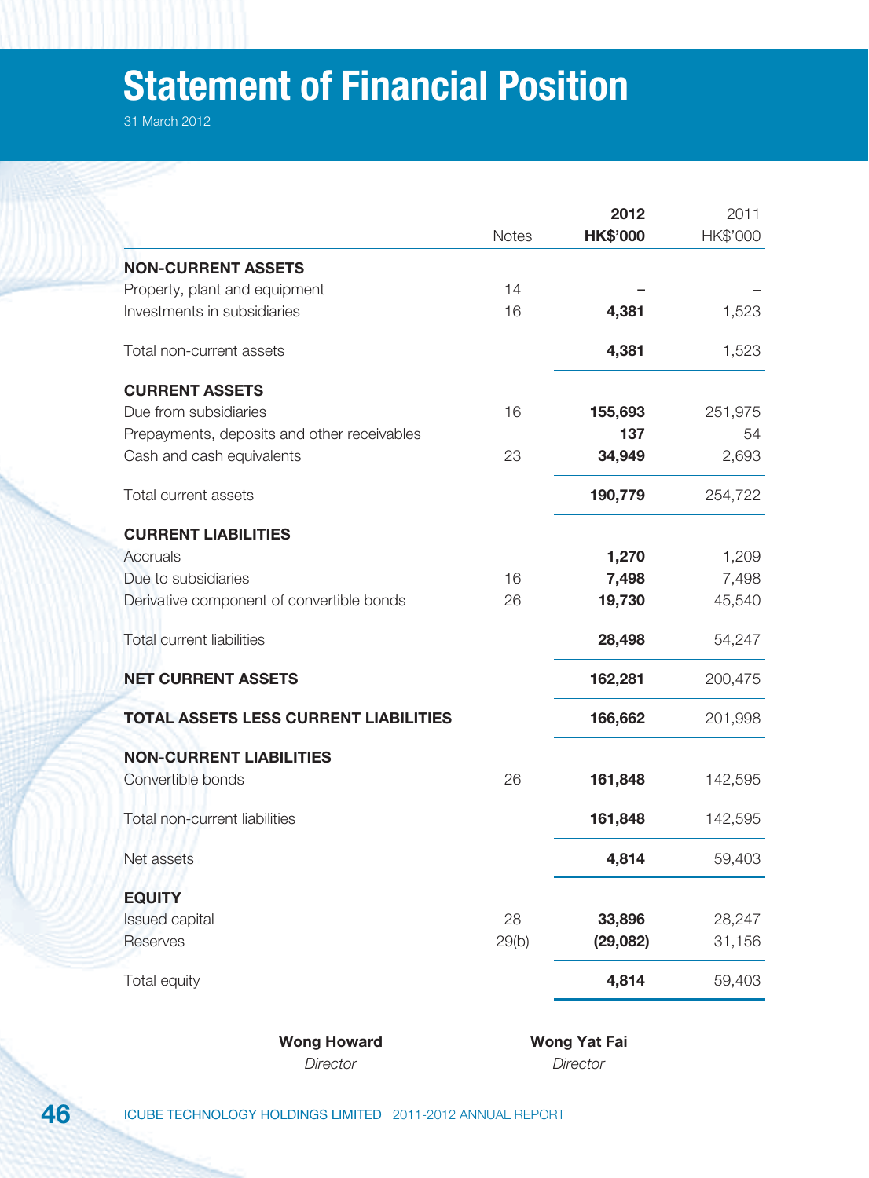# Statement of Financial Position

31 March 2012

| | Notes | **2012 HK$'000** | 2011 HK$'000 |
|---|---|---|---|
| **NON-CURRENT ASSETS** | | | |
| Property, plant and equipment | 14 | **–** | – |
| Investments in subsidiaries | 16 | **4,381** | 1,523 |
| Total non-current assets | | **4,381** | 1,523 |
| **CURRENT ASSETS** | | | |
| Due from subsidiaries | 16 | **155,693** | 251,975 |
| Prepayments, deposits and other receivables | | **137** | 54 |
| Cash and cash equivalents | 23 | **34,949** | 2,693 |
| Total current assets | | **190,779** | 254,722 |
| **CURRENT LIABILITIES** | | | |
| Accruals | | **1,270** | 1,209 |
| Due to subsidiaries | 16 | **7,498** | 7,498 |
| Derivative component of convertible bonds | 26 | **19,730** | 45,540 |
| Total current liabilities | | **28,498** | 54,247 |
| **NET CURRENT ASSETS** | | **162,281** | 200,475 |
| **TOTAL ASSETS LESS CURRENT LIABILITIES** | | **166,662** | 201,998 |
| **NON-CURRENT LIABILITIES** | | | |
| Convertible bonds | 26 | **161,848** | 142,595 |
| Total non-current liabilities | | **161,848** | 142,595 |
| Net assets | | **4,814** | 59,403 |
| **EQUITY** | | | |
| Issued capital | 28 | **33,896** | 28,247 |
| Reserves | 29(b) | **(29,082)** | 31,156 |
| Total equity | | **4,814** | 59,403 |

**Wong Howard**
*Director*

**Wong Yat Fai**
*Director*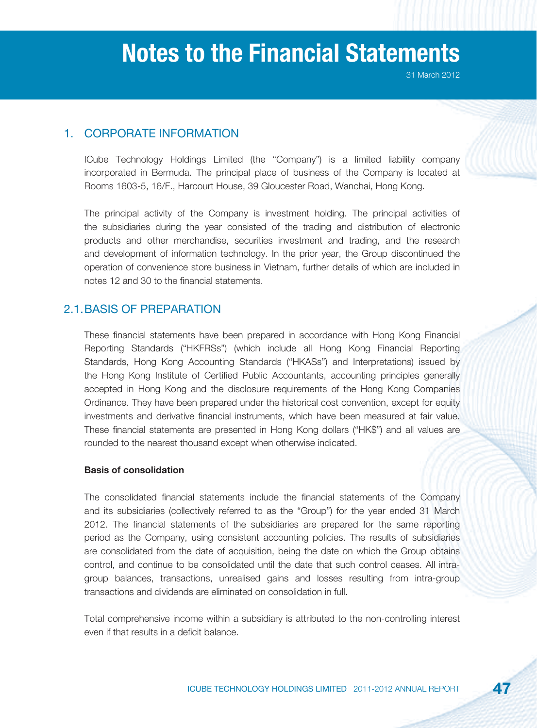# Notes to the Financial Statements

31 March 2012

## 1. CORPORATE INFORMATION

ICube Technology Holdings Limited (the "Company") is a limited liability company incorporated in Bermuda. The principal place of business of the Company is located at Rooms 1603-5, 16/F., Harcourt House, 39 Gloucester Road, Wanchai, Hong Kong.

The principal activity of the Company is investment holding. The principal activities of the subsidiaries during the year consisted of the trading and distribution of electronic products and other merchandise, securities investment and trading, and the research and development of information technology. In the prior year, the Group discontinued the operation of convenience store business in Vietnam, further details of which are included in notes 12 and 30 to the financial statements.

## 2.1. BASIS OF PREPARATION

These financial statements have been prepared in accordance with Hong Kong Financial Reporting Standards ("HKFRSs") (which include all Hong Kong Financial Reporting Standards, Hong Kong Accounting Standards ("HKASs") and Interpretations) issued by the Hong Kong Institute of Certified Public Accountants, accounting principles generally accepted in Hong Kong and the disclosure requirements of the Hong Kong Companies Ordinance. They have been prepared under the historical cost convention, except for equity investments and derivative financial instruments, which have been measured at fair value. These financial statements are presented in Hong Kong dollars ("HK$") and all values are rounded to the nearest thousand except when otherwise indicated.

**Basis of consolidation**

The consolidated financial statements include the financial statements of the Company and its subsidiaries (collectively referred to as the "Group") for the year ended 31 March 2012. The financial statements of the subsidiaries are prepared for the same reporting period as the Company, using consistent accounting policies. The results of subsidiaries are consolidated from the date of acquisition, being the date on which the Group obtains control, and continue to be consolidated until the date that such control ceases. All intra-group balances, transactions, unrealised gains and losses resulting from intra-group transactions and dividends are eliminated on consolidation in full.

Total comprehensive income within a subsidiary is attributed to the non-controlling interest even if that results in a deficit balance.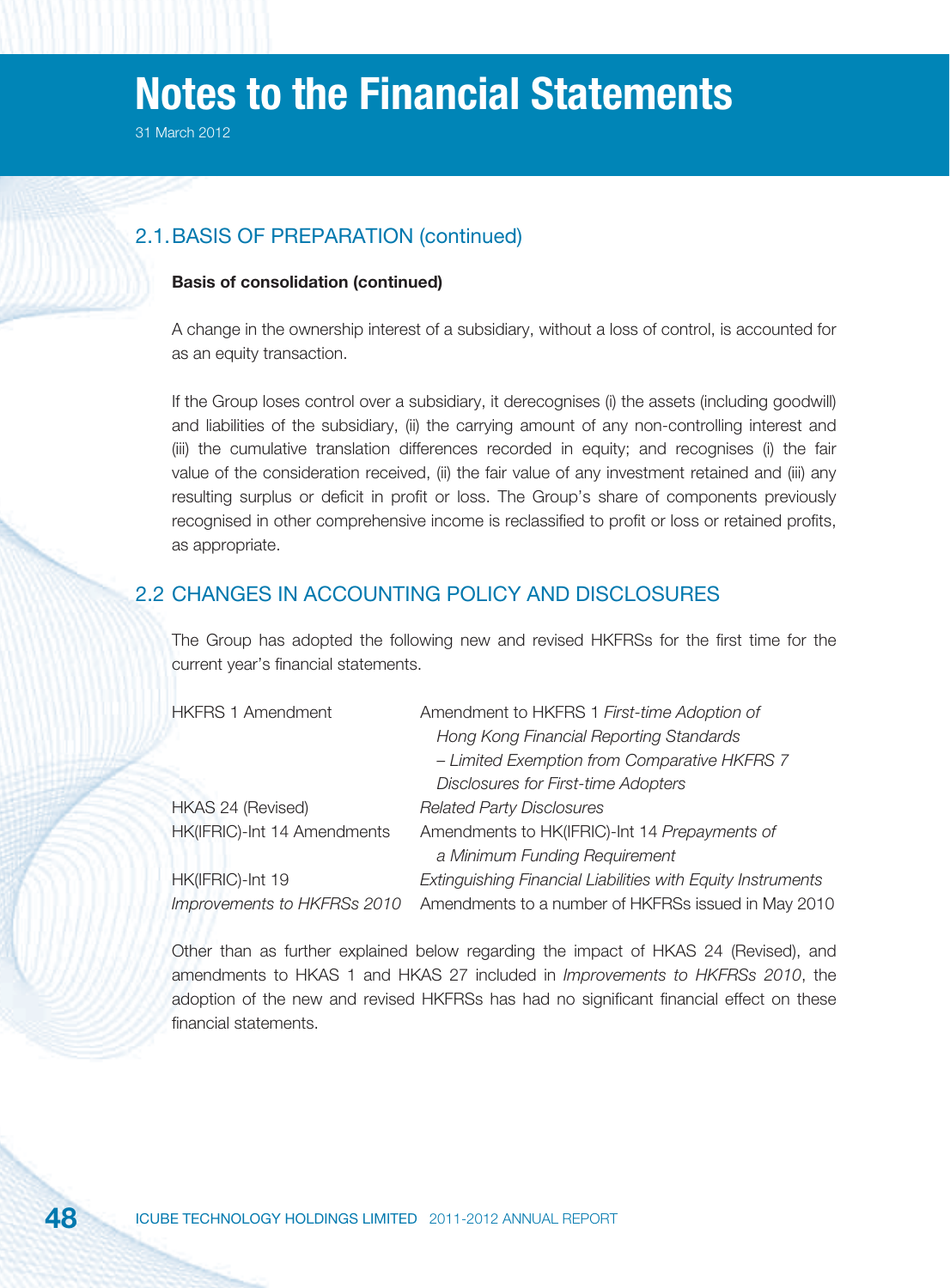# Notes to the Financial Statements

31 March 2012

## 2.1. BASIS OF PREPARATION (continued)

**Basis of consolidation (continued)**

A change in the ownership interest of a subsidiary, without a loss of control, is accounted for as an equity transaction.

If the Group loses control over a subsidiary, it derecognises (i) the assets (including goodwill) and liabilities of the subsidiary, (ii) the carrying amount of any non-controlling interest and (iii) the cumulative translation differences recorded in equity; and recognises (i) the fair value of the consideration received, (ii) the fair value of any investment retained and (iii) any resulting surplus or deficit in profit or loss. The Group's share of components previously recognised in other comprehensive income is reclassified to profit or loss or retained profits, as appropriate.

## 2.2 CHANGES IN ACCOUNTING POLICY AND DISCLOSURES

The Group has adopted the following new and revised HKFRSs for the first time for the current year's financial statements.

| | |
|---|---|
| HKFRS 1 Amendment | Amendment to HKFRS 1 *First-time Adoption of Hong Kong Financial Reporting Standards – Limited Exemption from Comparative HKFRS 7 Disclosures for First-time Adopters* |
| HKAS 24 (Revised) | *Related Party Disclosures* |
| HK(IFRIC)-Int 14 Amendments | Amendments to HK(IFRIC)-Int 14 *Prepayments of a Minimum Funding Requirement* |
| HK(IFRIC)-Int 19 | *Extinguishing Financial Liabilities with Equity Instruments* |
| *Improvements to HKFRSs 2010* | Amendments to a number of HKFRSs issued in May 2010 |

Other than as further explained below regarding the impact of HKAS 24 (Revised), and amendments to HKAS 1 and HKAS 27 included in *Improvements to HKFRSs 2010*, the adoption of the new and revised HKFRSs has had no significant financial effect on these financial statements.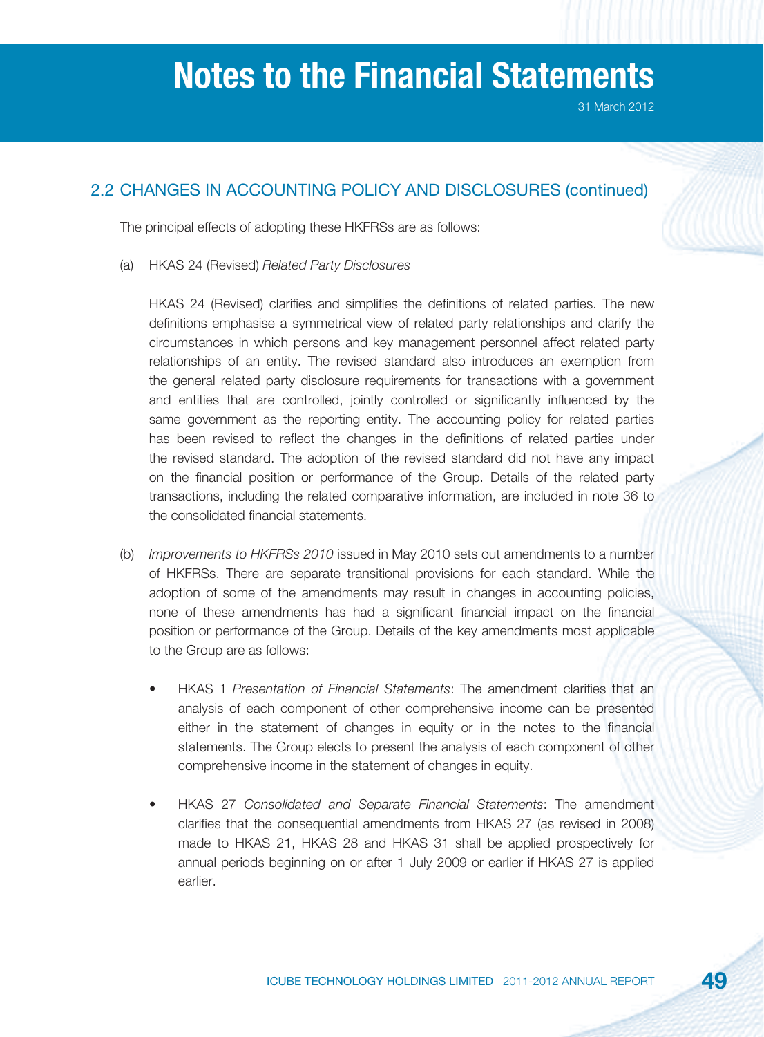## 2.2 CHANGES IN ACCOUNTING POLICY AND DISCLOSURES (continued)

The principal effects of adopting these HKFRSs are as follows:

(a) HKAS 24 (Revised) *Related Party Disclosures*

HKAS 24 (Revised) clarifies and simplifies the definitions of related parties. The new definitions emphasise a symmetrical view of related party relationships and clarify the circumstances in which persons and key management personnel affect related party relationships of an entity. The revised standard also introduces an exemption from the general related party disclosure requirements for transactions with a government and entities that are controlled, jointly controlled or significantly influenced by the same government as the reporting entity. The accounting policy for related parties has been revised to reflect the changes in the definitions of related parties under the revised standard. The adoption of the revised standard did not have any impact on the financial position or performance of the Group. Details of the related party transactions, including the related comparative information, are included in note 36 to the consolidated financial statements.

(b) *Improvements to HKFRSs 2010* issued in May 2010 sets out amendments to a number of HKFRSs. There are separate transitional provisions for each standard. While the adoption of some of the amendments may result in changes in accounting policies, none of these amendments has had a significant financial impact on the financial position or performance of the Group. Details of the key amendments most applicable to the Group are as follows:

- HKAS 1 *Presentation of Financial Statements*: The amendment clarifies that an analysis of each component of other comprehensive income can be presented either in the statement of changes in equity or in the notes to the financial statements. The Group elects to present the analysis of each component of other comprehensive income in the statement of changes in equity.

- HKAS 27 *Consolidated and Separate Financial Statements*: The amendment clarifies that the consequential amendments from HKAS 27 (as revised in 2008) made to HKAS 21, HKAS 28 and HKAS 31 shall be applied prospectively for annual periods beginning on or after 1 July 2009 or earlier if HKAS 27 is applied earlier.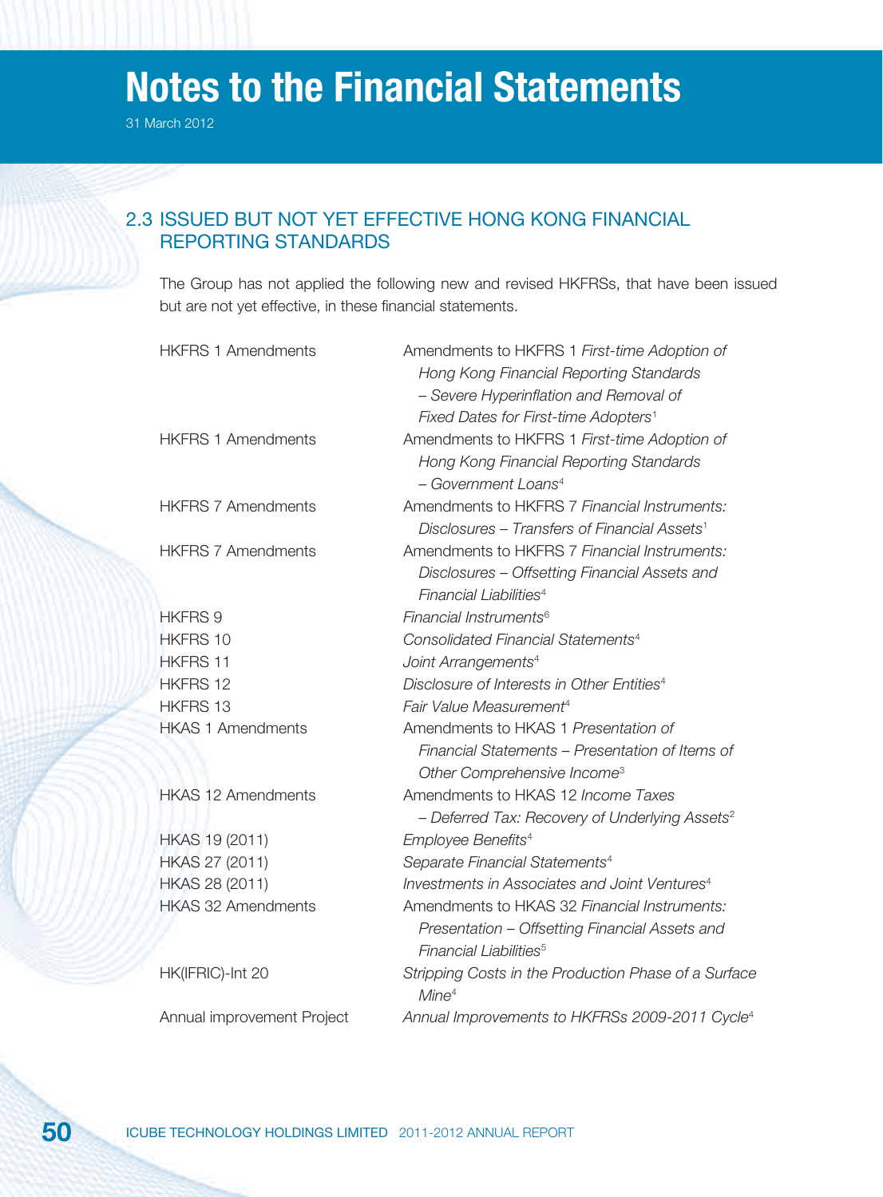## 2.3 ISSUED BUT NOT YET EFFECTIVE HONG KONG FINANCIAL REPORTING STANDARDS

The Group has not applied the following new and revised HKFRSs, that have been issued but are not yet effective, in these financial statements.

| | |
|---|---|
| HKFRS 1 Amendments | Amendments to HKFRS 1 *First-time Adoption of Hong Kong Financial Reporting Standards – Severe Hyperinflation and Removal of Fixed Dates for First-time Adopters*[1] |
| HKFRS 1 Amendments | Amendments to HKFRS 1 *First-time Adoption of Hong Kong Financial Reporting Standards – Government Loans*[4] |
| HKFRS 7 Amendments | Amendments to HKFRS 7 *Financial Instruments: Disclosures – Transfers of Financial Assets*[1] |
| HKFRS 7 Amendments | Amendments to HKFRS 7 *Financial Instruments: Disclosures – Offsetting Financial Assets and Financial Liabilities*[4] |
| HKFRS 9 | *Financial Instruments*[6] |
| HKFRS 10 | *Consolidated Financial Statements*[4] |
| HKFRS 11 | *Joint Arrangements*[4] |
| HKFRS 12 | *Disclosure of Interests in Other Entities*[4] |
| HKFRS 13 | *Fair Value Measurement*[4] |
| HKAS 1 Amendments | Amendments to HKAS 1 *Presentation of Financial Statements – Presentation of Items of Other Comprehensive Income*[3] |
| HKAS 12 Amendments | Amendments to HKAS 12 *Income Taxes – Deferred Tax: Recovery of Underlying Assets*[2] |
| HKAS 19 (2011) | *Employee Benefits*[4] |
| HKAS 27 (2011) | *Separate Financial Statements*[4] |
| HKAS 28 (2011) | *Investments in Associates and Joint Ventures*[4] |
| HKAS 32 Amendments | Amendments to HKAS 32 *Financial Instruments: Presentation – Offsetting Financial Assets and Financial Liabilities*[5] |
| HK(IFRIC)-Int 20 | *Stripping Costs in the Production Phase of a Surface Mine*[4] |
| Annual improvement Project | *Annual Improvements to HKFRSs 2009-2011 Cycle*[4] |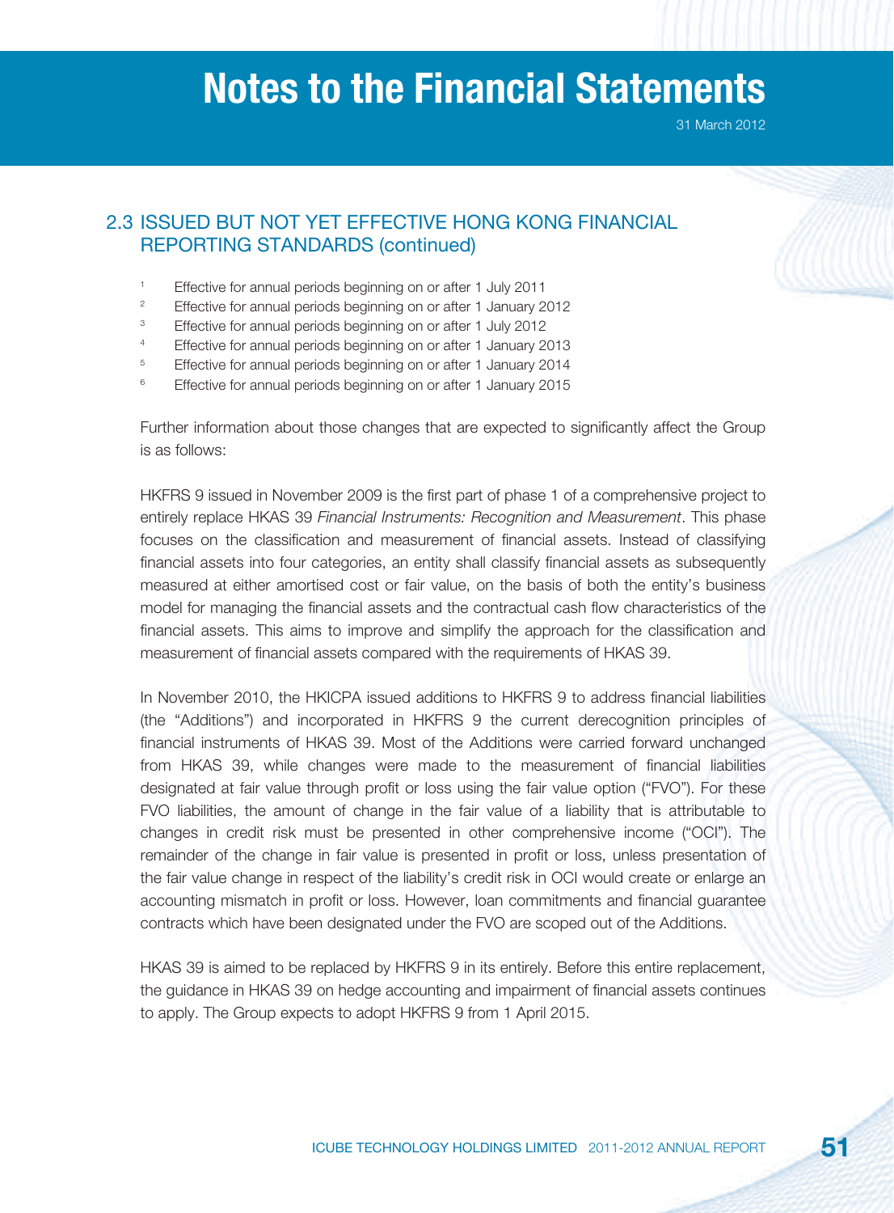## 2.3 ISSUED BUT NOT YET EFFECTIVE HONG KONG FINANCIAL REPORTING STANDARDS (continued)

[1] Effective for annual periods beginning on or after 1 July 2011
[2] Effective for annual periods beginning on or after 1 January 2012
[3] Effective for annual periods beginning on or after 1 July 2012
[4] Effective for annual periods beginning on or after 1 January 2013
[5] Effective for annual periods beginning on or after 1 January 2014
[6] Effective for annual periods beginning on or after 1 January 2015

Further information about those changes that are expected to significantly affect the Group is as follows:

HKFRS 9 issued in November 2009 is the first part of phase 1 of a comprehensive project to entirely replace HKAS 39 *Financial Instruments: Recognition and Measurement*. This phase focuses on the classification and measurement of financial assets. Instead of classifying financial assets into four categories, an entity shall classify financial assets as subsequently measured at either amortised cost or fair value, on the basis of both the entity's business model for managing the financial assets and the contractual cash flow characteristics of the financial assets. This aims to improve and simplify the approach for the classification and measurement of financial assets compared with the requirements of HKAS 39.

In November 2010, the HKICPA issued additions to HKFRS 9 to address financial liabilities (the "Additions") and incorporated in HKFRS 9 the current derecognition principles of financial instruments of HKAS 39. Most of the Additions were carried forward unchanged from HKAS 39, while changes were made to the measurement of financial liabilities designated at fair value through profit or loss using the fair value option ("FVO"). For these FVO liabilities, the amount of change in the fair value of a liability that is attributable to changes in credit risk must be presented in other comprehensive income ("OCI"). The remainder of the change in fair value is presented in profit or loss, unless presentation of the fair value change in respect of the liability's credit risk in OCI would create or enlarge an accounting mismatch in profit or loss. However, loan commitments and financial guarantee contracts which have been designated under the FVO are scoped out of the Additions.

HKAS 39 is aimed to be replaced by HKFRS 9 in its entirely. Before this entire replacement, the guidance in HKAS 39 on hedge accounting and impairment of financial assets continues to apply. The Group expects to adopt HKFRS 9 from 1 April 2015.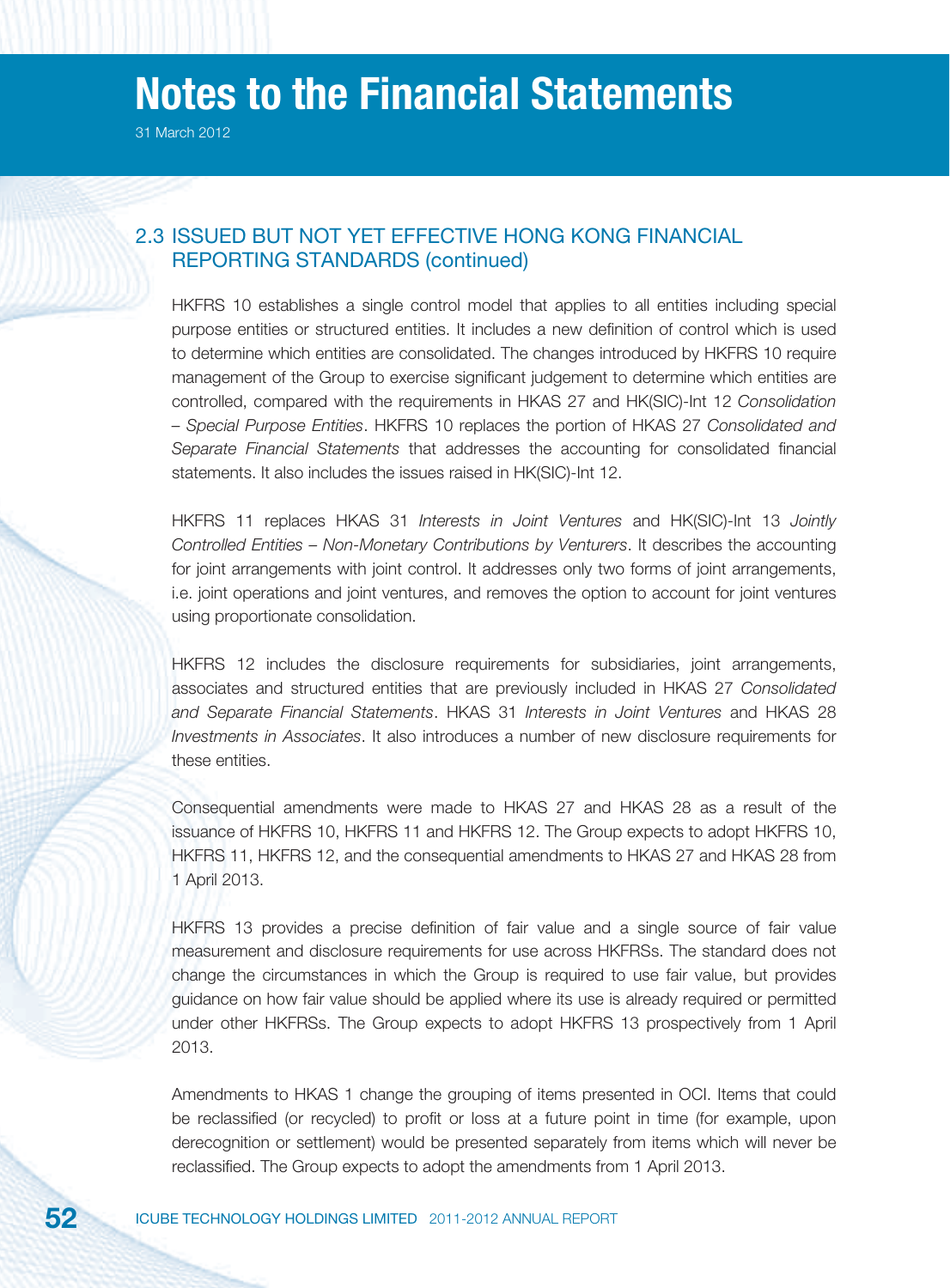## 2.3 ISSUED BUT NOT YET EFFECTIVE HONG KONG FINANCIAL REPORTING STANDARDS (continued)

HKFRS 10 establishes a single control model that applies to all entities including special purpose entities or structured entities. It includes a new definition of control which is used to determine which entities are consolidated. The changes introduced by HKFRS 10 require management of the Group to exercise significant judgement to determine which entities are controlled, compared with the requirements in HKAS 27 and HK(SIC)-Int 12 *Consolidation – Special Purpose Entities*. HKFRS 10 replaces the portion of HKAS 27 *Consolidated and Separate Financial Statements* that addresses the accounting for consolidated financial statements. It also includes the issues raised in HK(SIC)-Int 12.

HKFRS 11 replaces HKAS 31 *Interests in Joint Ventures* and HK(SIC)-Int 13 *Jointly Controlled Entities – Non-Monetary Contributions by Venturers*. It describes the accounting for joint arrangements with joint control. It addresses only two forms of joint arrangements, i.e. joint operations and joint ventures, and removes the option to account for joint ventures using proportionate consolidation.

HKFRS 12 includes the disclosure requirements for subsidiaries, joint arrangements, associates and structured entities that are previously included in HKAS 27 *Consolidated and Separate Financial Statements*. HKAS 31 *Interests in Joint Ventures* and HKAS 28 *Investments in Associates*. It also introduces a number of new disclosure requirements for these entities.

Consequential amendments were made to HKAS 27 and HKAS 28 as a result of the issuance of HKFRS 10, HKFRS 11 and HKFRS 12. The Group expects to adopt HKFRS 10, HKFRS 11, HKFRS 12, and the consequential amendments to HKAS 27 and HKAS 28 from 1 April 2013.

HKFRS 13 provides a precise definition of fair value and a single source of fair value measurement and disclosure requirements for use across HKFRSs. The standard does not change the circumstances in which the Group is required to use fair value, but provides guidance on how fair value should be applied where its use is already required or permitted under other HKFRSs. The Group expects to adopt HKFRS 13 prospectively from 1 April 2013.

Amendments to HKAS 1 change the grouping of items presented in OCI. Items that could be reclassified (or recycled) to profit or loss at a future point in time (for example, upon derecognition or settlement) would be presented separately from items which will never be reclassified. The Group expects to adopt the amendments from 1 April 2013.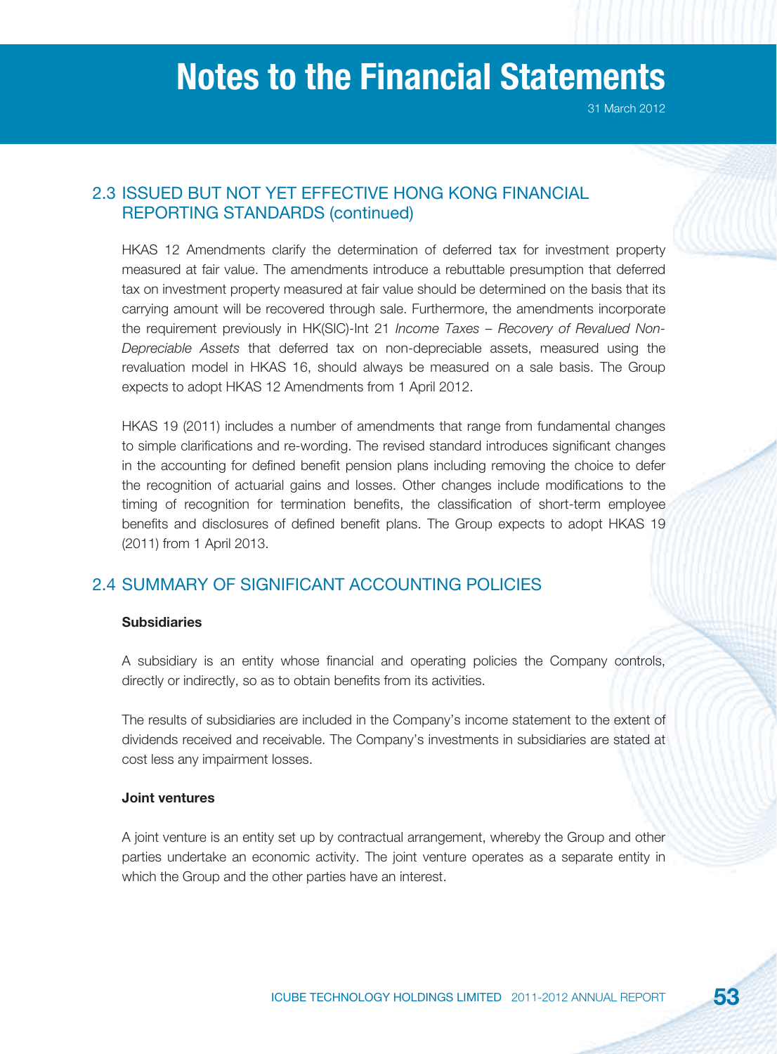## 2.3 ISSUED BUT NOT YET EFFECTIVE HONG KONG FINANCIAL REPORTING STANDARDS (continued)

HKAS 12 Amendments clarify the determination of deferred tax for investment property measured at fair value. The amendments introduce a rebuttable presumption that deferred tax on investment property measured at fair value should be determined on the basis that its carrying amount will be recovered through sale. Furthermore, the amendments incorporate the requirement previously in HK(SIC)-Int 21 *Income Taxes – Recovery of Revalued Non-Depreciable Assets* that deferred tax on non-depreciable assets, measured using the revaluation model in HKAS 16, should always be measured on a sale basis. The Group expects to adopt HKAS 12 Amendments from 1 April 2012.

HKAS 19 (2011) includes a number of amendments that range from fundamental changes to simple clarifications and re-wording. The revised standard introduces significant changes in the accounting for defined benefit pension plans including removing the choice to defer the recognition of actuarial gains and losses. Other changes include modifications to the timing of recognition for termination benefits, the classification of short-term employee benefits and disclosures of defined benefit plans. The Group expects to adopt HKAS 19 (2011) from 1 April 2013.

## 2.4 SUMMARY OF SIGNIFICANT ACCOUNTING POLICIES

**Subsidiaries**

A subsidiary is an entity whose financial and operating policies the Company controls, directly or indirectly, so as to obtain benefits from its activities.

The results of subsidiaries are included in the Company's income statement to the extent of dividends received and receivable. The Company's investments in subsidiaries are stated at cost less any impairment losses.

**Joint ventures**

A joint venture is an entity set up by contractual arrangement, whereby the Group and other parties undertake an economic activity. The joint venture operates as a separate entity in which the Group and the other parties have an interest.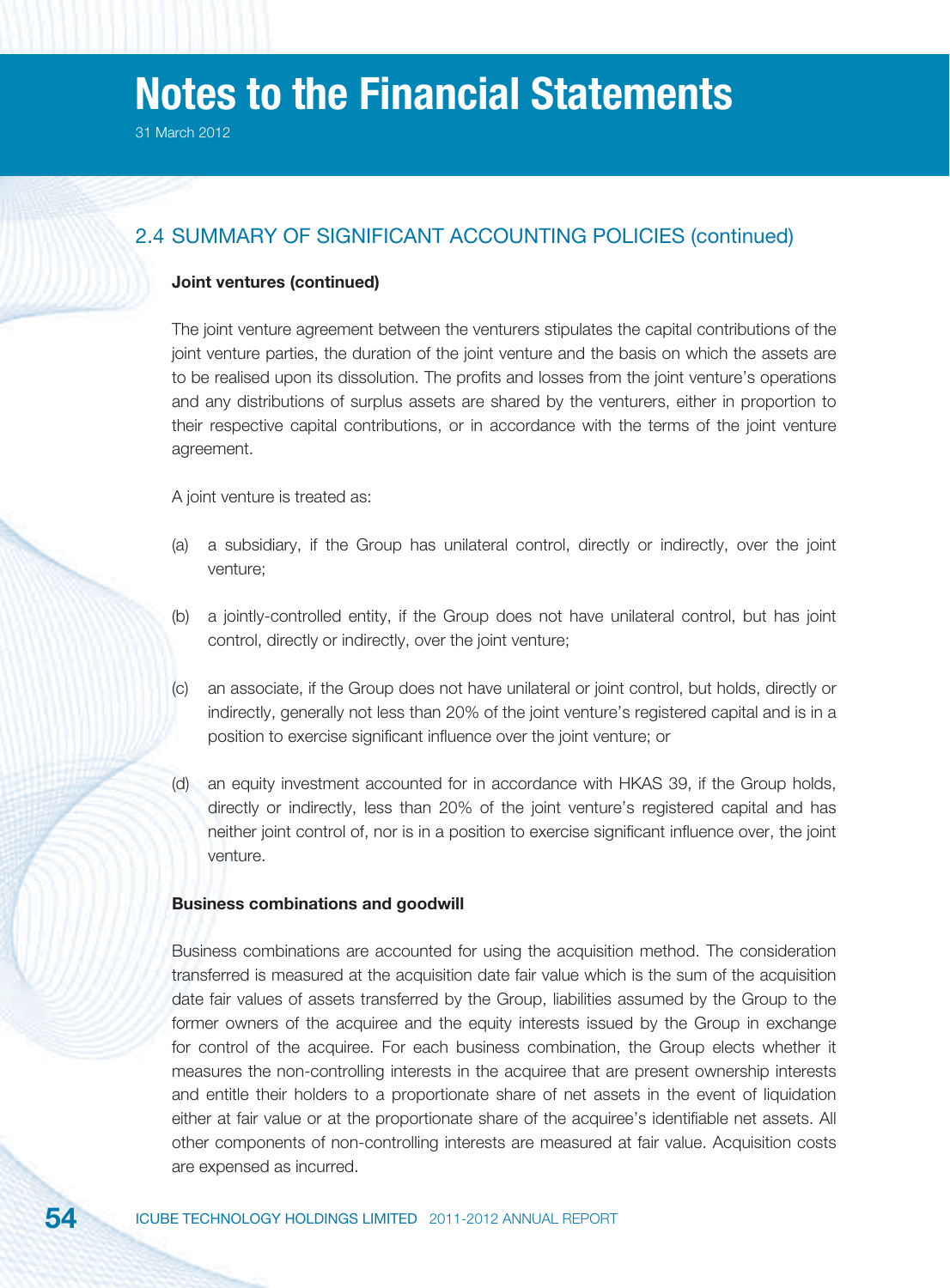## 2.4 SUMMARY OF SIGNIFICANT ACCOUNTING POLICIES (continued)

**Joint ventures (continued)**

The joint venture agreement between the venturers stipulates the capital contributions of the joint venture parties, the duration of the joint venture and the basis on which the assets are to be realised upon its dissolution. The profits and losses from the joint venture's operations and any distributions of surplus assets are shared by the venturers, either in proportion to their respective capital contributions, or in accordance with the terms of the joint venture agreement.

A joint venture is treated as:

(a) a subsidiary, if the Group has unilateral control, directly or indirectly, over the joint venture;

(b) a jointly-controlled entity, if the Group does not have unilateral control, but has joint control, directly or indirectly, over the joint venture;

(c) an associate, if the Group does not have unilateral or joint control, but holds, directly or indirectly, generally not less than 20% of the joint venture's registered capital and is in a position to exercise significant influence over the joint venture; or

(d) an equity investment accounted for in accordance with HKAS 39, if the Group holds, directly or indirectly, less than 20% of the joint venture's registered capital and has neither joint control of, nor is in a position to exercise significant influence over, the joint venture.

**Business combinations and goodwill**

Business combinations are accounted for using the acquisition method. The consideration transferred is measured at the acquisition date fair value which is the sum of the acquisition date fair values of assets transferred by the Group, liabilities assumed by the Group to the former owners of the acquiree and the equity interests issued by the Group in exchange for control of the acquiree. For each business combination, the Group elects whether it measures the non-controlling interests in the acquiree that are present ownership interests and entitle their holders to a proportionate share of net assets in the event of liquidation either at fair value or at the proportionate share of the acquiree's identifiable net assets. All other components of non-controlling interests are measured at fair value. Acquisition costs are expensed as incurred.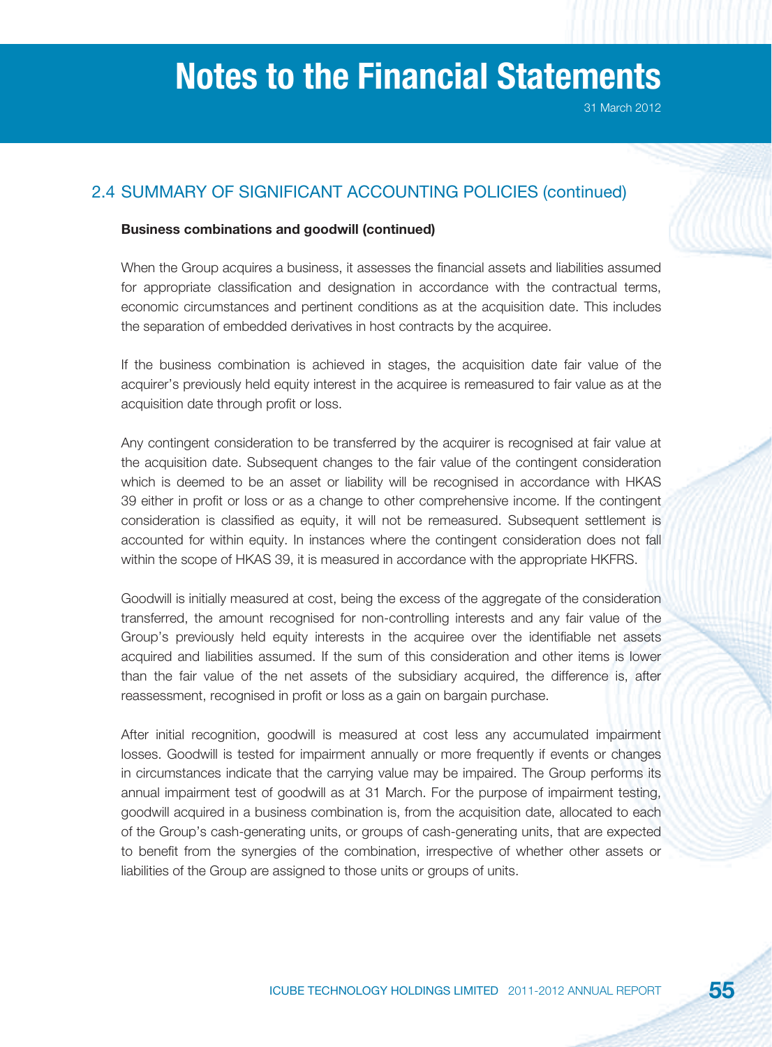## 2.4 SUMMARY OF SIGNIFICANT ACCOUNTING POLICIES (continued)

**Business combinations and goodwill (continued)**

When the Group acquires a business, it assesses the financial assets and liabilities assumed for appropriate classification and designation in accordance with the contractual terms, economic circumstances and pertinent conditions as at the acquisition date. This includes the separation of embedded derivatives in host contracts by the acquiree.

If the business combination is achieved in stages, the acquisition date fair value of the acquirer's previously held equity interest in the acquiree is remeasured to fair value as at the acquisition date through profit or loss.

Any contingent consideration to be transferred by the acquirer is recognised at fair value at the acquisition date. Subsequent changes to the fair value of the contingent consideration which is deemed to be an asset or liability will be recognised in accordance with HKAS 39 either in profit or loss or as a change to other comprehensive income. If the contingent consideration is classified as equity, it will not be remeasured. Subsequent settlement is accounted for within equity. In instances where the contingent consideration does not fall within the scope of HKAS 39, it is measured in accordance with the appropriate HKFRS.

Goodwill is initially measured at cost, being the excess of the aggregate of the consideration transferred, the amount recognised for non-controlling interests and any fair value of the Group's previously held equity interests in the acquiree over the identifiable net assets acquired and liabilities assumed. If the sum of this consideration and other items is lower than the fair value of the net assets of the subsidiary acquired, the difference is, after reassessment, recognised in profit or loss as a gain on bargain purchase.

After initial recognition, goodwill is measured at cost less any accumulated impairment losses. Goodwill is tested for impairment annually or more frequently if events or changes in circumstances indicate that the carrying value may be impaired. The Group performs its annual impairment test of goodwill as at 31 March. For the purpose of impairment testing, goodwill acquired in a business combination is, from the acquisition date, allocated to each of the Group's cash-generating units, or groups of cash-generating units, that are expected to benefit from the synergies of the combination, irrespective of whether other assets or liabilities of the Group are assigned to those units or groups of units.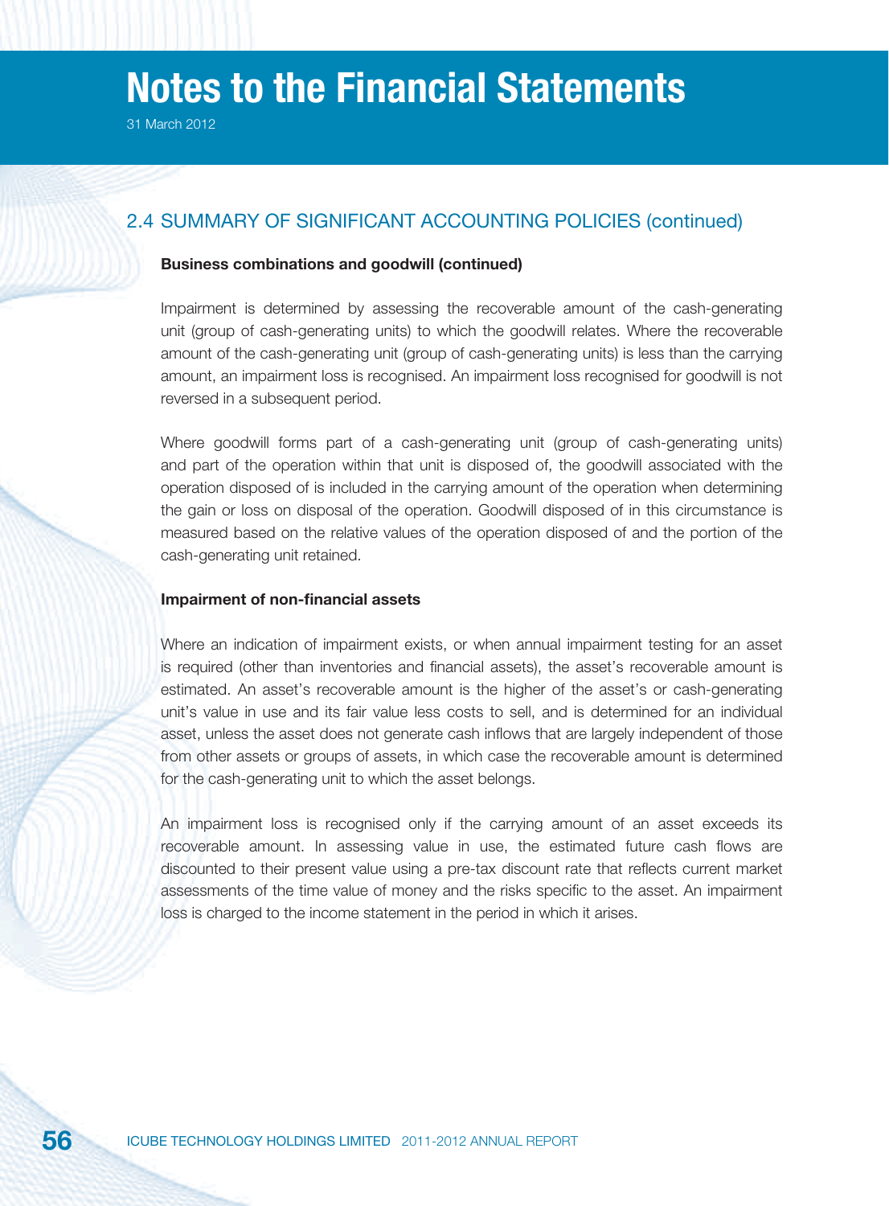## 2.4 SUMMARY OF SIGNIFICANT ACCOUNTING POLICIES (continued)

**Business combinations and goodwill (continued)**

Impairment is determined by assessing the recoverable amount of the cash-generating unit (group of cash-generating units) to which the goodwill relates. Where the recoverable amount of the cash-generating unit (group of cash-generating units) is less than the carrying amount, an impairment loss is recognised. An impairment loss recognised for goodwill is not reversed in a subsequent period.

Where goodwill forms part of a cash-generating unit (group of cash-generating units) and part of the operation within that unit is disposed of, the goodwill associated with the operation disposed of is included in the carrying amount of the operation when determining the gain or loss on disposal of the operation. Goodwill disposed of in this circumstance is measured based on the relative values of the operation disposed of and the portion of the cash-generating unit retained.

**Impairment of non-financial assets**

Where an indication of impairment exists, or when annual impairment testing for an asset is required (other than inventories and financial assets), the asset's recoverable amount is estimated. An asset's recoverable amount is the higher of the asset's or cash-generating unit's value in use and its fair value less costs to sell, and is determined for an individual asset, unless the asset does not generate cash inflows that are largely independent of those from other assets or groups of assets, in which case the recoverable amount is determined for the cash-generating unit to which the asset belongs.

An impairment loss is recognised only if the carrying amount of an asset exceeds its recoverable amount. In assessing value in use, the estimated future cash flows are discounted to their present value using a pre-tax discount rate that reflects current market assessments of the time value of money and the risks specific to the asset. An impairment loss is charged to the income statement in the period in which it arises.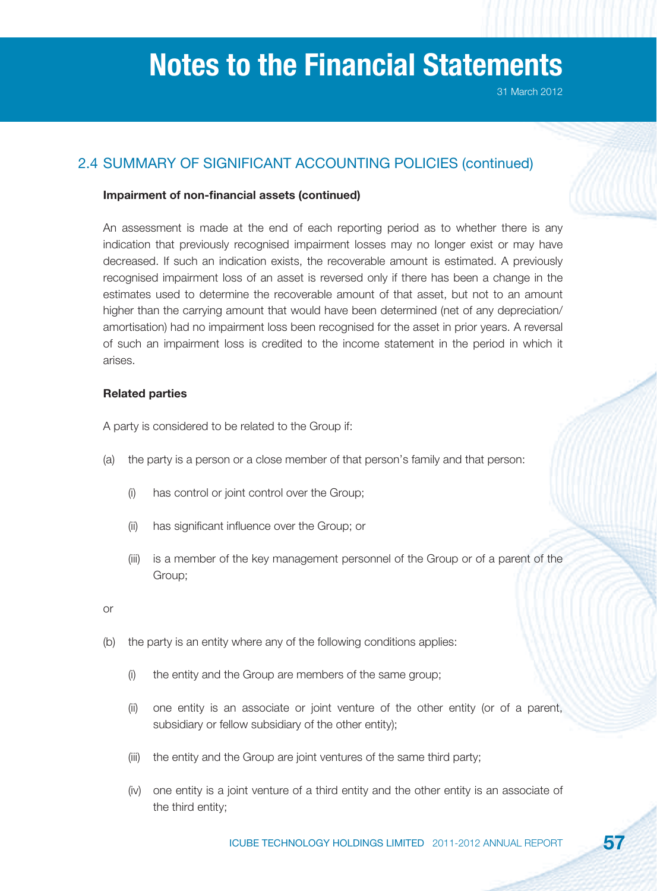## 2.4 SUMMARY OF SIGNIFICANT ACCOUNTING POLICIES (continued)

**Impairment of non-financial assets (continued)**

An assessment is made at the end of each reporting period as to whether there is any indication that previously recognised impairment losses may no longer exist or may have decreased. If such an indication exists, the recoverable amount is estimated. A previously recognised impairment loss of an asset is reversed only if there has been a change in the estimates used to determine the recoverable amount of that asset, but not to an amount higher than the carrying amount that would have been determined (net of any depreciation/amortisation) had no impairment loss been recognised for the asset in prior years. A reversal of such an impairment loss is credited to the income statement in the period in which it arises.

**Related parties**

A party is considered to be related to the Group if:

(a) the party is a person or a close member of that person's family and that person:

  (i) has control or joint control over the Group;

  (ii) has significant influence over the Group; or

  (iii) is a member of the key management personnel of the Group or of a parent of the Group;

or

(b) the party is an entity where any of the following conditions applies:

  (i) the entity and the Group are members of the same group;

  (ii) one entity is an associate or joint venture of the other entity (or of a parent, subsidiary or fellow subsidiary of the other entity);

  (iii) the entity and the Group are joint ventures of the same third party;

  (iv) one entity is a joint venture of a third entity and the other entity is an associate of the third entity;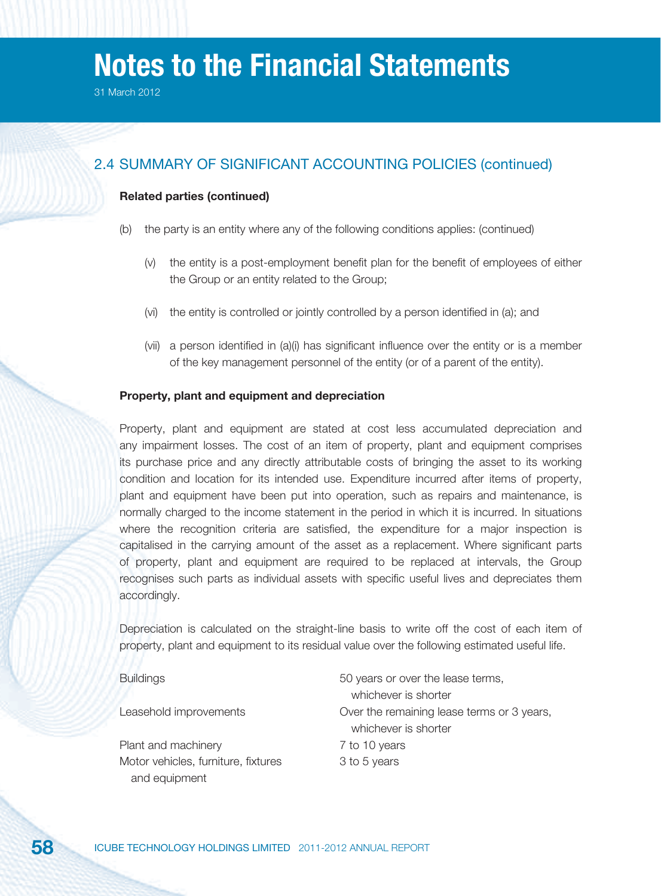## 2.4 SUMMARY OF SIGNIFICANT ACCOUNTING POLICIES (continued)

**Related parties (continued)**

(b) the party is an entity where any of the following conditions applies: (continued)

(v) the entity is a post-employment benefit plan for the benefit of employees of either the Group or an entity related to the Group;

(vi) the entity is controlled or jointly controlled by a person identified in (a); and

(vii) a person identified in (a)(i) has significant influence over the entity or is a member of the key management personnel of the entity (or of a parent of the entity).

**Property, plant and equipment and depreciation**

Property, plant and equipment are stated at cost less accumulated depreciation and any impairment losses. The cost of an item of property, plant and equipment comprises its purchase price and any directly attributable costs of bringing the asset to its working condition and location for its intended use. Expenditure incurred after items of property, plant and equipment have been put into operation, such as repairs and maintenance, is normally charged to the income statement in the period in which it is incurred. In situations where the recognition criteria are satisfied, the expenditure for a major inspection is capitalised in the carrying amount of the asset as a replacement. Where significant parts of property, plant and equipment are required to be replaced at intervals, the Group recognises such parts as individual assets with specific useful lives and depreciates them accordingly.

Depreciation is calculated on the straight-line basis to write off the cost of each item of property, plant and equipment to its residual value over the following estimated useful life.

| | |
|---|---|
| Buildings | 50 years or over the lease terms, whichever is shorter |
| Leasehold improvements | Over the remaining lease terms or 3 years, whichever is shorter |
| Plant and machinery | 7 to 10 years |
| Motor vehicles, furniture, fixtures and equipment | 3 to 5 years |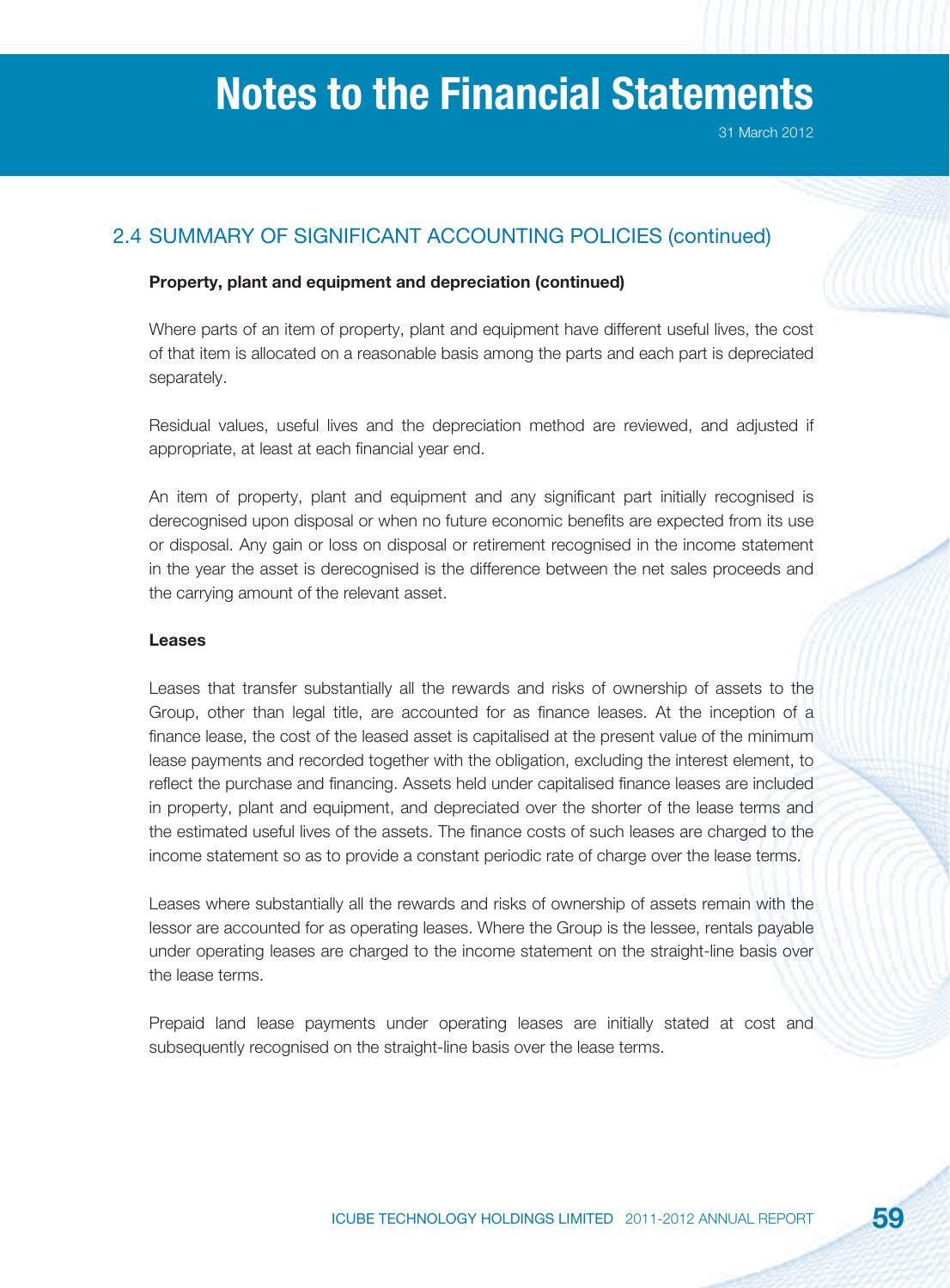## 2.4 SUMMARY OF SIGNIFICANT ACCOUNTING POLICIES (continued)

**Property, plant and equipment and depreciation (continued)**

Where parts of an item of property, plant and equipment have different useful lives, the cost of that item is allocated on a reasonable basis among the parts and each part is depreciated separately.

Residual values, useful lives and the depreciation method are reviewed, and adjusted if appropriate, at least at each financial year end.

An item of property, plant and equipment and any significant part initially recognised is derecognised upon disposal or when no future economic benefits are expected from its use or disposal. Any gain or loss on disposal or retirement recognised in the income statement in the year the asset is derecognised is the difference between the net sales proceeds and the carrying amount of the relevant asset.

**Leases**

Leases that transfer substantially all the rewards and risks of ownership of assets to the Group, other than legal title, are accounted for as finance leases. At the inception of a finance lease, the cost of the leased asset is capitalised at the present value of the minimum lease payments and recorded together with the obligation, excluding the interest element, to reflect the purchase and financing. Assets held under capitalised finance leases are included in property, plant and equipment, and depreciated over the shorter of the lease terms and the estimated useful lives of the assets. The finance costs of such leases are charged to the income statement so as to provide a constant periodic rate of charge over the lease terms.

Leases where substantially all the rewards and risks of ownership of assets remain with the lessor are accounted for as operating leases. Where the Group is the lessee, rentals payable under operating leases are charged to the income statement on the straight-line basis over the lease terms.

Prepaid land lease payments under operating leases are initially stated at cost and subsequently recognised on the straight-line basis over the lease terms.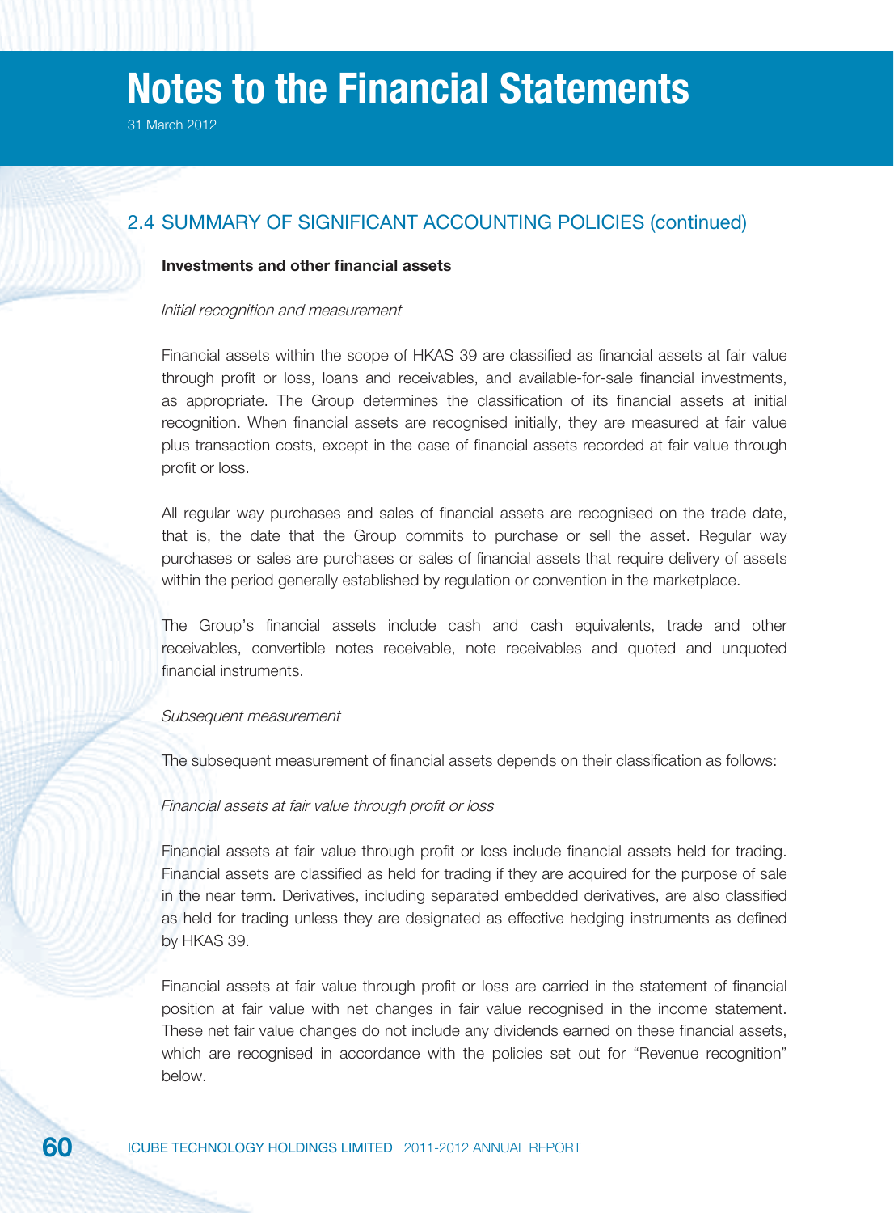## 2.4 SUMMARY OF SIGNIFICANT ACCOUNTING POLICIES (continued)

**Investments and other financial assets**

*Initial recognition and measurement*

Financial assets within the scope of HKAS 39 are classified as financial assets at fair value through profit or loss, loans and receivables, and available-for-sale financial investments, as appropriate. The Group determines the classification of its financial assets at initial recognition. When financial assets are recognised initially, they are measured at fair value plus transaction costs, except in the case of financial assets recorded at fair value through profit or loss.

All regular way purchases and sales of financial assets are recognised on the trade date, that is, the date that the Group commits to purchase or sell the asset. Regular way purchases or sales are purchases or sales of financial assets that require delivery of assets within the period generally established by regulation or convention in the marketplace.

The Group's financial assets include cash and cash equivalents, trade and other receivables, convertible notes receivable, note receivables and quoted and unquoted financial instruments.

*Subsequent measurement*

The subsequent measurement of financial assets depends on their classification as follows:

*Financial assets at fair value through profit or loss*

Financial assets at fair value through profit or loss include financial assets held for trading. Financial assets are classified as held for trading if they are acquired for the purpose of sale in the near term. Derivatives, including separated embedded derivatives, are also classified as held for trading unless they are designated as effective hedging instruments as defined by HKAS 39.

Financial assets at fair value through profit or loss are carried in the statement of financial position at fair value with net changes in fair value recognised in the income statement. These net fair value changes do not include any dividends earned on these financial assets, which are recognised in accordance with the policies set out for "Revenue recognition" below.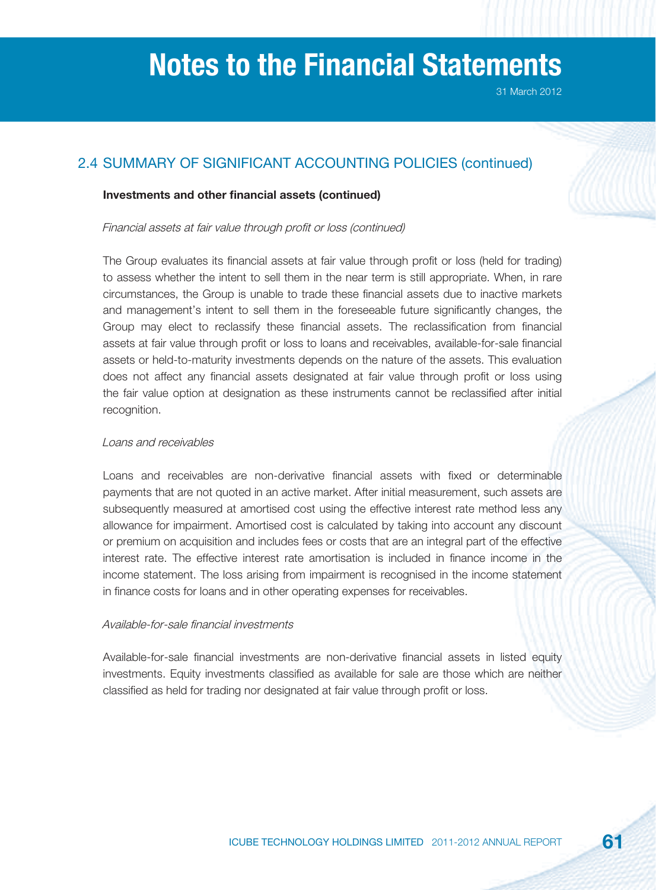## 2.4 SUMMARY OF SIGNIFICANT ACCOUNTING POLICIES (continued)

**Investments and other financial assets (continued)**

*Financial assets at fair value through profit or loss (continued)*

The Group evaluates its financial assets at fair value through profit or loss (held for trading) to assess whether the intent to sell them in the near term is still appropriate. When, in rare circumstances, the Group is unable to trade these financial assets due to inactive markets and management's intent to sell them in the foreseeable future significantly changes, the Group may elect to reclassify these financial assets. The reclassification from financial assets at fair value through profit or loss to loans and receivables, available-for-sale financial assets or held-to-maturity investments depends on the nature of the assets. This evaluation does not affect any financial assets designated at fair value through profit or loss using the fair value option at designation as these instruments cannot be reclassified after initial recognition.

*Loans and receivables*

Loans and receivables are non-derivative financial assets with fixed or determinable payments that are not quoted in an active market. After initial measurement, such assets are subsequently measured at amortised cost using the effective interest rate method less any allowance for impairment. Amortised cost is calculated by taking into account any discount or premium on acquisition and includes fees or costs that are an integral part of the effective interest rate. The effective interest rate amortisation is included in finance income in the income statement. The loss arising from impairment is recognised in the income statement in finance costs for loans and in other operating expenses for receivables.

*Available-for-sale financial investments*

Available-for-sale financial investments are non-derivative financial assets in listed equity investments. Equity investments classified as available for sale are those which are neither classified as held for trading nor designated at fair value through profit or loss.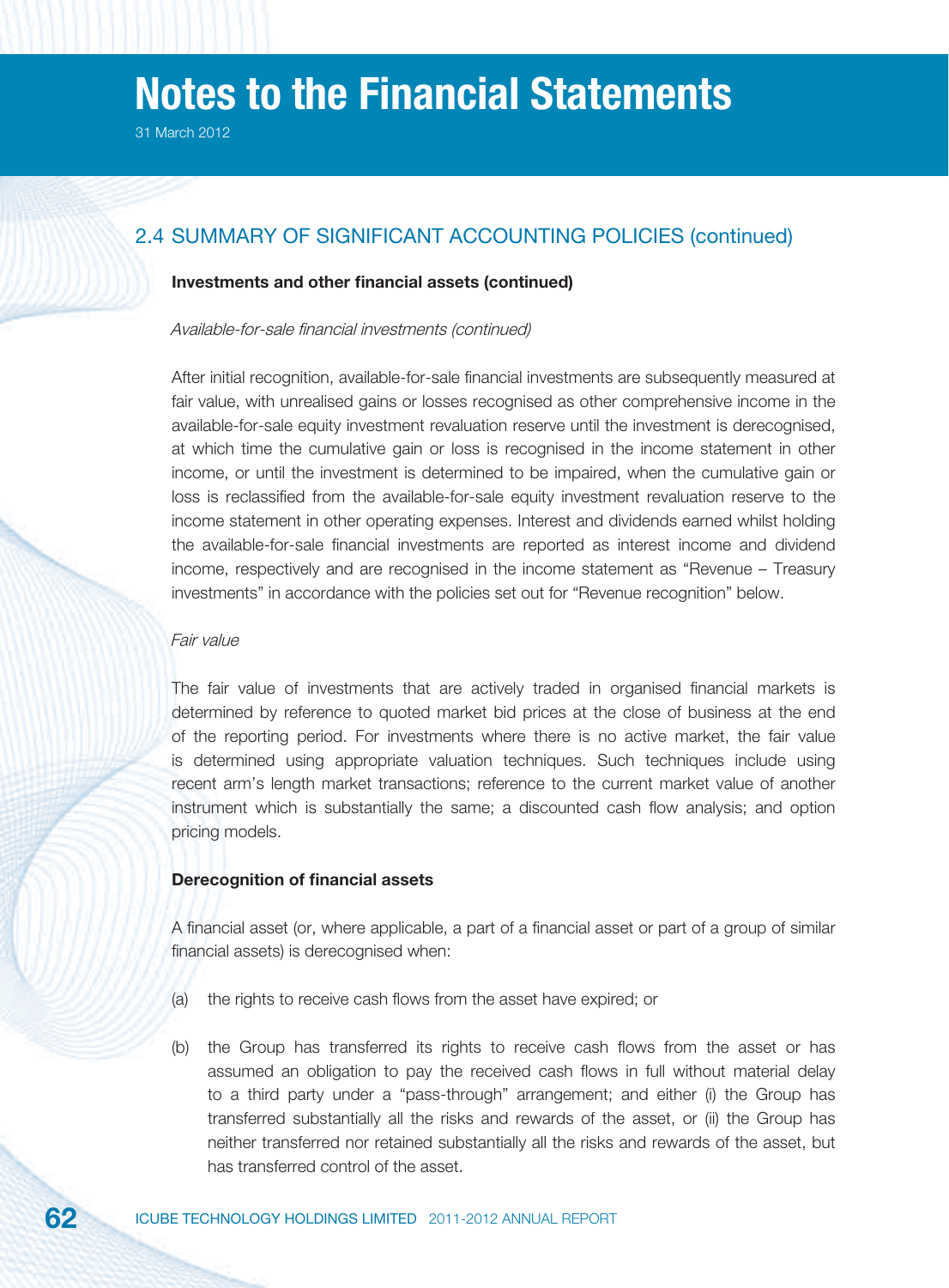## 2.4 SUMMARY OF SIGNIFICANT ACCOUNTING POLICIES (continued)

**Investments and other financial assets (continued)**

*Available-for-sale financial investments (continued)*

After initial recognition, available-for-sale financial investments are subsequently measured at fair value, with unrealised gains or losses recognised as other comprehensive income in the available-for-sale equity investment revaluation reserve until the investment is derecognised, at which time the cumulative gain or loss is recognised in the income statement in other income, or until the investment is determined to be impaired, when the cumulative gain or loss is reclassified from the available-for-sale equity investment revaluation reserve to the income statement in other operating expenses. Interest and dividends earned whilst holding the available-for-sale financial investments are reported as interest income and dividend income, respectively and are recognised in the income statement as "Revenue – Treasury investments" in accordance with the policies set out for "Revenue recognition" below.

*Fair value*

The fair value of investments that are actively traded in organised financial markets is determined by reference to quoted market bid prices at the close of business at the end of the reporting period. For investments where there is no active market, the fair value is determined using appropriate valuation techniques. Such techniques include using recent arm's length market transactions; reference to the current market value of another instrument which is substantially the same; a discounted cash flow analysis; and option pricing models.

**Derecognition of financial assets**

A financial asset (or, where applicable, a part of a financial asset or part of a group of similar financial assets) is derecognised when:

(a) the rights to receive cash flows from the asset have expired; or

(b) the Group has transferred its rights to receive cash flows from the asset or has assumed an obligation to pay the received cash flows in full without material delay to a third party under a "pass-through" arrangement; and either (i) the Group has transferred substantially all the risks and rewards of the asset, or (ii) the Group has neither transferred nor retained substantially all the risks and rewards of the asset, but has transferred control of the asset.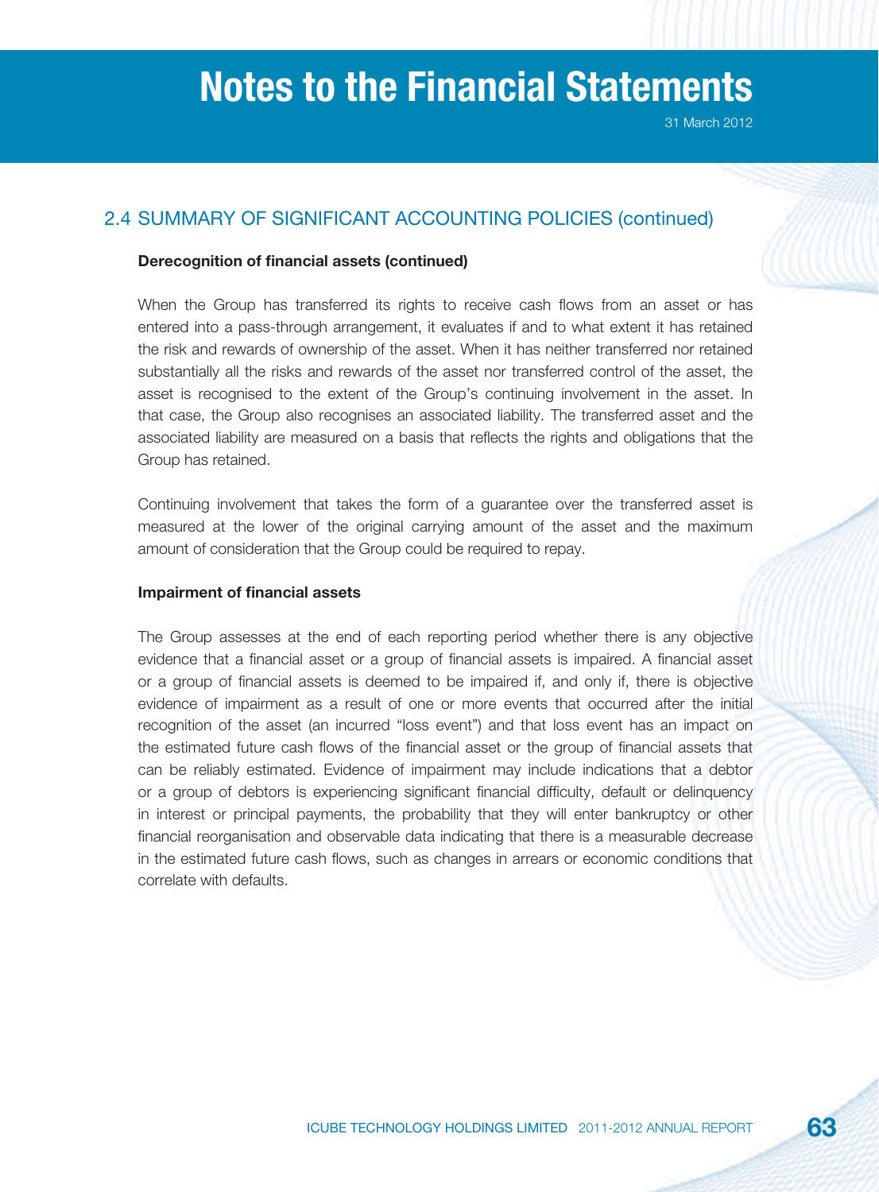## 2.4 SUMMARY OF SIGNIFICANT ACCOUNTING POLICIES (continued)

### Derecognition of financial assets (continued)

When the Group has transferred its rights to receive cash flows from an asset or has entered into a pass-through arrangement, it evaluates if and to what extent it has retained the risk and rewards of ownership of the asset. When it has neither transferred nor retained substantially all the risks and rewards of the asset nor transferred control of the asset, the asset is recognised to the extent of the Group's continuing involvement in the asset. In that case, the Group also recognises an associated liability. The transferred asset and the associated liability are measured on a basis that reflects the rights and obligations that the Group has retained.

Continuing involvement that takes the form of a guarantee over the transferred asset is measured at the lower of the original carrying amount of the asset and the maximum amount of consideration that the Group could be required to repay.

### Impairment of financial assets

The Group assesses at the end of each reporting period whether there is any objective evidence that a financial asset or a group of financial assets is impaired. A financial asset or a group of financial assets is deemed to be impaired if, and only if, there is objective evidence of impairment as a result of one or more events that occurred after the initial recognition of the asset (an incurred "loss event") and that loss event has an impact on the estimated future cash flows of the financial asset or the group of financial assets that can be reliably estimated. Evidence of impairment may include indications that a debtor or a group of debtors is experiencing significant financial difficulty, default or delinquency in interest or principal payments, the probability that they will enter bankruptcy or other financial reorganisation and observable data indicating that there is a measurable decrease in the estimated future cash flows, such as changes in arrears or economic conditions that correlate with defaults.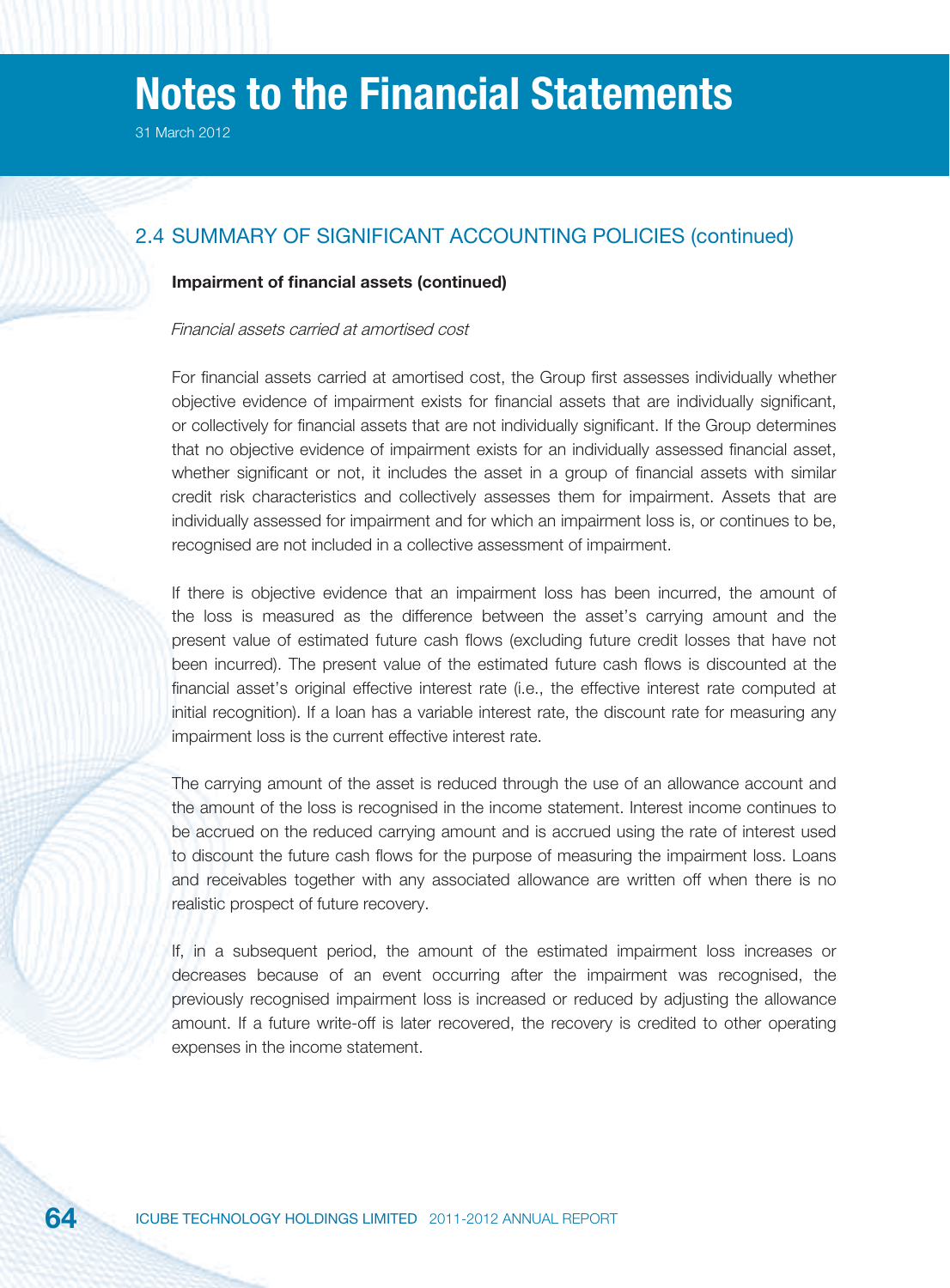## 2.4 SUMMARY OF SIGNIFICANT ACCOUNTING POLICIES (continued)

**Impairment of financial assets (continued)**

*Financial assets carried at amortised cost*

For financial assets carried at amortised cost, the Group first assesses individually whether objective evidence of impairment exists for financial assets that are individually significant, or collectively for financial assets that are not individually significant. If the Group determines that no objective evidence of impairment exists for an individually assessed financial asset, whether significant or not, it includes the asset in a group of financial assets with similar credit risk characteristics and collectively assesses them for impairment. Assets that are individually assessed for impairment and for which an impairment loss is, or continues to be, recognised are not included in a collective assessment of impairment.

If there is objective evidence that an impairment loss has been incurred, the amount of the loss is measured as the difference between the asset's carrying amount and the present value of estimated future cash flows (excluding future credit losses that have not been incurred). The present value of the estimated future cash flows is discounted at the financial asset's original effective interest rate (i.e., the effective interest rate computed at initial recognition). If a loan has a variable interest rate, the discount rate for measuring any impairment loss is the current effective interest rate.

The carrying amount of the asset is reduced through the use of an allowance account and the amount of the loss is recognised in the income statement. Interest income continues to be accrued on the reduced carrying amount and is accrued using the rate of interest used to discount the future cash flows for the purpose of measuring the impairment loss. Loans and receivables together with any associated allowance are written off when there is no realistic prospect of future recovery.

If, in a subsequent period, the amount of the estimated impairment loss increases or decreases because of an event occurring after the impairment was recognised, the previously recognised impairment loss is increased or reduced by adjusting the allowance amount. If a future write-off is later recovered, the recovery is credited to other operating expenses in the income statement.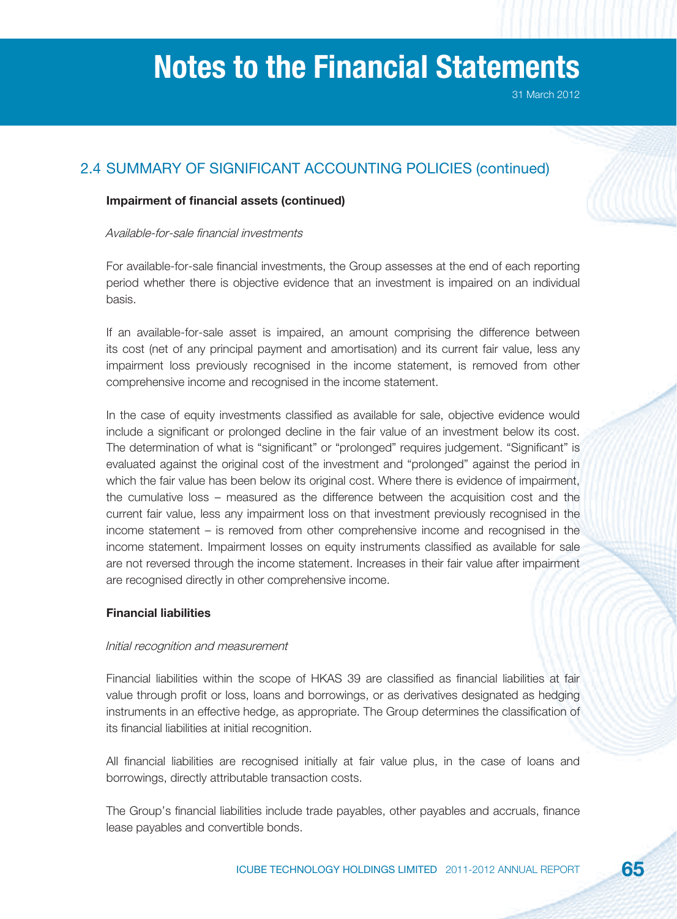## 2.4 SUMMARY OF SIGNIFICANT ACCOUNTING POLICIES (continued)

**Impairment of financial assets (continued)**

*Available-for-sale financial investments*

For available-for-sale financial investments, the Group assesses at the end of each reporting period whether there is objective evidence that an investment is impaired on an individual basis.

If an available-for-sale asset is impaired, an amount comprising the difference between its cost (net of any principal payment and amortisation) and its current fair value, less any impairment loss previously recognised in the income statement, is removed from other comprehensive income and recognised in the income statement.

In the case of equity investments classified as available for sale, objective evidence would include a significant or prolonged decline in the fair value of an investment below its cost. The determination of what is "significant" or "prolonged" requires judgement. "Significant" is evaluated against the original cost of the investment and "prolonged" against the period in which the fair value has been below its original cost. Where there is evidence of impairment, the cumulative loss – measured as the difference between the acquisition cost and the current fair value, less any impairment loss on that investment previously recognised in the income statement – is removed from other comprehensive income and recognised in the income statement. Impairment losses on equity instruments classified as available for sale are not reversed through the income statement. Increases in their fair value after impairment are recognised directly in other comprehensive income.

**Financial liabilities**

*Initial recognition and measurement*

Financial liabilities within the scope of HKAS 39 are classified as financial liabilities at fair value through profit or loss, loans and borrowings, or as derivatives designated as hedging instruments in an effective hedge, as appropriate. The Group determines the classification of its financial liabilities at initial recognition.

All financial liabilities are recognised initially at fair value plus, in the case of loans and borrowings, directly attributable transaction costs.

The Group's financial liabilities include trade payables, other payables and accruals, finance lease payables and convertible bonds.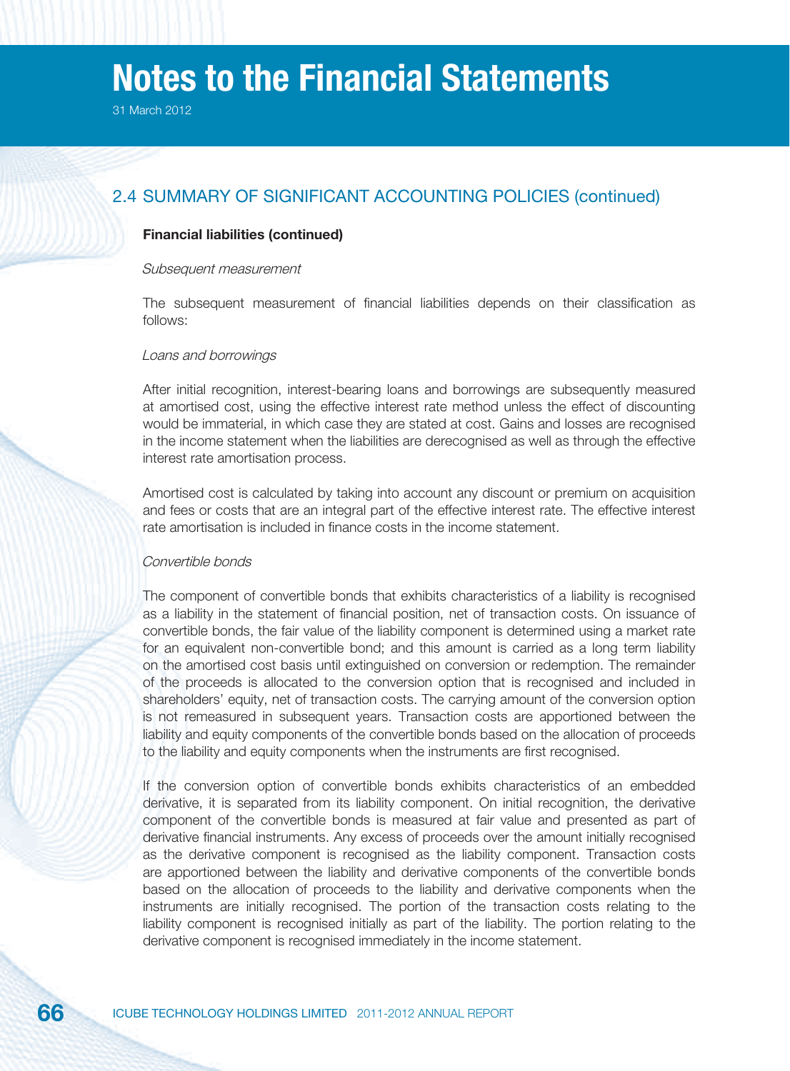# Notes to the Financial Statements

31 March 2012

## 2.4 SUMMARY OF SIGNIFICANT ACCOUNTING POLICIES (continued)

**Financial liabilities (continued)**

*Subsequent measurement*

The subsequent measurement of financial liabilities depends on their classification as follows:

*Loans and borrowings*

After initial recognition, interest-bearing loans and borrowings are subsequently measured at amortised cost, using the effective interest rate method unless the effect of discounting would be immaterial, in which case they are stated at cost. Gains and losses are recognised in the income statement when the liabilities are derecognised as well as through the effective interest rate amortisation process.

Amortised cost is calculated by taking into account any discount or premium on acquisition and fees or costs that are an integral part of the effective interest rate. The effective interest rate amortisation is included in finance costs in the income statement.

*Convertible bonds*

The component of convertible bonds that exhibits characteristics of a liability is recognised as a liability in the statement of financial position, net of transaction costs. On issuance of convertible bonds, the fair value of the liability component is determined using a market rate for an equivalent non-convertible bond; and this amount is carried as a long term liability on the amortised cost basis until extinguished on conversion or redemption. The remainder of the proceeds is allocated to the conversion option that is recognised and included in shareholders' equity, net of transaction costs. The carrying amount of the conversion option is not remeasured in subsequent years. Transaction costs are apportioned between the liability and equity components of the convertible bonds based on the allocation of proceeds to the liability and equity components when the instruments are first recognised.

If the conversion option of convertible bonds exhibits characteristics of an embedded derivative, it is separated from its liability component. On initial recognition, the derivative component of the convertible bonds is measured at fair value and presented as part of derivative financial instruments. Any excess of proceeds over the amount initially recognised as the derivative component is recognised as the liability component. Transaction costs are apportioned between the liability and derivative components of the convertible bonds based on the allocation of proceeds to the liability and derivative components when the instruments are initially recognised. The portion of the transaction costs relating to the liability component is recognised initially as part of the liability. The portion relating to the derivative component is recognised immediately in the income statement.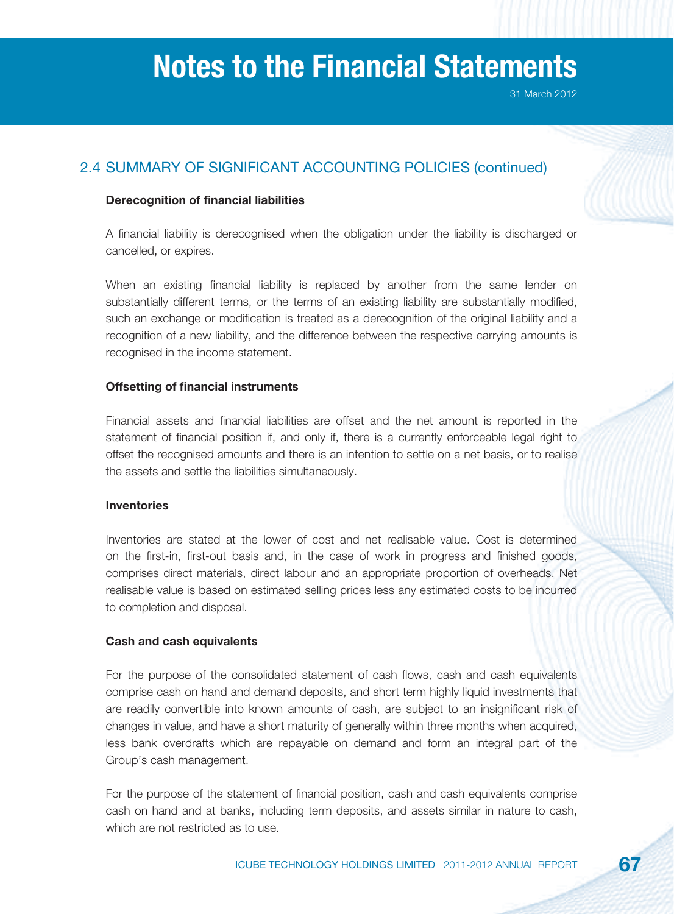## 2.4 SUMMARY OF SIGNIFICANT ACCOUNTING POLICIES (continued)

**Derecognition of financial liabilities**

A financial liability is derecognised when the obligation under the liability is discharged or cancelled, or expires.

When an existing financial liability is replaced by another from the same lender on substantially different terms, or the terms of an existing liability are substantially modified, such an exchange or modification is treated as a derecognition of the original liability and a recognition of a new liability, and the difference between the respective carrying amounts is recognised in the income statement.

**Offsetting of financial instruments**

Financial assets and financial liabilities are offset and the net amount is reported in the statement of financial position if, and only if, there is a currently enforceable legal right to offset the recognised amounts and there is an intention to settle on a net basis, or to realise the assets and settle the liabilities simultaneously.

**Inventories**

Inventories are stated at the lower of cost and net realisable value. Cost is determined on the first-in, first-out basis and, in the case of work in progress and finished goods, comprises direct materials, direct labour and an appropriate proportion of overheads. Net realisable value is based on estimated selling prices less any estimated costs to be incurred to completion and disposal.

**Cash and cash equivalents**

For the purpose of the consolidated statement of cash flows, cash and cash equivalents comprise cash on hand and demand deposits, and short term highly liquid investments that are readily convertible into known amounts of cash, are subject to an insignificant risk of changes in value, and have a short maturity of generally within three months when acquired, less bank overdrafts which are repayable on demand and form an integral part of the Group's cash management.

For the purpose of the statement of financial position, cash and cash equivalents comprise cash on hand and at banks, including term deposits, and assets similar in nature to cash, which are not restricted as to use.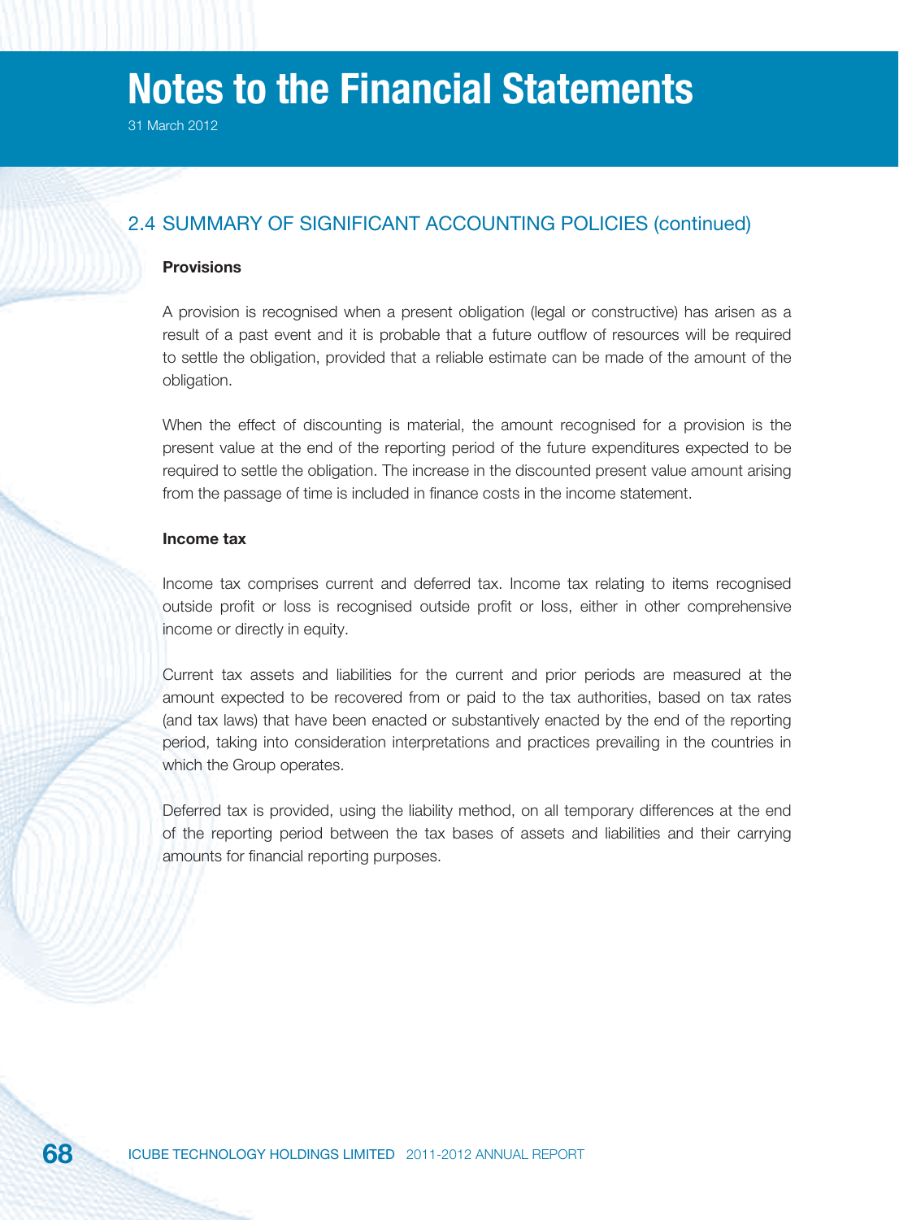# Notes to the Financial Statements

31 March 2012

## 2.4 SUMMARY OF SIGNIFICANT ACCOUNTING POLICIES (continued)

### Provisions

A provision is recognised when a present obligation (legal or constructive) has arisen as a result of a past event and it is probable that a future outflow of resources will be required to settle the obligation, provided that a reliable estimate can be made of the amount of the obligation.

When the effect of discounting is material, the amount recognised for a provision is the present value at the end of the reporting period of the future expenditures expected to be required to settle the obligation. The increase in the discounted present value amount arising from the passage of time is included in finance costs in the income statement.

### Income tax

Income tax comprises current and deferred tax. Income tax relating to items recognised outside profit or loss is recognised outside profit or loss, either in other comprehensive income or directly in equity.

Current tax assets and liabilities for the current and prior periods are measured at the amount expected to be recovered from or paid to the tax authorities, based on tax rates (and tax laws) that have been enacted or substantively enacted by the end of the reporting period, taking into consideration interpretations and practices prevailing in the countries in which the Group operates.

Deferred tax is provided, using the liability method, on all temporary differences at the end of the reporting period between the tax bases of assets and liabilities and their carrying amounts for financial reporting purposes.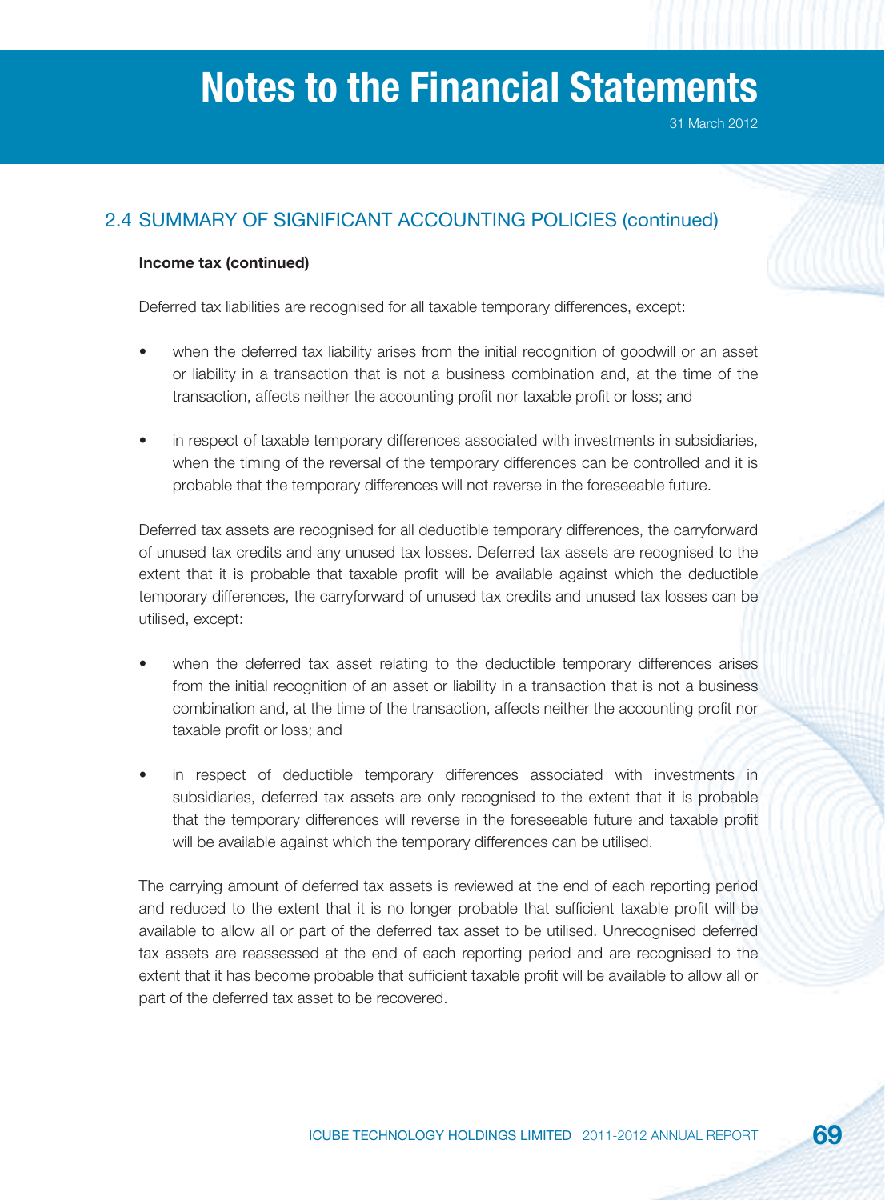## 2.4 SUMMARY OF SIGNIFICANT ACCOUNTING POLICIES (continued)

**Income tax (continued)**

Deferred tax liabilities are recognised for all taxable temporary differences, except:

- when the deferred tax liability arises from the initial recognition of goodwill or an asset or liability in a transaction that is not a business combination and, at the time of the transaction, affects neither the accounting profit nor taxable profit or loss; and

- in respect of taxable temporary differences associated with investments in subsidiaries, when the timing of the reversal of the temporary differences can be controlled and it is probable that the temporary differences will not reverse in the foreseeable future.

Deferred tax assets are recognised for all deductible temporary differences, the carryforward of unused tax credits and any unused tax losses. Deferred tax assets are recognised to the extent that it is probable that taxable profit will be available against which the deductible temporary differences, the carryforward of unused tax credits and unused tax losses can be utilised, except:

- when the deferred tax asset relating to the deductible temporary differences arises from the initial recognition of an asset or liability in a transaction that is not a business combination and, at the time of the transaction, affects neither the accounting profit nor taxable profit or loss; and

- in respect of deductible temporary differences associated with investments in subsidiaries, deferred tax assets are only recognised to the extent that it is probable that the temporary differences will reverse in the foreseeable future and taxable profit will be available against which the temporary differences can be utilised.

The carrying amount of deferred tax assets is reviewed at the end of each reporting period and reduced to the extent that it is no longer probable that sufficient taxable profit will be available to allow all or part of the deferred tax asset to be utilised. Unrecognised deferred tax assets are reassessed at the end of each reporting period and are recognised to the extent that it has become probable that sufficient taxable profit will be available to allow all or part of the deferred tax asset to be recovered.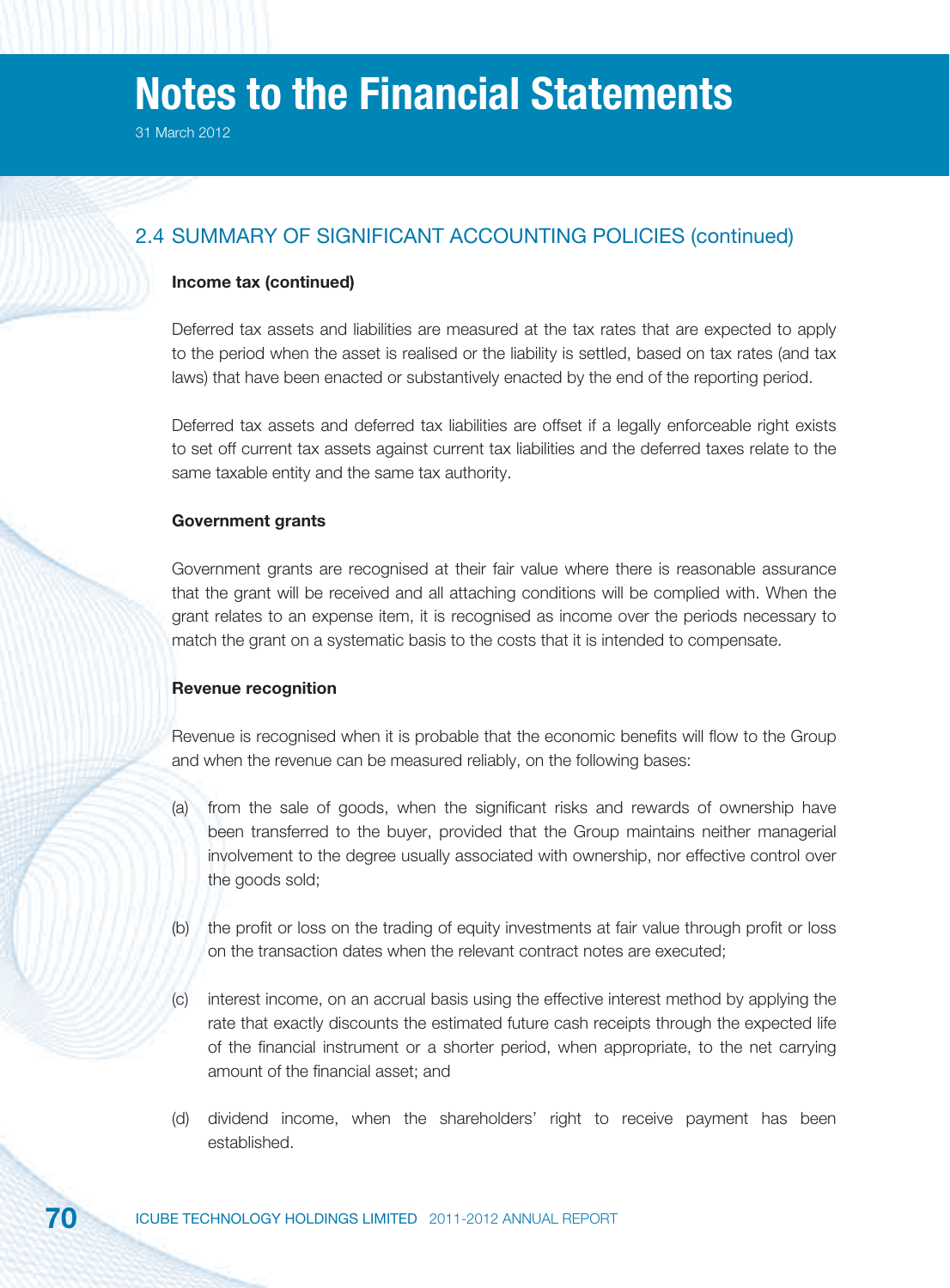## 2.4 SUMMARY OF SIGNIFICANT ACCOUNTING POLICIES (continued)

**Income tax (continued)**

Deferred tax assets and liabilities are measured at the tax rates that are expected to apply to the period when the asset is realised or the liability is settled, based on tax rates (and tax laws) that have been enacted or substantively enacted by the end of the reporting period.

Deferred tax assets and deferred tax liabilities are offset if a legally enforceable right exists to set off current tax assets against current tax liabilities and the deferred taxes relate to the same taxable entity and the same tax authority.

**Government grants**

Government grants are recognised at their fair value where there is reasonable assurance that the grant will be received and all attaching conditions will be complied with. When the grant relates to an expense item, it is recognised as income over the periods necessary to match the grant on a systematic basis to the costs that it is intended to compensate.

**Revenue recognition**

Revenue is recognised when it is probable that the economic benefits will flow to the Group and when the revenue can be measured reliably, on the following bases:

(a) from the sale of goods, when the significant risks and rewards of ownership have been transferred to the buyer, provided that the Group maintains neither managerial involvement to the degree usually associated with ownership, nor effective control over the goods sold;

(b) the profit or loss on the trading of equity investments at fair value through profit or loss on the transaction dates when the relevant contract notes are executed;

(c) interest income, on an accrual basis using the effective interest method by applying the rate that exactly discounts the estimated future cash receipts through the expected life of the financial instrument or a shorter period, when appropriate, to the net carrying amount of the financial asset; and

(d) dividend income, when the shareholders' right to receive payment has been established.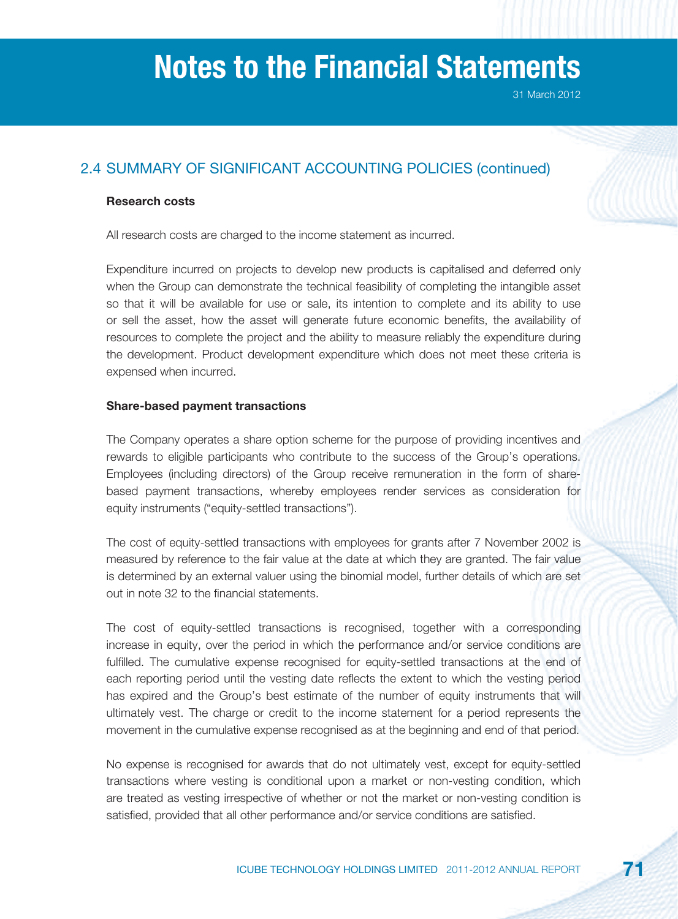## 2.4 SUMMARY OF SIGNIFICANT ACCOUNTING POLICIES (continued)

**Research costs**

All research costs are charged to the income statement as incurred.

Expenditure incurred on projects to develop new products is capitalised and deferred only when the Group can demonstrate the technical feasibility of completing the intangible asset so that it will be available for use or sale, its intention to complete and its ability to use or sell the asset, how the asset will generate future economic benefits, the availability of resources to complete the project and the ability to measure reliably the expenditure during the development. Product development expenditure which does not meet these criteria is expensed when incurred.

**Share-based payment transactions**

The Company operates a share option scheme for the purpose of providing incentives and rewards to eligible participants who contribute to the success of the Group's operations. Employees (including directors) of the Group receive remuneration in the form of share-based payment transactions, whereby employees render services as consideration for equity instruments ("equity-settled transactions").

The cost of equity-settled transactions with employees for grants after 7 November 2002 is measured by reference to the fair value at the date at which they are granted. The fair value is determined by an external valuer using the binomial model, further details of which are set out in note 32 to the financial statements.

The cost of equity-settled transactions is recognised, together with a corresponding increase in equity, over the period in which the performance and/or service conditions are fulfilled. The cumulative expense recognised for equity-settled transactions at the end of each reporting period until the vesting date reflects the extent to which the vesting period has expired and the Group's best estimate of the number of equity instruments that will ultimately vest. The charge or credit to the income statement for a period represents the movement in the cumulative expense recognised as at the beginning and end of that period.

No expense is recognised for awards that do not ultimately vest, except for equity-settled transactions where vesting is conditional upon a market or non-vesting condition, which are treated as vesting irrespective of whether or not the market or non-vesting condition is satisfied, provided that all other performance and/or service conditions are satisfied.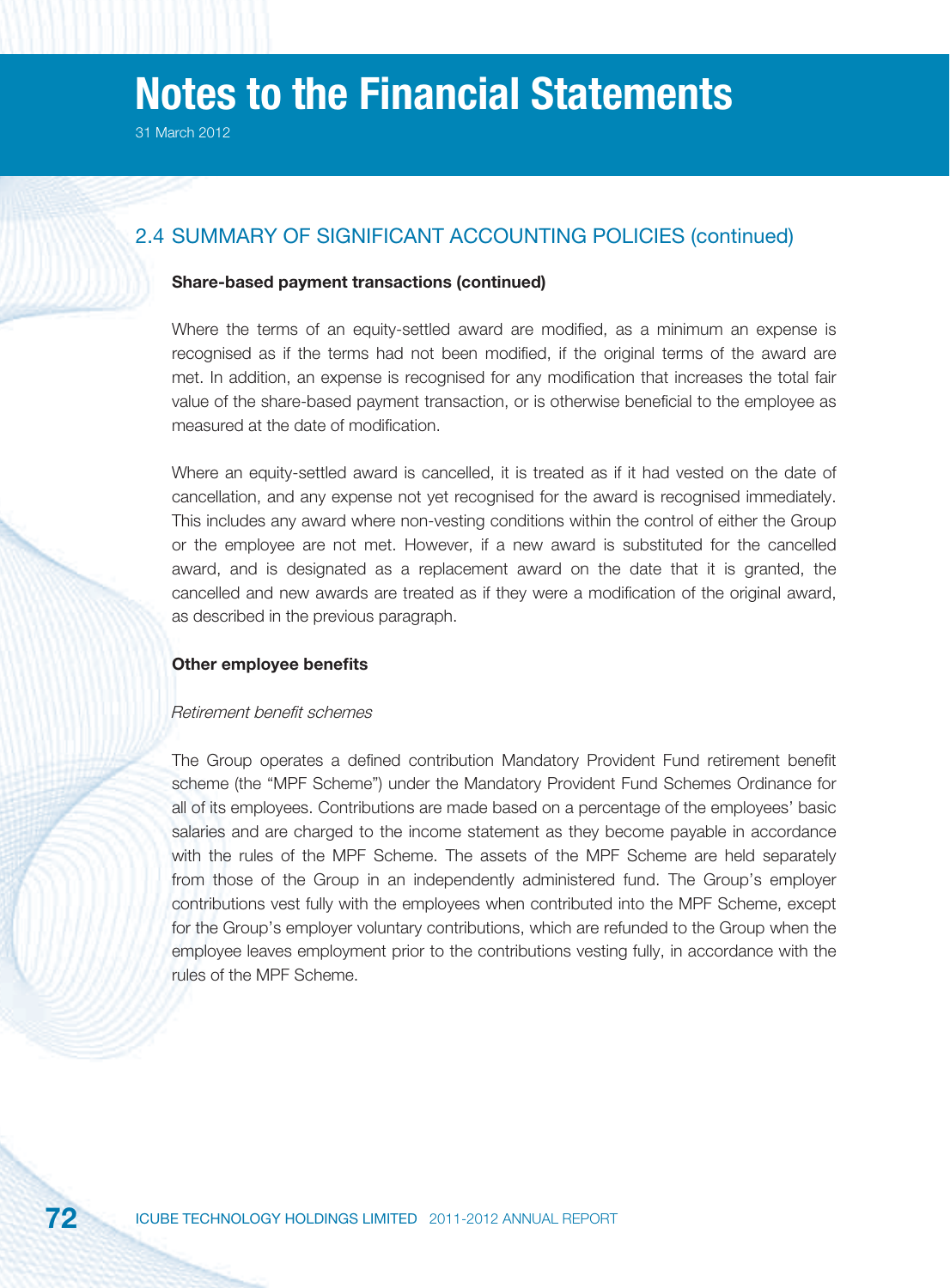# Notes to the Financial Statements

31 March 2012

## 2.4 SUMMARY OF SIGNIFICANT ACCOUNTING POLICIES (continued)

**Share-based payment transactions (continued)**

Where the terms of an equity-settled award are modified, as a minimum an expense is recognised as if the terms had not been modified, if the original terms of the award are met. In addition, an expense is recognised for any modification that increases the total fair value of the share-based payment transaction, or is otherwise beneficial to the employee as measured at the date of modification.

Where an equity-settled award is cancelled, it is treated as if it had vested on the date of cancellation, and any expense not yet recognised for the award is recognised immediately. This includes any award where non-vesting conditions within the control of either the Group or the employee are not met. However, if a new award is substituted for the cancelled award, and is designated as a replacement award on the date that it is granted, the cancelled and new awards are treated as if they were a modification of the original award, as described in the previous paragraph.

**Other employee benefits**

*Retirement benefit schemes*

The Group operates a defined contribution Mandatory Provident Fund retirement benefit scheme (the "MPF Scheme") under the Mandatory Provident Fund Schemes Ordinance for all of its employees. Contributions are made based on a percentage of the employees' basic salaries and are charged to the income statement as they become payable in accordance with the rules of the MPF Scheme. The assets of the MPF Scheme are held separately from those of the Group in an independently administered fund. The Group's employer contributions vest fully with the employees when contributed into the MPF Scheme, except for the Group's employer voluntary contributions, which are refunded to the Group when the employee leaves employment prior to the contributions vesting fully, in accordance with the rules of the MPF Scheme.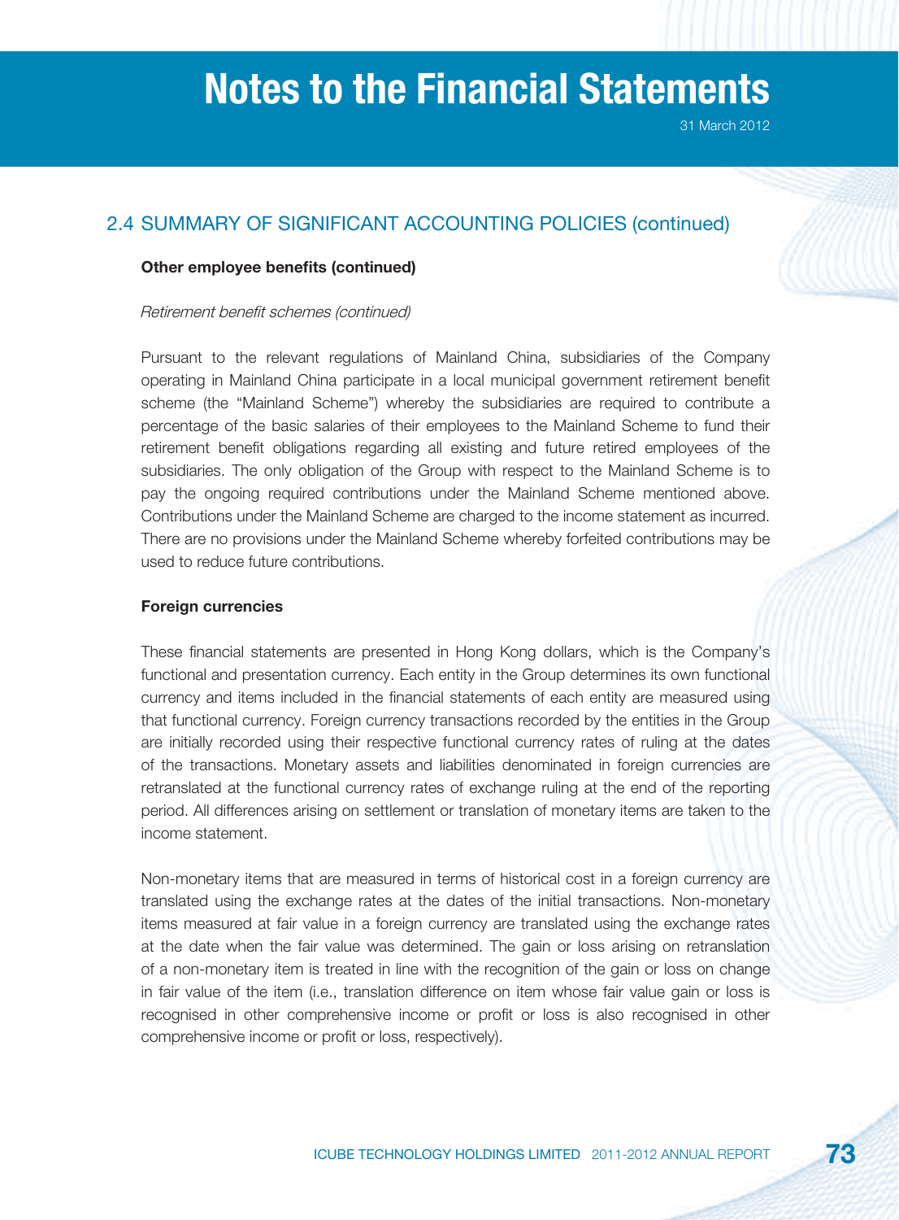## 2.4 SUMMARY OF SIGNIFICANT ACCOUNTING POLICIES (continued)

**Other employee benefits (continued)**

*Retirement benefit schemes (continued)*

Pursuant to the relevant regulations of Mainland China, subsidiaries of the Company operating in Mainland China participate in a local municipal government retirement benefit scheme (the "Mainland Scheme") whereby the subsidiaries are required to contribute a percentage of the basic salaries of their employees to the Mainland Scheme to fund their retirement benefit obligations regarding all existing and future retired employees of the subsidiaries. The only obligation of the Group with respect to the Mainland Scheme is to pay the ongoing required contributions under the Mainland Scheme mentioned above. Contributions under the Mainland Scheme are charged to the income statement as incurred. There are no provisions under the Mainland Scheme whereby forfeited contributions may be used to reduce future contributions.

**Foreign currencies**

These financial statements are presented in Hong Kong dollars, which is the Company's functional and presentation currency. Each entity in the Group determines its own functional currency and items included in the financial statements of each entity are measured using that functional currency. Foreign currency transactions recorded by the entities in the Group are initially recorded using their respective functional currency rates of ruling at the dates of the transactions. Monetary assets and liabilities denominated in foreign currencies are retranslated at the functional currency rates of exchange ruling at the end of the reporting period. All differences arising on settlement or translation of monetary items are taken to the income statement.

Non-monetary items that are measured in terms of historical cost in a foreign currency are translated using the exchange rates at the dates of the initial transactions. Non-monetary items measured at fair value in a foreign currency are translated using the exchange rates at the date when the fair value was determined. The gain or loss arising on retranslation of a non-monetary item is treated in line with the recognition of the gain or loss on change in fair value of the item (i.e., translation difference on item whose fair value gain or loss is recognised in other comprehensive income or profit or loss is also recognised in other comprehensive income or profit or loss, respectively).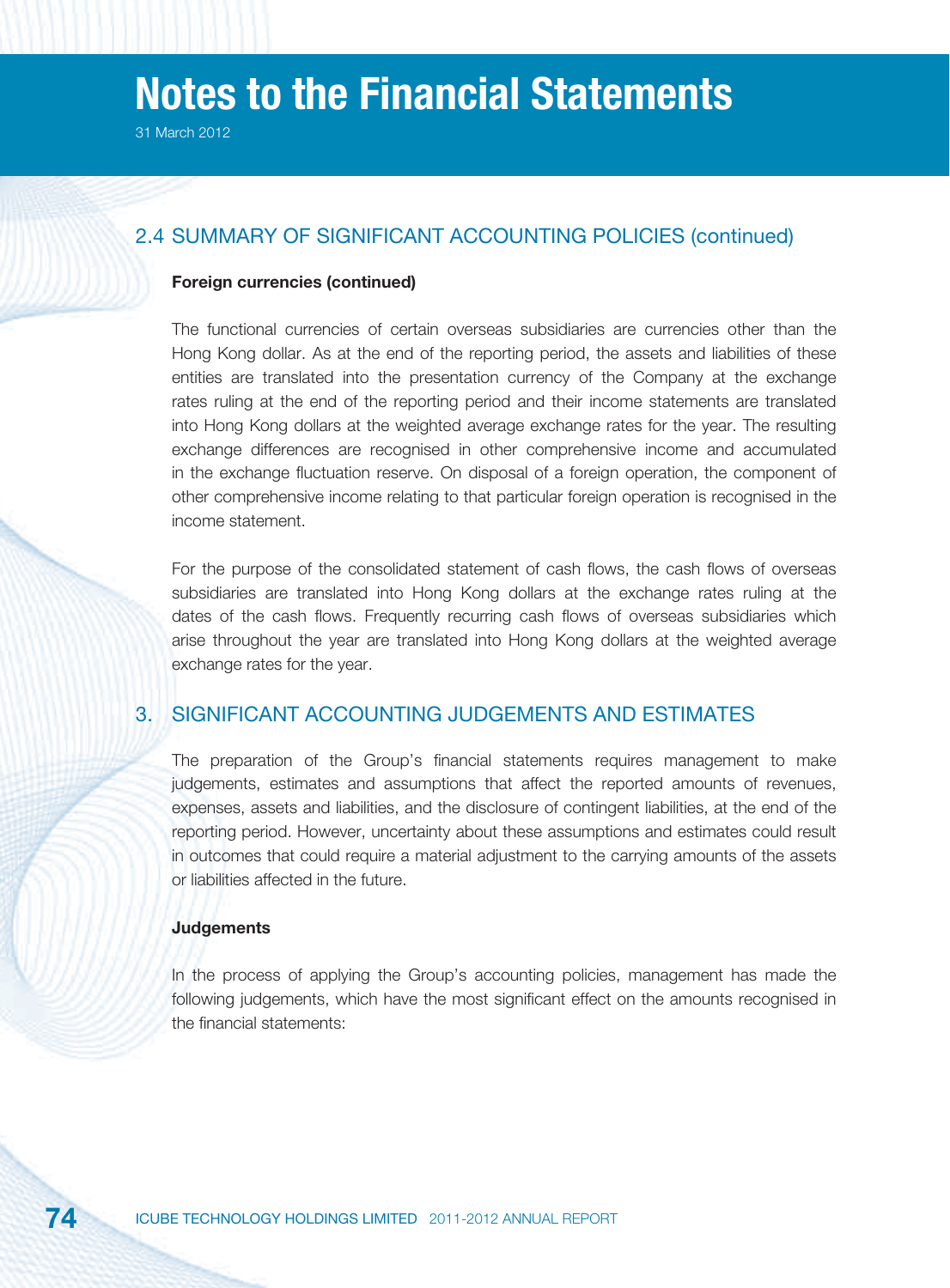# Notes to the Financial Statements

31 March 2012

## 2.4 SUMMARY OF SIGNIFICANT ACCOUNTING POLICIES (continued)

**Foreign currencies (continued)**

The functional currencies of certain overseas subsidiaries are currencies other than the Hong Kong dollar. As at the end of the reporting period, the assets and liabilities of these entities are translated into the presentation currency of the Company at the exchange rates ruling at the end of the reporting period and their income statements are translated into Hong Kong dollars at the weighted average exchange rates for the year. The resulting exchange differences are recognised in other comprehensive income and accumulated in the exchange fluctuation reserve. On disposal of a foreign operation, the component of other comprehensive income relating to that particular foreign operation is recognised in the income statement.

For the purpose of the consolidated statement of cash flows, the cash flows of overseas subsidiaries are translated into Hong Kong dollars at the exchange rates ruling at the dates of the cash flows. Frequently recurring cash flows of overseas subsidiaries which arise throughout the year are translated into Hong Kong dollars at the weighted average exchange rates for the year.

## 3. SIGNIFICANT ACCOUNTING JUDGEMENTS AND ESTIMATES

The preparation of the Group's financial statements requires management to make judgements, estimates and assumptions that affect the reported amounts of revenues, expenses, assets and liabilities, and the disclosure of contingent liabilities, at the end of the reporting period. However, uncertainty about these assumptions and estimates could result in outcomes that could require a material adjustment to the carrying amounts of the assets or liabilities affected in the future.

**Judgements**

In the process of applying the Group's accounting policies, management has made the following judgements, which have the most significant effect on the amounts recognised in the financial statements: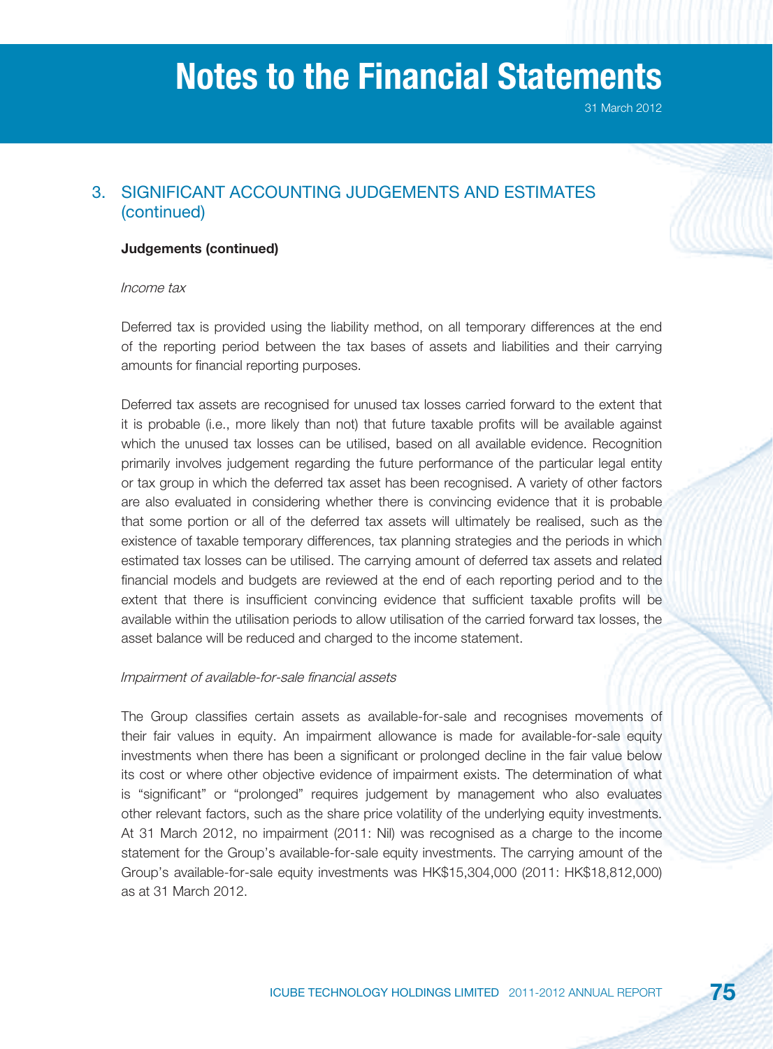## 3. SIGNIFICANT ACCOUNTING JUDGEMENTS AND ESTIMATES (continued)

**Judgements (continued)**

*Income tax*

Deferred tax is provided using the liability method, on all temporary differences at the end of the reporting period between the tax bases of assets and liabilities and their carrying amounts for financial reporting purposes.

Deferred tax assets are recognised for unused tax losses carried forward to the extent that it is probable (i.e., more likely than not) that future taxable profits will be available against which the unused tax losses can be utilised, based on all available evidence. Recognition primarily involves judgement regarding the future performance of the particular legal entity or tax group in which the deferred tax asset has been recognised. A variety of other factors are also evaluated in considering whether there is convincing evidence that it is probable that some portion or all of the deferred tax assets will ultimately be realised, such as the existence of taxable temporary differences, tax planning strategies and the periods in which estimated tax losses can be utilised. The carrying amount of deferred tax assets and related financial models and budgets are reviewed at the end of each reporting period and to the extent that there is insufficient convincing evidence that sufficient taxable profits will be available within the utilisation periods to allow utilisation of the carried forward tax losses, the asset balance will be reduced and charged to the income statement.

*Impairment of available-for-sale financial assets*

The Group classifies certain assets as available-for-sale and recognises movements of their fair values in equity. An impairment allowance is made for available-for-sale equity investments when there has been a significant or prolonged decline in the fair value below its cost or where other objective evidence of impairment exists. The determination of what is "significant" or "prolonged" requires judgement by management who also evaluates other relevant factors, such as the share price volatility of the underlying equity investments. At 31 March 2012, no impairment (2011: Nil) was recognised as a charge to the income statement for the Group's available-for-sale equity investments. The carrying amount of the Group's available-for-sale equity investments was HK$15,304,000 (2011: HK$18,812,000) as at 31 March 2012.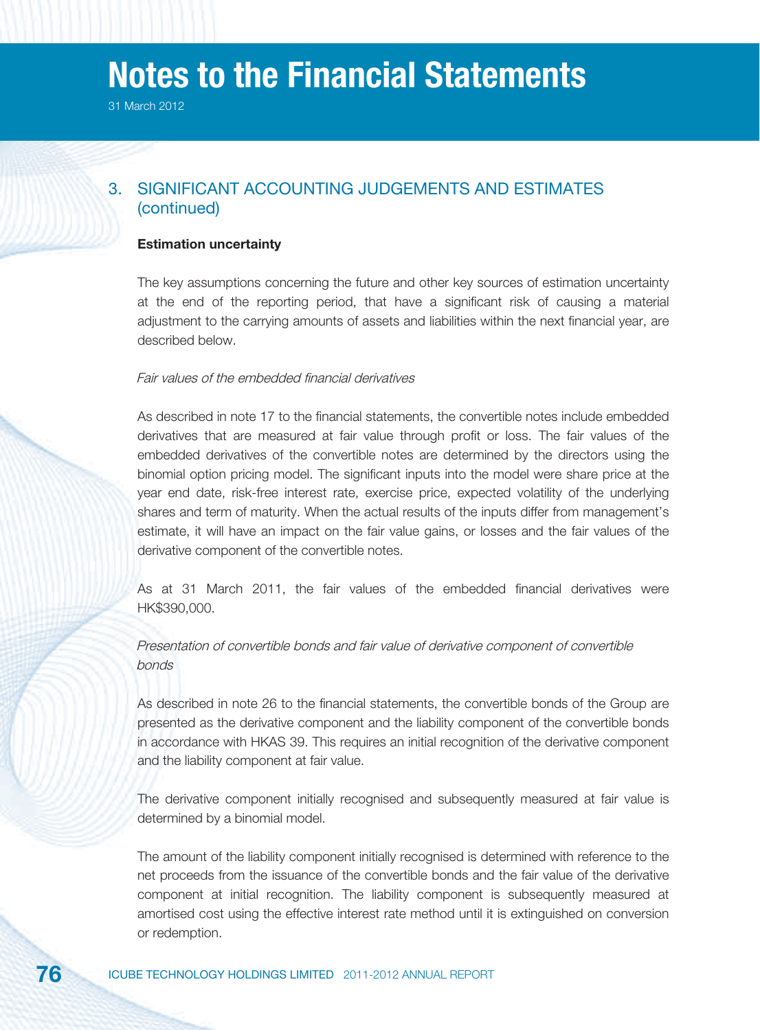# Notes to the Financial Statements

31 March 2012

## 3. SIGNIFICANT ACCOUNTING JUDGEMENTS AND ESTIMATES (continued)

**Estimation uncertainty**

The key assumptions concerning the future and other key sources of estimation uncertainty at the end of the reporting period, that have a significant risk of causing a material adjustment to the carrying amounts of assets and liabilities within the next financial year, are described below.

*Fair values of the embedded financial derivatives*

As described in note 17 to the financial statements, the convertible notes include embedded derivatives that are measured at fair value through profit or loss. The fair values of the embedded derivatives of the convertible notes are determined by the directors using the binomial option pricing model. The significant inputs into the model were share price at the year end date, risk-free interest rate, exercise price, expected volatility of the underlying shares and term of maturity. When the actual results of the inputs differ from management's estimate, it will have an impact on the fair value gains, or losses and the fair values of the derivative component of the convertible notes.

As at 31 March 2011, the fair values of the embedded financial derivatives were HK$390,000.

*Presentation of convertible bonds and fair value of derivative component of convertible bonds*

As described in note 26 to the financial statements, the convertible bonds of the Group are presented as the derivative component and the liability component of the convertible bonds in accordance with HKAS 39. This requires an initial recognition of the derivative component and the liability component at fair value.

The derivative component initially recognised and subsequently measured at fair value is determined by a binomial model.

The amount of the liability component initially recognised is determined with reference to the net proceeds from the issuance of the convertible bonds and the fair value of the derivative component at initial recognition. The liability component is subsequently measured at amortised cost using the effective interest rate method until it is extinguished on conversion or redemption.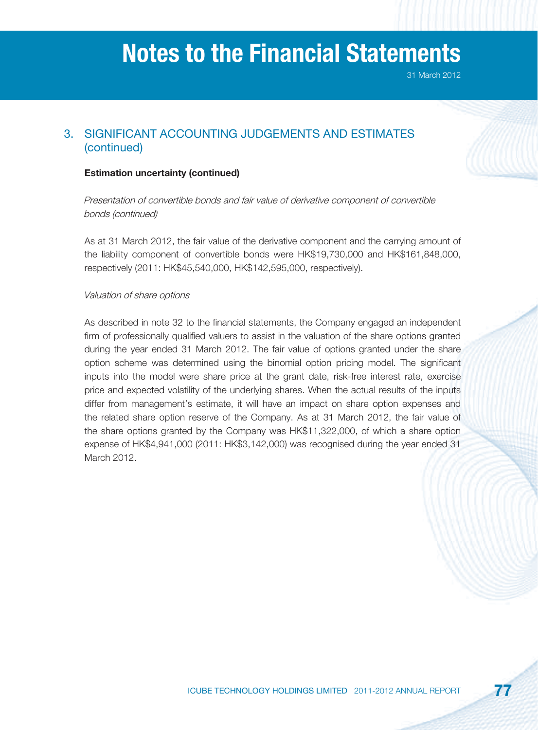## 3. SIGNIFICANT ACCOUNTING JUDGEMENTS AND ESTIMATES (continued)

**Estimation uncertainty (continued)**

*Presentation of convertible bonds and fair value of derivative component of convertible bonds (continued)*

As at 31 March 2012, the fair value of the derivative component and the carrying amount of the liability component of convertible bonds were HK$19,730,000 and HK$161,848,000, respectively (2011: HK$45,540,000, HK$142,595,000, respectively).

*Valuation of share options*

As described in note 32 to the financial statements, the Company engaged an independent firm of professionally qualified valuers to assist in the valuation of the share options granted during the year ended 31 March 2012. The fair value of options granted under the share option scheme was determined using the binomial option pricing model. The significant inputs into the model were share price at the grant date, risk-free interest rate, exercise price and expected volatility of the underlying shares. When the actual results of the inputs differ from management's estimate, it will have an impact on share option expenses and the related share option reserve of the Company. As at 31 March 2012, the fair value of the share options granted by the Company was HK$11,322,000, of which a share option expense of HK$4,941,000 (2011: HK$3,142,000) was recognised during the year ended 31 March 2012.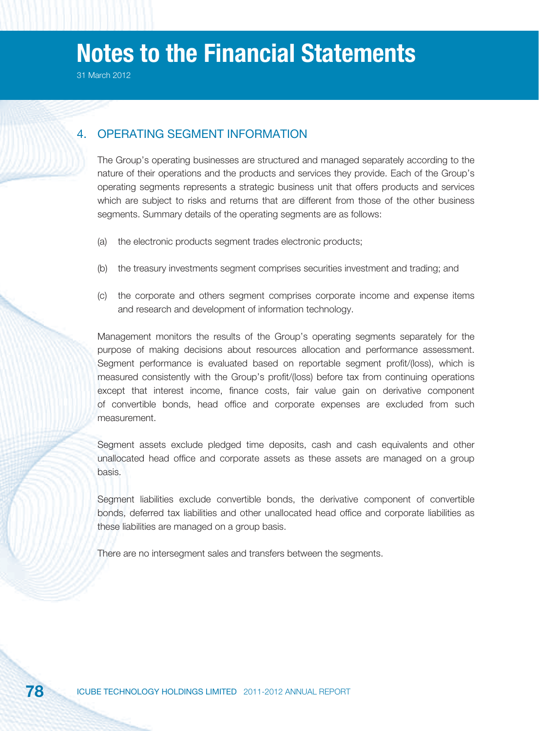# Notes to the Financial Statements

31 March 2012

## 4. OPERATING SEGMENT INFORMATION

The Group's operating businesses are structured and managed separately according to the nature of their operations and the products and services they provide. Each of the Group's operating segments represents a strategic business unit that offers products and services which are subject to risks and returns that are different from those of the other business segments. Summary details of the operating segments are as follows:

(a) the electronic products segment trades electronic products;

(b) the treasury investments segment comprises securities investment and trading; and

(c) the corporate and others segment comprises corporate income and expense items and research and development of information technology.

Management monitors the results of the Group's operating segments separately for the purpose of making decisions about resources allocation and performance assessment. Segment performance is evaluated based on reportable segment profit/(loss), which is measured consistently with the Group's profit/(loss) before tax from continuing operations except that interest income, finance costs, fair value gain on derivative component of convertible bonds, head office and corporate expenses are excluded from such measurement.

Segment assets exclude pledged time deposits, cash and cash equivalents and other unallocated head office and corporate assets as these assets are managed on a group basis.

Segment liabilities exclude convertible bonds, the derivative component of convertible bonds, deferred tax liabilities and other unallocated head office and corporate liabilities as these liabilities are managed on a group basis.

There are no intersegment sales and transfers between the segments.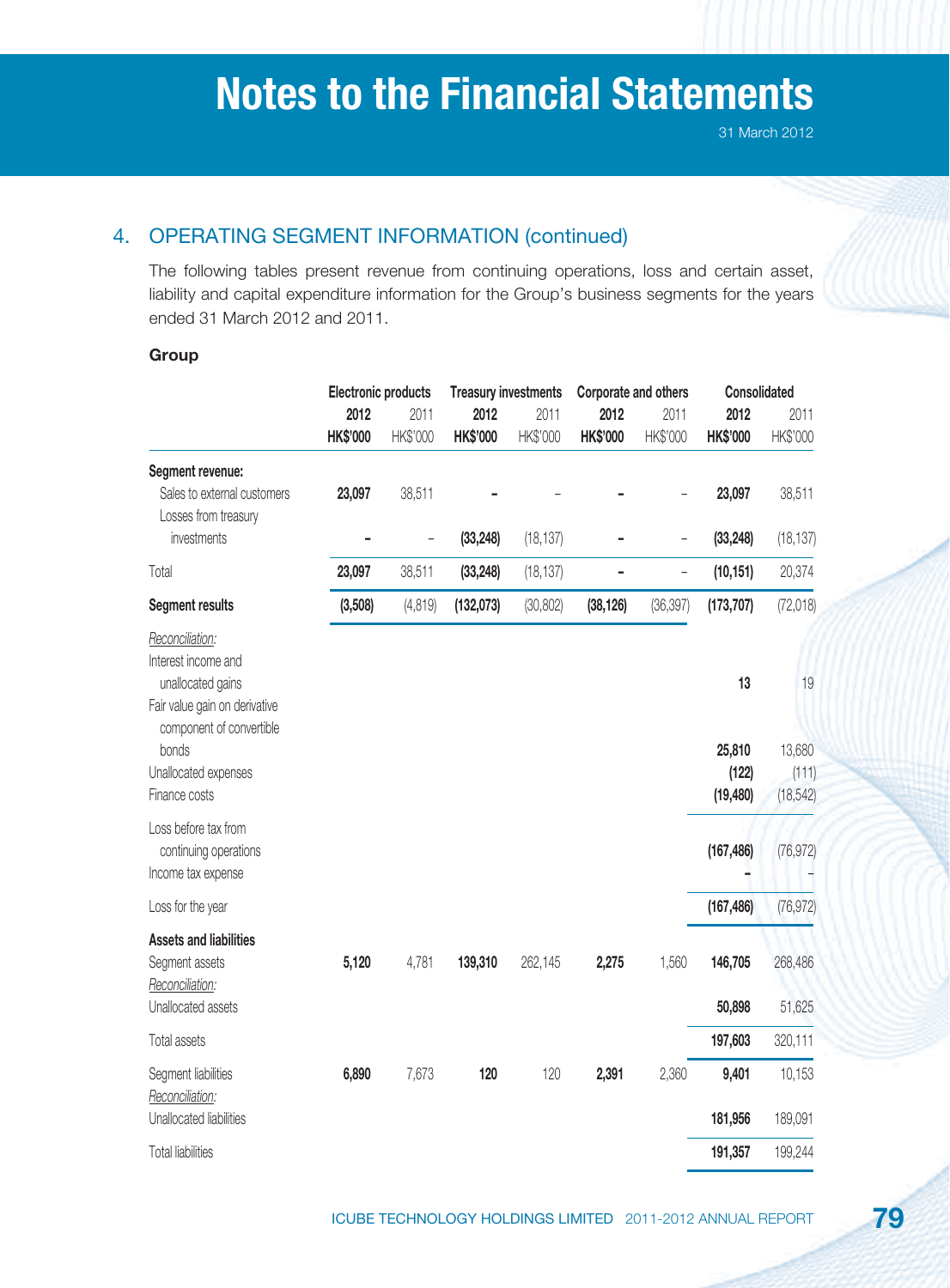# Notes to the Financial Statements

31 March 2012

## 4. OPERATING SEGMENT INFORMATION (continued)

The following tables present revenue from continuing operations, loss and certain asset, liability and capital expenditure information for the Group's business segments for the years ended 31 March 2012 and 2011.

**Group**

| | Electronic products | | Treasury investments | | Corporate and others | | Consolidated | |
|---|---|---|---|---|---|---|---|---|
| | **2012** | 2011 | **2012** | 2011 | **2012** | 2011 | **2012** | 2011 |
| | **HK$'000** | HK$'000 | **HK$'000** | HK$'000 | **HK$'000** | HK$'000 | **HK$'000** | HK$'000 |
| **Segment revenue:** | | | | | | | | |
| Sales to external customers | **23,097** | 38,511 | **-** | – | **-** | – | **23,097** | 38,511 |
| Losses from treasury investments | **-** | – | **(33,248)** | (18,137) | **-** | – | **(33,248)** | (18,137) |
| Total | **23,097** | 38,511 | **(33,248)** | (18,137) | **-** | – | **(10,151)** | 20,374 |
| **Segment results** | **(3,508)** | (4,819) | **(132,073)** | (30,802) | **(38,126)** | (36,397) | **(173,707)** | (72,018) |
| *Reconciliation:* | | | | | | | | |
| Interest income and unallocated gains | | | | | | | **13** | 19 |
| Fair value gain on derivative component of convertible bonds | | | | | | | **25,810** | 13,680 |
| Unallocated expenses | | | | | | | **(122)** | (111) |
| Finance costs | | | | | | | **(19,480)** | (18,542) |
| Loss before tax from continuing operations | | | | | | | **(167,486)** | (76,972) |
| Income tax expense | | | | | | | **-** | – |
| Loss for the year | | | | | | | **(167,486)** | (76,972) |
| **Assets and liabilities** | | | | | | | | |
| Segment assets | **5,120** | 4,781 | **139,310** | 262,145 | **2,275** | 1,560 | **146,705** | 268,486 |
| *Reconciliation:* | | | | | | | | |
| Unallocated assets | | | | | | | **50,898** | 51,625 |
| Total assets | | | | | | | **197,603** | 320,111 |
| Segment liabilities | **6,890** | 7,673 | **120** | 120 | **2,391** | 2,360 | **9,401** | 10,153 |
| *Reconciliation:* | | | | | | | | |
| Unallocated liabilities | | | | | | | **181,956** | 189,091 |
| Total liabilities | | | | | | | **191,357** | 199,244 |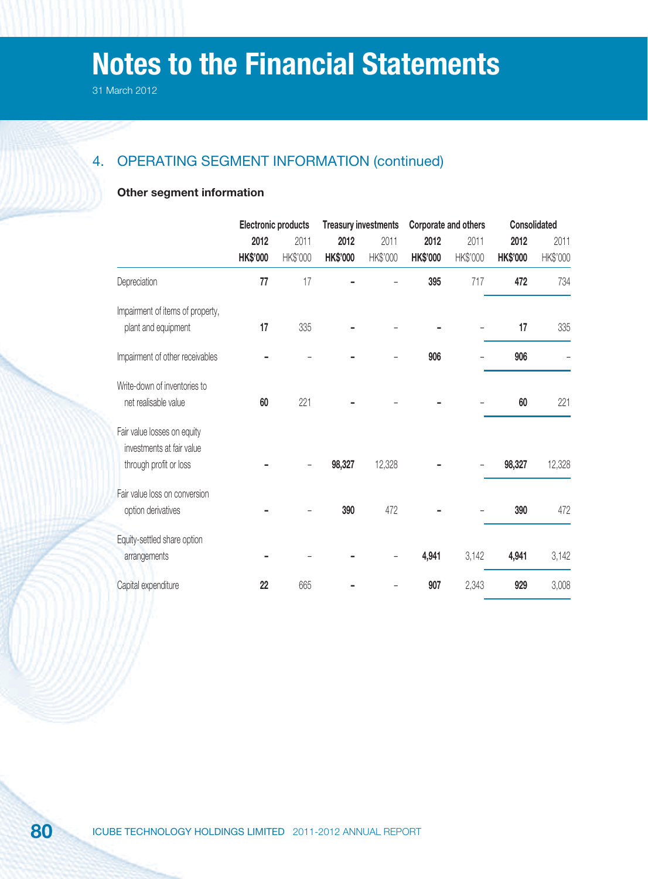# Notes to the Financial Statements

31 March 2012

## 4. OPERATING SEGMENT INFORMATION (continued)

### Other segment information

| | Electronic products | | Treasury investments | | Corporate and others | | Consolidated | |
|---|---|---|---|---|---|---|---|---|
| | **2012** | 2011 | **2012** | 2011 | **2012** | 2011 | **2012** | 2011 |
| | **HK$'000** | HK$'000 | **HK$'000** | HK$'000 | **HK$'000** | HK$'000 | **HK$'000** | HK$'000 |
| Depreciation | **77** | 17 | **-** | – | **395** | 717 | **472** | 734 |
| Impairment of items of property, plant and equipment | **17** | 335 | **-** | – | **-** | – | **17** | 335 |
| Impairment of other receivables | **-** | – | **-** | – | **906** | – | **906** | – |
| Write-down of inventories to net realisable value | **60** | 221 | **-** | – | **-** | – | **60** | 221 |
| Fair value losses on equity investments at fair value through profit or loss | **-** | – | **98,327** | 12,328 | **-** | – | **98,327** | 12,328 |
| Fair value loss on conversion option derivatives | **-** | – | **390** | 472 | **-** | – | **390** | 472 |
| Equity-settled share option arrangements | **-** | – | **-** | – | **4,941** | 3,142 | **4,941** | 3,142 |
| Capital expenditure | **22** | 665 | **-** | – | **907** | 2,343 | **929** | 3,008 |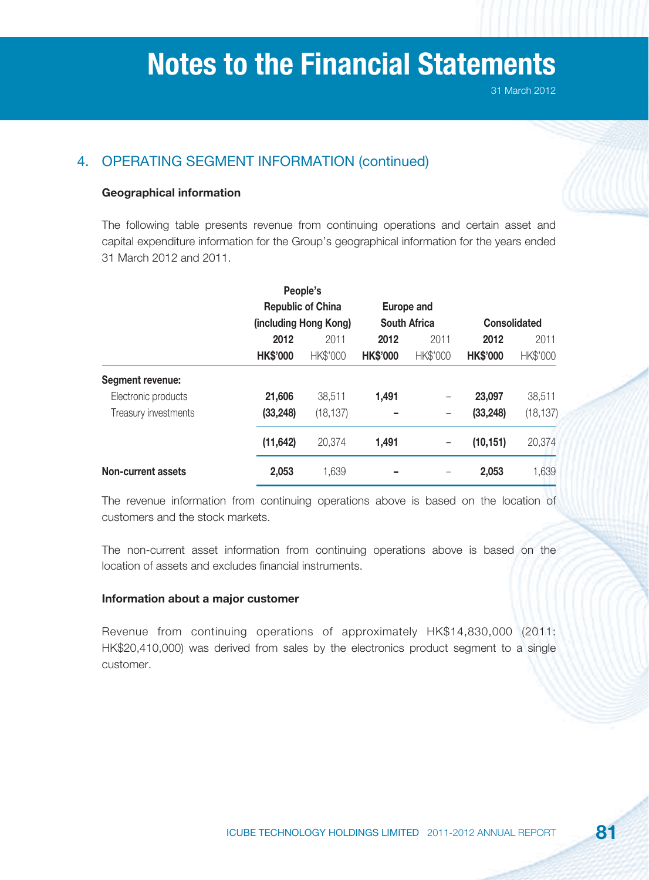## 4. OPERATING SEGMENT INFORMATION (continued)

**Geographical information**

The following table presents revenue from continuing operations and certain asset and capital expenditure information for the Group's geographical information for the years ended 31 March 2012 and 2011.

| | People's Republic of China (including Hong Kong) | | Europe and South Africa | | Consolidated | |
|---|---|---|---|---|---|---|
| | **2012** | 2011 | **2012** | 2011 | **2012** | 2011 |
| | **HK$'000** | HK$'000 | **HK$'000** | HK$'000 | **HK$'000** | HK$'000 |
| **Segment revenue:** | | | | | | |
| Electronic products | **21,606** | 38,511 | **1,491** | – | **23,097** | 38,511 |
| Treasury investments | **(33,248)** | (18,137) | **–** | – | **(33,248)** | (18,137) |
| | **(11,642)** | 20,374 | **1,491** | – | **(10,151)** | 20,374 |
| **Non-current assets** | **2,053** | 1,639 | **–** | – | **2,053** | 1,639 |

The revenue information from continuing operations above is based on the location of customers and the stock markets.

The non-current asset information from continuing operations above is based on the location of assets and excludes financial instruments.

**Information about a major customer**

Revenue from continuing operations of approximately HK$14,830,000 (2011: HK$20,410,000) was derived from sales by the electronics product segment to a single customer.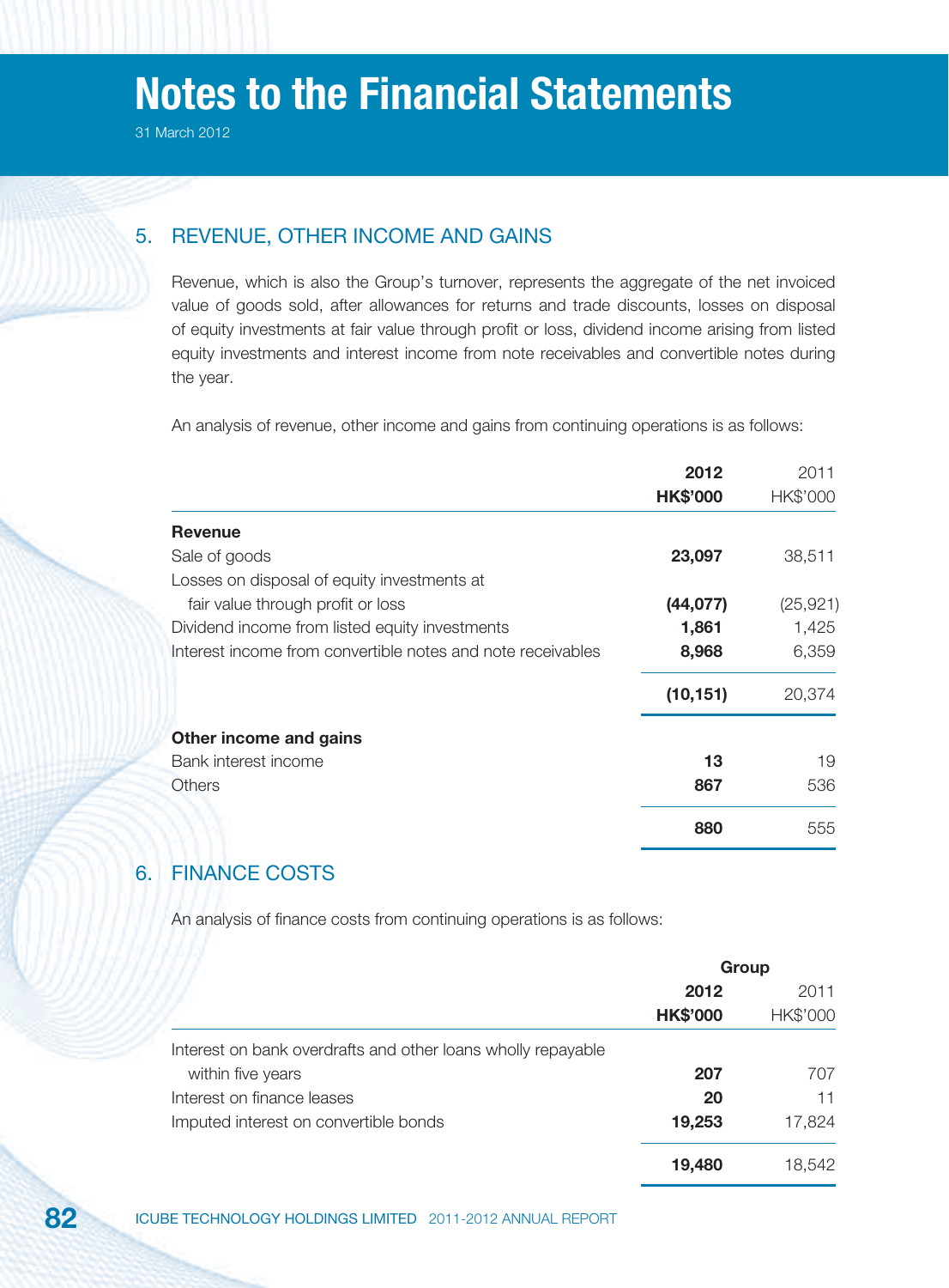# Notes to the Financial Statements

31 March 2012

## 5. REVENUE, OTHER INCOME AND GAINS

Revenue, which is also the Group's turnover, represents the aggregate of the net invoiced value of goods sold, after allowances for returns and trade discounts, losses on disposal of equity investments at fair value through profit or loss, dividend income arising from listed equity investments and interest income from note receivables and convertible notes during the year.

An analysis of revenue, other income and gains from continuing operations is as follows:

| | **2012** | 2011 |
|---|---|---|
| | **HK$'000** | HK$'000 |
| **Revenue** | | |
| Sale of goods | **23,097** | 38,511 |
| Losses on disposal of equity investments at fair value through profit or loss | **(44,077)** | (25,921) |
| Dividend income from listed equity investments | **1,861** | 1,425 |
| Interest income from convertible notes and note receivables | **8,968** | 6,359 |
| | **(10,151)** | 20,374 |
| **Other income and gains** | | |
| Bank interest income | **13** | 19 |
| Others | **867** | 536 |
| | **880** | 555 |

## 6. FINANCE COSTS

An analysis of finance costs from continuing operations is as follows:

| | **Group** | |
|---|---|---|
| | **2012** | 2011 |
| | **HK$'000** | HK$'000 |
| Interest on bank overdrafts and other loans wholly repayable within five years | **207** | 707 |
| Interest on finance leases | **20** | 11 |
| Imputed interest on convertible bonds | **19,253** | 17,824 |
| | **19,480** | 18,542 |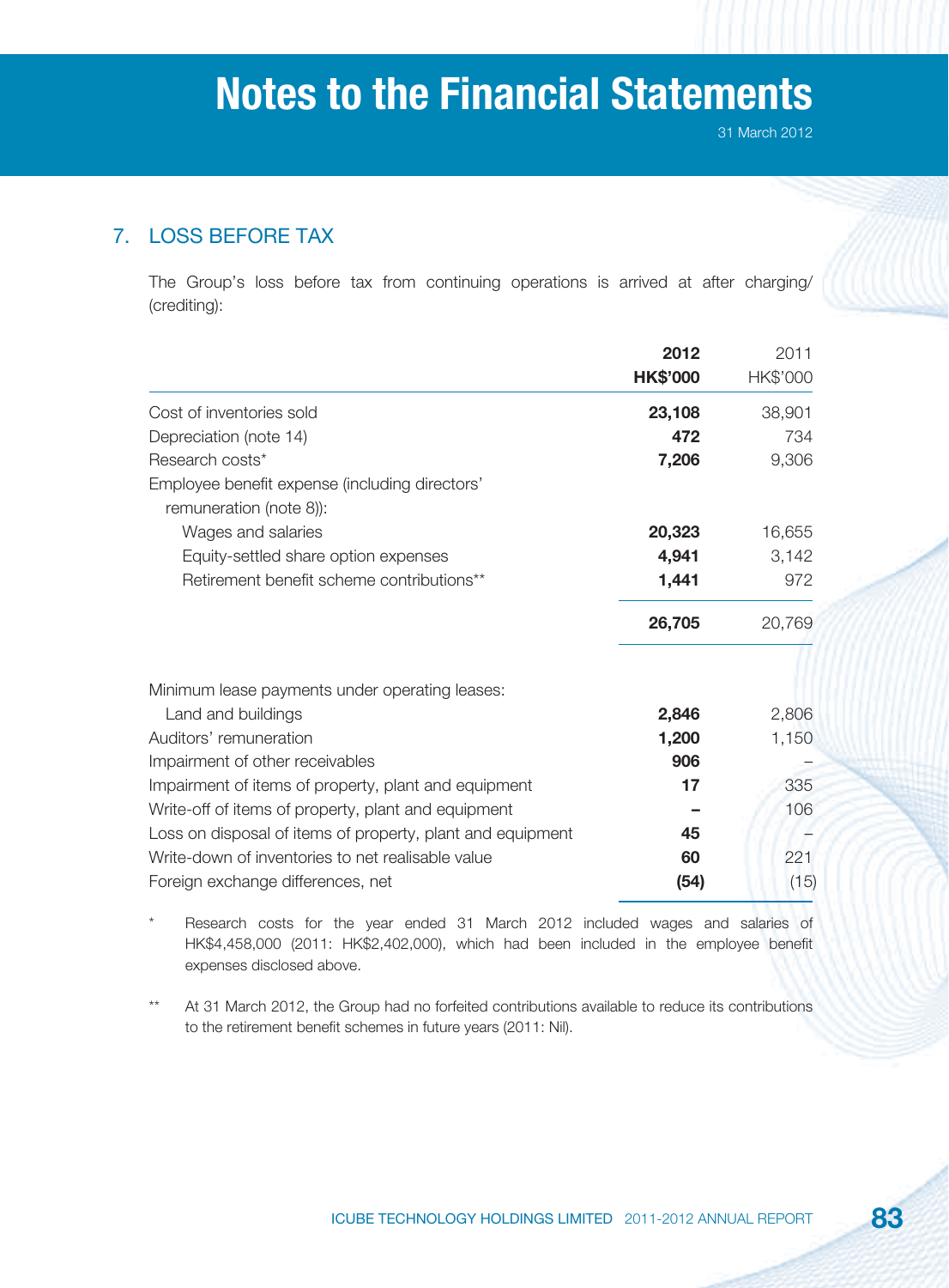# Notes to the Financial Statements

31 March 2012

## 7. LOSS BEFORE TAX

The Group's loss before tax from continuing operations is arrived at after charging/(crediting):

| | **2012** | 2011 |
|---|---|---|
| | **HK$'000** | HK$'000 |
| Cost of inventories sold | **23,108** | 38,901 |
| Depreciation (note 14) | **472** | 734 |
| Research costs* | **7,206** | 9,306 |
| Employee benefit expense (including directors' remuneration (note 8)): | | |
| Wages and salaries | **20,323** | 16,655 |
| Equity-settled share option expenses | **4,941** | 3,142 |
| Retirement benefit scheme contributions** | **1,441** | 972 |
| | **26,705** | 20,769 |
| Minimum lease payments under operating leases: | | |
| Land and buildings | **2,846** | 2,806 |
| Auditors' remuneration | **1,200** | 1,150 |
| Impairment of other receivables | **906** | – |
| Impairment of items of property, plant and equipment | **17** | 335 |
| Write-off of items of property, plant and equipment | **–** | 106 |
| Loss on disposal of items of property, plant and equipment | **45** | – |
| Write-down of inventories to net realisable value | **60** | 221 |
| Foreign exchange differences, net | **(54)** | (15) |

\* Research costs for the year ended 31 March 2012 included wages and salaries of HK$4,458,000 (2011: HK$2,402,000), which had been included in the employee benefit expenses disclosed above.

** At 31 March 2012, the Group had no forfeited contributions available to reduce its contributions to the retirement benefit schemes in future years (2011: Nil).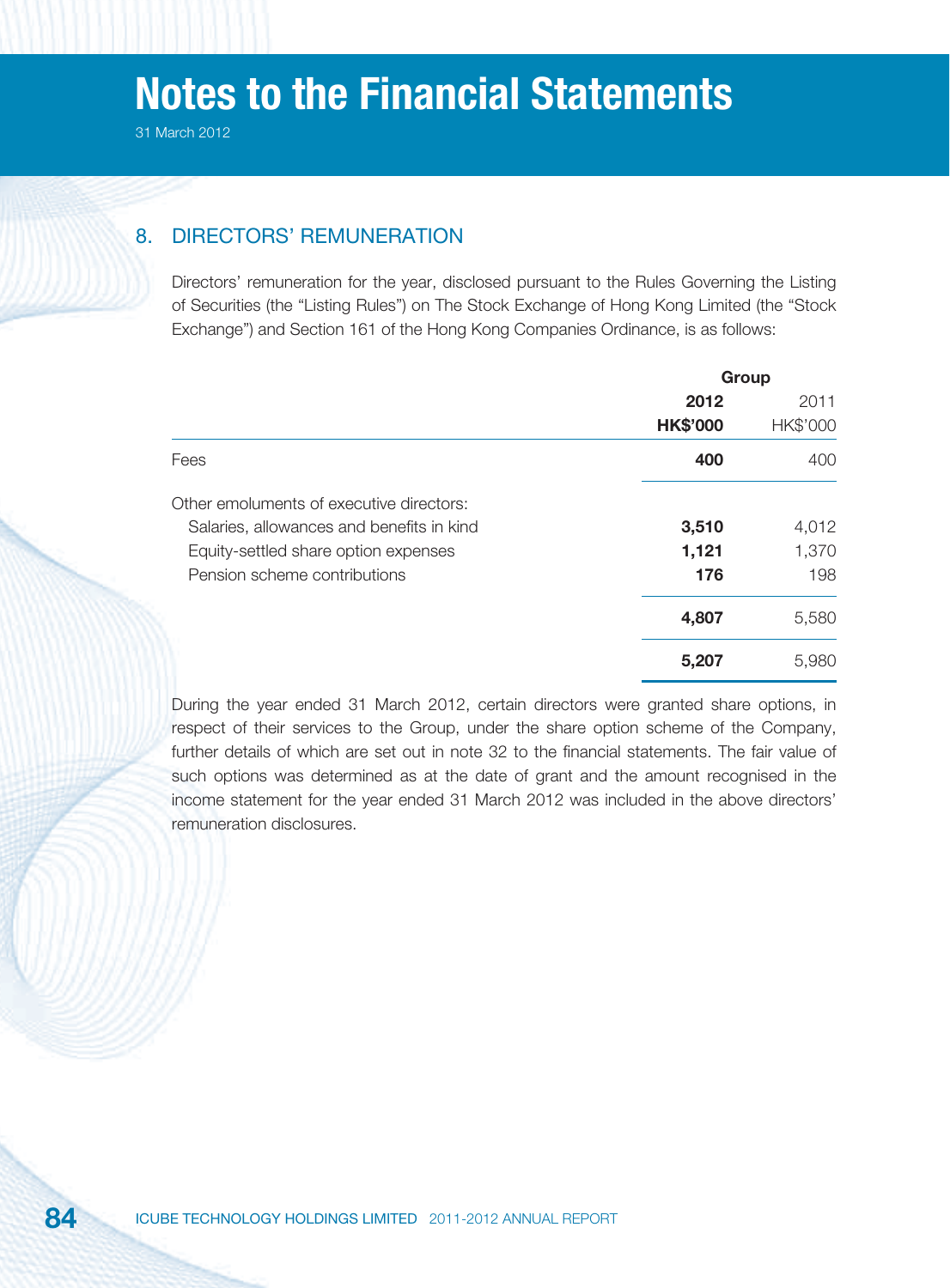## 8. DIRECTORS' REMUNERATION

Directors' remuneration for the year, disclosed pursuant to the Rules Governing the Listing of Securities (the "Listing Rules") on The Stock Exchange of Hong Kong Limited (the "Stock Exchange") and Section 161 of the Hong Kong Companies Ordinance, is as follows:

| | Group | |
|---|---|---|
| | **2012** | 2011 |
| | **HK$'000** | HK$'000 |
| Fees | **400** | 400 |
| Other emoluments of executive directors: | | |
| Salaries, allowances and benefits in kind | **3,510** | 4,012 |
| Equity-settled share option expenses | **1,121** | 1,370 |
| Pension scheme contributions | **176** | 198 |
| | **4,807** | 5,580 |
| | **5,207** | 5,980 |

During the year ended 31 March 2012, certain directors were granted share options, in respect of their services to the Group, under the share option scheme of the Company, further details of which are set out in note 32 to the financial statements. The fair value of such options was determined as at the date of grant and the amount recognised in the income statement for the year ended 31 March 2012 was included in the above directors' remuneration disclosures.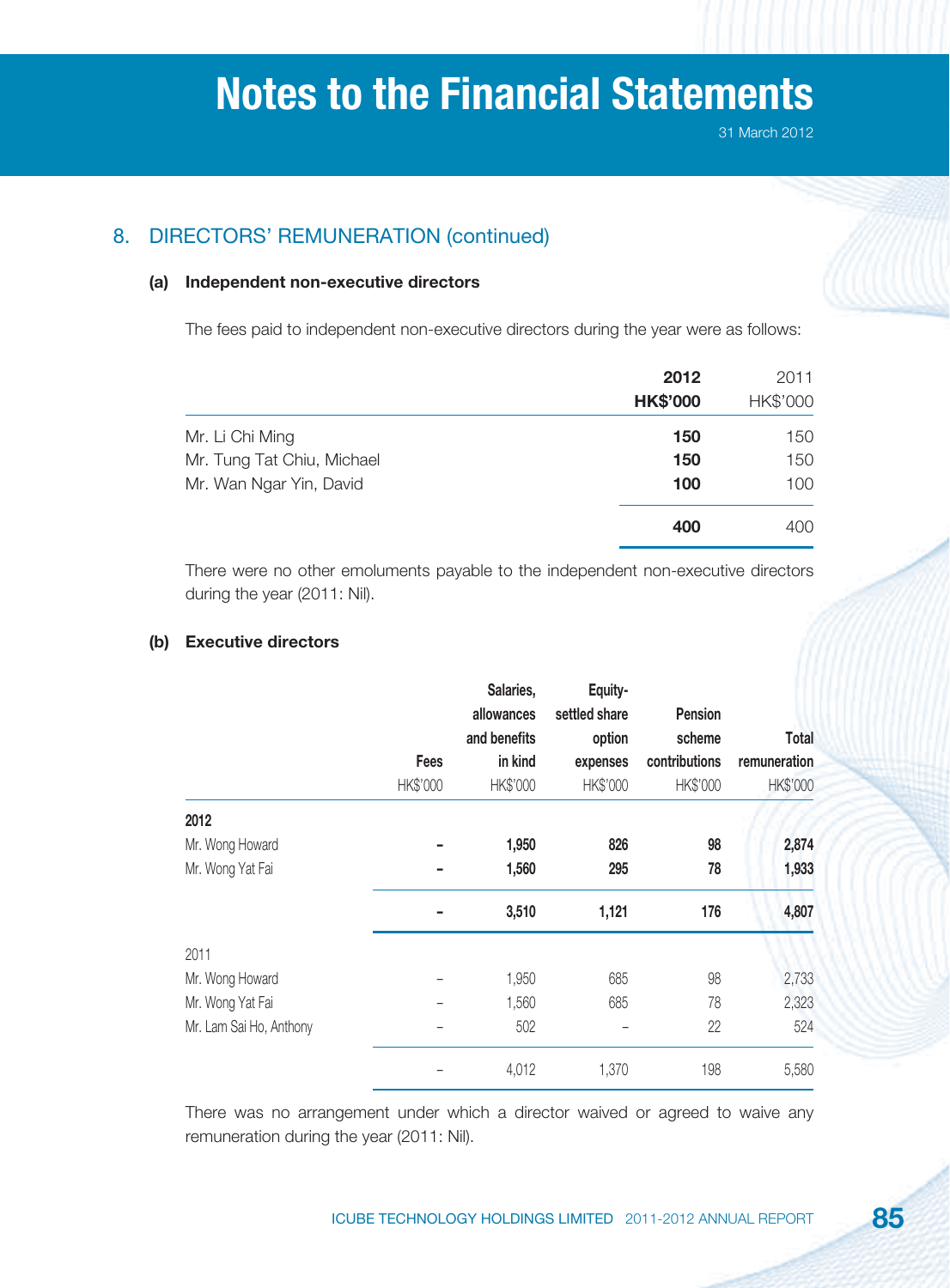# Notes to the Financial Statements

31 March 2012

## 8. DIRECTORS' REMUNERATION (continued)

### (a) Independent non-executive directors

The fees paid to independent non-executive directors during the year were as follows:

| | **2012** | 2011 |
|---|---|---|
| | **HK$'000** | HK$'000 |
| Mr. Li Chi Ming | **150** | 150 |
| Mr. Tung Tat Chiu, Michael | **150** | 150 |
| Mr. Wan Ngar Yin, David | **100** | 100 |
| | **400** | 400 |

There were no other emoluments payable to the independent non-executive directors during the year (2011: Nil).

### (b) Executive directors

| | Fees | Salaries, allowances and benefits in kind | Equity-settled share option expenses | Pension scheme contributions | Total remuneration |
|---|---|---|---|---|---|
| | HK$'000 | HK$'000 | HK$'000 | HK$'000 | HK$'000 |
| **2012** | | | | | |
| Mr. Wong Howard | **–** | **1,950** | **826** | **98** | **2,874** |
| Mr. Wong Yat Fai | **–** | **1,560** | **295** | **78** | **1,933** |
| | **–** | **3,510** | **1,121** | **176** | **4,807** |
| 2011 | | | | | |
| Mr. Wong Howard | – | 1,950 | 685 | 98 | 2,733 |
| Mr. Wong Yat Fai | – | 1,560 | 685 | 78 | 2,323 |
| Mr. Lam Sai Ho, Anthony | – | 502 | – | 22 | 524 |
| | – | 4,012 | 1,370 | 198 | 5,580 |

There was no arrangement under which a director waived or agreed to waive any remuneration during the year (2011: Nil).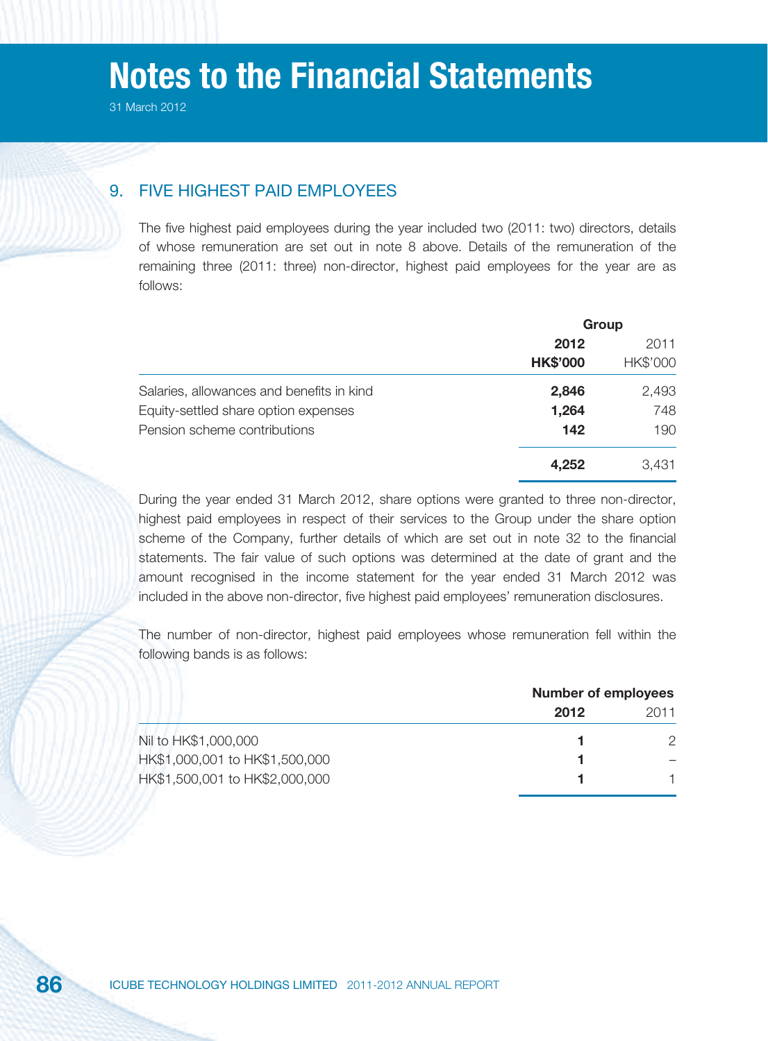## 9. FIVE HIGHEST PAID EMPLOYEES

The five highest paid employees during the year included two (2011: two) directors, details of whose remuneration are set out in note 8 above. Details of the remuneration of the remaining three (2011: three) non-director, highest paid employees for the year are as follows:

| | Group | |
|---|---|---|
| | **2012** | 2011 |
| | **HK$'000** | HK$'000 |
| Salaries, allowances and benefits in kind | **2,846** | 2,493 |
| Equity-settled share option expenses | **1,264** | 748 |
| Pension scheme contributions | **142** | 190 |
| | **4,252** | 3,431 |

During the year ended 31 March 2012, share options were granted to three non-director, highest paid employees in respect of their services to the Group under the share option scheme of the Company, further details of which are set out in note 32 to the financial statements. The fair value of such options was determined at the date of grant and the amount recognised in the income statement for the year ended 31 March 2012 was included in the above non-director, five highest paid employees' remuneration disclosures.

The number of non-director, highest paid employees whose remuneration fell within the following bands is as follows:

| | Number of employees | |
|---|---|---|
| | **2012** | 2011 |
| Nil to HK$1,000,000 | **1** | 2 |
| HK$1,000,001 to HK$1,500,000 | **1** | – |
| HK$1,500,001 to HK$2,000,000 | **1** | 1 |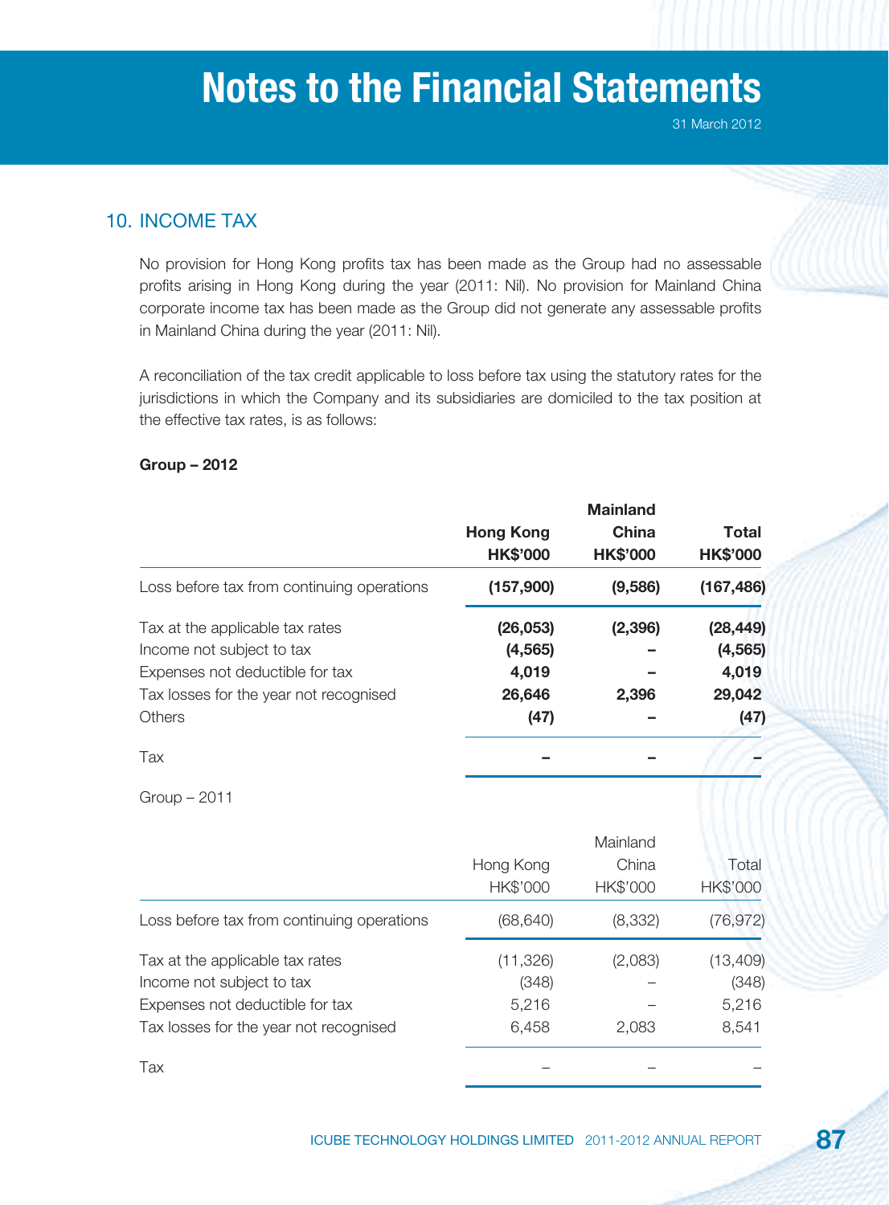# Notes to the Financial Statements

31 March 2012

## 10. INCOME TAX

No provision for Hong Kong profits tax has been made as the Group had no assessable profits arising in Hong Kong during the year (2011: Nil). No provision for Mainland China corporate income tax has been made as the Group did not generate any assessable profits in Mainland China during the year (2011: Nil).

A reconciliation of the tax credit applicable to loss before tax using the statutory rates for the jurisdictions in which the Company and its subsidiaries are domiciled to the tax position at the effective tax rates, is as follows:

**Group – 2012**

| | **Hong Kong HK$'000** | **Mainland China HK$'000** | **Total HK$'000** |
|---|---|---|---|
| Loss before tax from continuing operations | **(157,900)** | **(9,586)** | **(167,486)** |
| Tax at the applicable tax rates | **(26,053)** | **(2,396)** | **(28,449)** |
| Income not subject to tax | **(4,565)** | **–** | **(4,565)** |
| Expenses not deductible for tax | **4,019** | **–** | **4,019** |
| Tax losses for the year not recognised | **26,646** | **2,396** | **29,042** |
| Others | **(47)** | **–** | **(47)** |
| Tax | **–** | **–** | **–** |

Group – 2011

| | Hong Kong HK$'000 | Mainland China HK$'000 | Total HK$'000 |
|---|---|---|---|
| Loss before tax from continuing operations | (68,640) | (8,332) | (76,972) |
| Tax at the applicable tax rates | (11,326) | (2,083) | (13,409) |
| Income not subject to tax | (348) | – | (348) |
| Expenses not deductible for tax | 5,216 | – | 5,216 |
| Tax losses for the year not recognised | 6,458 | 2,083 | 8,541 |
| Tax | – | – | – |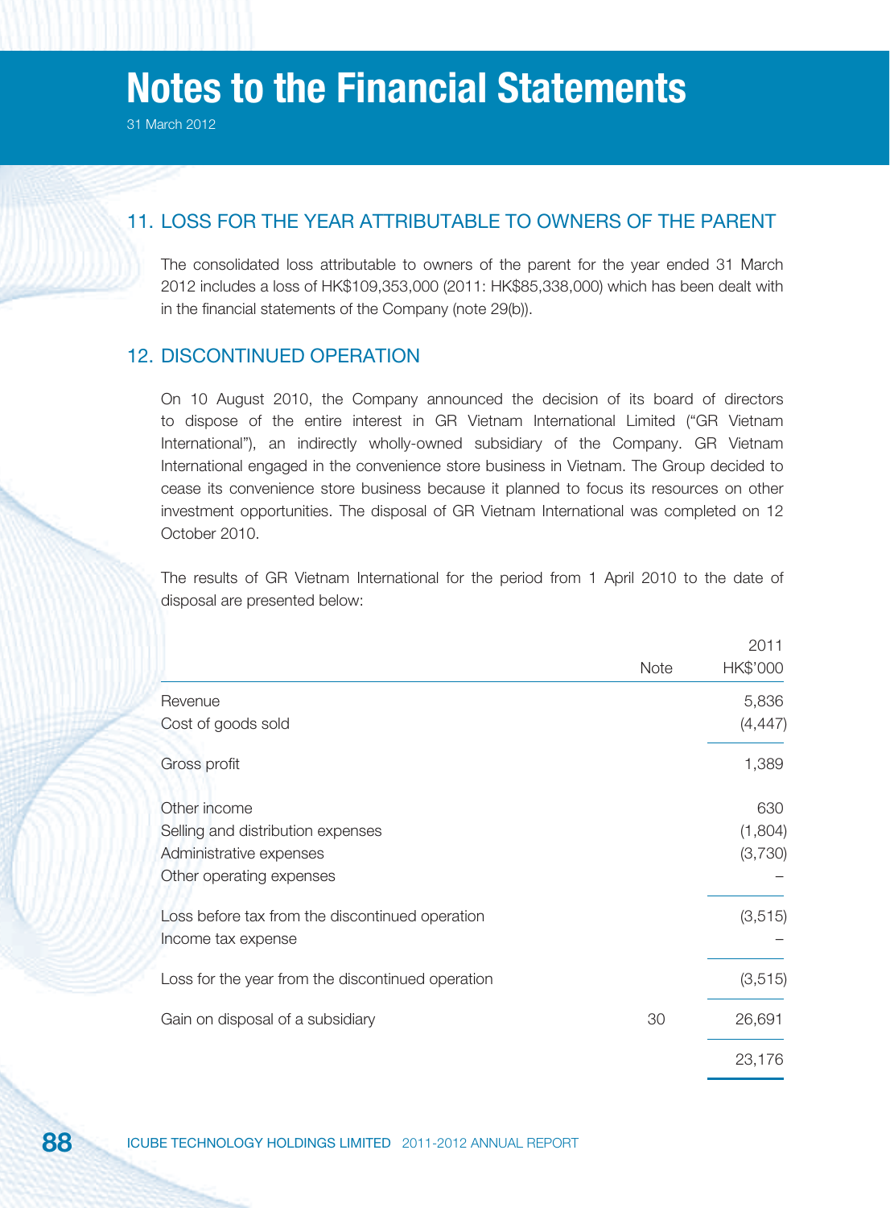## 11. LOSS FOR THE YEAR ATTRIBUTABLE TO OWNERS OF THE PARENT

The consolidated loss attributable to owners of the parent for the year ended 31 March 2012 includes a loss of HK$109,353,000 (2011: HK$85,338,000) which has been dealt with in the financial statements of the Company (note 29(b)).

## 12. DISCONTINUED OPERATION

On 10 August 2010, the Company announced the decision of its board of directors to dispose of the entire interest in GR Vietnam International Limited ("GR Vietnam International"), an indirectly wholly-owned subsidiary of the Company. GR Vietnam International engaged in the convenience store business in Vietnam. The Group decided to cease its convenience store business because it planned to focus its resources on other investment opportunities. The disposal of GR Vietnam International was completed on 12 October 2010.

The results of GR Vietnam International for the period from 1 April 2010 to the date of disposal are presented below:

| | Note | 2011<br>HK$'000 |
|---|---|---|
| Revenue | | 5,836 |
| Cost of goods sold | | (4,447) |
| Gross profit | | 1,389 |
| Other income | | 630 |
| Selling and distribution expenses | | (1,804) |
| Administrative expenses | | (3,730) |
| Other operating expenses | | – |
| Loss before tax from the discontinued operation | | (3,515) |
| Income tax expense | | – |
| Loss for the year from the discontinued operation | | (3,515) |
| Gain on disposal of a subsidiary | 30 | 26,691 |
| | | 23,176 |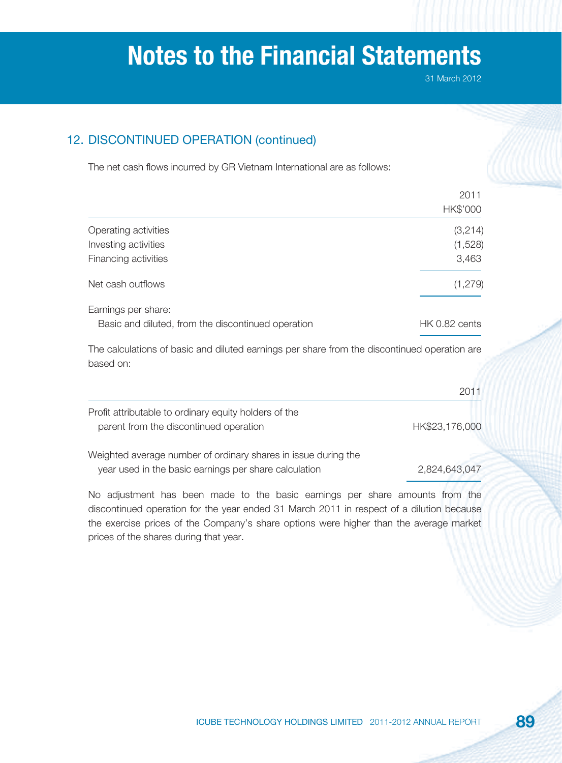## 12. DISCONTINUED OPERATION (continued)

The net cash flows incurred by GR Vietnam International are as follows:

| | 2011<br>HK$'000 |
|---|---|
| Operating activities | (3,214) |
| Investing activities | (1,528) |
| Financing activities | 3,463 |
| Net cash outflows | (1,279) |
| Earnings per share: | |
| Basic and diluted, from the discontinued operation | HK 0.82 cents |

The calculations of basic and diluted earnings per share from the discontinued operation are based on:

| | 2011 |
|---|---|
| Profit attributable to ordinary equity holders of the parent from the discontinued operation | HK$23,176,000 |
| Weighted average number of ordinary shares in issue during the year used in the basic earnings per share calculation | 2,824,643,047 |

No adjustment has been made to the basic earnings per share amounts from the discontinued operation for the year ended 31 March 2011 in respect of a dilution because the exercise prices of the Company's share options were higher than the average market prices of the shares during that year.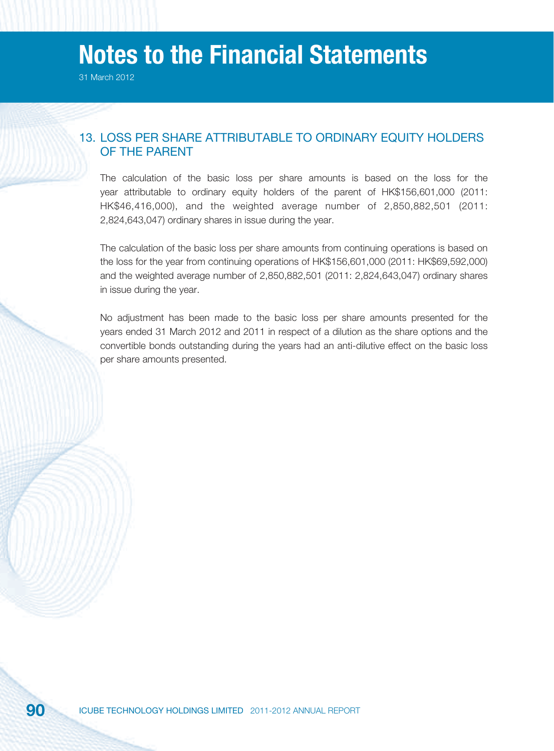## 13. LOSS PER SHARE ATTRIBUTABLE TO ORDINARY EQUITY HOLDERS OF THE PARENT

The calculation of the basic loss per share amounts is based on the loss for the year attributable to ordinary equity holders of the parent of HK$156,601,000 (2011: HK$46,416,000), and the weighted average number of 2,850,882,501 (2011: 2,824,643,047) ordinary shares in issue during the year.

The calculation of the basic loss per share amounts from continuing operations is based on the loss for the year from continuing operations of HK$156,601,000 (2011: HK$69,592,000) and the weighted average number of 2,850,882,501 (2011: 2,824,643,047) ordinary shares in issue during the year.

No adjustment has been made to the basic loss per share amounts presented for the years ended 31 March 2012 and 2011 in respect of a dilution as the share options and the convertible bonds outstanding during the years had an anti-dilutive effect on the basic loss per share amounts presented.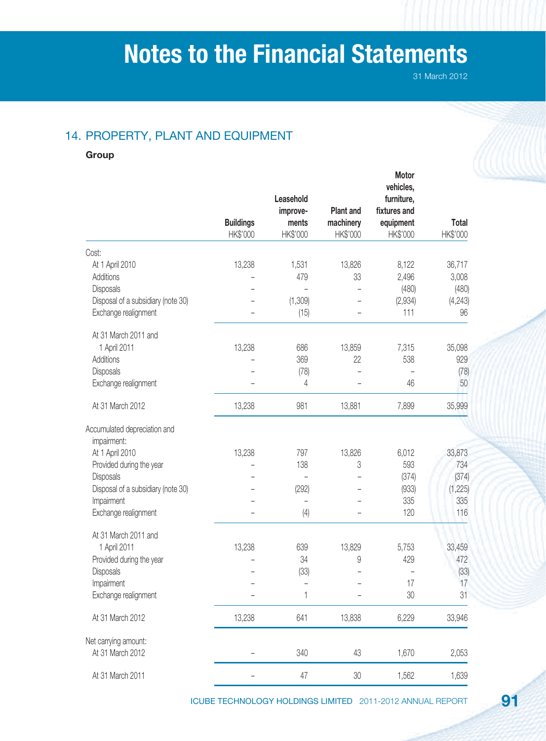## 14. PROPERTY, PLANT AND EQUIPMENT

**Group**

| | Buildings HK$'000 | Leasehold improve-ments HK$'000 | Plant and machinery HK$'000 | Motor vehicles, furniture, fixtures and equipment HK$'000 | Total HK$'000 |
|---|---|---|---|---|---|
| Cost: | | | | | |
| At 1 April 2010 | 13,238 | 1,531 | 13,826 | 8,122 | 36,717 |
| Additions | – | 479 | 33 | 2,496 | 3,008 |
| Disposals | – | – | – | (480) | (480) |
| Disposal of a subsidiary (note 30) | – | (1,309) | – | (2,934) | (4,243) |
| Exchange realignment | – | (15) | – | 111 | 96 |
| At 31 March 2011 and 1 April 2011 | 13,238 | 686 | 13,859 | 7,315 | 35,098 |
| Additions | – | 369 | 22 | 538 | 929 |
| Disposals | – | (78) | – | – | (78) |
| Exchange realignment | – | 4 | – | 46 | 50 |
| At 31 March 2012 | 13,238 | 981 | 13,881 | 7,899 | 35,999 |
| Accumulated depreciation and impairment: | | | | | |
| At 1 April 2010 | 13,238 | 797 | 13,826 | 6,012 | 33,873 |
| Provided during the year | – | 138 | 3 | 593 | 734 |
| Disposals | – | – | – | (374) | (374) |
| Disposal of a subsidiary (note 30) | – | (292) | – | (933) | (1,225) |
| Impairment | – | – | – | 335 | 335 |
| Exchange realignment | – | (4) | – | 120 | 116 |
| At 31 March 2011 and 1 April 2011 | 13,238 | 639 | 13,829 | 5,753 | 33,459 |
| Provided during the year | – | 34 | 9 | 429 | 472 |
| Disposals | – | (33) | – | – | (33) |
| Impairment | – | – | – | 17 | 17 |
| Exchange realignment | – | 1 | – | 30 | 31 |
| At 31 March 2012 | 13,238 | 641 | 13,838 | 6,229 | 33,946 |
| Net carrying amount: | | | | | |
| At 31 March 2012 | – | 340 | 43 | 1,670 | 2,053 |
| At 31 March 2011 | – | 47 | 30 | 1,562 | 1,639 |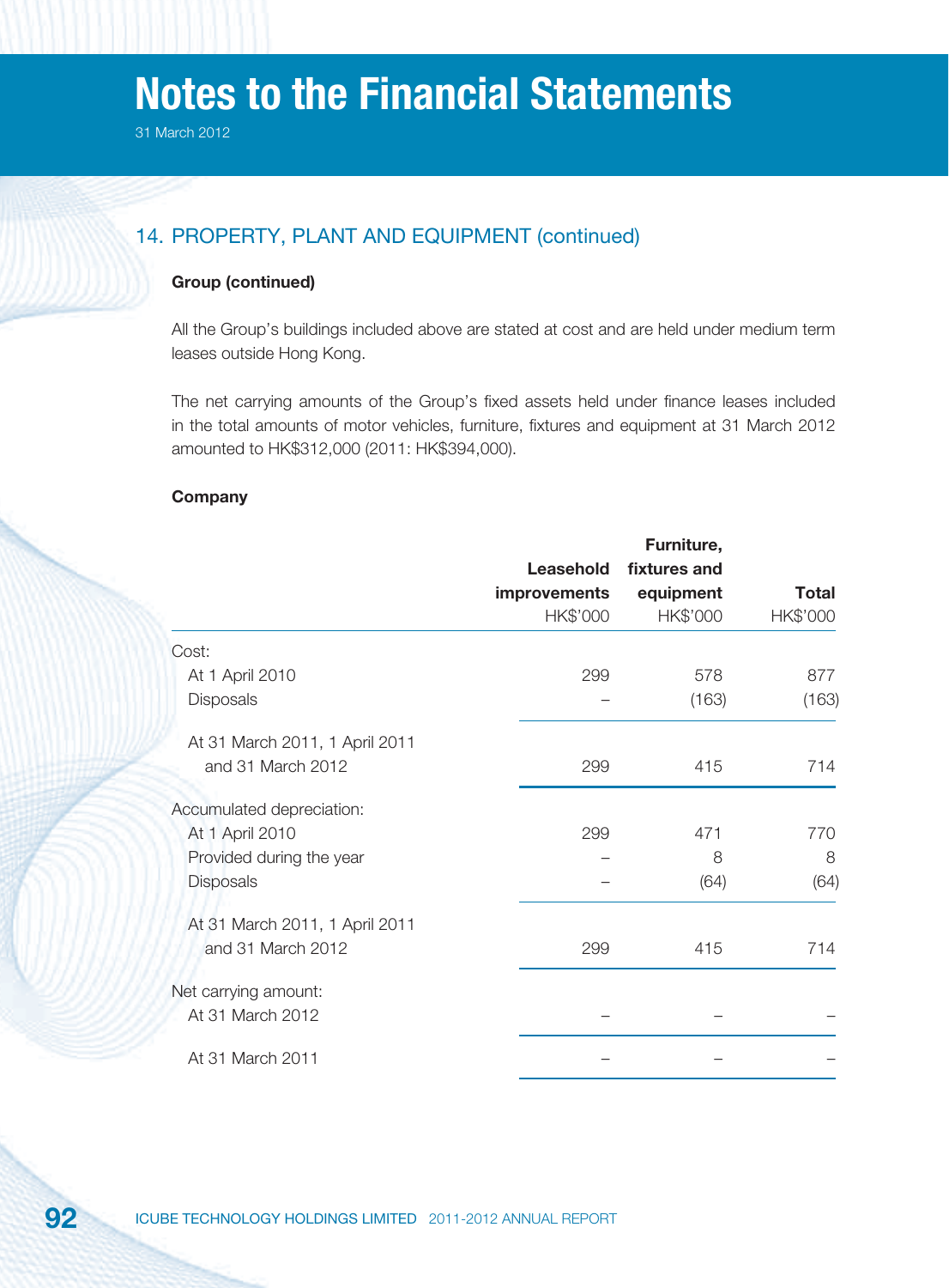# Notes to the Financial Statements

31 March 2012

## 14. PROPERTY, PLANT AND EQUIPMENT (continued)

**Group (continued)**

All the Group's buildings included above are stated at cost and are held under medium term leases outside Hong Kong.

The net carrying amounts of the Group's fixed assets held under finance leases included in the total amounts of motor vehicles, furniture, fixtures and equipment at 31 March 2012 amounted to HK$312,000 (2011: HK$394,000).

**Company**

| | Leasehold improvements | Furniture, fixtures and equipment | Total |
|---|---|---|---|
| | HK$'000 | HK$'000 | HK$'000 |
| Cost: | | | |
| At 1 April 2010 | 299 | 578 | 877 |
| Disposals | – | (163) | (163) |
| At 31 March 2011, 1 April 2011 and 31 March 2012 | 299 | 415 | 714 |
| Accumulated depreciation: | | | |
| At 1 April 2010 | 299 | 471 | 770 |
| Provided during the year | – | 8 | 8 |
| Disposals | – | (64) | (64) |
| At 31 March 2011, 1 April 2011 and 31 March 2012 | 299 | 415 | 714 |
| Net carrying amount: | | | |
| At 31 March 2012 | – | – | – |
| At 31 March 2011 | – | – | – |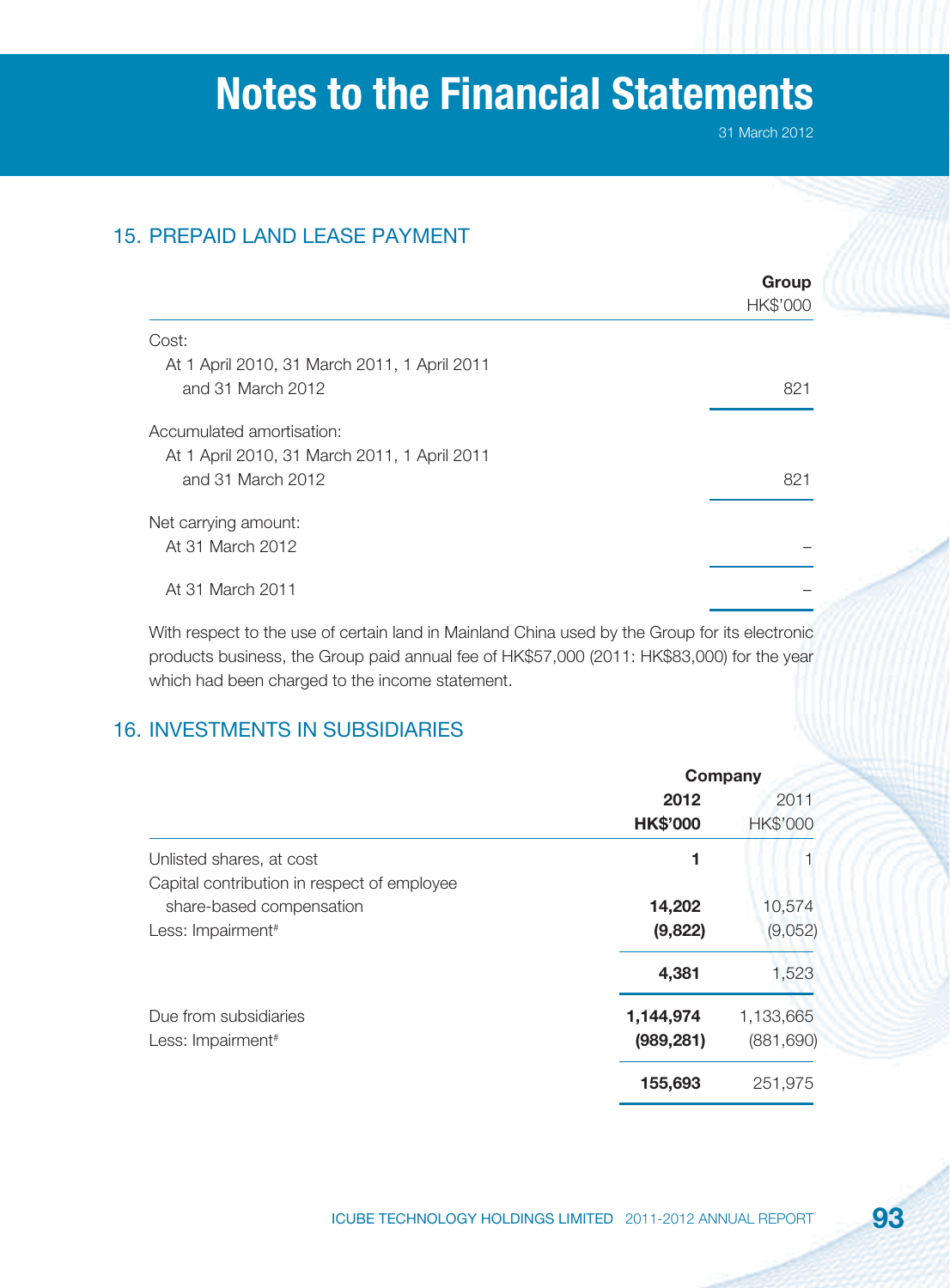# Notes to the Financial Statements

31 March 2012

## 15. PREPAID LAND LEASE PAYMENT

| | Group HK$'000 |
|---|---|
| Cost: | |
| At 1 April 2010, 31 March 2011, 1 April 2011 and 31 March 2012 | 821 |
| Accumulated amortisation: | |
| At 1 April 2010, 31 March 2011, 1 April 2011 and 31 March 2012 | 821 |
| Net carrying amount: | |
| At 31 March 2012 | – |
| At 31 March 2011 | – |

With respect to the use of certain land in Mainland China used by the Group for its electronic products business, the Group paid annual fee of HK$57,000 (2011: HK$83,000) for the year which had been charged to the income statement.

## 16. INVESTMENTS IN SUBSIDIARIES

| | Company | |
|---|---|---|
| | **2012 HK$'000** | 2011 HK$'000 |
| Unlisted shares, at cost | **1** | 1 |
| Capital contribution in respect of employee share-based compensation | **14,202** | 10,574 |
| Less: Impairment# | **(9,822)** | (9,052) |
| | **4,381** | 1,523 |
| Due from subsidiaries | **1,144,974** | 1,133,665 |
| Less: Impairment# | **(989,281)** | (881,690) |
| | **155,693** | 251,975 |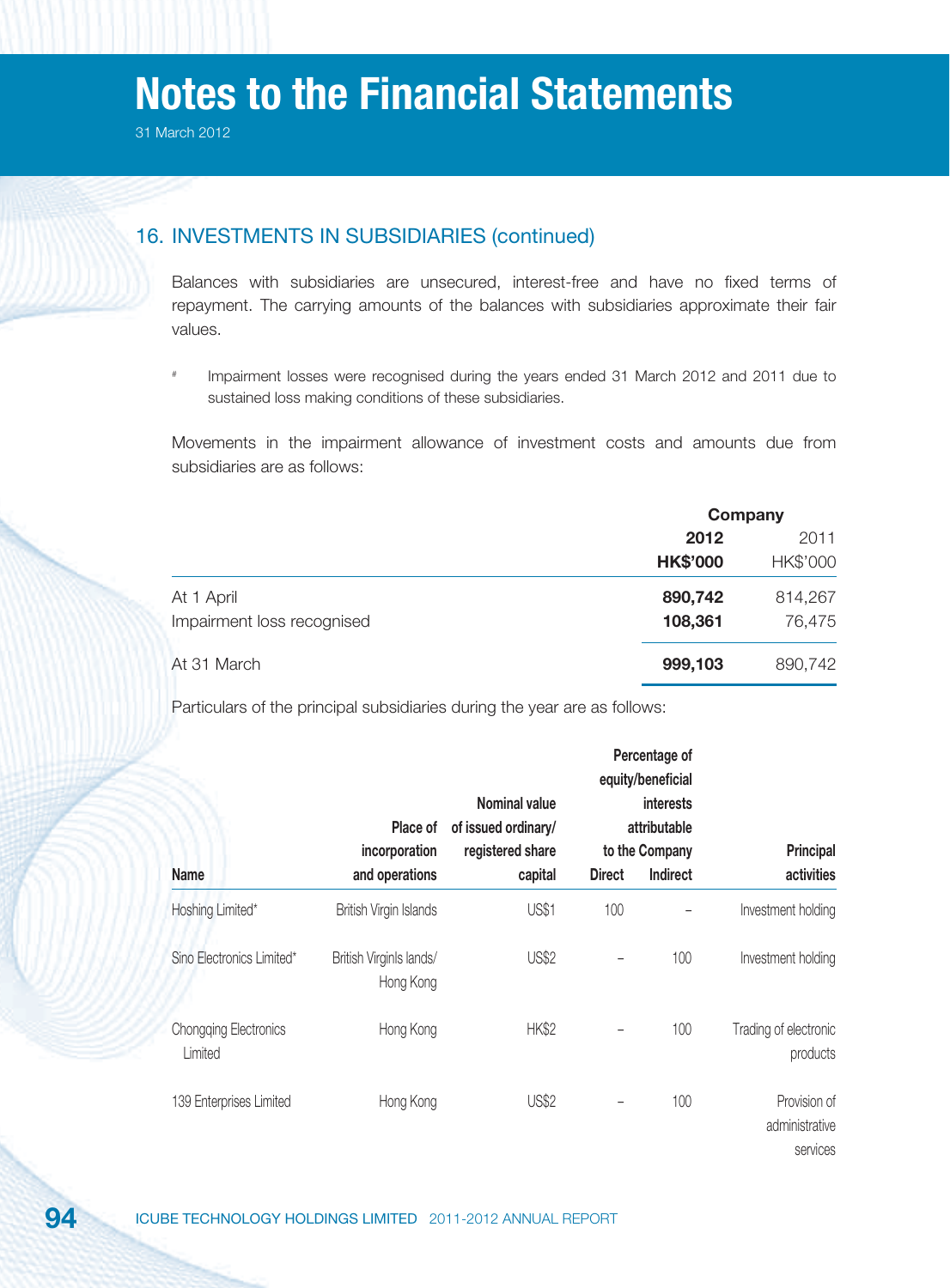# Notes to the Financial Statements

31 March 2012

## 16. INVESTMENTS IN SUBSIDIARIES (continued)

Balances with subsidiaries are unsecured, interest-free and have no fixed terms of repayment. The carrying amounts of the balances with subsidiaries approximate their fair values.

# Impairment losses were recognised during the years ended 31 March 2012 and 2011 due to sustained loss making conditions of these subsidiaries.

Movements in the impairment allowance of investment costs and amounts due from subsidiaries are as follows:

| | **Company** | |
|---|---|---|
| | **2012** | 2011 |
| | **HK$'000** | HK$'000 |
| At 1 April | **890,742** | 814,267 |
| Impairment loss recognised | **108,361** | 76,475 |
| At 31 March | **999,103** | 890,742 |

Particulars of the principal subsidiaries during the year are as follows:

| Name | Place of incorporation and operations | Nominal value of issued ordinary/ registered share capital | Percentage of equity/beneficial interests attributable to the Company | | Principal activities |
|---|---|---|---|---|---|
| | | | Direct | Indirect | |
| Hoshing Limited* | British Virgin Islands | US$1 | 100 | – | Investment holding |
| Sino Electronics Limited* | British Virginls lands/ Hong Kong | US$2 | – | 100 | Investment holding |
| Chongqing Electronics Limited | Hong Kong | HK$2 | – | 100 | Trading of electronic products |
| 139 Enterprises Limited | Hong Kong | US$2 | – | 100 | Provision of administrative services |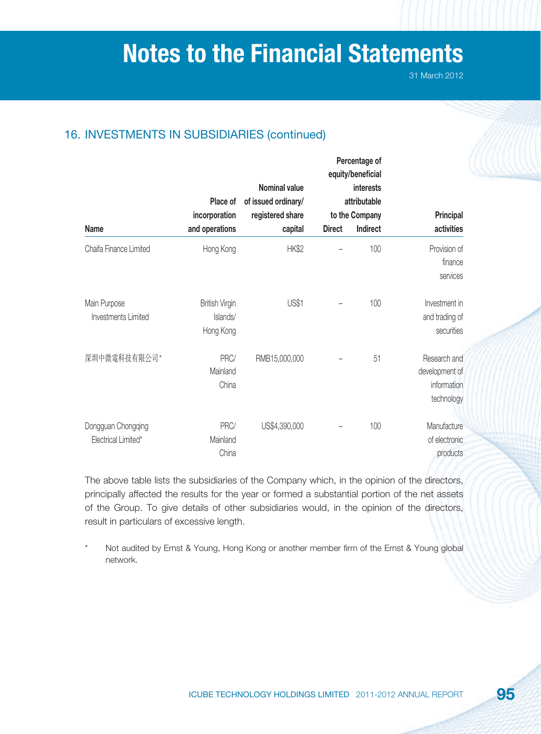## 16. INVESTMENTS IN SUBSIDIARIES (continued)

| Name | Place of incorporation and operations | Nominal value of issued ordinary/ registered share capital | Percentage of equity/beneficial interests attributable to the Company | | Principal activities |
|---|---|---|---|---|---|
| | | | Direct | Indirect | |
| Chaifa Finance Limited | Hong Kong | HK$2 | – | 100 | Provision of finance services |
| Main Purpose Investments Limited | British Virgin Islands/ Hong Kong | US$1 | – | 100 | Investment in and trading of securities |
| 深圳中微電科技有限公司* | PRC/ Mainland China | RMB15,000,000 | – | 51 | Research and development of information technology |
| Dongguan Chongqing Electrical Limited* | PRC/ Mainland China | US$4,390,000 | – | 100 | Manufacture of electronic products |

The above table lists the subsidiaries of the Company which, in the opinion of the directors, principally affected the results for the year or formed a substantial portion of the net assets of the Group. To give details of other subsidiaries would, in the opinion of the directors, result in particulars of excessive length.

\* Not audited by Ernst & Young, Hong Kong or another member firm of the Ernst & Young global network.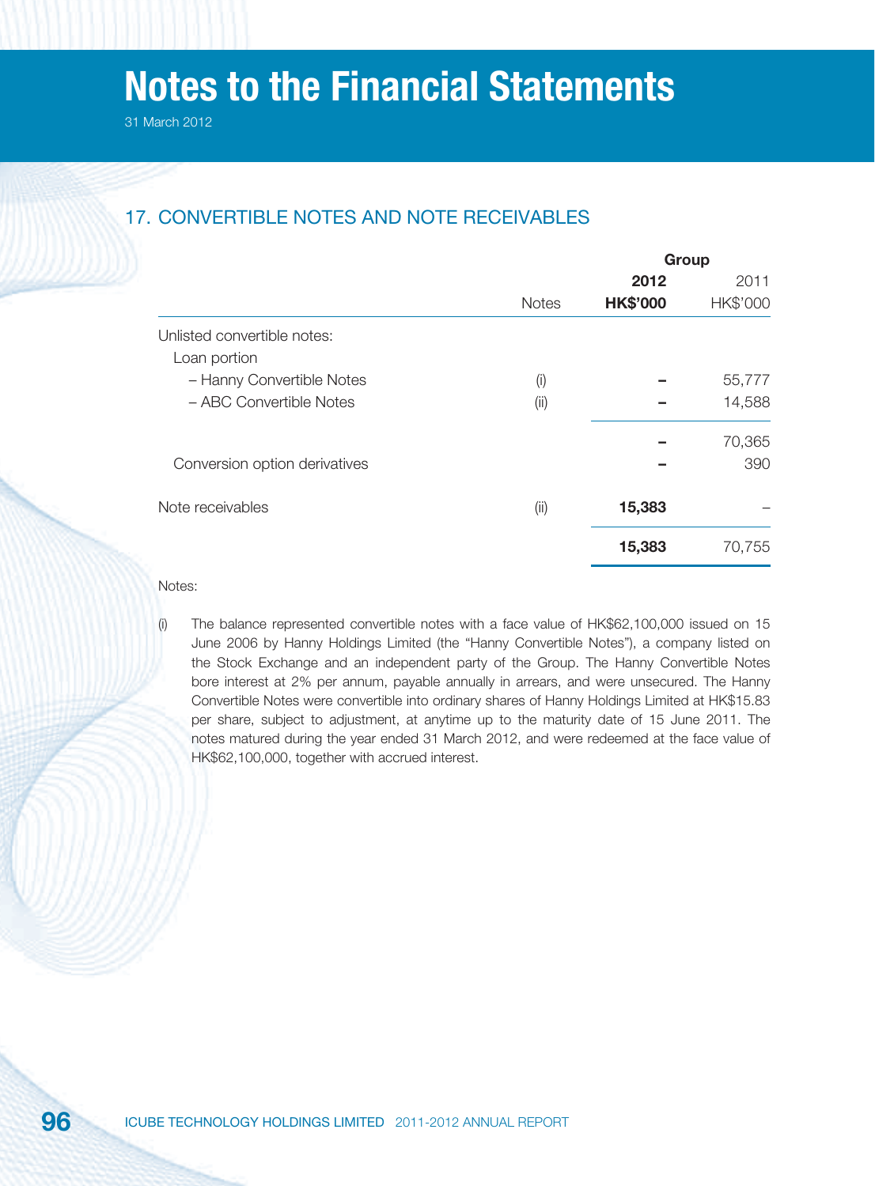# Notes to the Financial Statements

31 March 2012

## 17. CONVERTIBLE NOTES AND NOTE RECEIVABLES

| | Notes | Group 2012 HK$'000 | Group 2011 HK$'000 |
|---|---|---|---|
| Unlisted convertible notes: | | | |
| Loan portion | | | |
| – Hanny Convertible Notes | (i) | – | 55,777 |
| – ABC Convertible Notes | (ii) | – | 14,588 |
| | | – | 70,365 |
| Conversion option derivatives | | – | 390 |
| Note receivables | (ii) | **15,383** | – |
| | | **15,383** | 70,755 |

Notes:

(i) The balance represented convertible notes with a face value of HK$62,100,000 issued on 15 June 2006 by Hanny Holdings Limited (the "Hanny Convertible Notes"), a company listed on the Stock Exchange and an independent party of the Group. The Hanny Convertible Notes bore interest at 2% per annum, payable annually in arrears, and were unsecured. The Hanny Convertible Notes were convertible into ordinary shares of Hanny Holdings Limited at HK$15.83 per share, subject to adjustment, at anytime up to the maturity date of 15 June 2011. The notes matured during the year ended 31 March 2012, and were redeemed at the face value of HK$62,100,000, together with accrued interest.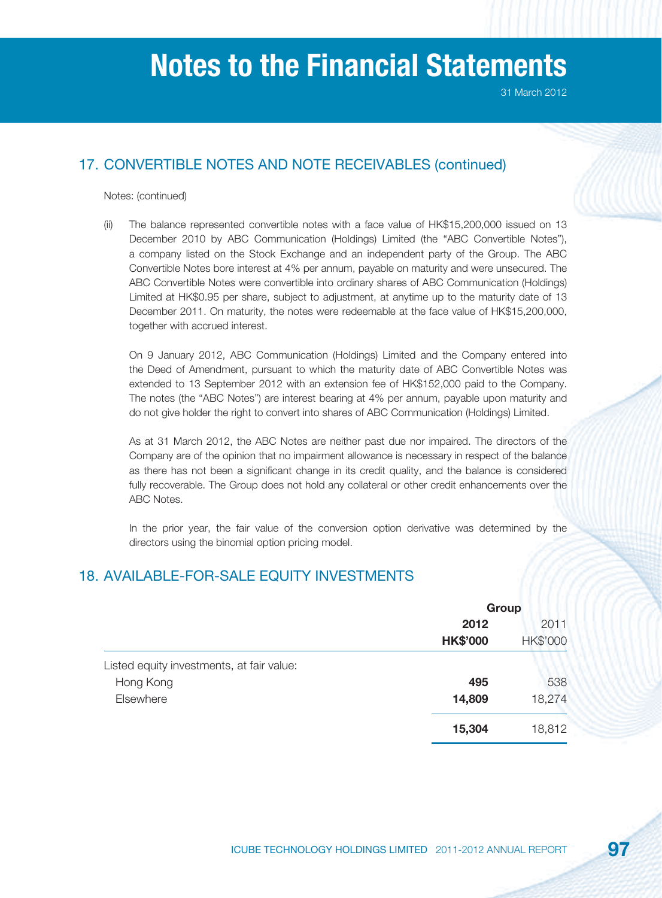## 17. CONVERTIBLE NOTES AND NOTE RECEIVABLES (continued)

Notes: (continued)

(ii) The balance represented convertible notes with a face value of HK$15,200,000 issued on 13 December 2010 by ABC Communication (Holdings) Limited (the "ABC Convertible Notes"), a company listed on the Stock Exchange and an independent party of the Group. The ABC Convertible Notes bore interest at 4% per annum, payable on maturity and were unsecured. The ABC Convertible Notes were convertible into ordinary shares of ABC Communication (Holdings) Limited at HK$0.95 per share, subject to adjustment, at anytime up to the maturity date of 13 December 2011. On maturity, the notes were redeemable at the face value of HK$15,200,000, together with accrued interest.

On 9 January 2012, ABC Communication (Holdings) Limited and the Company entered into the Deed of Amendment, pursuant to which the maturity date of ABC Convertible Notes was extended to 13 September 2012 with an extension fee of HK$152,000 paid to the Company. The notes (the "ABC Notes") are interest bearing at 4% per annum, payable upon maturity and do not give holder the right to convert into shares of ABC Communication (Holdings) Limited.

As at 31 March 2012, the ABC Notes are neither past due nor impaired. The directors of the Company are of the opinion that no impairment allowance is necessary in respect of the balance as there has not been a significant change in its credit quality, and the balance is considered fully recoverable. The Group does not hold any collateral or other credit enhancements over the ABC Notes.

In the prior year, the fair value of the conversion option derivative was determined by the directors using the binomial option pricing model.

## 18. AVAILABLE-FOR-SALE EQUITY INVESTMENTS

| | Group | |
|---|---|---|
| | **2012** | 2011 |
| | **HK$'000** | HK$'000 |
| Listed equity investments, at fair value: | | |
| Hong Kong | **495** | 538 |
| Elsewhere | **14,809** | 18,274 |
| | **15,304** | 18,812 |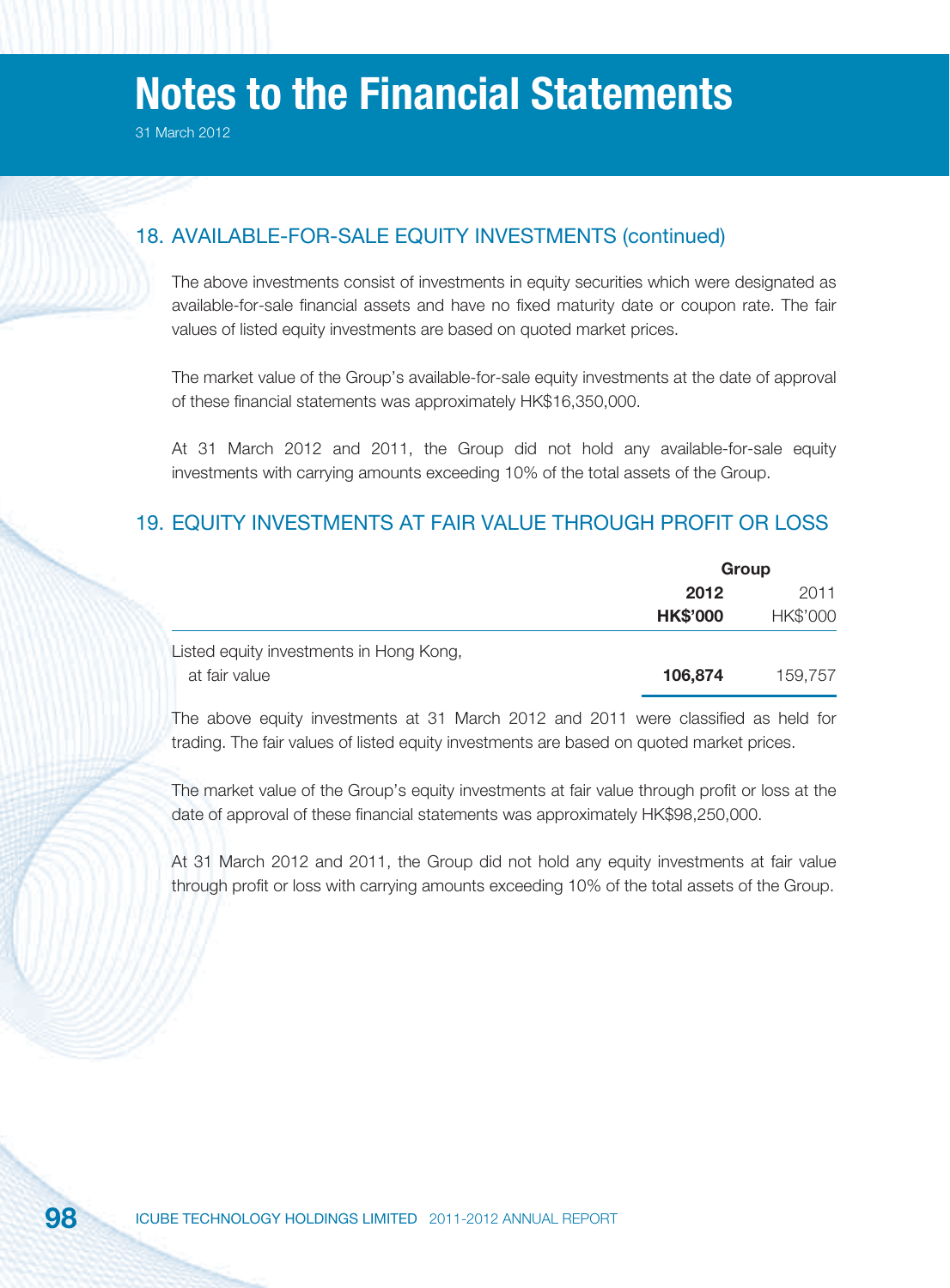# Notes to the Financial Statements

31 March 2012

## 18. AVAILABLE-FOR-SALE EQUITY INVESTMENTS (continued)

The above investments consist of investments in equity securities which were designated as available-for-sale financial assets and have no fixed maturity date or coupon rate. The fair values of listed equity investments are based on quoted market prices.

The market value of the Group's available-for-sale equity investments at the date of approval of these financial statements was approximately HK$16,350,000.

At 31 March 2012 and 2011, the Group did not hold any available-for-sale equity investments with carrying amounts exceeding 10% of the total assets of the Group.

## 19. EQUITY INVESTMENTS AT FAIR VALUE THROUGH PROFIT OR LOSS

| | Group | |
|---|---|---|
| | **2012** | 2011 |
| | **HK$'000** | HK$'000 |
| Listed equity investments in Hong Kong, at fair value | **106,874** | 159,757 |

The above equity investments at 31 March 2012 and 2011 were classified as held for trading. The fair values of listed equity investments are based on quoted market prices.

The market value of the Group's equity investments at fair value through profit or loss at the date of approval of these financial statements was approximately HK$98,250,000.

At 31 March 2012 and 2011, the Group did not hold any equity investments at fair value through profit or loss with carrying amounts exceeding 10% of the total assets of the Group.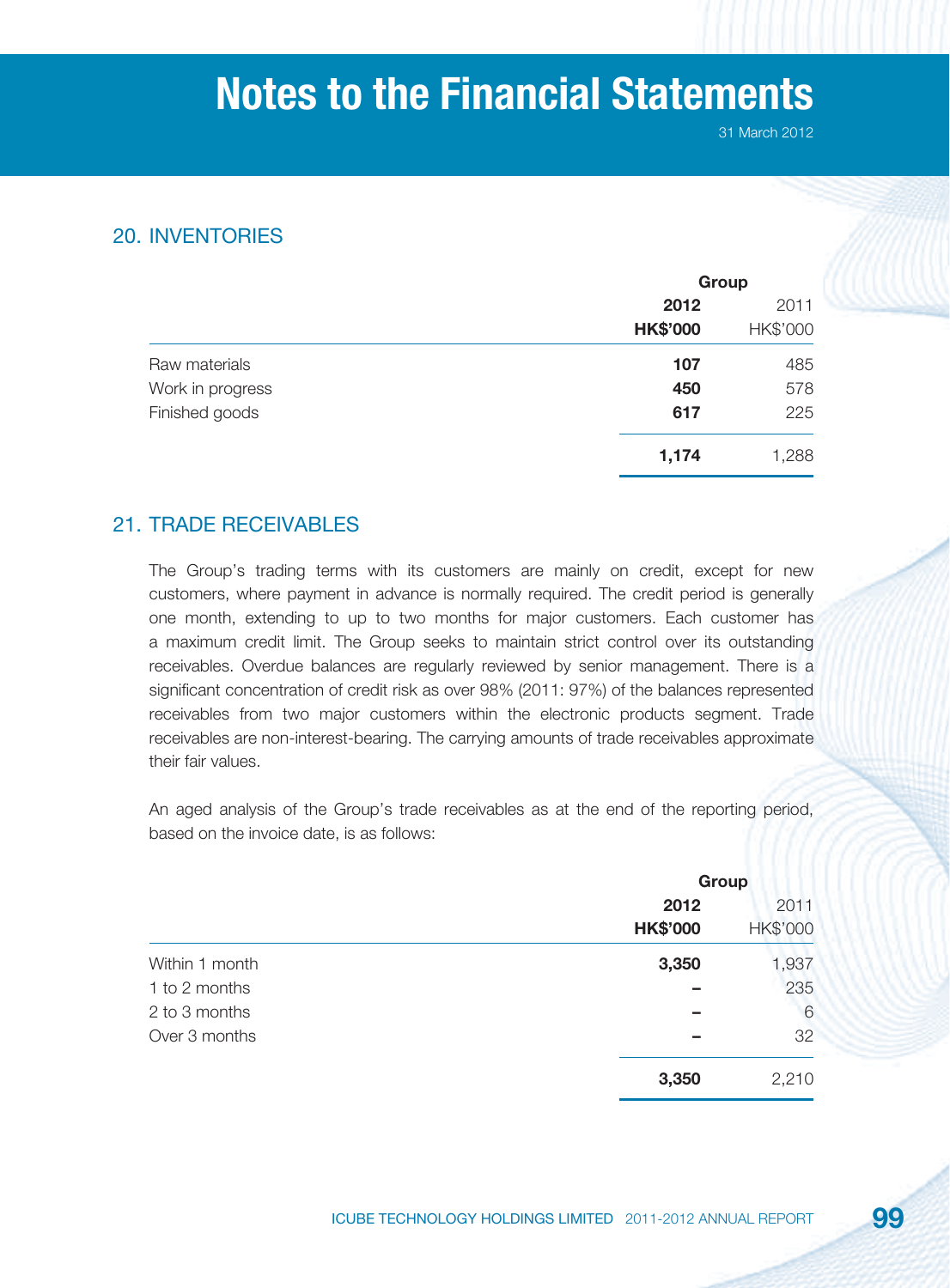# Notes to the Financial Statements

31 March 2012

## 20. INVENTORIES

| | Group | |
|---|---|---|
| | **2012** | 2011 |
| | **HK$'000** | HK$'000 |
| Raw materials | **107** | 485 |
| Work in progress | **450** | 578 |
| Finished goods | **617** | 225 |
| | **1,174** | 1,288 |

## 21. TRADE RECEIVABLES

The Group's trading terms with its customers are mainly on credit, except for new customers, where payment in advance is normally required. The credit period is generally one month, extending to up to two months for major customers. Each customer has a maximum credit limit. The Group seeks to maintain strict control over its outstanding receivables. Overdue balances are regularly reviewed by senior management. There is a significant concentration of credit risk as over 98% (2011: 97%) of the balances represented receivables from two major customers within the electronic products segment. Trade receivables are non-interest-bearing. The carrying amounts of trade receivables approximate their fair values.

An aged analysis of the Group's trade receivables as at the end of the reporting period, based on the invoice date, is as follows:

| | Group | |
|---|---|---|
| | **2012** | 2011 |
| | **HK$'000** | HK$'000 |
| Within 1 month | **3,350** | 1,937 |
| 1 to 2 months | **–** | 235 |
| 2 to 3 months | **–** | 6 |
| Over 3 months | **–** | 32 |
| | **3,350** | 2,210 |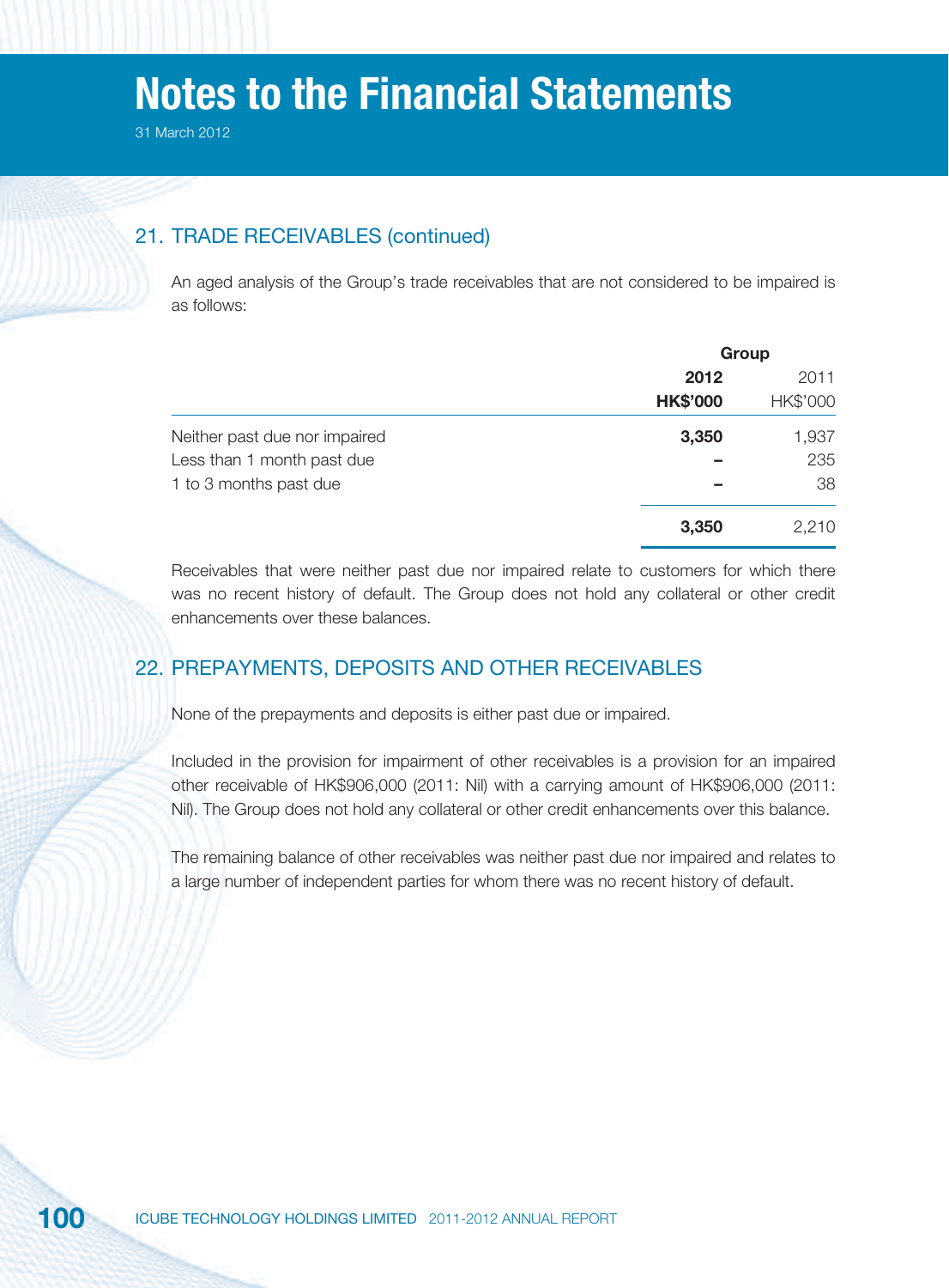# Notes to the Financial Statements

31 March 2012

## 21. TRADE RECEIVABLES (continued)

An aged analysis of the Group's trade receivables that are not considered to be impaired is as follows:

| | Group | |
|---|---|---|
| | **2012** | 2011 |
| | **HK$'000** | HK$'000 |
| Neither past due nor impaired | **3,350** | 1,937 |
| Less than 1 month past due | **–** | 235 |
| 1 to 3 months past due | **–** | 38 |
| | **3,350** | 2,210 |

Receivables that were neither past due nor impaired relate to customers for which there was no recent history of default. The Group does not hold any collateral or other credit enhancements over these balances.

## 22. PREPAYMENTS, DEPOSITS AND OTHER RECEIVABLES

None of the prepayments and deposits is either past due or impaired.

Included in the provision for impairment of other receivables is a provision for an impaired other receivable of HK$906,000 (2011: Nil) with a carrying amount of HK$906,000 (2011: Nil). The Group does not hold any collateral or other credit enhancements over this balance.

The remaining balance of other receivables was neither past due nor impaired and relates to a large number of independent parties for whom there was no recent history of default.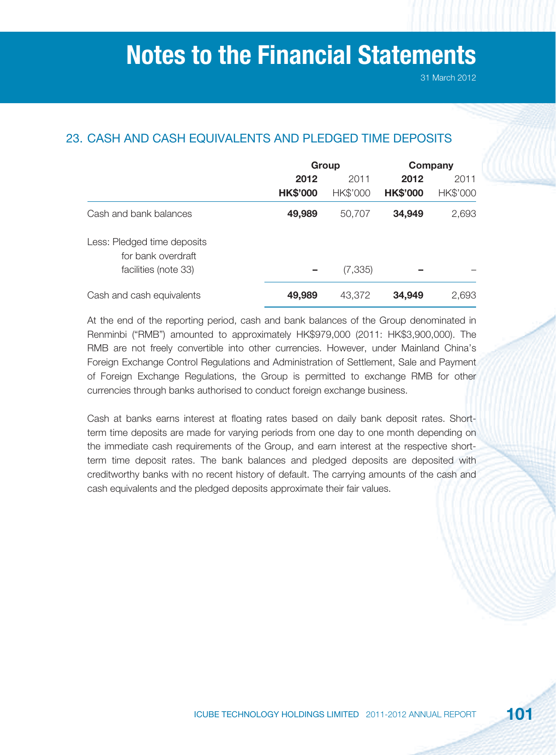# Notes to the Financial Statements

31 March 2012

## 23. CASH AND CASH EQUIVALENTS AND PLEDGED TIME DEPOSITS

| | Group | | Company | |
|---|---|---|---|---|
| | **2012** | 2011 | **2012** | 2011 |
| | **HK$'000** | HK$'000 | **HK$'000** | HK$'000 |
| Cash and bank balances | **49,989** | 50,707 | **34,949** | 2,693 |
| Less: Pledged time deposits for bank overdraft facilities (note 33) | **–** | (7,335) | **–** | – |
| Cash and cash equivalents | **49,989** | 43,372 | **34,949** | 2,693 |

At the end of the reporting period, cash and bank balances of the Group denominated in Renminbi ("RMB") amounted to approximately HK$979,000 (2011: HK$3,900,000). The RMB are not freely convertible into other currencies. However, under Mainland China's Foreign Exchange Control Regulations and Administration of Settlement, Sale and Payment of Foreign Exchange Regulations, the Group is permitted to exchange RMB for other currencies through banks authorised to conduct foreign exchange business.

Cash at banks earns interest at floating rates based on daily bank deposit rates. Short-term time deposits are made for varying periods from one day to one month depending on the immediate cash requirements of the Group, and earn interest at the respective short-term time deposit rates. The bank balances and pledged deposits are deposited with creditworthy banks with no recent history of default. The carrying amounts of the cash and cash equivalents and the pledged deposits approximate their fair values.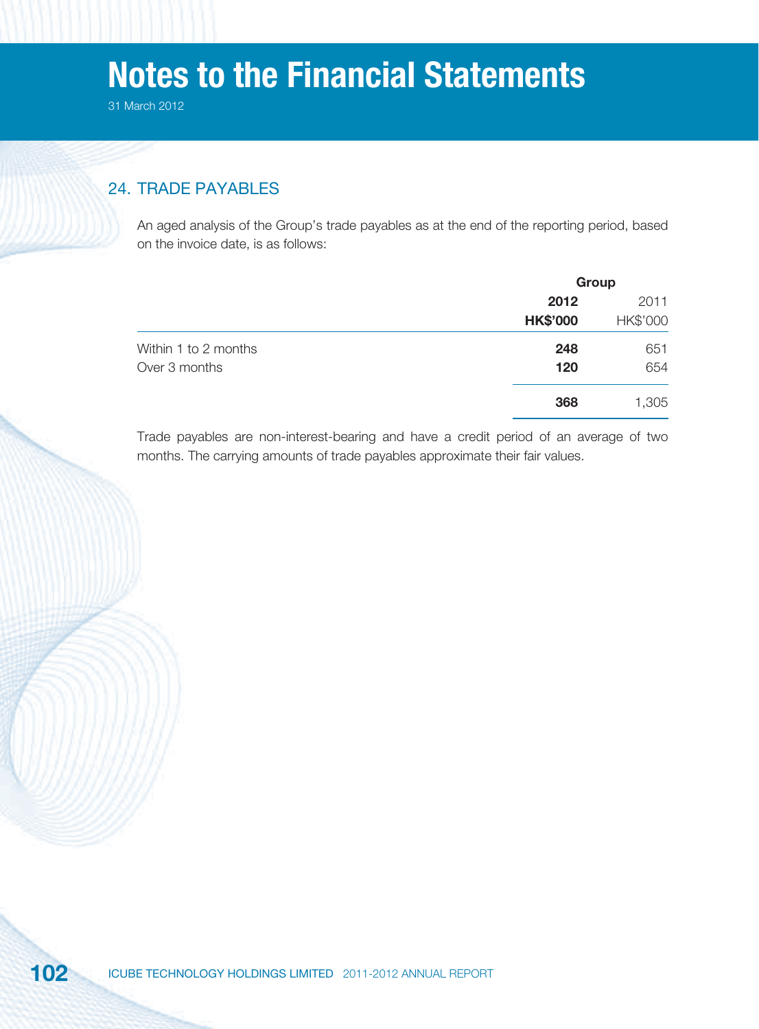## 24. TRADE PAYABLES

An aged analysis of the Group's trade payables as at the end of the reporting period, based on the invoice date, is as follows:

| | Group | |
|---|---|---|
| | **2012** | 2011 |
| | **HK$'000** | HK$'000 |
| Within 1 to 2 months | **248** | 651 |
| Over 3 months | **120** | 654 |
| | **368** | 1,305 |

Trade payables are non-interest-bearing and have a credit period of an average of two months. The carrying amounts of trade payables approximate their fair values.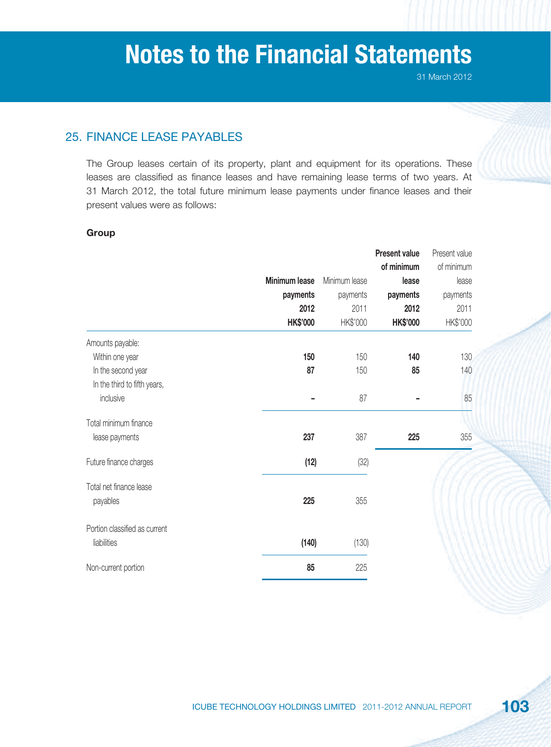## 25. FINANCE LEASE PAYABLES

The Group leases certain of its property, plant and equipment for its operations. These leases are classified as finance leases and have remaining lease terms of two years. At 31 March 2012, the total future minimum lease payments under finance leases and their present values were as follows:

**Group**

| | **Minimum lease payments 2012 HK$'000** | Minimum lease payments 2011 HK$'000 | **Present value of minimum lease payments 2012 HK$'000** | Present value of minimum lease payments 2011 HK$'000 |
|---|---|---|---|---|
| Amounts payable: | | | | |
| Within one year | **150** | 150 | **140** | 130 |
| In the second year | **87** | 150 | **85** | 140 |
| In the third to fifth years, inclusive | **–** | 87 | **–** | 85 |
| Total minimum finance lease payments | **237** | 387 | **225** | 355 |
| Future finance charges | **(12)** | (32) | | |
| Total net finance lease payables | **225** | 355 | | |
| Portion classified as current liabilities | **(140)** | (130) | | |
| Non-current portion | **85** | 225 | | |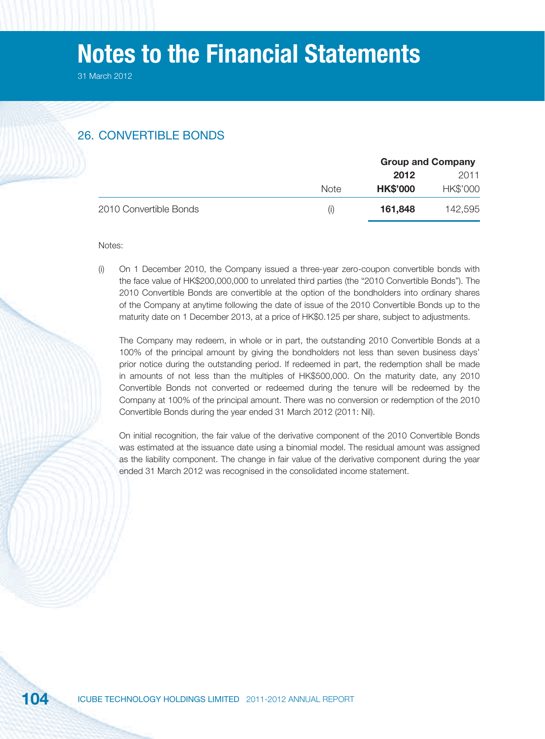## 26. CONVERTIBLE BONDS

| | Note | Group and Company 2012 HK$'000 | 2011 HK$'000 |
|---|---|---|---|
| 2010 Convertible Bonds | (i) | **161,848** | 142,595 |

Notes:

(i) On 1 December 2010, the Company issued a three-year zero-coupon convertible bonds with the face value of HK$200,000,000 to unrelated third parties (the "2010 Convertible Bonds"). The 2010 Convertible Bonds are convertible at the option of the bondholders into ordinary shares of the Company at anytime following the date of issue of the 2010 Convertible Bonds up to the maturity date on 1 December 2013, at a price of HK$0.125 per share, subject to adjustments.

The Company may redeem, in whole or in part, the outstanding 2010 Convertible Bonds at a 100% of the principal amount by giving the bondholders not less than seven business days' prior notice during the outstanding period. If redeemed in part, the redemption shall be made in amounts of not less than the multiples of HK$500,000. On the maturity date, any 2010 Convertible Bonds not converted or redeemed during the tenure will be redeemed by the Company at 100% of the principal amount. There was no conversion or redemption of the 2010 Convertible Bonds during the year ended 31 March 2012 (2011: Nil).

On initial recognition, the fair value of the derivative component of the 2010 Convertible Bonds was estimated at the issuance date using a binomial model. The residual amount was assigned as the liability component. The change in fair value of the derivative component during the year ended 31 March 2012 was recognised in the consolidated income statement.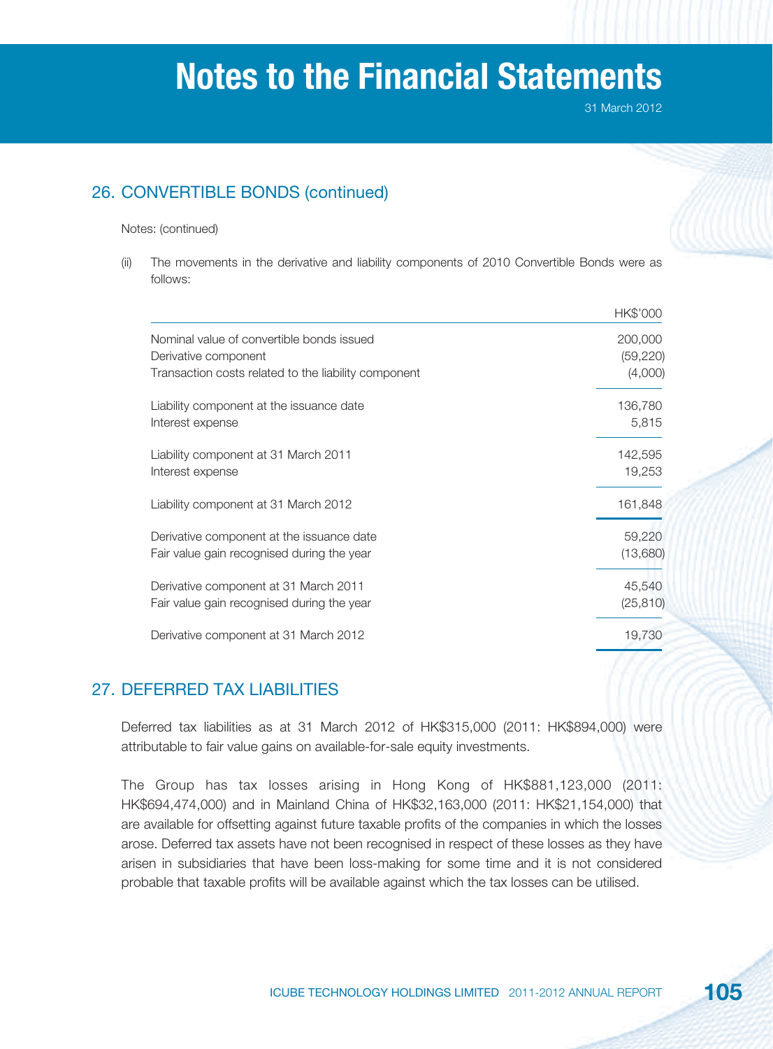## 26. CONVERTIBLE BONDS (continued)

Notes: (continued)

(ii) The movements in the derivative and liability components of 2010 Convertible Bonds were as follows:

| | HK$'000 |
|---|---|
| Nominal value of convertible bonds issued | 200,000 |
| Derivative component | (59,220) |
| Transaction costs related to the liability component | (4,000) |
| Liability component at the issuance date | 136,780 |
| Interest expense | 5,815 |
| Liability component at 31 March 2011 | 142,595 |
| Interest expense | 19,253 |
| Liability component at 31 March 2012 | 161,848 |
| Derivative component at the issuance date | 59,220 |
| Fair value gain recognised during the year | (13,680) |
| Derivative component at 31 March 2011 | 45,540 |
| Fair value gain recognised during the year | (25,810) |
| Derivative component at 31 March 2012 | 19,730 |

## 27. DEFERRED TAX LIABILITIES

Deferred tax liabilities as at 31 March 2012 of HK$315,000 (2011: HK$894,000) were attributable to fair value gains on available-for-sale equity investments.

The Group has tax losses arising in Hong Kong of HK$881,123,000 (2011: HK$694,474,000) and in Mainland China of HK$32,163,000 (2011: HK$21,154,000) that are available for offsetting against future taxable profits of the companies in which the losses arose. Deferred tax assets have not been recognised in respect of these losses as they have arisen in subsidiaries that have been loss-making for some time and it is not considered probable that taxable profits will be available against which the tax losses can be utilised.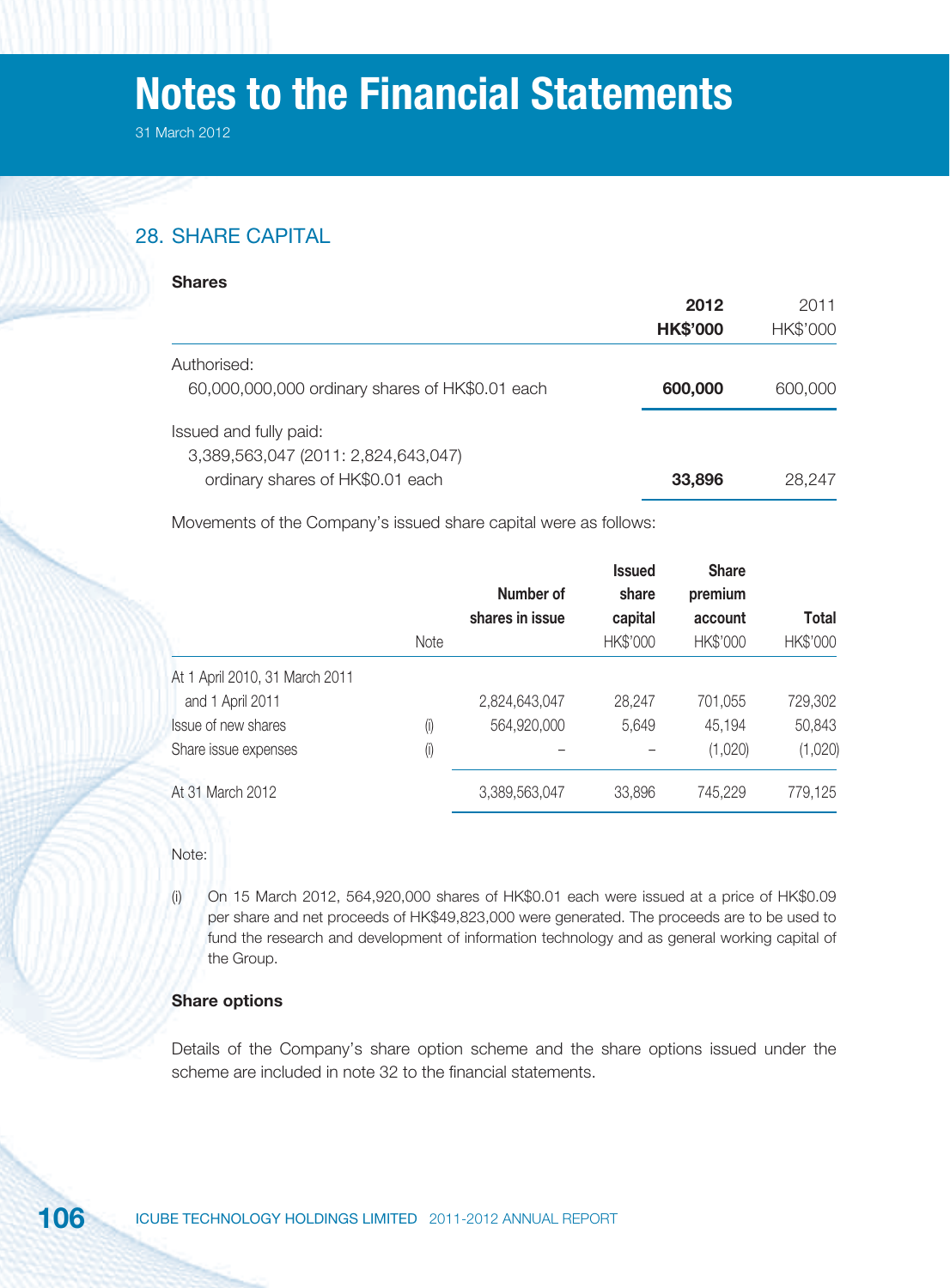# Notes to the Financial Statements

31 March 2012

## 28. SHARE CAPITAL

### Shares

| | 2012 HK$'000 | 2011 HK$'000 |
|---|---|---|
| Authorised: | | |
| 60,000,000,000 ordinary shares of HK$0.01 each | **600,000** | 600,000 |
| Issued and fully paid: | | |
| 3,389,563,047 (2011: 2,824,643,047) ordinary shares of HK$0.01 each | **33,896** | 28,247 |

Movements of the Company's issued share capital were as follows:

| | Note | Number of shares in issue | Issued share capital HK$'000 | Share premium account HK$'000 | Total HK$'000 |
|---|---|---|---|---|---|
| At 1 April 2010, 31 March 2011 and 1 April 2011 | | 2,824,643,047 | 28,247 | 701,055 | 729,302 |
| Issue of new shares | (i) | 564,920,000 | 5,649 | 45,194 | 50,843 |
| Share issue expenses | (i) | – | – | (1,020) | (1,020) |
| At 31 March 2012 | | 3,389,563,047 | 33,896 | 745,229 | 779,125 |

Note:

(i) On 15 March 2012, 564,920,000 shares of HK$0.01 each were issued at a price of HK$0.09 per share and net proceeds of HK$49,823,000 were generated. The proceeds are to be used to fund the research and development of information technology and as general working capital of the Group.

### Share options

Details of the Company's share option scheme and the share options issued under the scheme are included in note 32 to the financial statements.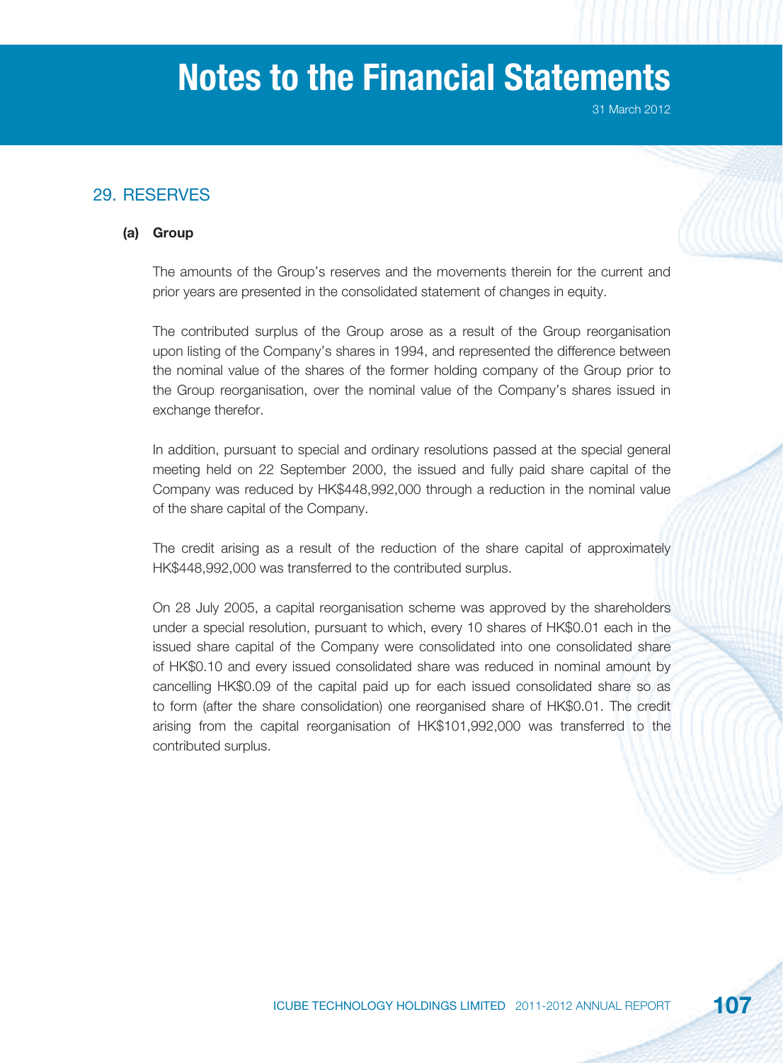## 29. RESERVES

### (a) Group

The amounts of the Group's reserves and the movements therein for the current and prior years are presented in the consolidated statement of changes in equity.

The contributed surplus of the Group arose as a result of the Group reorganisation upon listing of the Company's shares in 1994, and represented the difference between the nominal value of the shares of the former holding company of the Group prior to the Group reorganisation, over the nominal value of the Company's shares issued in exchange therefor.

In addition, pursuant to special and ordinary resolutions passed at the special general meeting held on 22 September 2000, the issued and fully paid share capital of the Company was reduced by HK$448,992,000 through a reduction in the nominal value of the share capital of the Company.

The credit arising as a result of the reduction of the share capital of approximately HK$448,992,000 was transferred to the contributed surplus.

On 28 July 2005, a capital reorganisation scheme was approved by the shareholders under a special resolution, pursuant to which, every 10 shares of HK$0.01 each in the issued share capital of the Company were consolidated into one consolidated share of HK$0.10 and every issued consolidated share was reduced in nominal amount by cancelling HK$0.09 of the capital paid up for each issued consolidated share so as to form (after the share consolidation) one reorganised share of HK$0.01. The credit arising from the capital reorganisation of HK$101,992,000 was transferred to the contributed surplus.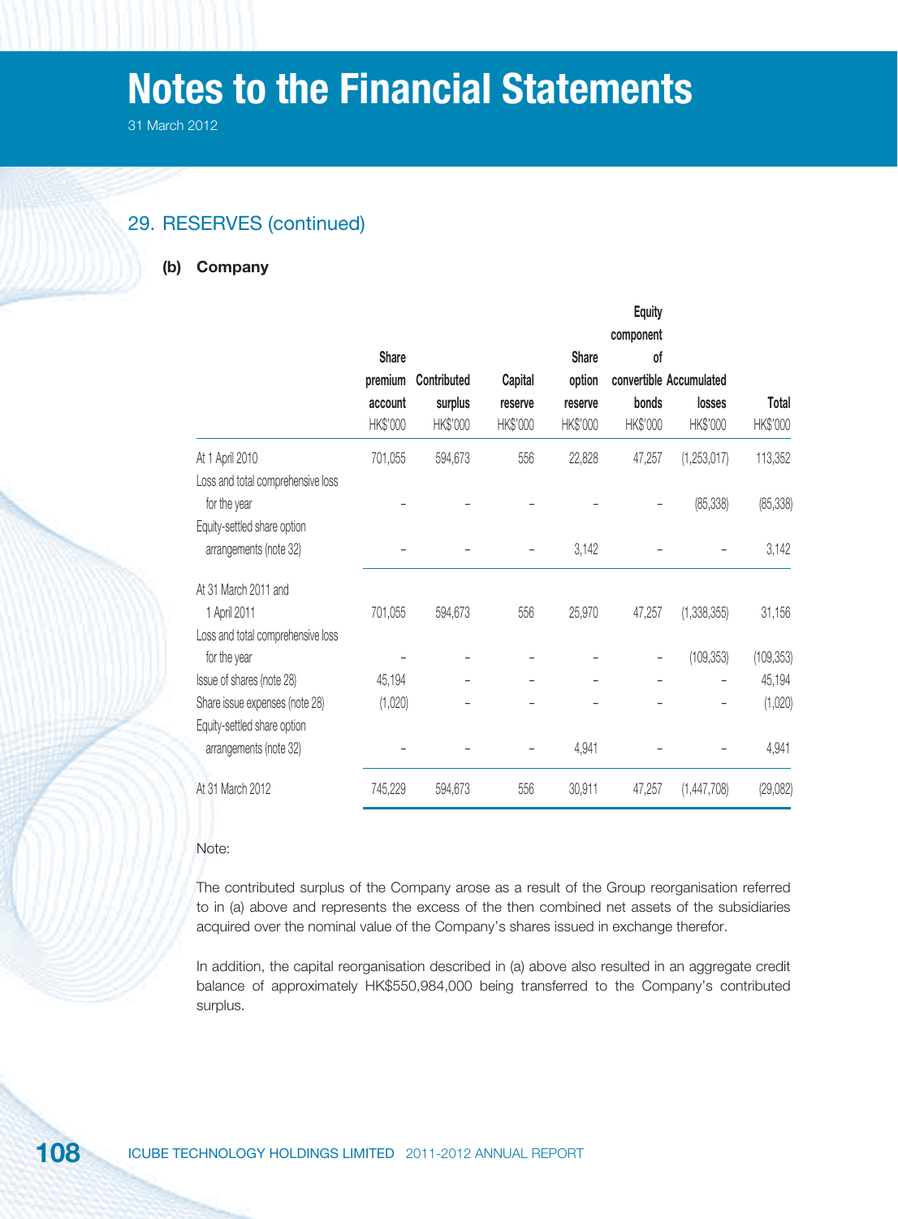## 29. RESERVES (continued)

### (b) Company

| | Share premium account HK$'000 | Contributed surplus HK$'000 | Capital reserve HK$'000 | Share option reserve HK$'000 | Equity component of convertible bonds HK$'000 | Accumulated losses HK$'000 | Total HK$'000 |
|---|---|---|---|---|---|---|---|
| At 1 April 2010 | 701,055 | 594,673 | 556 | 22,828 | 47,257 | (1,253,017) | 113,352 |
| Loss and total comprehensive loss for the year | – | – | – | – | – | (85,338) | (85,338) |
| Equity-settled share option arrangements (note 32) | – | – | – | 3,142 | – | – | 3,142 |
| At 31 March 2011 and 1 April 2011 | 701,055 | 594,673 | 556 | 25,970 | 47,257 | (1,338,355) | 31,156 |
| Loss and total comprehensive loss for the year | – | – | – | – | – | (109,353) | (109,353) |
| Issue of shares (note 28) | 45,194 | – | – | – | – | – | 45,194 |
| Share issue expenses (note 28) | (1,020) | – | – | – | – | – | (1,020) |
| Equity-settled share option arrangements (note 32) | – | – | – | 4,941 | – | – | 4,941 |
| At 31 March 2012 | 745,229 | 594,673 | 556 | 30,911 | 47,257 | (1,447,708) | (29,082) |

Note:

The contributed surplus of the Company arose as a result of the Group reorganisation referred to in (a) above and represents the excess of the then combined net assets of the subsidiaries acquired over the nominal value of the Company's shares issued in exchange therefor.

In addition, the capital reorganisation described in (a) above also resulted in an aggregate credit balance of approximately HK$550,984,000 being transferred to the Company's contributed surplus.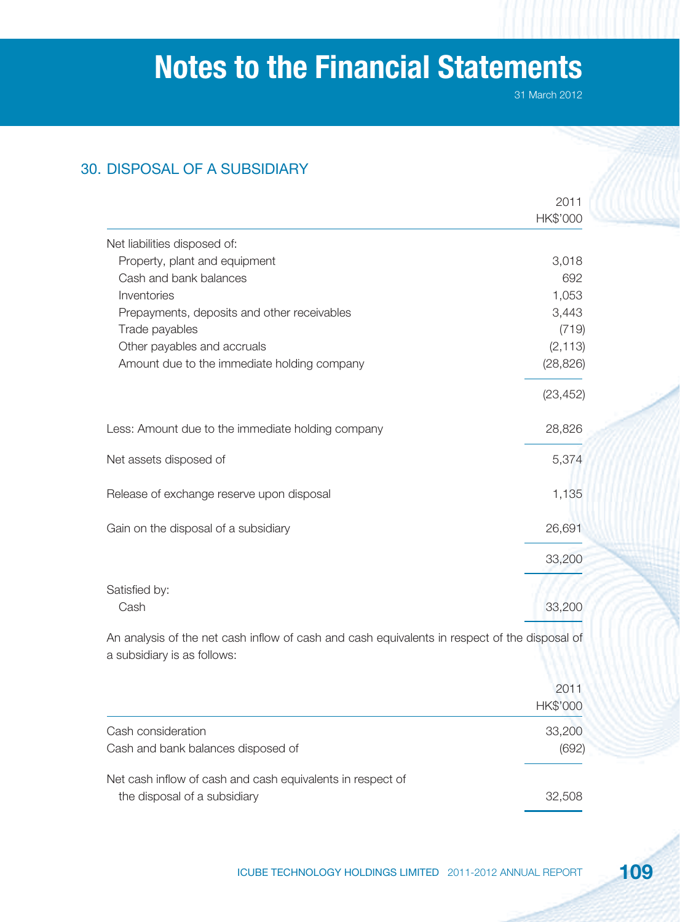# Notes to the Financial Statements

31 March 2012

## 30. DISPOSAL OF A SUBSIDIARY

| | 2011 HK$'000 |
|---|---|
| Net liabilities disposed of: | |
| Property, plant and equipment | 3,018 |
| Cash and bank balances | 692 |
| Inventories | 1,053 |
| Prepayments, deposits and other receivables | 3,443 |
| Trade payables | (719) |
| Other payables and accruals | (2,113) |
| Amount due to the immediate holding company | (28,826) |
| | (23,452) |
| Less: Amount due to the immediate holding company | 28,826 |
| Net assets disposed of | 5,374 |
| Release of exchange reserve upon disposal | 1,135 |
| Gain on the disposal of a subsidiary | 26,691 |
| | 33,200 |
| Satisfied by: | |
| Cash | 33,200 |

An analysis of the net cash inflow of cash and cash equivalents in respect of the disposal of a subsidiary is as follows:

| | 2011 HK$'000 |
|---|---|
| Cash consideration | 33,200 |
| Cash and bank balances disposed of | (692) |
| Net cash inflow of cash and cash equivalents in respect of the disposal of a subsidiary | 32,508 |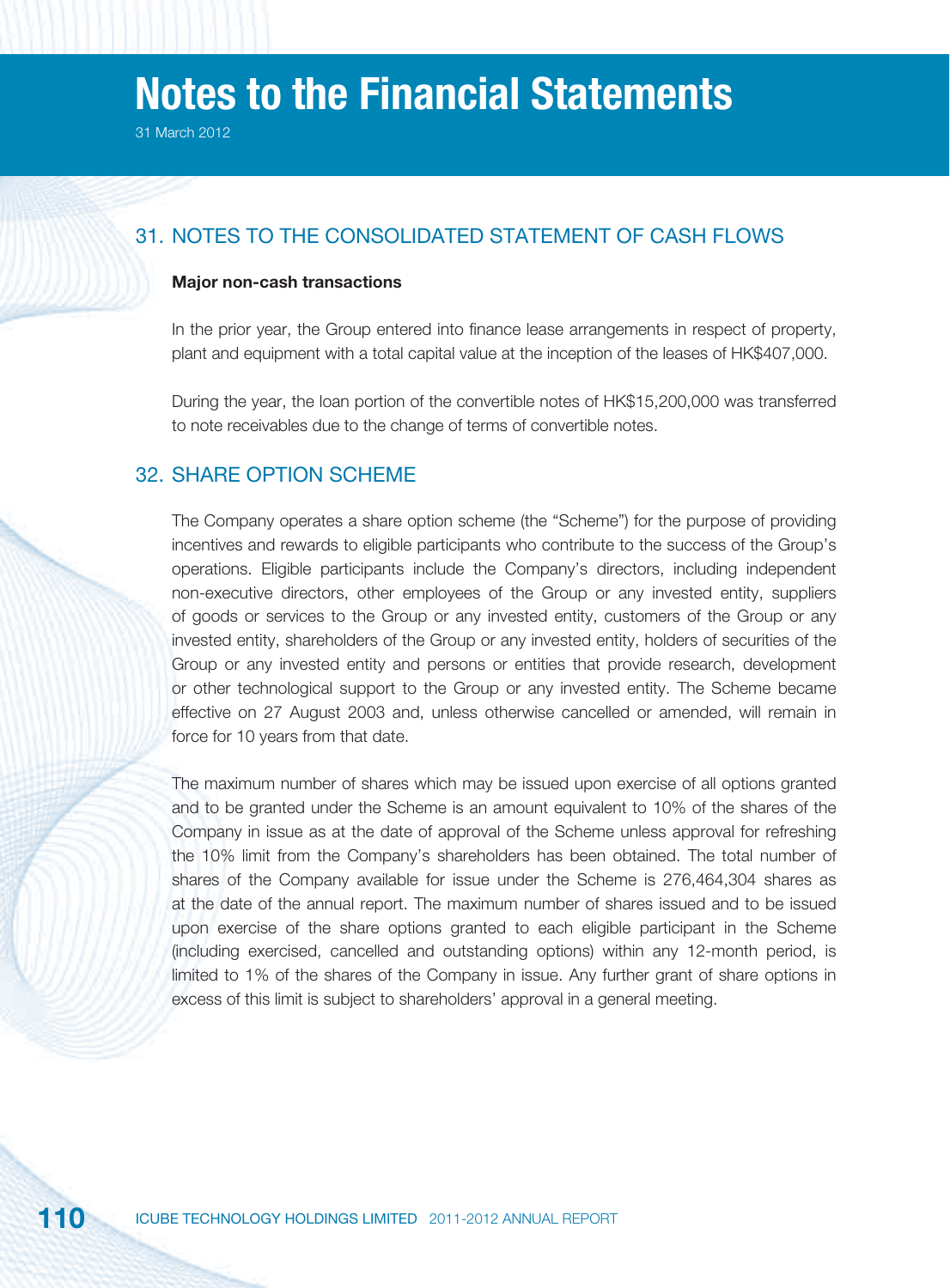# Notes to the Financial Statements

31 March 2012

## 31. NOTES TO THE CONSOLIDATED STATEMENT OF CASH FLOWS

**Major non-cash transactions**

In the prior year, the Group entered into finance lease arrangements in respect of property, plant and equipment with a total capital value at the inception of the leases of HK$407,000.

During the year, the loan portion of the convertible notes of HK$15,200,000 was transferred to note receivables due to the change of terms of convertible notes.

## 32. SHARE OPTION SCHEME

The Company operates a share option scheme (the "Scheme") for the purpose of providing incentives and rewards to eligible participants who contribute to the success of the Group's operations. Eligible participants include the Company's directors, including independent non-executive directors, other employees of the Group or any invested entity, suppliers of goods or services to the Group or any invested entity, customers of the Group or any invested entity, shareholders of the Group or any invested entity, holders of securities of the Group or any invested entity and persons or entities that provide research, development or other technological support to the Group or any invested entity. The Scheme became effective on 27 August 2003 and, unless otherwise cancelled or amended, will remain in force for 10 years from that date.

The maximum number of shares which may be issued upon exercise of all options granted and to be granted under the Scheme is an amount equivalent to 10% of the shares of the Company in issue as at the date of approval of the Scheme unless approval for refreshing the 10% limit from the Company's shareholders has been obtained. The total number of shares of the Company available for issue under the Scheme is 276,464,304 shares as at the date of the annual report. The maximum number of shares issued and to be issued upon exercise of the share options granted to each eligible participant in the Scheme (including exercised, cancelled and outstanding options) within any 12-month period, is limited to 1% of the shares of the Company in issue. Any further grant of share options in excess of this limit is subject to shareholders' approval in a general meeting.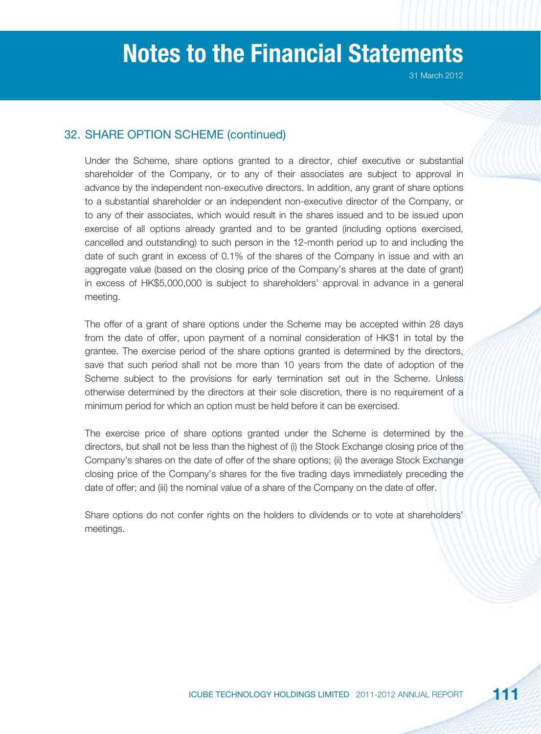## 32. SHARE OPTION SCHEME (continued)

Under the Scheme, share options granted to a director, chief executive or substantial shareholder of the Company, or to any of their associates are subject to approval in advance by the independent non-executive directors. In addition, any grant of share options to a substantial shareholder or an independent non-executive director of the Company, or to any of their associates, which would result in the shares issued and to be issued upon exercise of all options already granted and to be granted (including options exercised, cancelled and outstanding) to such person in the 12-month period up to and including the date of such grant in excess of 0.1% of the shares of the Company in issue and with an aggregate value (based on the closing price of the Company's shares at the date of grant) in excess of HK$5,000,000 is subject to shareholders' approval in advance in a general meeting.

The offer of a grant of share options under the Scheme may be accepted within 28 days from the date of offer, upon payment of a nominal consideration of HK$1 in total by the grantee. The exercise period of the share options granted is determined by the directors, save that such period shall not be more than 10 years from the date of adoption of the Scheme subject to the provisions for early termination set out in the Scheme. Unless otherwise determined by the directors at their sole discretion, there is no requirement of a minimum period for which an option must be held before it can be exercised.

The exercise price of share options granted under the Scheme is determined by the directors, but shall not be less than the highest of (i) the Stock Exchange closing price of the Company's shares on the date of offer of the share options; (ii) the average Stock Exchange closing price of the Company's shares for the five trading days immediately preceding the date of offer; and (iii) the nominal value of a share of the Company on the date of offer.

Share options do not confer rights on the holders to dividends or to vote at shareholders' meetings.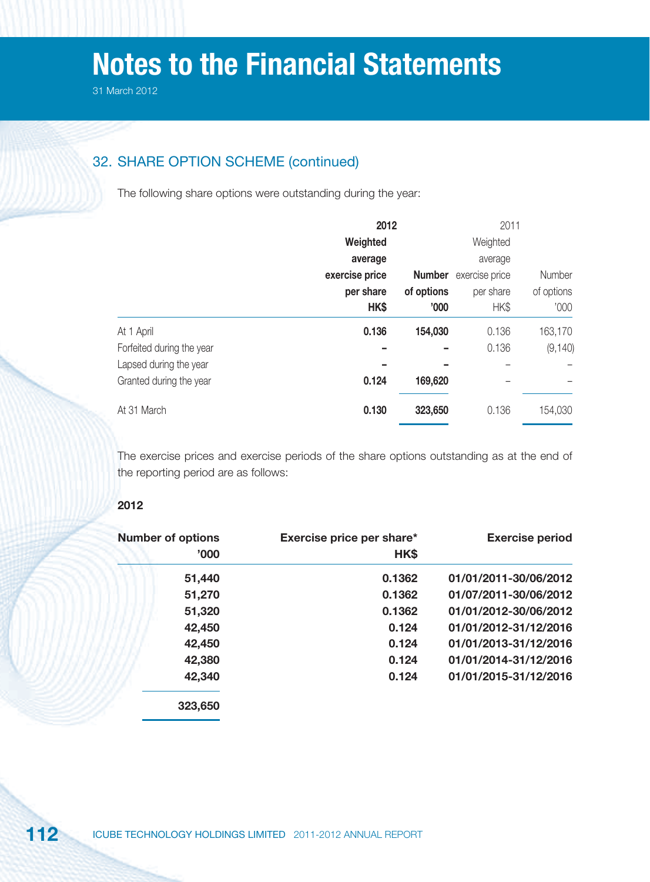## 32. SHARE OPTION SCHEME (continued)

The following share options were outstanding during the year:

| | 2012 Weighted average exercise price per share HK$ | 2012 Number of options '000 | 2011 Weighted average exercise price per share HK$ | 2011 Number of options '000 |
|---|---|---|---|---|
| At 1 April | **0.136** | **154,030** | 0.136 | 163,170 |
| Forfeited during the year | **–** | **–** | 0.136 | (9,140) |
| Lapsed during the year | **–** | **–** | – | – |
| Granted during the year | **0.124** | **169,620** | – | – |
| At 31 March | **0.130** | **323,650** | 0.136 | 154,030 |

The exercise prices and exercise periods of the share options outstanding as at the end of the reporting period are as follows:

**2012**

| Number of options '000 | Exercise price per share* HK$ | Exercise period |
|---|---|---|
| **51,440** | **0.1362** | **01/01/2011-30/06/2012** |
| **51,270** | **0.1362** | **01/07/2011-30/06/2012** |
| **51,320** | **0.1362** | **01/01/2012-30/06/2012** |
| **42,450** | **0.124** | **01/01/2012-31/12/2016** |
| **42,450** | **0.124** | **01/01/2013-31/12/2016** |
| **42,380** | **0.124** | **01/01/2014-31/12/2016** |
| **42,340** | **0.124** | **01/01/2015-31/12/2016** |
| **323,650** | | |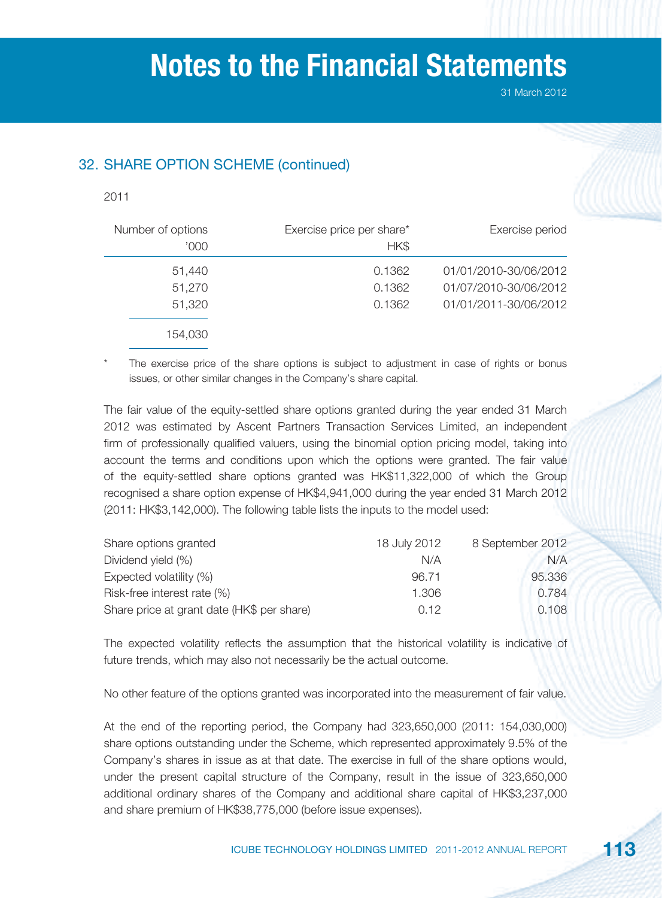## 32. SHARE OPTION SCHEME (continued)

2011

| Number of options '000 | Exercise price per share* HK$ | Exercise period |
|---|---|---|
| 51,440 | 0.1362 | 01/01/2010-30/06/2012 |
| 51,270 | 0.1362 | 01/07/2010-30/06/2012 |
| 51,320 | 0.1362 | 01/01/2011-30/06/2012 |
| 154,030 | | |

\* The exercise price of the share options is subject to adjustment in case of rights or bonus issues, or other similar changes in the Company's share capital.

The fair value of the equity-settled share options granted during the year ended 31 March 2012 was estimated by Ascent Partners Transaction Services Limited, an independent firm of professionally qualified valuers, using the binomial option pricing model, taking into account the terms and conditions upon which the options were granted. The fair value of the equity-settled share options granted was HK$11,322,000 of which the Group recognised a share option expense of HK$4,941,000 during the year ended 31 March 2012 (2011: HK$3,142,000). The following table lists the inputs to the model used:

| Share options granted | 18 July 2012 | 8 September 2012 |
|---|---|---|
| Dividend yield (%) | N/A | N/A |
| Expected volatility (%) | 96.71 | 95.336 |
| Risk-free interest rate (%) | 1.306 | 0.784 |
| Share price at grant date (HK$ per share) | 0.12 | 0.108 |

The expected volatility reflects the assumption that the historical volatility is indicative of future trends, which may also not necessarily be the actual outcome.

No other feature of the options granted was incorporated into the measurement of fair value.

At the end of the reporting period, the Company had 323,650,000 (2011: 154,030,000) share options outstanding under the Scheme, which represented approximately 9.5% of the Company's shares in issue as at that date. The exercise in full of the share options would, under the present capital structure of the Company, result in the issue of 323,650,000 additional ordinary shares of the Company and additional share capital of HK$3,237,000 and share premium of HK$38,775,000 (before issue expenses).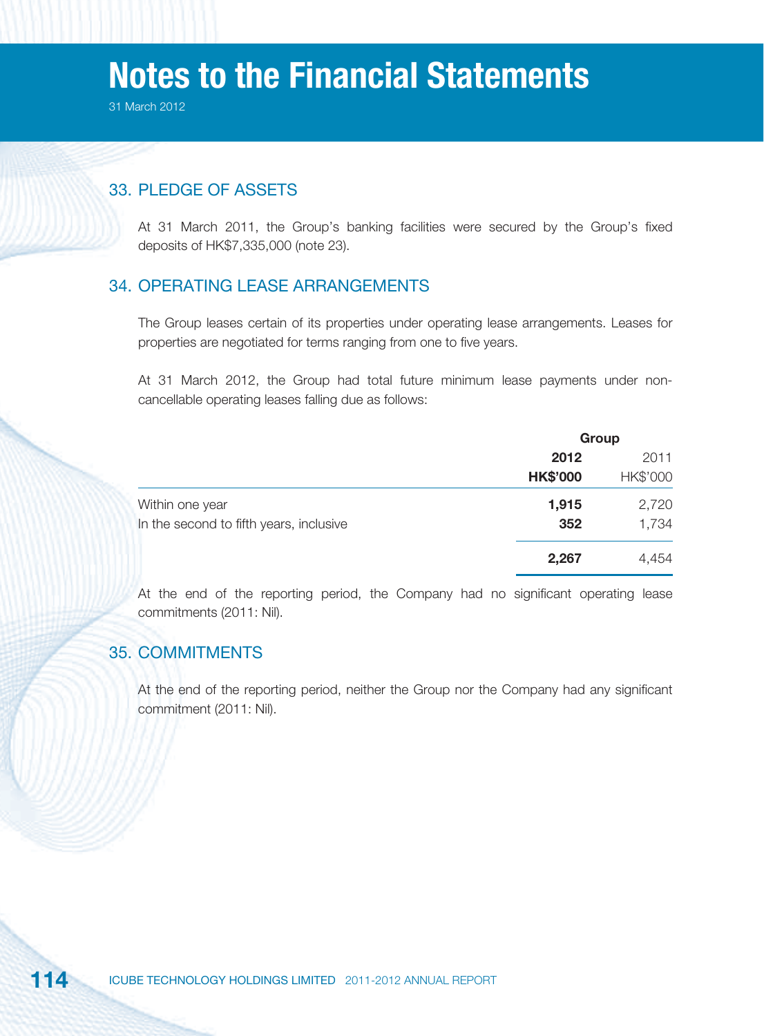# Notes to the Financial Statements

31 March 2012

## 33. PLEDGE OF ASSETS

At 31 March 2011, the Group's banking facilities were secured by the Group's fixed deposits of HK$7,335,000 (note 23).

## 34. OPERATING LEASE ARRANGEMENTS

The Group leases certain of its properties under operating lease arrangements. Leases for properties are negotiated for terms ranging from one to five years.

At 31 March 2012, the Group had total future minimum lease payments under non-cancellable operating leases falling due as follows:

| | Group | |
|---|---|---|
| | **2012** | 2011 |
| | **HK$'000** | HK$'000 |
| Within one year | **1,915** | 2,720 |
| In the second to fifth years, inclusive | **352** | 1,734 |
| | **2,267** | 4,454 |

At the end of the reporting period, the Company had no significant operating lease commitments (2011: Nil).

## 35. COMMITMENTS

At the end of the reporting period, neither the Group nor the Company had any significant commitment (2011: Nil).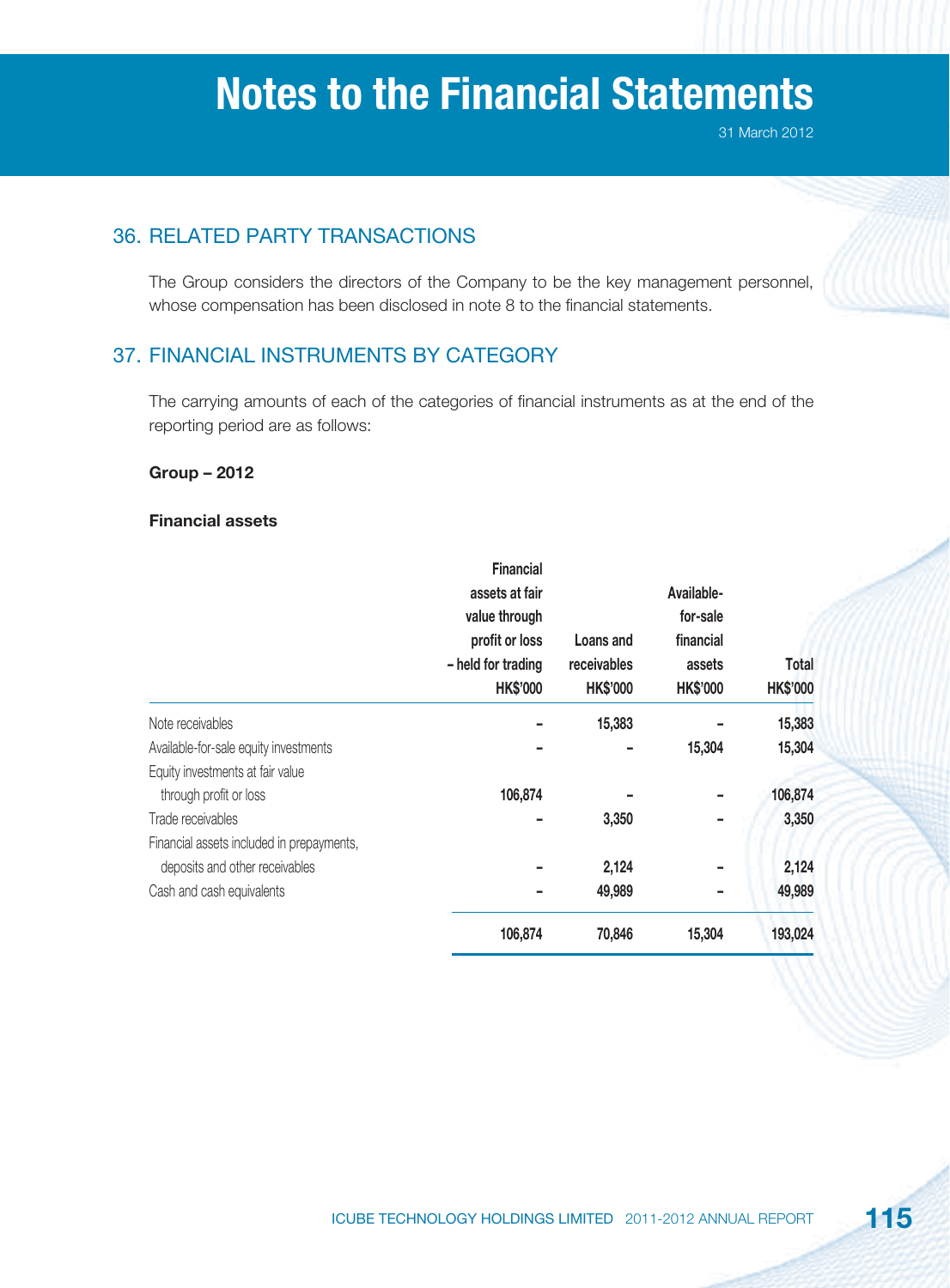## 36. RELATED PARTY TRANSACTIONS

The Group considers the directors of the Company to be the key management personnel, whose compensation has been disclosed in note 8 to the financial statements.

## 37. FINANCIAL INSTRUMENTS BY CATEGORY

The carrying amounts of each of the categories of financial instruments as at the end of the reporting period are as follows:

**Group – 2012**

**Financial assets**

| | Financial assets at fair value through profit or loss – held for trading HK$'000 | Loans and receivables HK$'000 | Available-for-sale financial assets HK$'000 | Total HK$'000 |
|---|---|---|---|---|
| Note receivables | – | 15,383 | – | 15,383 |
| Available-for-sale equity investments | – | – | 15,304 | 15,304 |
| Equity investments at fair value through profit or loss | 106,874 | – | – | 106,874 |
| Trade receivables | – | 3,350 | – | 3,350 |
| Financial assets included in prepayments, deposits and other receivables | – | 2,124 | – | 2,124 |
| Cash and cash equivalents | – | 49,989 | – | 49,989 |
| | 106,874 | 70,846 | 15,304 | 193,024 |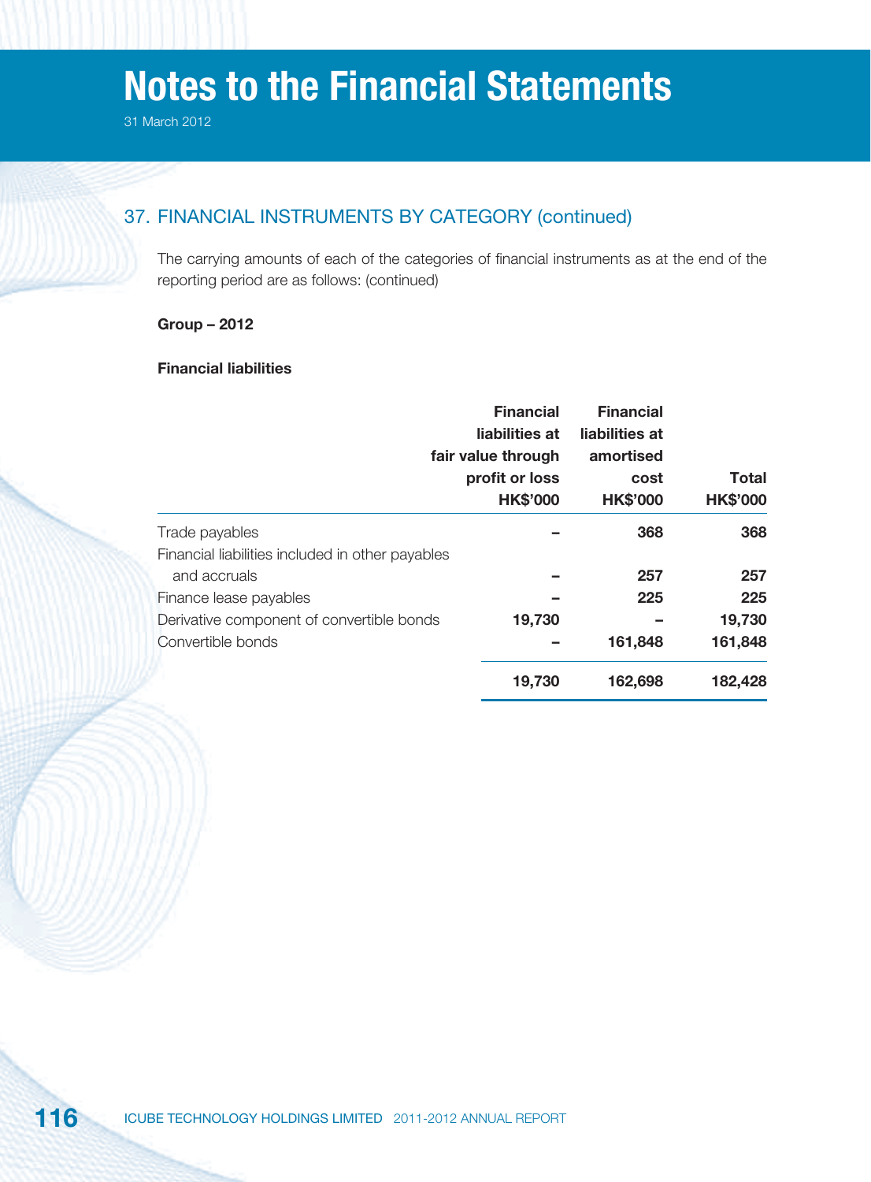## 37. FINANCIAL INSTRUMENTS BY CATEGORY (continued)

The carrying amounts of each of the categories of financial instruments as at the end of the reporting period are as follows: (continued)

**Group – 2012**

**Financial liabilities**

| | Financial liabilities at fair value through profit or loss HK$'000 | Financial liabilities at amortised cost HK$'000 | Total HK$'000 |
|---|---|---|---|
| Trade payables | – | 368 | 368 |
| Financial liabilities included in other payables and accruals | – | 257 | 257 |
| Finance lease payables | – | 225 | 225 |
| Derivative component of convertible bonds | 19,730 | – | 19,730 |
| Convertible bonds | – | 161,848 | 161,848 |
| | 19,730 | 162,698 | 182,428 |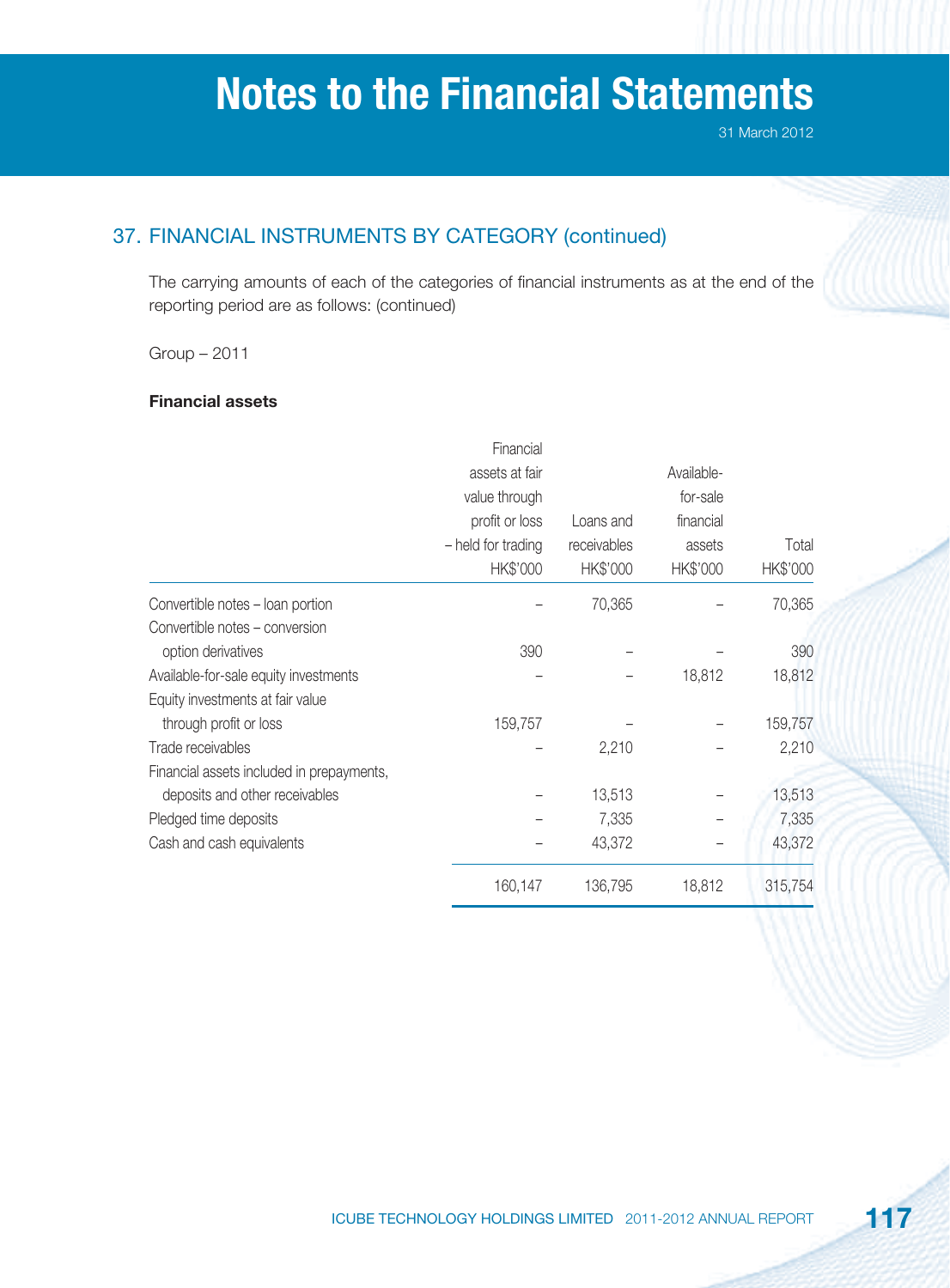## 37. FINANCIAL INSTRUMENTS BY CATEGORY (continued)

The carrying amounts of each of the categories of financial instruments as at the end of the reporting period are as follows: (continued)

Group – 2011

**Financial assets**

| | Financial assets at fair value through profit or loss – held for trading HK$'000 | Loans and receivables HK$'000 | Available-for-sale financial assets HK$'000 | Total HK$'000 |
|---|---|---|---|---|
| Convertible notes – loan portion | – | 70,365 | – | 70,365 |
| Convertible notes – conversion option derivatives | 390 | – | – | 390 |
| Available-for-sale equity investments | – | – | 18,812 | 18,812 |
| Equity investments at fair value through profit or loss | 159,757 | – | – | 159,757 |
| Trade receivables | – | 2,210 | – | 2,210 |
| Financial assets included in prepayments, deposits and other receivables | – | 13,513 | – | 13,513 |
| Pledged time deposits | – | 7,335 | – | 7,335 |
| Cash and cash equivalents | – | 43,372 | – | 43,372 |
| | 160,147 | 136,795 | 18,812 | 315,754 |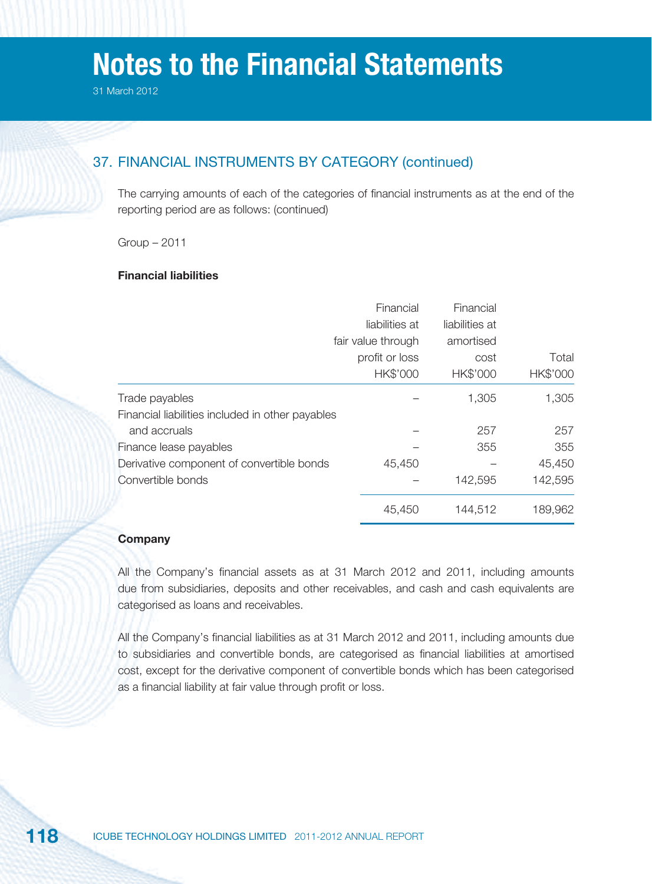## 37. FINANCIAL INSTRUMENTS BY CATEGORY (continued)

The carrying amounts of each of the categories of financial instruments as at the end of the reporting period are as follows: (continued)

Group – 2011

**Financial liabilities**

| | Financial liabilities at fair value through profit or loss HK$'000 | Financial liabilities at amortised cost HK$'000 | Total HK$'000 |
|---|---|---|---|
| Trade payables | – | 1,305 | 1,305 |
| Financial liabilities included in other payables and accruals | – | 257 | 257 |
| Finance lease payables | – | 355 | 355 |
| Derivative component of convertible bonds | 45,450 | – | 45,450 |
| Convertible bonds | – | 142,595 | 142,595 |
| | 45,450 | 144,512 | 189,962 |

**Company**

All the Company's financial assets as at 31 March 2012 and 2011, including amounts due from subsidiaries, deposits and other receivables, and cash and cash equivalents are categorised as loans and receivables.

All the Company's financial liabilities as at 31 March 2012 and 2011, including amounts due to subsidiaries and convertible bonds, are categorised as financial liabilities at amortised cost, except for the derivative component of convertible bonds which has been categorised as a financial liability at fair value through profit or loss.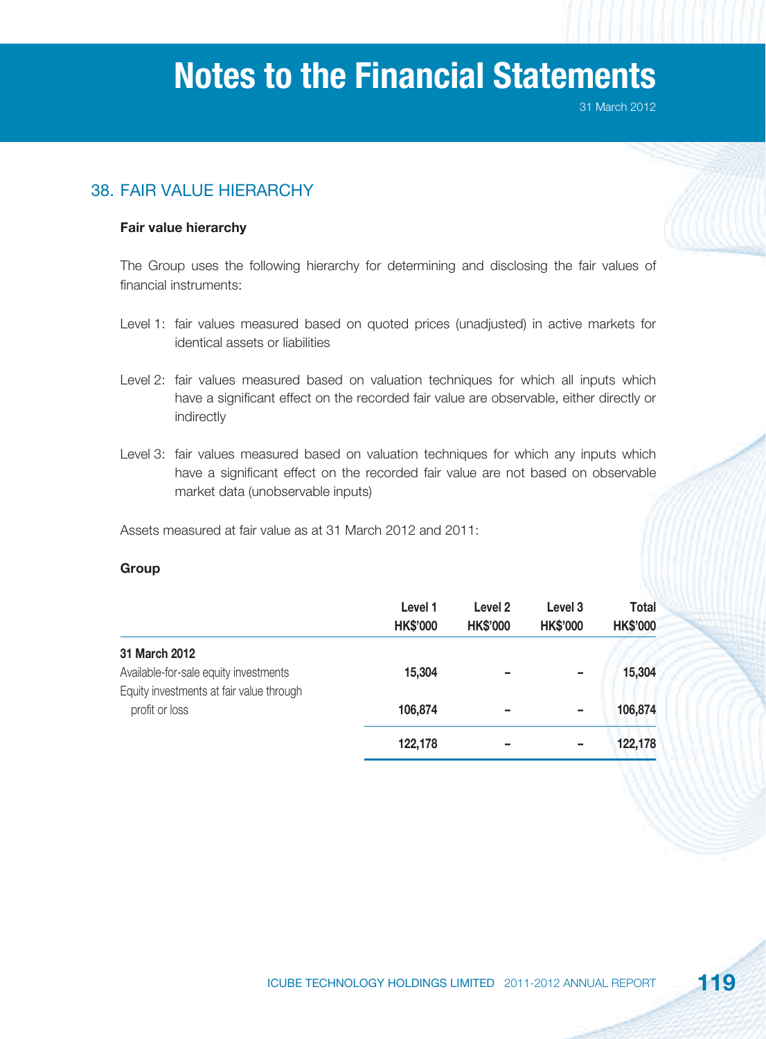## 38. FAIR VALUE HIERARCHY

**Fair value hierarchy**

The Group uses the following hierarchy for determining and disclosing the fair values of financial instruments:

Level 1: fair values measured based on quoted prices (unadjusted) in active markets for identical assets or liabilities

Level 2: fair values measured based on valuation techniques for which all inputs which have a significant effect on the recorded fair value are observable, either directly or indirectly

Level 3: fair values measured based on valuation techniques for which any inputs which have a significant effect on the recorded fair value are not based on observable market data (unobservable inputs)

Assets measured at fair value as at 31 March 2012 and 2011:

**Group**

| | Level 1<br>HK$'000 | Level 2<br>HK$'000 | Level 3<br>HK$'000 | Total<br>HK$'000 |
|---|---|---|---|---|
| **31 March 2012** | | | | |
| Available-for-sale equity investments | **15,304** | **–** | **–** | **15,304** |
| Equity investments at fair value through profit or loss | **106,874** | **–** | **–** | **106,874** |
| | **122,178** | **–** | **–** | **122,178** |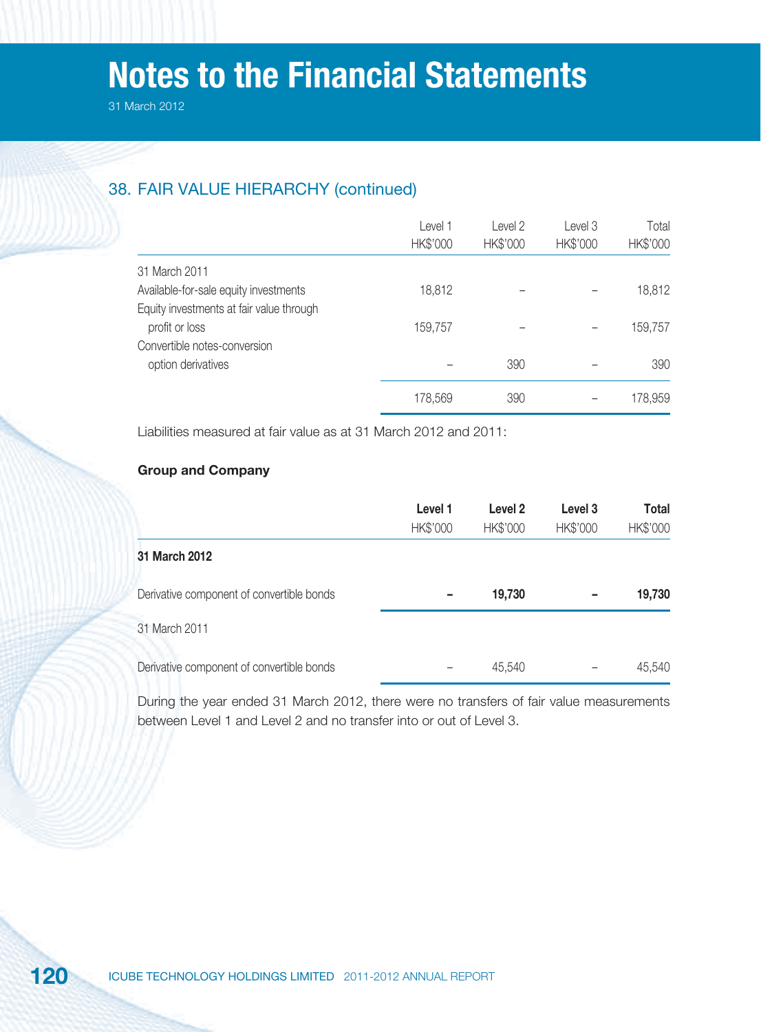## 38. FAIR VALUE HIERARCHY (continued)

| | Level 1 HK$'000 | Level 2 HK$'000 | Level 3 HK$'000 | Total HK$'000 |
|---|---|---|---|---|
| 31 March 2011 | | | | |
| Available-for-sale equity investments | 18,812 | – | – | 18,812 |
| Equity investments at fair value through profit or loss | 159,757 | – | – | 159,757 |
| Convertible notes-conversion option derivatives | – | 390 | – | 390 |
| | 178,569 | 390 | – | 178,959 |

Liabilities measured at fair value as at 31 March 2012 and 2011:

**Group and Company**

| | **Level 1** HK$'000 | **Level 2** HK$'000 | **Level 3** HK$'000 | **Total** HK$'000 |
|---|---|---|---|---|
| **31 March 2012** | | | | |
| Derivative component of convertible bonds | **–** | **19,730** | **–** | **19,730** |
| 31 March 2011 | | | | |
| Derivative component of convertible bonds | – | 45,540 | – | 45,540 |

During the year ended 31 March 2012, there were no transfers of fair value measurements between Level 1 and Level 2 and no transfer into or out of Level 3.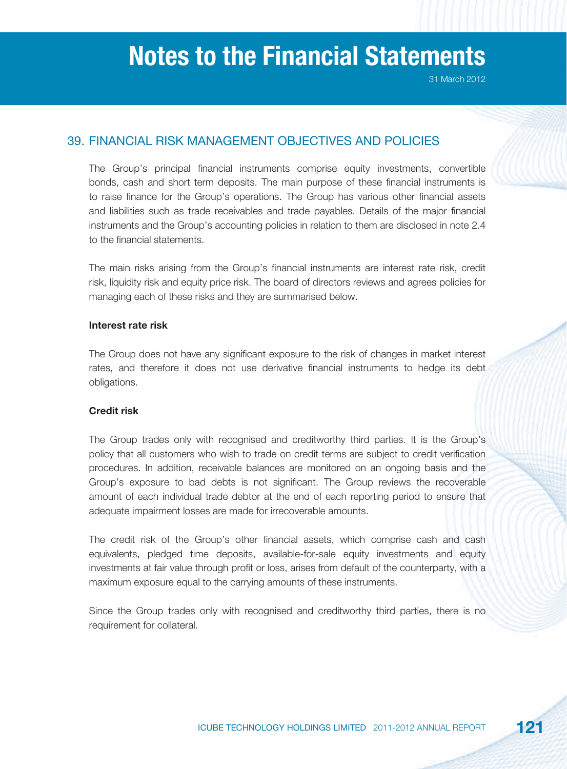## 39. FINANCIAL RISK MANAGEMENT OBJECTIVES AND POLICIES

The Group's principal financial instruments comprise equity investments, convertible bonds, cash and short term deposits. The main purpose of these financial instruments is to raise finance for the Group's operations. The Group has various other financial assets and liabilities such as trade receivables and trade payables. Details of the major financial instruments and the Group's accounting policies in relation to them are disclosed in note 2.4 to the financial statements.

The main risks arising from the Group's financial instruments are interest rate risk, credit risk, liquidity risk and equity price risk. The board of directors reviews and agrees policies for managing each of these risks and they are summarised below.

**Interest rate risk**

The Group does not have any significant exposure to the risk of changes in market interest rates, and therefore it does not use derivative financial instruments to hedge its debt obligations.

**Credit risk**

The Group trades only with recognised and creditworthy third parties. It is the Group's policy that all customers who wish to trade on credit terms are subject to credit verification procedures. In addition, receivable balances are monitored on an ongoing basis and the Group's exposure to bad debts is not significant. The Group reviews the recoverable amount of each individual trade debtor at the end of each reporting period to ensure that adequate impairment losses are made for irrecoverable amounts.

The credit risk of the Group's other financial assets, which comprise cash and cash equivalents, pledged time deposits, available-for-sale equity investments and equity investments at fair value through profit or loss, arises from default of the counterparty, with a maximum exposure equal to the carrying amounts of these instruments.

Since the Group trades only with recognised and creditworthy third parties, there is no requirement for collateral.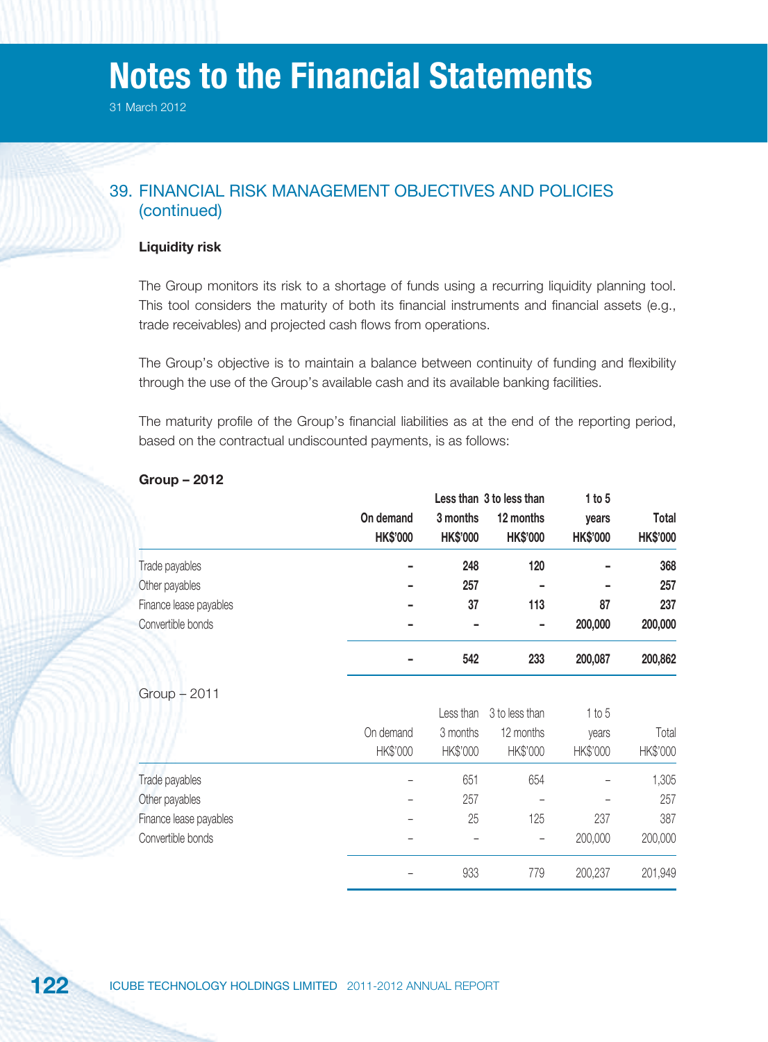# Notes to the Financial Statements

31 March 2012

## 39. FINANCIAL RISK MANAGEMENT OBJECTIVES AND POLICIES (continued)

### Liquidity risk

The Group monitors its risk to a shortage of funds using a recurring liquidity planning tool. This tool considers the maturity of both its financial instruments and financial assets (e.g., trade receivables) and projected cash flows from operations.

The Group's objective is to maintain a balance between continuity of funding and flexibility through the use of the Group's available cash and its available banking facilities.

The maturity profile of the Group's financial liabilities as at the end of the reporting period, based on the contractual undiscounted payments, is as follows:

**Group – 2012**

| | On demand HK$'000 | Less than 3 months HK$'000 | 3 to less than 12 months HK$'000 | 1 to 5 years HK$'000 | Total HK$'000 |
|---|---|---|---|---|---|
| Trade payables | – | 248 | 120 | – | 368 |
| Other payables | – | 257 | – | – | 257 |
| Finance lease payables | – | 37 | 113 | 87 | 237 |
| Convertible bonds | – | – | – | 200,000 | 200,000 |
| | – | 542 | 233 | 200,087 | 200,862 |

Group – 2011

| | On demand HK$'000 | Less than 3 months HK$'000 | 3 to less than 12 months HK$'000 | 1 to 5 years HK$'000 | Total HK$'000 |
|---|---|---|---|---|---|
| Trade payables | – | 651 | 654 | – | 1,305 |
| Other payables | – | 257 | – | – | 257 |
| Finance lease payables | – | 25 | 125 | 237 | 387 |
| Convertible bonds | – | – | – | 200,000 | 200,000 |
| | – | 933 | 779 | 200,237 | 201,949 |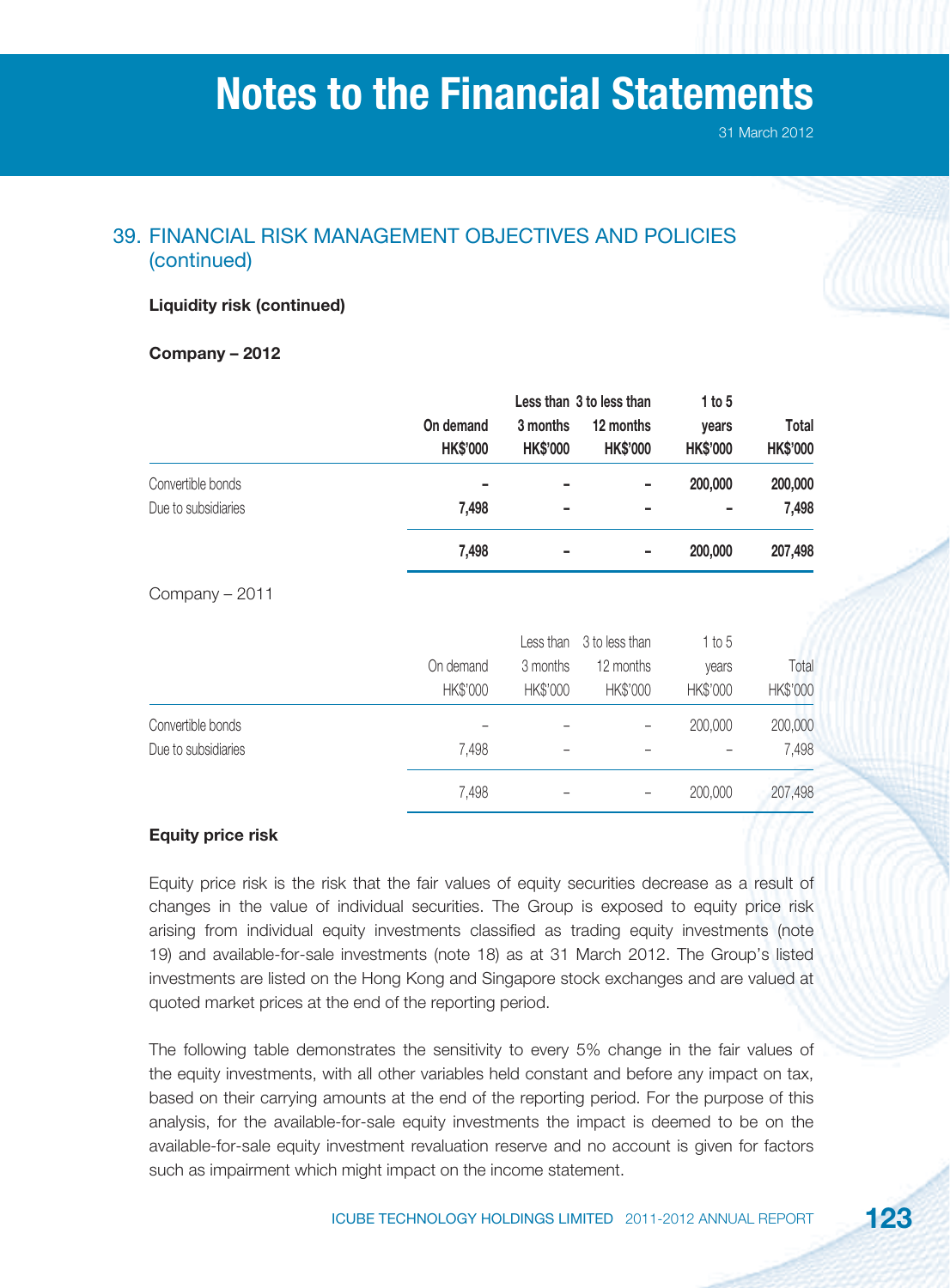## 39. FINANCIAL RISK MANAGEMENT OBJECTIVES AND POLICIES (continued)

**Liquidity risk (continued)**

**Company – 2012**

| | On demand HK$'000 | Less than 3 months HK$'000 | 3 to less than 12 months HK$'000 | 1 to 5 years HK$'000 | Total HK$'000 |
|---|---|---|---|---|---|
| Convertible bonds | – | – | – | 200,000 | 200,000 |
| Due to subsidiaries | 7,498 | – | – | – | 7,498 |
| | 7,498 | – | – | 200,000 | 207,498 |

Company – 2011

| | On demand HK$'000 | Less than 3 months HK$'000 | 3 to less than 12 months HK$'000 | 1 to 5 years HK$'000 | Total HK$'000 |
|---|---|---|---|---|---|
| Convertible bonds | – | – | – | 200,000 | 200,000 |
| Due to subsidiaries | 7,498 | – | – | – | 7,498 |
| | 7,498 | – | – | 200,000 | 207,498 |

**Equity price risk**

Equity price risk is the risk that the fair values of equity securities decrease as a result of changes in the value of individual securities. The Group is exposed to equity price risk arising from individual equity investments classified as trading equity investments (note 19) and available-for-sale investments (note 18) as at 31 March 2012. The Group's listed investments are listed on the Hong Kong and Singapore stock exchanges and are valued at quoted market prices at the end of the reporting period.

The following table demonstrates the sensitivity to every 5% change in the fair values of the equity investments, with all other variables held constant and before any impact on tax, based on their carrying amounts at the end of the reporting period. For the purpose of this analysis, for the available-for-sale equity investments the impact is deemed to be on the available-for-sale equity investment revaluation reserve and no account is given for factors such as impairment which might impact on the income statement.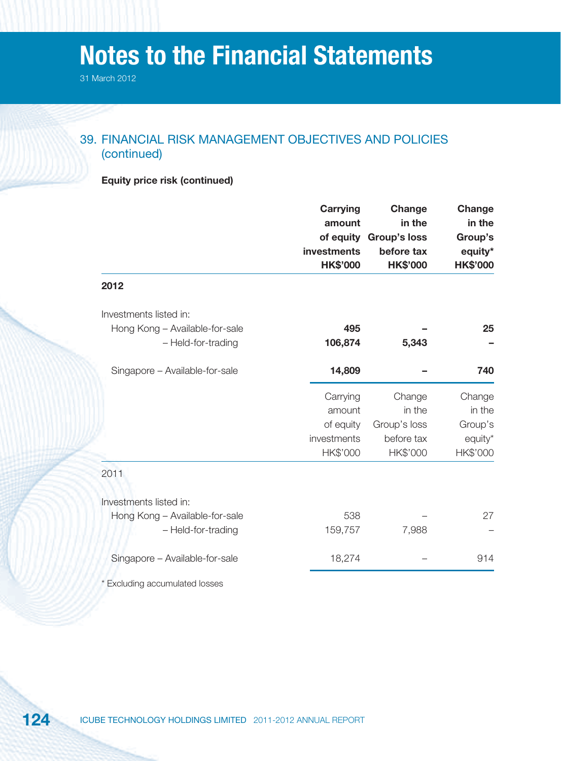# Notes to the Financial Statements

31 March 2012

## 39. FINANCIAL RISK MANAGEMENT OBJECTIVES AND POLICIES (continued)

**Equity price risk (continued)**

| | **Carrying amount of equity investments HK$'000** | **Change in the Group's loss before tax HK$'000** | **Change in the Group's equity* HK$'000** |
|---|---|---|---|
| **2012** | | | |
| Investments listed in: | | | |
| Hong Kong – Available-for-sale | **495** | **–** | **25** |
| – Held-for-trading | **106,874** | **5,343** | **–** |
| Singapore – Available-for-sale | **14,809** | **–** | **740** |

| | Carrying amount of equity investments HK$'000 | Change in the Group's loss before tax HK$'000 | Change in the Group's equity* HK$'000 |
|---|---|---|---|
| 2011 | | | |
| Investments listed in: | | | |
| Hong Kong – Available-for-sale | 538 | – | 27 |
| – Held-for-trading | 159,757 | 7,988 | – |
| Singapore – Available-for-sale | 18,274 | – | 914 |

* Excluding accumulated losses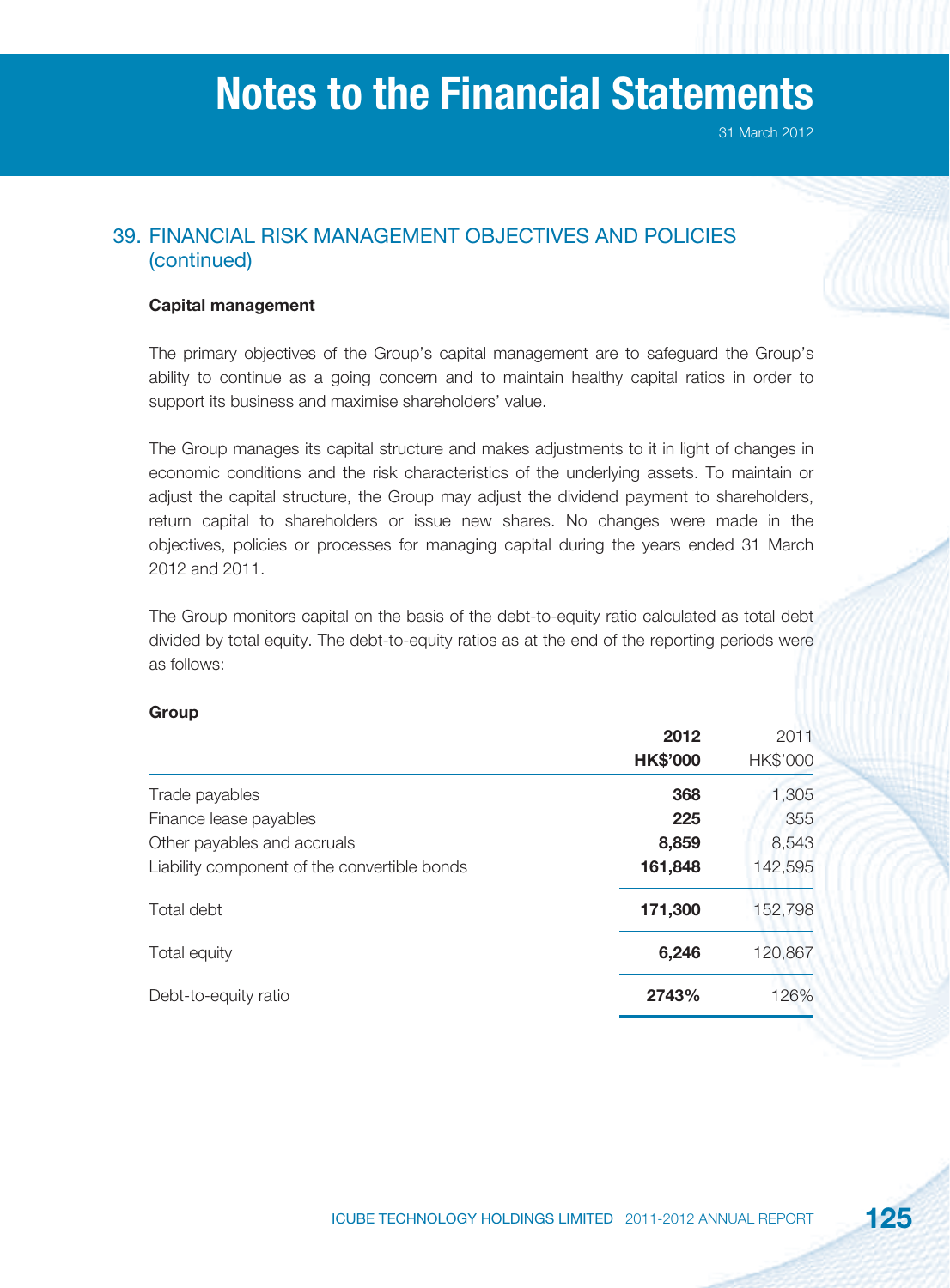## 39. FINANCIAL RISK MANAGEMENT OBJECTIVES AND POLICIES (continued)

### Capital management

The primary objectives of the Group's capital management are to safeguard the Group's ability to continue as a going concern and to maintain healthy capital ratios in order to support its business and maximise shareholders' value.

The Group manages its capital structure and makes adjustments to it in light of changes in economic conditions and the risk characteristics of the underlying assets. To maintain or adjust the capital structure, the Group may adjust the dividend payment to shareholders, return capital to shareholders or issue new shares. No changes were made in the objectives, policies or processes for managing capital during the years ended 31 March 2012 and 2011.

The Group monitors capital on the basis of the debt-to-equity ratio calculated as total debt divided by total equity. The debt-to-equity ratios as at the end of the reporting periods were as follows:

**Group**

| | **2012** **HK$'000** | 2011 HK$'000 |
|---|---|---|
| Trade payables | **368** | 1,305 |
| Finance lease payables | **225** | 355 |
| Other payables and accruals | **8,859** | 8,543 |
| Liability component of the convertible bonds | **161,848** | 142,595 |
| Total debt | **171,300** | 152,798 |
| Total equity | **6,246** | 120,867 |
| Debt-to-equity ratio | **2743%** | 126% |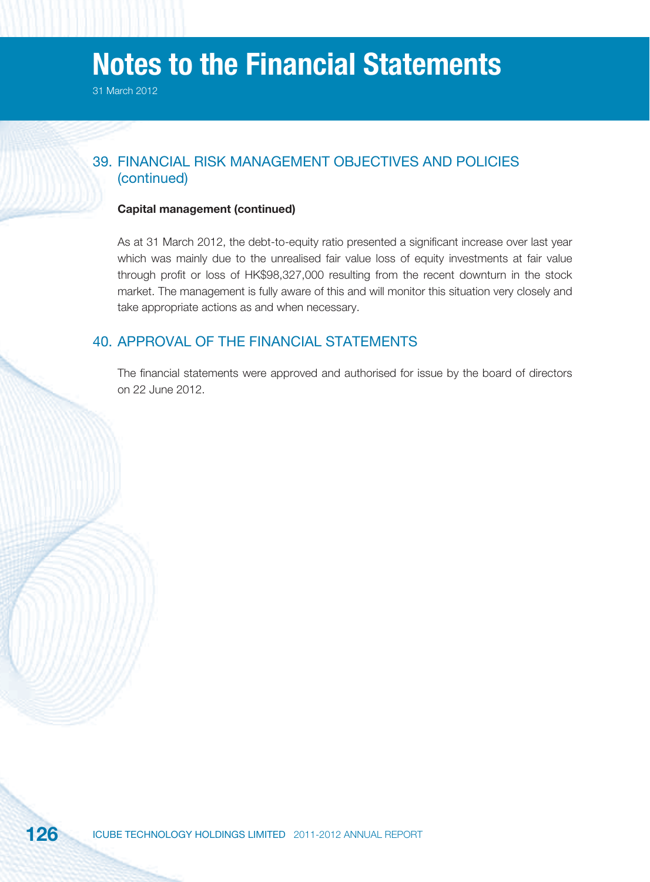## 39. FINANCIAL RISK MANAGEMENT OBJECTIVES AND POLICIES (continued)

**Capital management (continued)**

As at 31 March 2012, the debt-to-equity ratio presented a significant increase over last year which was mainly due to the unrealised fair value loss of equity investments at fair value through profit or loss of HK$98,327,000 resulting from the recent downturn in the stock market. The management is fully aware of this and will monitor this situation very closely and take appropriate actions as and when necessary.

## 40. APPROVAL OF THE FINANCIAL STATEMENTS

The financial statements were approved and authorised for issue by the board of directors on 22 June 2012.